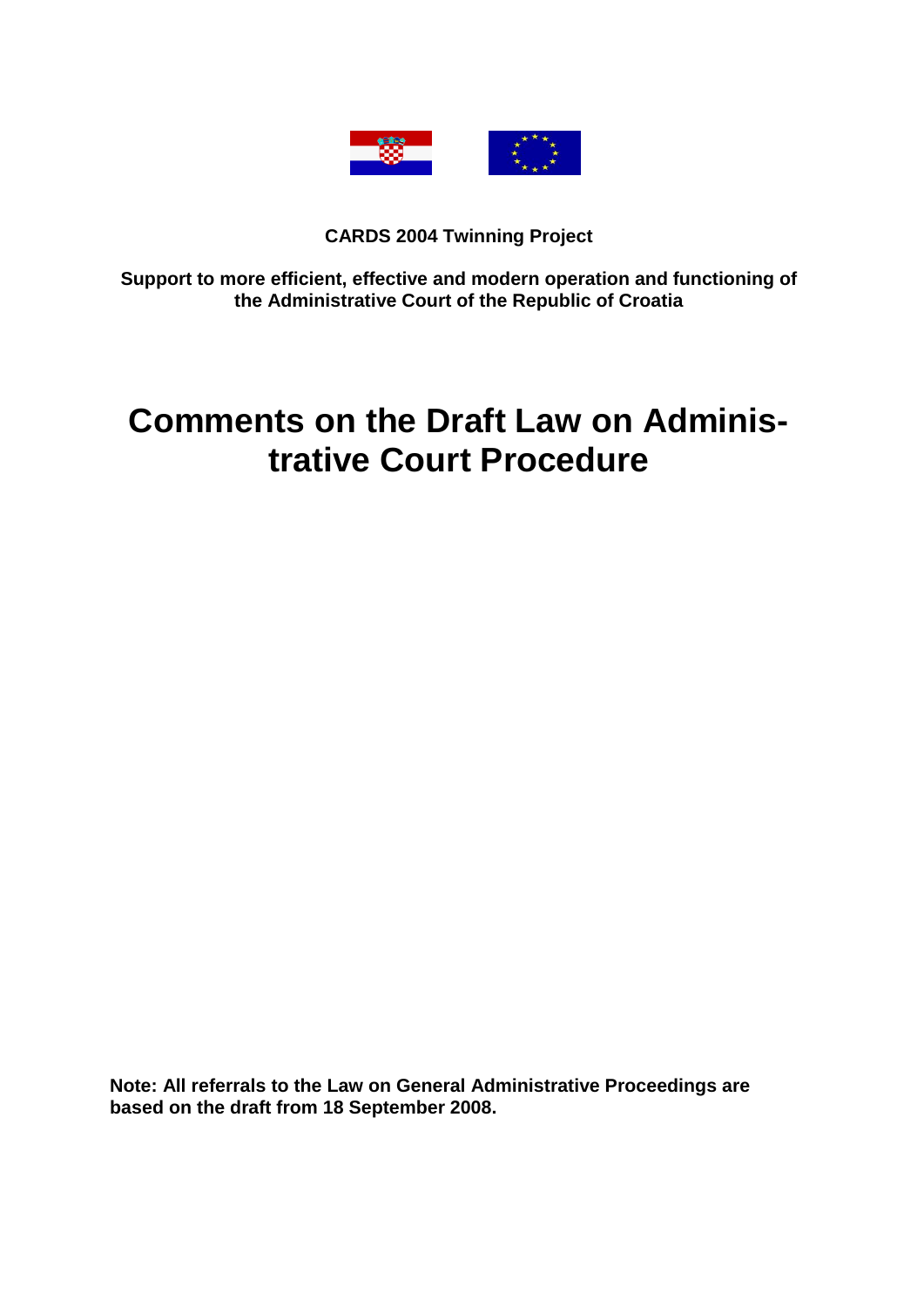**CARDS 2004 Twinning Project**

**Support to more efficient, effective and modern operation and functioning of the Administrative Court of the Republic of Croatia**

# Comments on the Draft Law on Administrative Court Procedure

**Note: All referrals to the Law on General Administrative Proceedings are based on the draft from 18 September 2008.**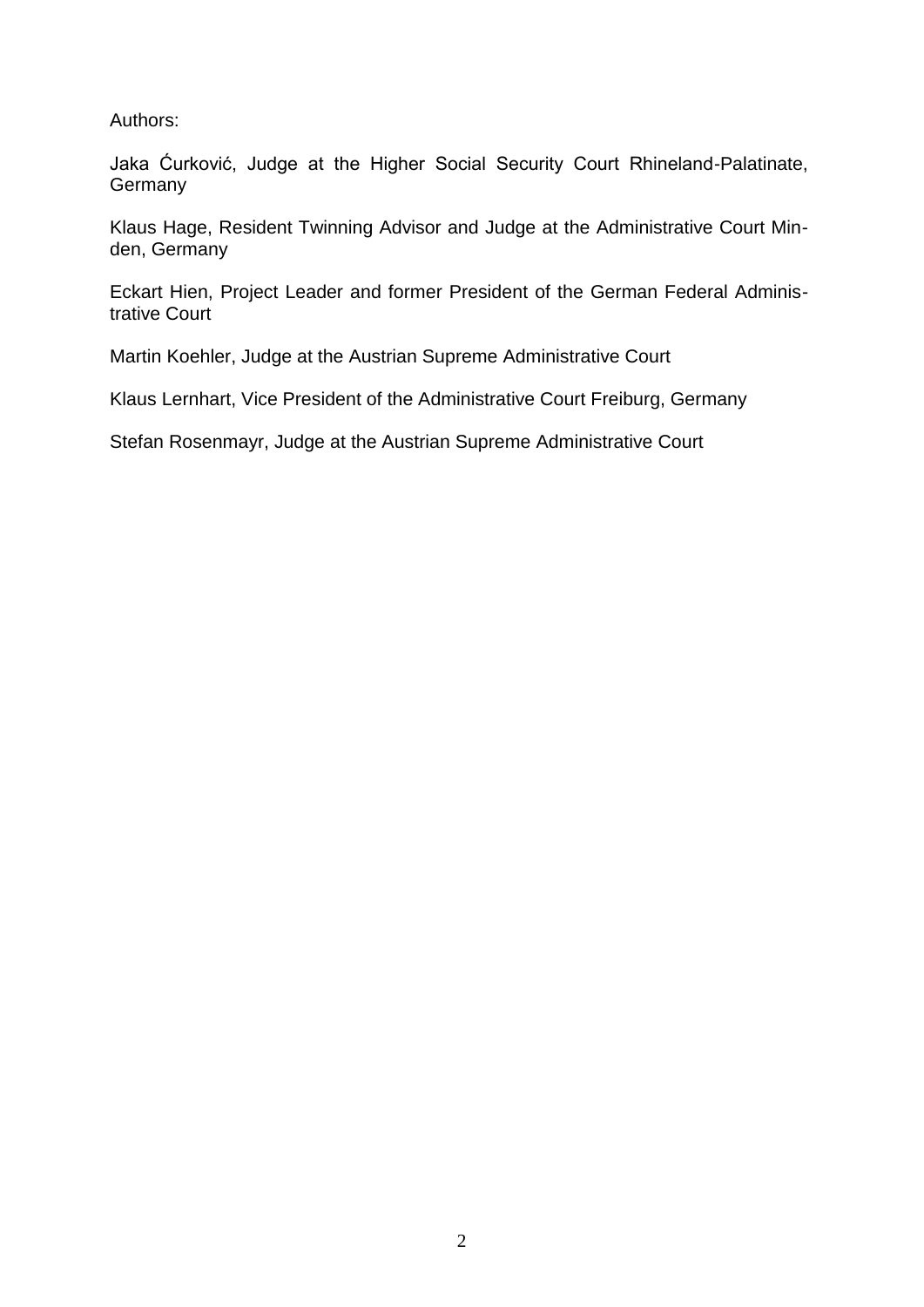Authors:

Jaka Ćurković, Judge at the Higher Social Security Court Rhineland-Palatinate, Germany

Klaus Hage, Resident Twinning Advisor and Judge at the Administrative Court Minden, Germany

Eckart Hien, Project Leader and former President of the German Federal Administrative Court

Martin Koehler, Judge at the Austrian Supreme Administrative Court

Klaus Lernhart, Vice President of the Administrative Court Freiburg, Germany

Stefan Rosenmayr, Judge at the Austrian Supreme Administrative Court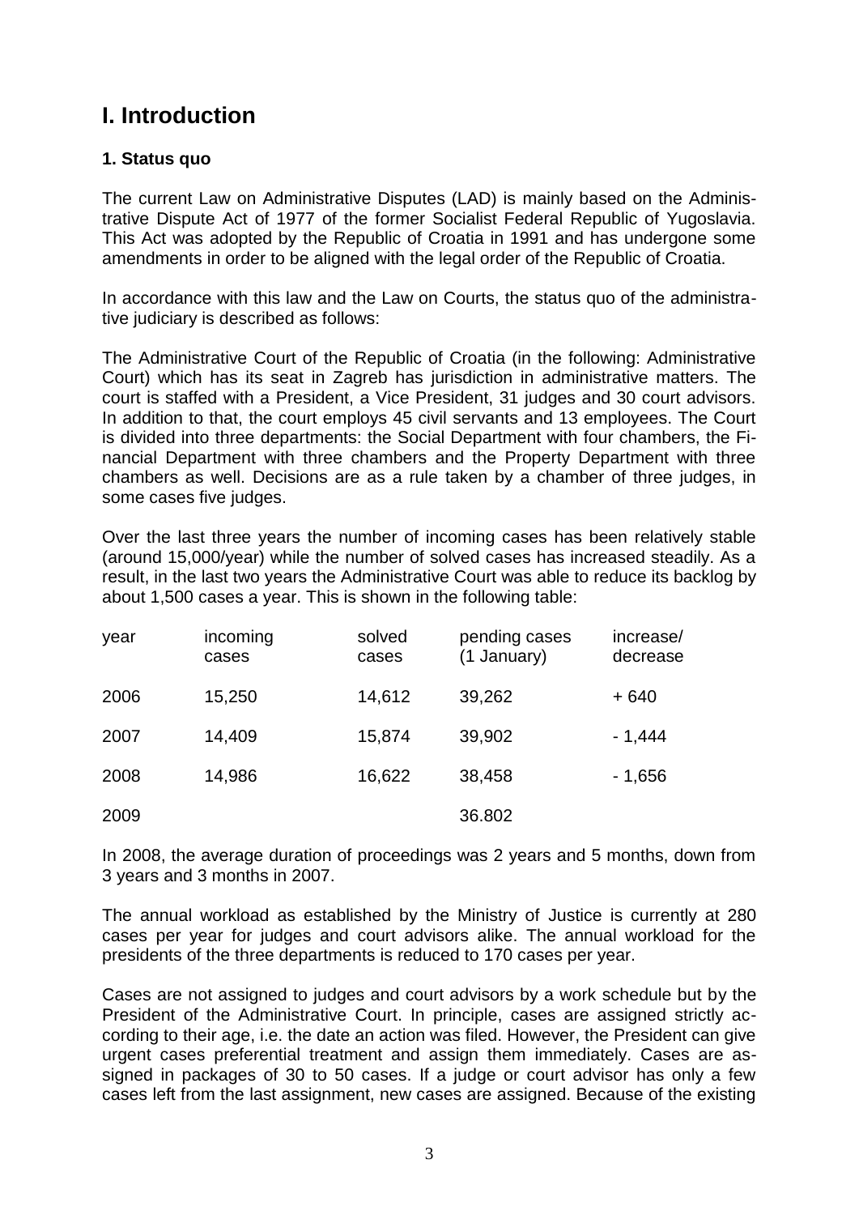# I. Introduction

### 1. Status quo

The current Law on Administrative Disputes (LAD) is mainly based on the Administrative Dispute Act of 1977 of the former Socialist Federal Republic of Yugoslavia. This Act was adopted by the Republic of Croatia in 1991 and has undergone some amendments in order to be aligned with the legal order of the Republic of Croatia.

In accordance with this law and the Law on Courts, the status quo of the administrative judiciary is described as follows:

The Administrative Court of the Republic of Croatia (in the following: Administrative Court) which has its seat in Zagreb has jurisdiction in administrative matters. The court is staffed with a President, a Vice President, 31 judges and 30 court advisors. In addition to that, the court employs 45 civil servants and 13 employees. The Court is divided into three departments: the Social Department with four chambers, the Financial Department with three chambers and the Property Department with three chambers as well. Decisions are as a rule taken by a chamber of three judges, in some cases five judges.

Over the last three years the number of incoming cases has been relatively stable (around 15,000/year) while the number of solved cases has increased steadily. As a result, in the last two years the Administrative Court was able to reduce its backlog by about 1,500 cases a year. This is shown in the following table:

| year | incoming cases | solved cases | pending cases (1 January) | increase/ decrease |
|---|---|---|---|---|
| 2006 | 15,250 | 14,612 | 39,262 | + 640 |
| 2007 | 14,409 | 15,874 | 39,902 | - 1,444 |
| 2008 | 14,986 | 16,622 | 38,458 | - 1,656 |
| 2009 | | | 36.802 | |

In 2008, the average duration of proceedings was 2 years and 5 months, down from 3 years and 3 months in 2007.

The annual workload as established by the Ministry of Justice is currently at 280 cases per year for judges and court advisors alike. The annual workload for the presidents of the three departments is reduced to 170 cases per year.

Cases are not assigned to judges and court advisors by a work schedule but by the President of the Administrative Court. In principle, cases are assigned strictly according to their age, i.e. the date an action was filed. However, the President can give urgent cases preferential treatment and assign them immediately. Cases are assigned in packages of 30 to 50 cases. If a judge or court advisor has only a few cases left from the last assignment, new cases are assigned. Because of the existing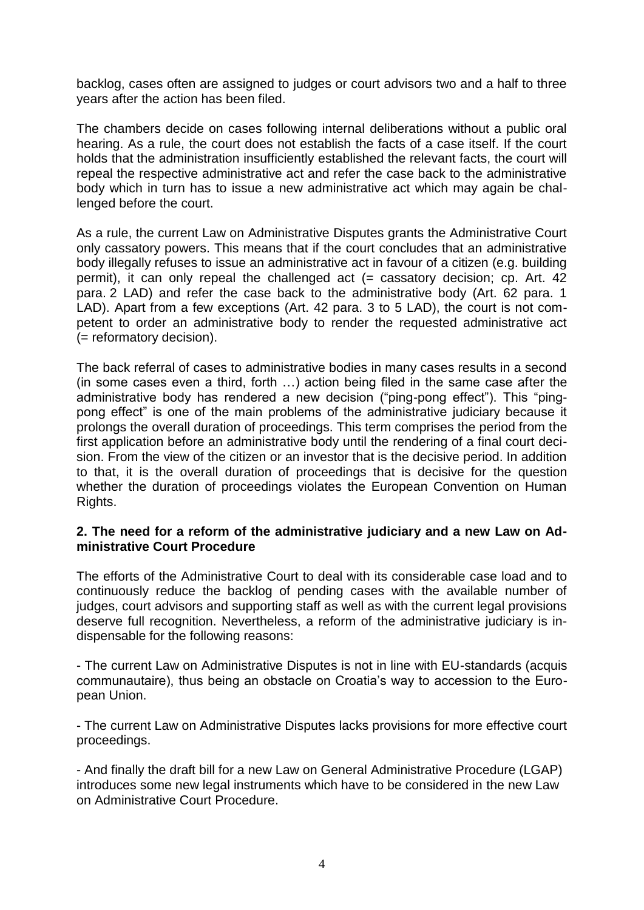backlog, cases often are assigned to judges or court advisors two and a half to three years after the action has been filed.

The chambers decide on cases following internal deliberations without a public oral hearing. As a rule, the court does not establish the facts of a case itself. If the court holds that the administration insufficiently established the relevant facts, the court will repeal the respective administrative act and refer the case back to the administrative body which in turn has to issue a new administrative act which may again be challenged before the court.

As a rule, the current Law on Administrative Disputes grants the Administrative Court only cassatory powers. This means that if the court concludes that an administrative body illegally refuses to issue an administrative act in favour of a citizen (e.g. building permit), it can only repeal the challenged act (= cassatory decision; cp. Art. 42 para. 2 LAD) and refer the case back to the administrative body (Art. 62 para. 1 LAD). Apart from a few exceptions (Art. 42 para. 3 to 5 LAD), the court is not competent to order an administrative body to render the requested administrative act (= reformatory decision).

The back referral of cases to administrative bodies in many cases results in a second (in some cases even a third, forth …) action being filed in the same case after the administrative body has rendered a new decision ("ping-pong effect"). This "ping-pong effect" is one of the main problems of the administrative judiciary because it prolongs the overall duration of proceedings. This term comprises the period from the first application before an administrative body until the rendering of a final court decision. From the view of the citizen or an investor that is the decisive period. In addition to that, it is the overall duration of proceedings that is decisive for the question whether the duration of proceedings violates the European Convention on Human Rights.

## 2. The need for a reform of the administrative judiciary and a new Law on Administrative Court Procedure

The efforts of the Administrative Court to deal with its considerable case load and to continuously reduce the backlog of pending cases with the available number of judges, court advisors and supporting staff as well as with the current legal provisions deserve full recognition. Nevertheless, a reform of the administrative judiciary is indispensable for the following reasons:

- The current Law on Administrative Disputes is not in line with EU-standards (acquis communautaire), thus being an obstacle on Croatia's way to accession to the European Union.

- The current Law on Administrative Disputes lacks provisions for more effective court proceedings.

- And finally the draft bill for a new Law on General Administrative Procedure (LGAP) introduces some new legal instruments which have to be considered in the new Law on Administrative Court Procedure.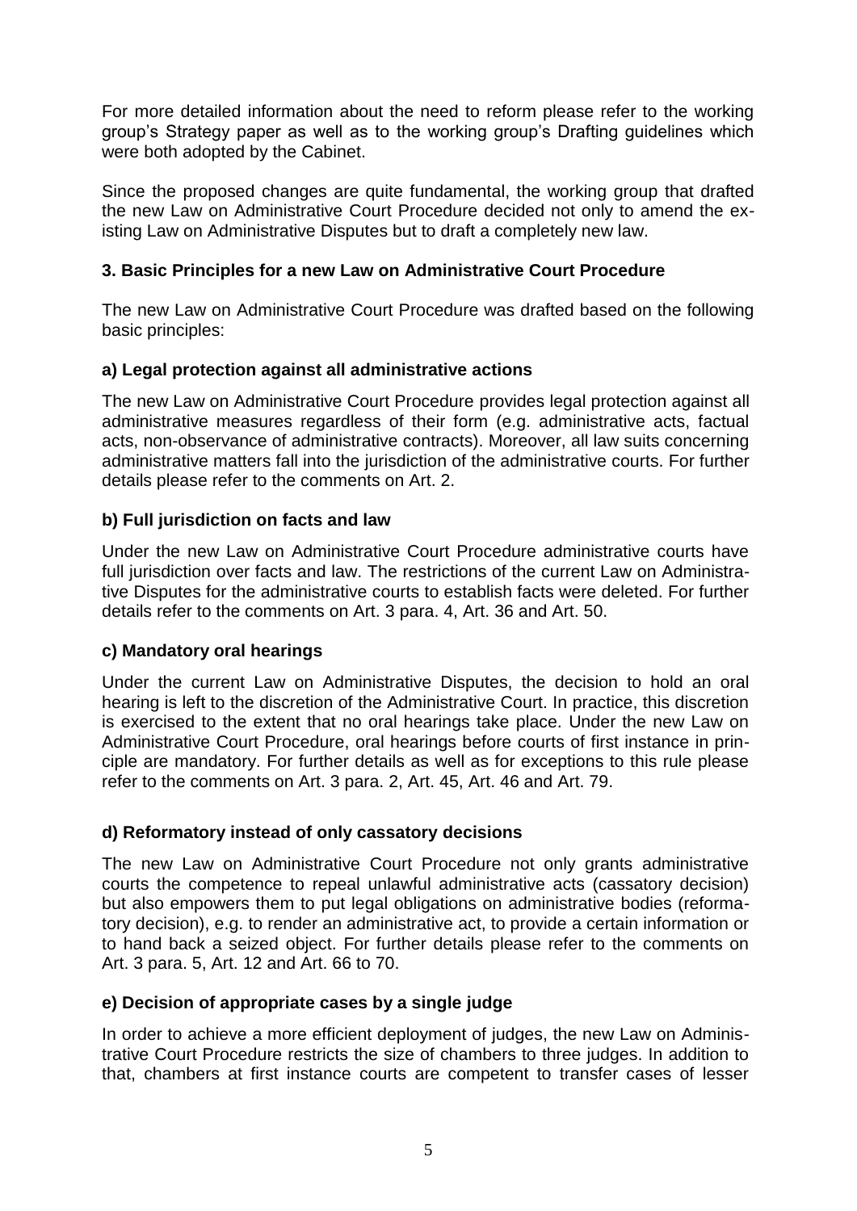For more detailed information about the need to reform please refer to the working group's Strategy paper as well as to the working group's Drafting guidelines which were both adopted by the Cabinet.

Since the proposed changes are quite fundamental, the working group that drafted the new Law on Administrative Court Procedure decided not only to amend the existing Law on Administrative Disputes but to draft a completely new law.

### 3. Basic Principles for a new Law on Administrative Court Procedure

The new Law on Administrative Court Procedure was drafted based on the following basic principles:

#### a) Legal protection against all administrative actions

The new Law on Administrative Court Procedure provides legal protection against all administrative measures regardless of their form (e.g. administrative acts, factual acts, non-observance of administrative contracts). Moreover, all law suits concerning administrative matters fall into the jurisdiction of the administrative courts. For further details please refer to the comments on Art. 2.

#### b) Full jurisdiction on facts and law

Under the new Law on Administrative Court Procedure administrative courts have full jurisdiction over facts and law. The restrictions of the current Law on Administrative Disputes for the administrative courts to establish facts were deleted. For further details refer to the comments on Art. 3 para. 4, Art. 36 and Art. 50.

#### c) Mandatory oral hearings

Under the current Law on Administrative Disputes, the decision to hold an oral hearing is left to the discretion of the Administrative Court. In practice, this discretion is exercised to the extent that no oral hearings take place. Under the new Law on Administrative Court Procedure, oral hearings before courts of first instance in principle are mandatory. For further details as well as for exceptions to this rule please refer to the comments on Art. 3 para. 2, Art. 45, Art. 46 and Art. 79.

#### d) Reformatory instead of only cassatory decisions

The new Law on Administrative Court Procedure not only grants administrative courts the competence to repeal unlawful administrative acts (cassatory decision) but also empowers them to put legal obligations on administrative bodies (reformatory decision), e.g. to render an administrative act, to provide a certain information or to hand back a seized object. For further details please refer to the comments on Art. 3 para. 5, Art. 12 and Art. 66 to 70.

#### e) Decision of appropriate cases by a single judge

In order to achieve a more efficient deployment of judges, the new Law on Administrative Court Procedure restricts the size of chambers to three judges. In addition to that, chambers at first instance courts are competent to transfer cases of lesser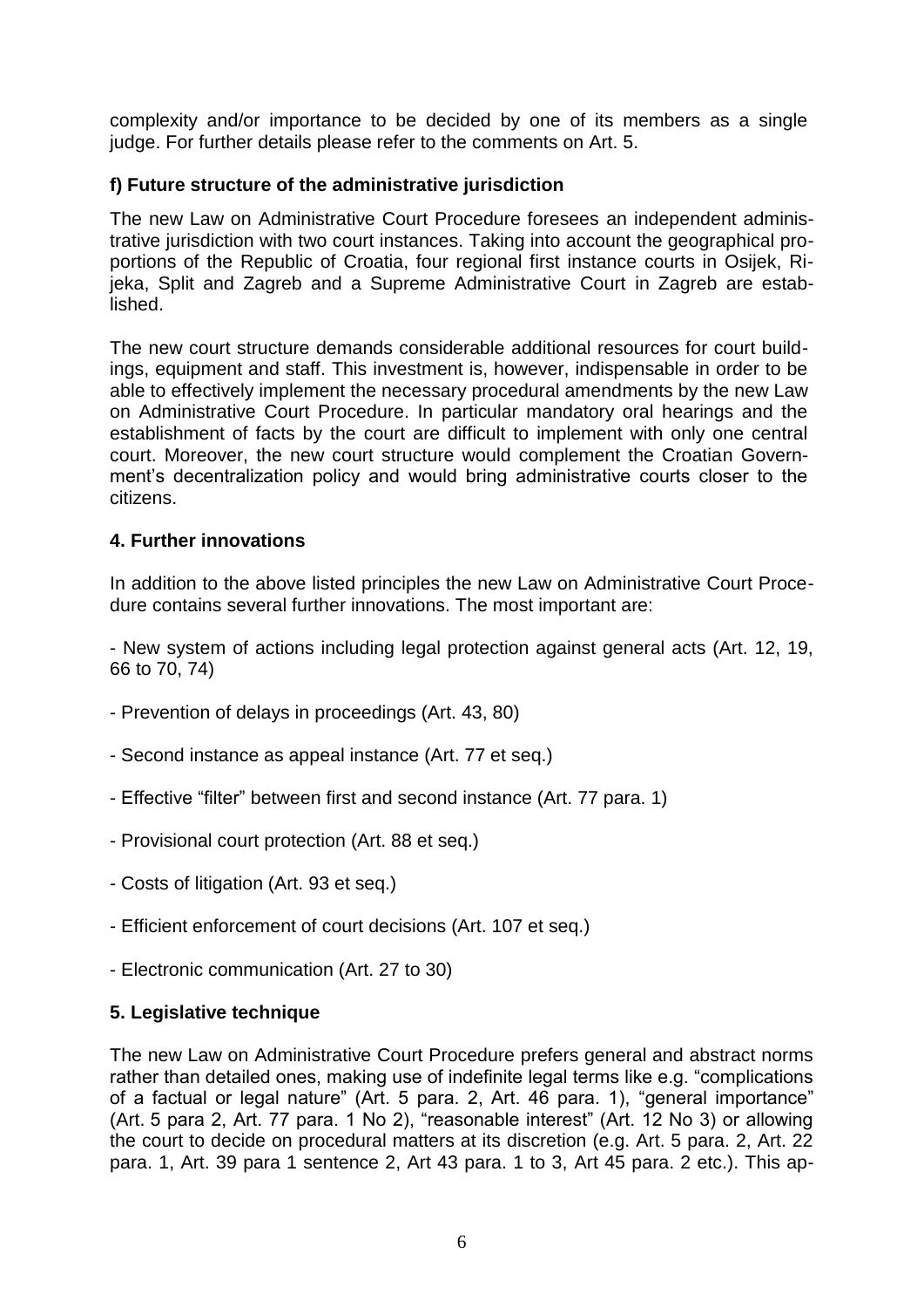complexity and/or importance to be decided by one of its members as a single judge. For further details please refer to the comments on Art. 5.

### f) Future structure of the administrative jurisdiction

The new Law on Administrative Court Procedure foresees an independent administrative jurisdiction with two court instances. Taking into account the geographical proportions of the Republic of Croatia, four regional first instance courts in Osijek, Rijeka, Split and Zagreb and a Supreme Administrative Court in Zagreb are established.

The new court structure demands considerable additional resources for court buildings, equipment and staff. This investment is, however, indispensable in order to be able to effectively implement the necessary procedural amendments by the new Law on Administrative Court Procedure. In particular mandatory oral hearings and the establishment of facts by the court are difficult to implement with only one central court. Moreover, the new court structure would complement the Croatian Government's decentralization policy and would bring administrative courts closer to the citizens.

## 4. Further innovations

In addition to the above listed principles the new Law on Administrative Court Procedure contains several further innovations. The most important are:

- New system of actions including legal protection against general acts (Art. 12, 19, 66 to 70, 74)

- Prevention of delays in proceedings (Art. 43, 80)

- Second instance as appeal instance (Art. 77 et seq.)

- Effective "filter" between first and second instance (Art. 77 para. 1)

- Provisional court protection (Art. 88 et seq.)

- Costs of litigation (Art. 93 et seq.)

- Efficient enforcement of court decisions (Art. 107 et seq.)

- Electronic communication (Art. 27 to 30)

## 5. Legislative technique

The new Law on Administrative Court Procedure prefers general and abstract norms rather than detailed ones, making use of indefinite legal terms like e.g. "complications of a factual or legal nature" (Art. 5 para. 2, Art. 46 para. 1), "general importance" (Art. 5 para 2, Art. 77 para. 1 No 2), "reasonable interest" (Art. 12 No 3) or allowing the court to decide on procedural matters at its discretion (e.g. Art. 5 para. 2, Art. 22 para. 1, Art. 39 para 1 sentence 2, Art 43 para. 1 to 3, Art 45 para. 2 etc.). This ap-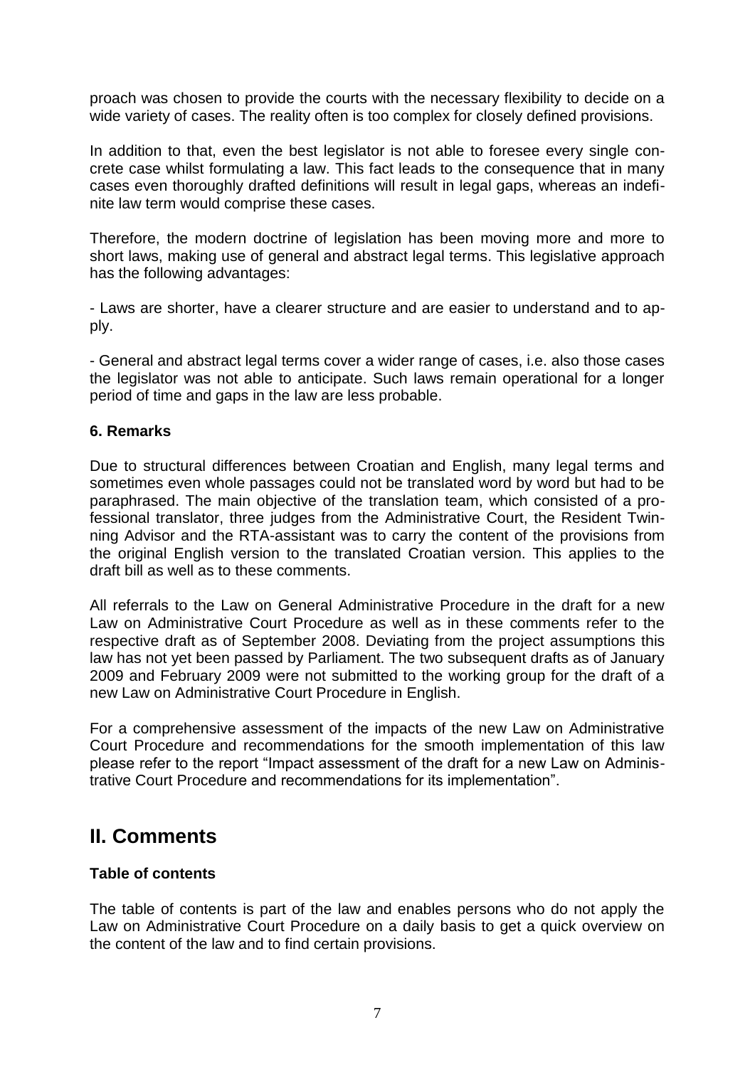proach was chosen to provide the courts with the necessary flexibility to decide on a wide variety of cases. The reality often is too complex for closely defined provisions.

In addition to that, even the best legislator is not able to foresee every single concrete case whilst formulating a law. This fact leads to the consequence that in many cases even thoroughly drafted definitions will result in legal gaps, whereas an indefinite law term would comprise these cases.

Therefore, the modern doctrine of legislation has been moving more and more to short laws, making use of general and abstract legal terms. This legislative approach has the following advantages:

- Laws are shorter, have a clearer structure and are easier to understand and to apply.

- General and abstract legal terms cover a wider range of cases, i.e. also those cases the legislator was not able to anticipate. Such laws remain operational for a longer period of time and gaps in the law are less probable.

### 6. Remarks

Due to structural differences between Croatian and English, many legal terms and sometimes even whole passages could not be translated word by word but had to be paraphrased. The main objective of the translation team, which consisted of a professional translator, three judges from the Administrative Court, the Resident Twinning Advisor and the RTA-assistant was to carry the content of the provisions from the original English version to the translated Croatian version. This applies to the draft bill as well as to these comments.

All referrals to the Law on General Administrative Procedure in the draft for a new Law on Administrative Court Procedure as well as in these comments refer to the respective draft as of September 2008. Deviating from the project assumptions this law has not yet been passed by Parliament. The two subsequent drafts as of January 2009 and February 2009 were not submitted to the working group for the draft of a new Law on Administrative Court Procedure in English.

For a comprehensive assessment of the impacts of the new Law on Administrative Court Procedure and recommendations for the smooth implementation of this law please refer to the report "Impact assessment of the draft for a new Law on Administrative Court Procedure and recommendations for its implementation".

## II. Comments

### Table of contents

The table of contents is part of the law and enables persons who do not apply the Law on Administrative Court Procedure on a daily basis to get a quick overview on the content of the law and to find certain provisions.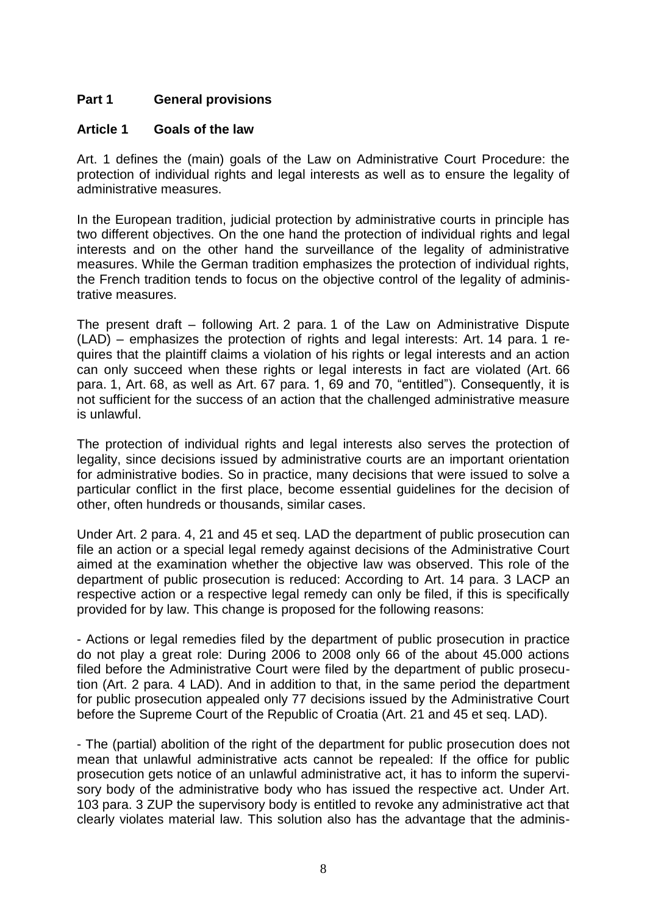## Part 1 General provisions

### Article 1 Goals of the law

Art. 1 defines the (main) goals of the Law on Administrative Court Procedure: the protection of individual rights and legal interests as well as to ensure the legality of administrative measures.

In the European tradition, judicial protection by administrative courts in principle has two different objectives. On the one hand the protection of individual rights and legal interests and on the other hand the surveillance of the legality of administrative measures. While the German tradition emphasizes the protection of individual rights, the French tradition tends to focus on the objective control of the legality of administrative measures.

The present draft – following Art. 2 para. 1 of the Law on Administrative Dispute (LAD) – emphasizes the protection of rights and legal interests: Art. 14 para. 1 requires that the plaintiff claims a violation of his rights or legal interests and an action can only succeed when these rights or legal interests in fact are violated (Art. 66 para. 1, Art. 68, as well as Art. 67 para. 1, 69 and 70, "entitled"). Consequently, it is not sufficient for the success of an action that the challenged administrative measure is unlawful.

The protection of individual rights and legal interests also serves the protection of legality, since decisions issued by administrative courts are an important orientation for administrative bodies. So in practice, many decisions that were issued to solve a particular conflict in the first place, become essential guidelines for the decision of other, often hundreds or thousands, similar cases.

Under Art. 2 para. 4, 21 and 45 et seq. LAD the department of public prosecution can file an action or a special legal remedy against decisions of the Administrative Court aimed at the examination whether the objective law was observed. This role of the department of public prosecution is reduced: According to Art. 14 para. 3 LACP an respective action or a respective legal remedy can only be filed, if this is specifically provided for by law. This change is proposed for the following reasons:

- Actions or legal remedies filed by the department of public prosecution in practice do not play a great role: During 2006 to 2008 only 66 of the about 45.000 actions filed before the Administrative Court were filed by the department of public prosecution (Art. 2 para. 4 LAD). And in addition to that, in the same period the department for public prosecution appealed only 77 decisions issued by the Administrative Court before the Supreme Court of the Republic of Croatia (Art. 21 and 45 et seq. LAD).

- The (partial) abolition of the right of the department for public prosecution does not mean that unlawful administrative acts cannot be repealed: If the office for public prosecution gets notice of an unlawful administrative act, it has to inform the supervisory body of the administrative body who has issued the respective act. Under Art. 103 para. 3 ZUP the supervisory body is entitled to revoke any administrative act that clearly violates material law. This solution also has the advantage that the adminis-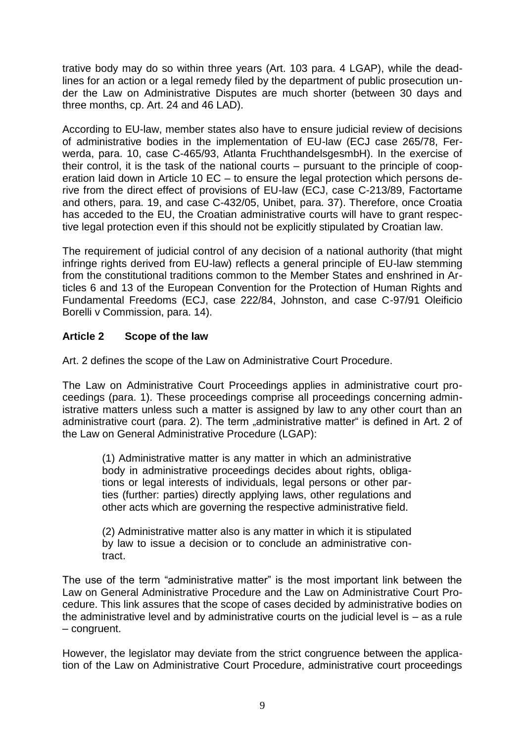trative body may do so within three years (Art. 103 para. 4 LGAP), while the deadlines for an action or a legal remedy filed by the department of public prosecution under the Law on Administrative Disputes are much shorter (between 30 days and three months, cp. Art. 24 and 46 LAD).

According to EU-law, member states also have to ensure judicial review of decisions of administrative bodies in the implementation of EU-law (ECJ case 265/78, Ferwerda, para. 10, case C-465/93, Atlanta FruchthandelsgesmbH). In the exercise of their control, it is the task of the national courts – pursuant to the principle of cooperation laid down in Article 10 EC – to ensure the legal protection which persons derive from the direct effect of provisions of EU-law (ECJ, case C-213/89, Factortame and others, para. 19, and case C-432/05, Unibet, para. 37). Therefore, once Croatia has acceded to the EU, the Croatian administrative courts will have to grant respective legal protection even if this should not be explicitly stipulated by Croatian law.

The requirement of judicial control of any decision of a national authority (that might infringe rights derived from EU-law) reflects a general principle of EU-law stemming from the constitutional traditions common to the Member States and enshrined in Articles 6 and 13 of the European Convention for the Protection of Human Rights and Fundamental Freedoms (ECJ, case 222/84, Johnston, and case C-97/91 Oleificio Borelli v Commission, para. 14).

### Article 2 Scope of the law

Art. 2 defines the scope of the Law on Administrative Court Procedure.

The Law on Administrative Court Proceedings applies in administrative court proceedings (para. 1). These proceedings comprise all proceedings concerning administrative matters unless such a matter is assigned by law to any other court than an administrative court (para. 2). The term „administrative matter" is defined in Art. 2 of the Law on General Administrative Procedure (LGAP):

> (1) Administrative matter is any matter in which an administrative body in administrative proceedings decides about rights, obligations or legal interests of individuals, legal persons or other parties (further: parties) directly applying laws, other regulations and other acts which are governing the respective administrative field.
>
> (2) Administrative matter also is any matter in which it is stipulated by law to issue a decision or to conclude an administrative contract.

The use of the term "administrative matter" is the most important link between the Law on General Administrative Procedure and the Law on Administrative Court Procedure. This link assures that the scope of cases decided by administrative bodies on the administrative level and by administrative courts on the judicial level is – as a rule – congruent.

However, the legislator may deviate from the strict congruence between the application of the Law on Administrative Court Procedure, administrative court proceedings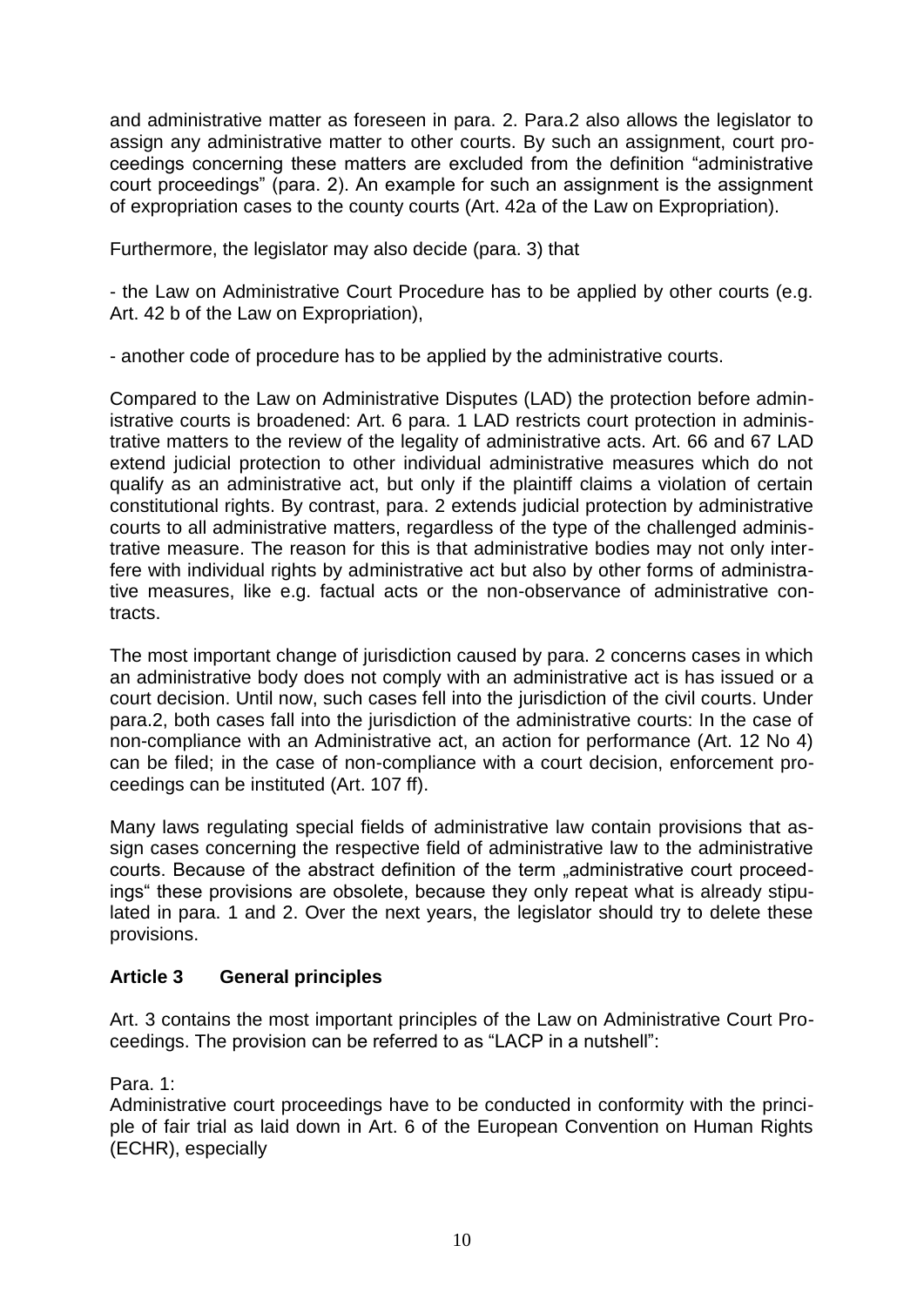and administrative matter as foreseen in para. 2. Para.2 also allows the legislator to assign any administrative matter to other courts. By such an assignment, court proceedings concerning these matters are excluded from the definition "administrative court proceedings" (para. 2). An example for such an assignment is the assignment of expropriation cases to the county courts (Art. 42a of the Law on Expropriation).

Furthermore, the legislator may also decide (para. 3) that

- the Law on Administrative Court Procedure has to be applied by other courts (e.g. Art. 42 b of the Law on Expropriation),

- another code of procedure has to be applied by the administrative courts.

Compared to the Law on Administrative Disputes (LAD) the protection before administrative courts is broadened: Art. 6 para. 1 LAD restricts court protection in administrative matters to the review of the legality of administrative acts. Art. 66 and 67 LAD extend judicial protection to other individual administrative measures which do not qualify as an administrative act, but only if the plaintiff claims a violation of certain constitutional rights. By contrast, para. 2 extends judicial protection by administrative courts to all administrative matters, regardless of the type of the challenged administrative measure. The reason for this is that administrative bodies may not only interfere with individual rights by administrative act but also by other forms of administrative measures, like e.g. factual acts or the non-observance of administrative contracts.

The most important change of jurisdiction caused by para. 2 concerns cases in which an administrative body does not comply with an administrative act is has issued or a court decision. Until now, such cases fell into the jurisdiction of the civil courts. Under para.2, both cases fall into the jurisdiction of the administrative courts: In the case of non-compliance with an Administrative act, an action for performance (Art. 12 No 4) can be filed; in the case of non-compliance with a court decision, enforcement proceedings can be instituted (Art. 107 ff).

Many laws regulating special fields of administrative law contain provisions that assign cases concerning the respective field of administrative law to the administrative courts. Because of the abstract definition of the term „administrative court proceedings" these provisions are obsolete, because they only repeat what is already stipulated in para. 1 and 2. Over the next years, the legislator should try to delete these provisions.

## Article 3 General principles

Art. 3 contains the most important principles of the Law on Administrative Court Proceedings. The provision can be referred to as "LACP in a nutshell":

Para. 1:
Administrative court proceedings have to be conducted in conformity with the principle of fair trial as laid down in Art. 6 of the European Convention on Human Rights (ECHR), especially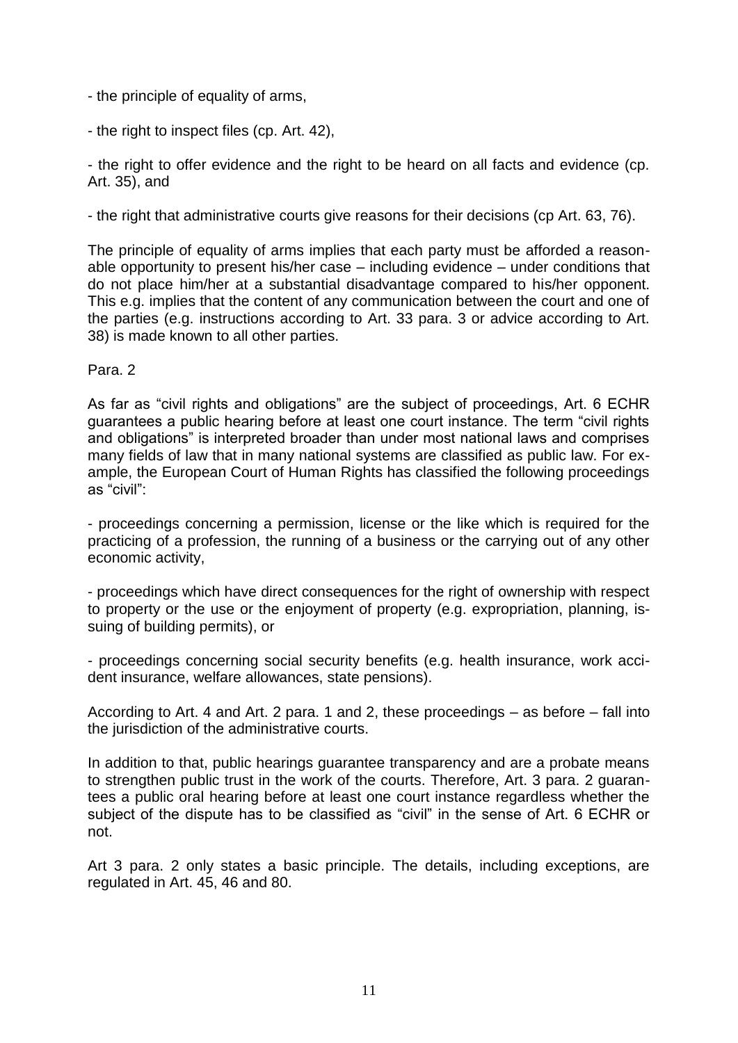- the principle of equality of arms,

- the right to inspect files (cp. Art. 42),

- the right to offer evidence and the right to be heard on all facts and evidence (cp. Art. 35), and

- the right that administrative courts give reasons for their decisions (cp Art. 63, 76).

The principle of equality of arms implies that each party must be afforded a reasonable opportunity to present his/her case – including evidence – under conditions that do not place him/her at a substantial disadvantage compared to his/her opponent. This e.g. implies that the content of any communication between the court and one of the parties (e.g. instructions according to Art. 33 para. 3 or advice according to Art. 38) is made known to all other parties.

Para. 2

As far as "civil rights and obligations" are the subject of proceedings, Art. 6 ECHR guarantees a public hearing before at least one court instance. The term "civil rights and obligations" is interpreted broader than under most national laws and comprises many fields of law that in many national systems are classified as public law. For example, the European Court of Human Rights has classified the following proceedings as "civil":

- proceedings concerning a permission, license or the like which is required for the practicing of a profession, the running of a business or the carrying out of any other economic activity,

- proceedings which have direct consequences for the right of ownership with respect to property or the use or the enjoyment of property (e.g. expropriation, planning, issuing of building permits), or

- proceedings concerning social security benefits (e.g. health insurance, work accident insurance, welfare allowances, state pensions).

According to Art. 4 and Art. 2 para. 1 and 2, these proceedings – as before – fall into the jurisdiction of the administrative courts.

In addition to that, public hearings guarantee transparency and are a probate means to strengthen public trust in the work of the courts. Therefore, Art. 3 para. 2 guarantees a public oral hearing before at least one court instance regardless whether the subject of the dispute has to be classified as "civil" in the sense of Art. 6 ECHR or not.

Art 3 para. 2 only states a basic principle. The details, including exceptions, are regulated in Art. 45, 46 and 80.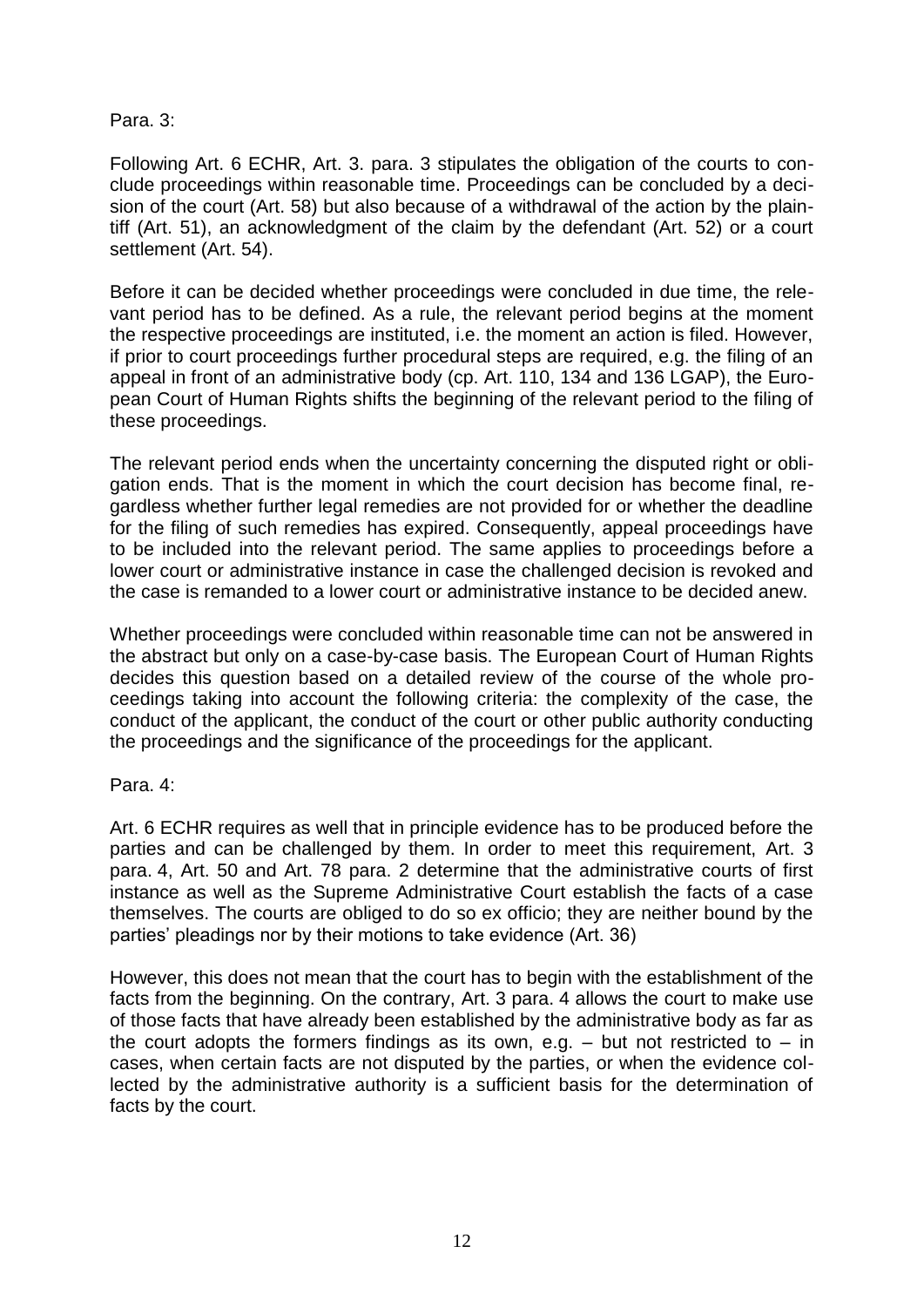Para. 3:

Following Art. 6 ECHR, Art. 3. para. 3 stipulates the obligation of the courts to conclude proceedings within reasonable time. Proceedings can be concluded by a decision of the court (Art. 58) but also because of a withdrawal of the action by the plaintiff (Art. 51), an acknowledgment of the claim by the defendant (Art. 52) or a court settlement (Art. 54).

Before it can be decided whether proceedings were concluded in due time, the relevant period has to be defined. As a rule, the relevant period begins at the moment the respective proceedings are instituted, i.e. the moment an action is filed. However, if prior to court proceedings further procedural steps are required, e.g. the filing of an appeal in front of an administrative body (cp. Art. 110, 134 and 136 LGAP), the European Court of Human Rights shifts the beginning of the relevant period to the filing of these proceedings.

The relevant period ends when the uncertainty concerning the disputed right or obligation ends. That is the moment in which the court decision has become final, regardless whether further legal remedies are not provided for or whether the deadline for the filing of such remedies has expired. Consequently, appeal proceedings have to be included into the relevant period. The same applies to proceedings before a lower court or administrative instance in case the challenged decision is revoked and the case is remanded to a lower court or administrative instance to be decided anew.

Whether proceedings were concluded within reasonable time can not be answered in the abstract but only on a case-by-case basis. The European Court of Human Rights decides this question based on a detailed review of the course of the whole proceedings taking into account the following criteria: the complexity of the case, the conduct of the applicant, the conduct of the court or other public authority conducting the proceedings and the significance of the proceedings for the applicant.

Para. 4:

Art. 6 ECHR requires as well that in principle evidence has to be produced before the parties and can be challenged by them. In order to meet this requirement, Art. 3 para. 4, Art. 50 and Art. 78 para. 2 determine that the administrative courts of first instance as well as the Supreme Administrative Court establish the facts of a case themselves. The courts are obliged to do so ex officio; they are neither bound by the parties' pleadings nor by their motions to take evidence (Art. 36)

However, this does not mean that the court has to begin with the establishment of the facts from the beginning. On the contrary, Art. 3 para. 4 allows the court to make use of those facts that have already been established by the administrative body as far as the court adopts the formers findings as its own, e.g. – but not restricted to – in cases, when certain facts are not disputed by the parties, or when the evidence collected by the administrative authority is a sufficient basis for the determination of facts by the court.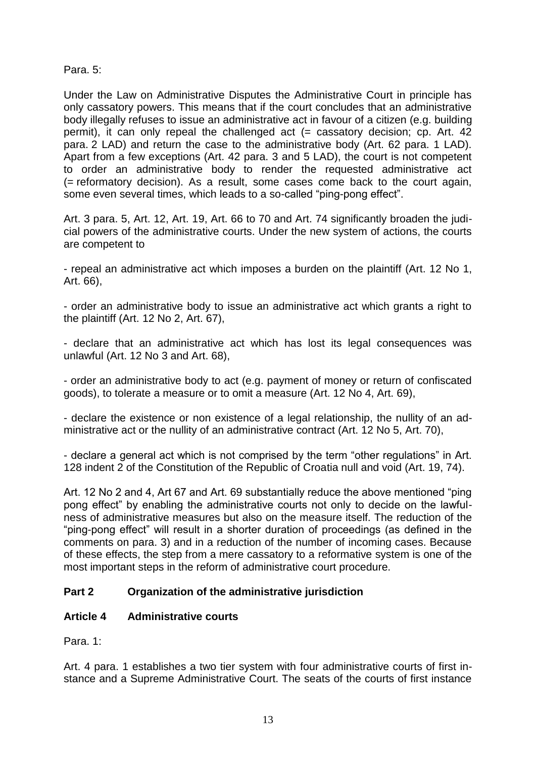Para. 5:

Under the Law on Administrative Disputes the Administrative Court in principle has only cassatory powers. This means that if the court concludes that an administrative body illegally refuses to issue an administrative act in favour of a citizen (e.g. building permit), it can only repeal the challenged act (= cassatory decision; cp. Art. 42 para. 2 LAD) and return the case to the administrative body (Art. 62 para. 1 LAD). Apart from a few exceptions (Art. 42 para. 3 and 5 LAD), the court is not competent to order an administrative body to render the requested administrative act (= reformatory decision). As a result, some cases come back to the court again, some even several times, which leads to a so-called "ping-pong effect".

Art. 3 para. 5, Art. 12, Art. 19, Art. 66 to 70 and Art. 74 significantly broaden the judicial powers of the administrative courts. Under the new system of actions, the courts are competent to

- repeal an administrative act which imposes a burden on the plaintiff (Art. 12 No 1, Art. 66),
- order an administrative body to issue an administrative act which grants a right to the plaintiff (Art. 12 No 2, Art. 67),
- declare that an administrative act which has lost its legal consequences was unlawful (Art. 12 No 3 and Art. 68),
- order an administrative body to act (e.g. payment of money or return of confiscated goods), to tolerate a measure or to omit a measure (Art. 12 No 4, Art. 69),
- declare the existence or non existence of a legal relationship, the nullity of an administrative act or the nullity of an administrative contract (Art. 12 No 5, Art. 70),
- declare a general act which is not comprised by the term "other regulations" in Art. 128 indent 2 of the Constitution of the Republic of Croatia null and void (Art. 19, 74).

Art. 12 No 2 and 4, Art 67 and Art. 69 substantially reduce the above mentioned "ping pong effect" by enabling the administrative courts not only to decide on the lawfulness of administrative measures but also on the measure itself. The reduction of the "ping-pong effect" will result in a shorter duration of proceedings (as defined in the comments on para. 3) and in a reduction of the number of incoming cases. Because of these effects, the step from a mere cassatory to a reformative system is one of the most important steps in the reform of administrative court procedure.

## Part 2 Organization of the administrative jurisdiction

### Article 4 Administrative courts

Para. 1:

Art. 4 para. 1 establishes a two tier system with four administrative courts of first instance and a Supreme Administrative Court. The seats of the courts of first instance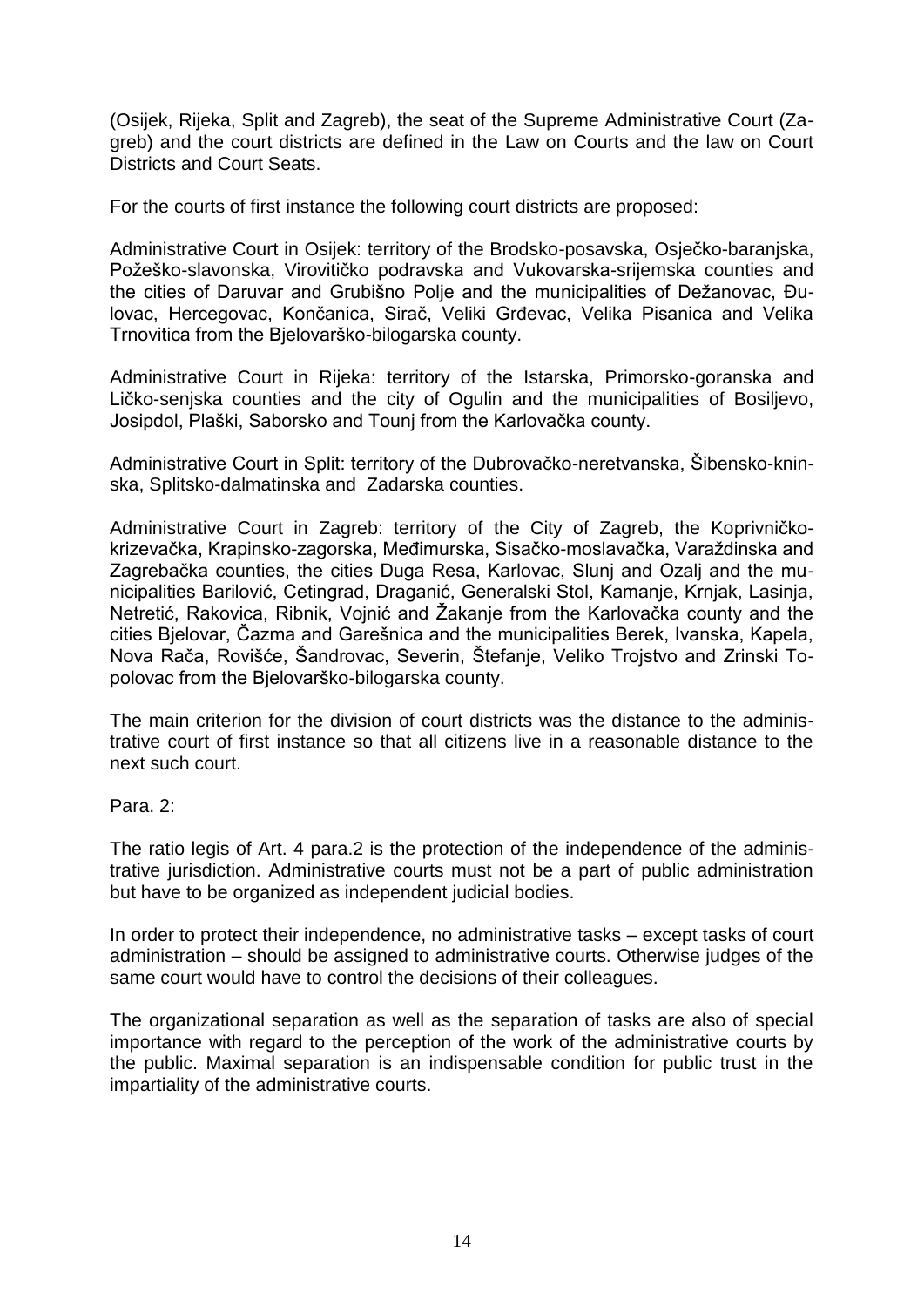(Osijek, Rijeka, Split and Zagreb), the seat of the Supreme Administrative Court (Zagreb) and the court districts are defined in the Law on Courts and the law on Court Districts and Court Seats.

For the courts of first instance the following court districts are proposed:

Administrative Court in Osijek: territory of the Brodsko-posavska, Osječko-baranjska, Požeško-slavonska, Virovitičko podravska and Vukovarska-srijemska counties and the cities of Daruvar and Grubišno Polje and the municipalities of Dežanovac, Đulovac, Hercegovac, Končanica, Sirač, Veliki Grđevac, Velika Pisanica and Velika Trnovitica from the Bjelovarško-bilogarska county.

Administrative Court in Rijeka: territory of the Istarska, Primorsko-goranska and Ličko-senjska counties and the city of Ogulin and the municipalities of Bosiljevo, Josipdol, Plaški, Saborsko and Tounj from the Karlovačka county.

Administrative Court in Split: territory of the Dubrovačko-neretvanska, Šibensko-kninska, Splitsko-dalmatinska and Zadarska counties.

Administrative Court in Zagreb: territory of the City of Zagreb, the Koprivničko-krizevačka, Krapinsko-zagorska, Međimurska, Sisačko-moslavačka, Varaždinska and Zagrebačka counties, the cities Duga Resa, Karlovac, Slunj and Ozalj and the municipalities Barilović, Cetingrad, Draganić, Generalski Stol, Kamanje, Krnjak, Lasinja, Netretić, Rakovica, Ribnik, Vojnić and Žakanje from the Karlovačka county and the cities Bjelovar, Čazma and Garešnica and the municipalities Berek, Ivanska, Kapela, Nova Rača, Rovišće, Šandrovac, Severin, Štefanje, Veliko Trojstvo and Zrinski Topolovac from the Bjelovarško-bilogarska county.

The main criterion for the division of court districts was the distance to the administrative court of first instance so that all citizens live in a reasonable distance to the next such court.

Para. 2:

The ratio legis of Art. 4 para.2 is the protection of the independence of the administrative jurisdiction. Administrative courts must not be a part of public administration but have to be organized as independent judicial bodies.

In order to protect their independence, no administrative tasks – except tasks of court administration – should be assigned to administrative courts. Otherwise judges of the same court would have to control the decisions of their colleagues.

The organizational separation as well as the separation of tasks are also of special importance with regard to the perception of the work of the administrative courts by the public. Maximal separation is an indispensable condition for public trust in the impartiality of the administrative courts.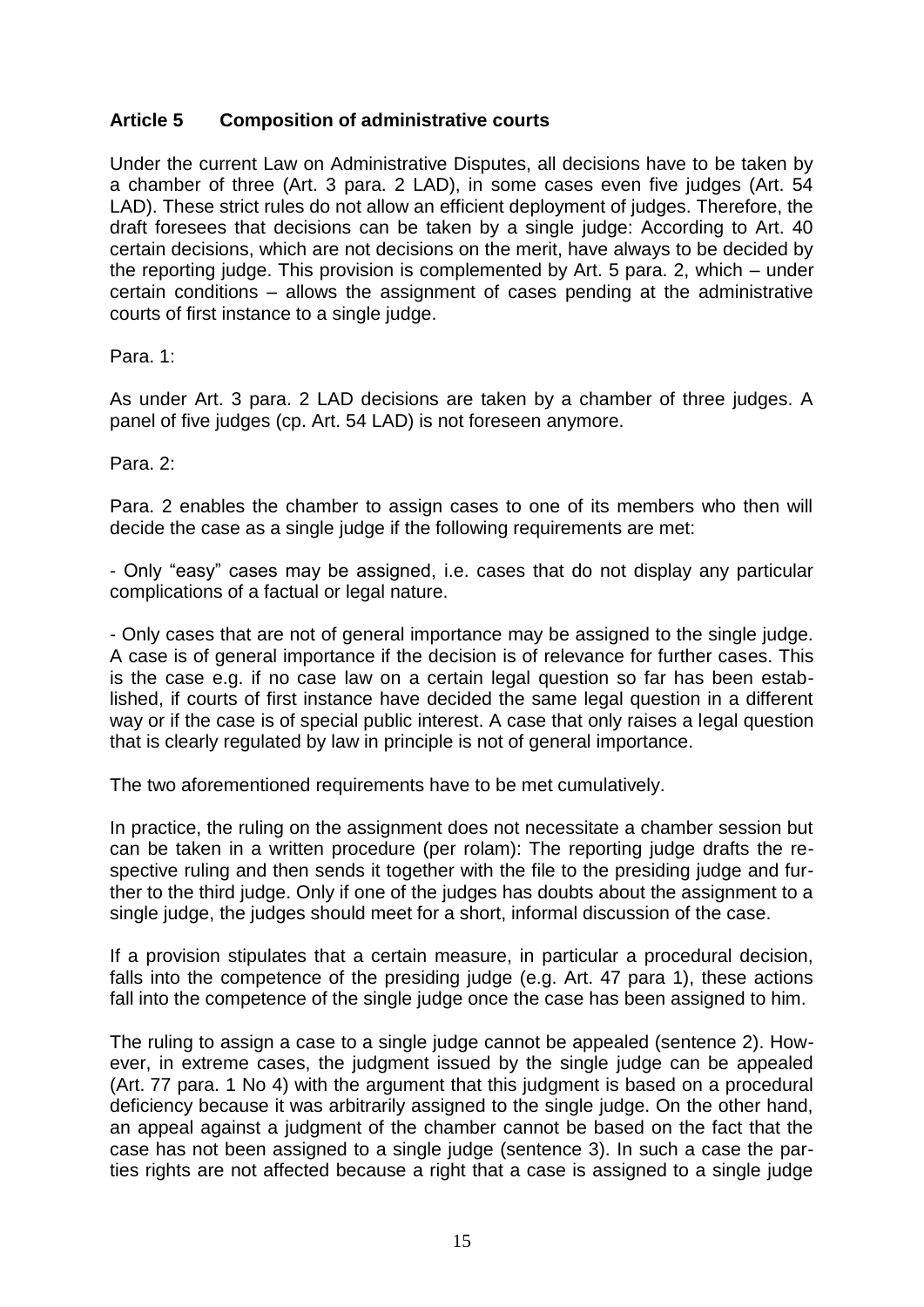### Article 5 Composition of administrative courts

Under the current Law on Administrative Disputes, all decisions have to be taken by a chamber of three (Art. 3 para. 2 LAD), in some cases even five judges (Art. 54 LAD). These strict rules do not allow an efficient deployment of judges. Therefore, the draft foresees that decisions can be taken by a single judge: According to Art. 40 certain decisions, which are not decisions on the merit, have always to be decided by the reporting judge. This provision is complemented by Art. 5 para. 2, which – under certain conditions – allows the assignment of cases pending at the administrative courts of first instance to a single judge.

Para. 1:

As under Art. 3 para. 2 LAD decisions are taken by a chamber of three judges. A panel of five judges (cp. Art. 54 LAD) is not foreseen anymore.

Para. 2:

Para. 2 enables the chamber to assign cases to one of its members who then will decide the case as a single judge if the following requirements are met:

- Only "easy" cases may be assigned, i.e. cases that do not display any particular complications of a factual or legal nature.

- Only cases that are not of general importance may be assigned to the single judge. A case is of general importance if the decision is of relevance for further cases. This is the case e.g. if no case law on a certain legal question so far has been established, if courts of first instance have decided the same legal question in a different way or if the case is of special public interest. A case that only raises a legal question that is clearly regulated by law in principle is not of general importance.

The two aforementioned requirements have to be met cumulatively.

In practice, the ruling on the assignment does not necessitate a chamber session but can be taken in a written procedure (per rolam): The reporting judge drafts the respective ruling and then sends it together with the file to the presiding judge and further to the third judge. Only if one of the judges has doubts about the assignment to a single judge, the judges should meet for a short, informal discussion of the case.

If a provision stipulates that a certain measure, in particular a procedural decision, falls into the competence of the presiding judge (e.g. Art. 47 para 1), these actions fall into the competence of the single judge once the case has been assigned to him.

The ruling to assign a case to a single judge cannot be appealed (sentence 2). However, in extreme cases, the judgment issued by the single judge can be appealed (Art. 77 para. 1 No 4) with the argument that this judgment is based on a procedural deficiency because it was arbitrarily assigned to the single judge. On the other hand, an appeal against a judgment of the chamber cannot be based on the fact that the case has not been assigned to a single judge (sentence 3). In such a case the parties rights are not affected because a right that a case is assigned to a single judge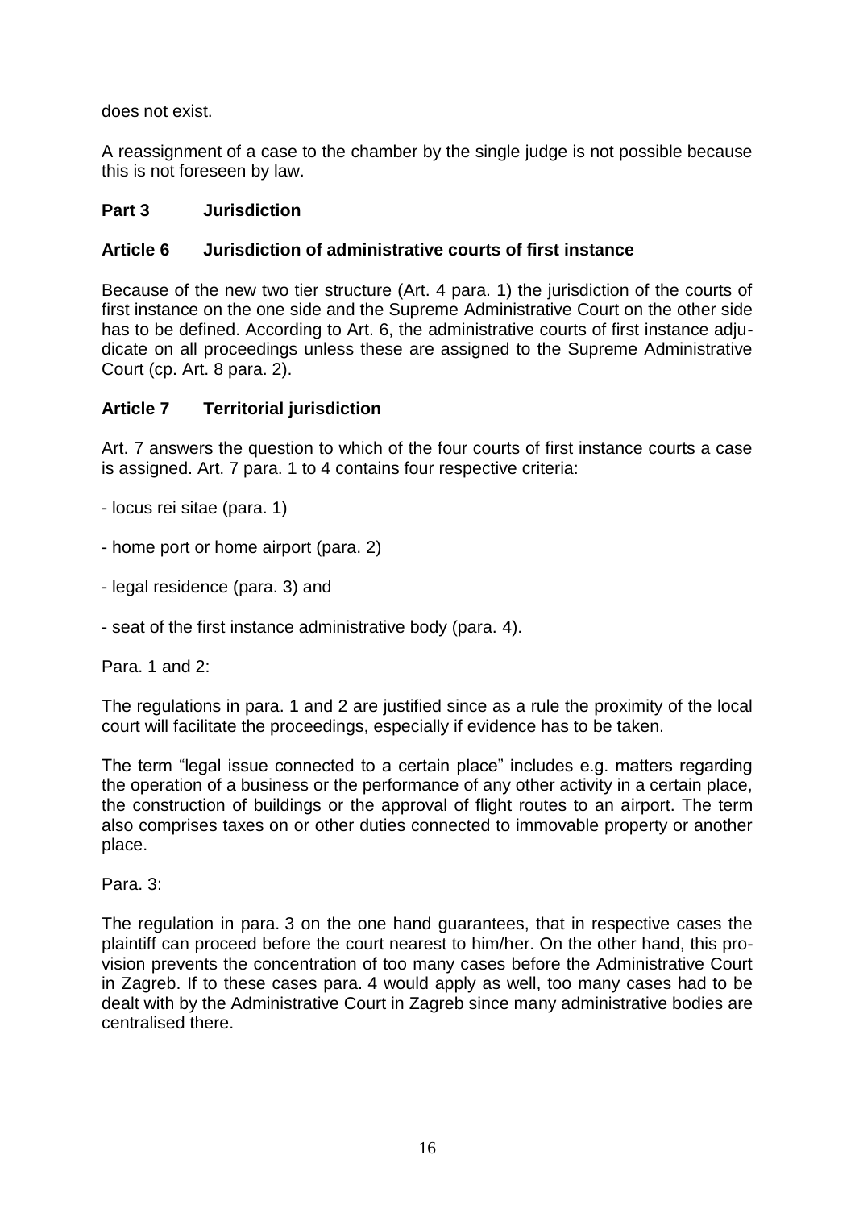does not exist.

A reassignment of a case to the chamber by the single judge is not possible because this is not foreseen by law.

## Part 3 Jurisdiction

### Article 6 Jurisdiction of administrative courts of first instance

Because of the new two tier structure (Art. 4 para. 1) the jurisdiction of the courts of first instance on the one side and the Supreme Administrative Court on the other side has to be defined. According to Art. 6, the administrative courts of first instance adjudicate on all proceedings unless these are assigned to the Supreme Administrative Court (cp. Art. 8 para. 2).

### Article 7 Territorial jurisdiction

Art. 7 answers the question to which of the four courts of first instance courts a case is assigned. Art. 7 para. 1 to 4 contains four respective criteria:

- locus rei sitae (para. 1)
- home port or home airport (para. 2)
- legal residence (para. 3) and
- seat of the first instance administrative body (para. 4).

Para. 1 and 2:

The regulations in para. 1 and 2 are justified since as a rule the proximity of the local court will facilitate the proceedings, especially if evidence has to be taken.

The term "legal issue connected to a certain place" includes e.g. matters regarding the operation of a business or the performance of any other activity in a certain place, the construction of buildings or the approval of flight routes to an airport. The term also comprises taxes on or other duties connected to immovable property or another place.

Para. 3:

The regulation in para. 3 on the one hand guarantees, that in respective cases the plaintiff can proceed before the court nearest to him/her. On the other hand, this provision prevents the concentration of too many cases before the Administrative Court in Zagreb. If to these cases para. 4 would apply as well, too many cases had to be dealt with by the Administrative Court in Zagreb since many administrative bodies are centralised there.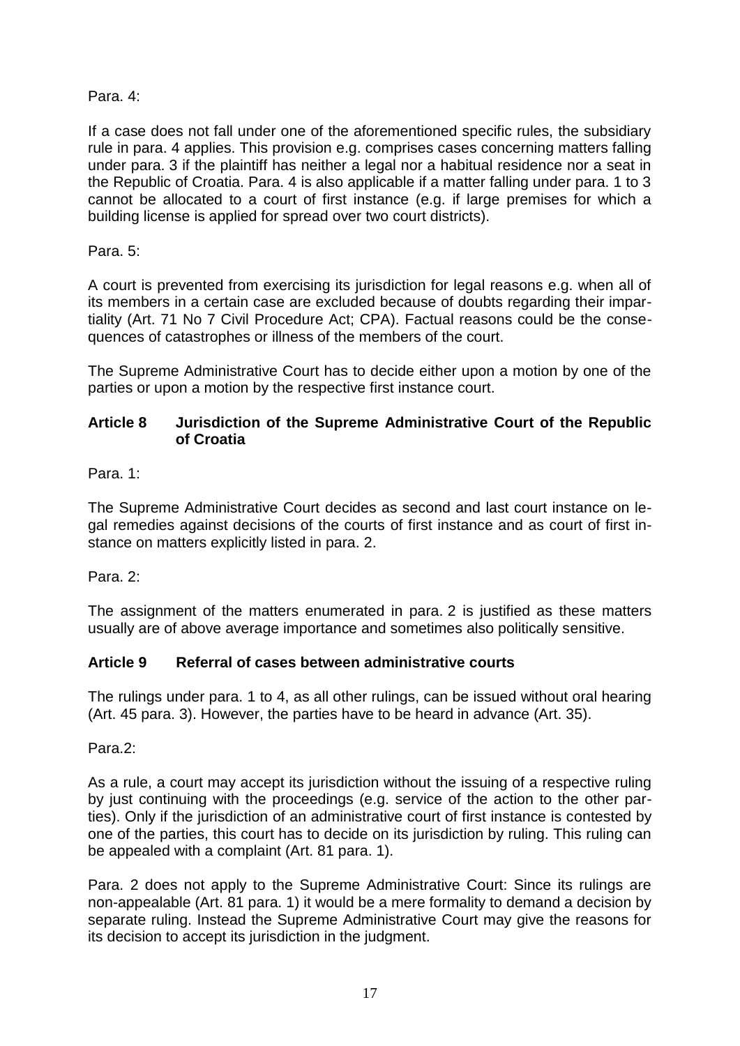Para. 4:

If a case does not fall under one of the aforementioned specific rules, the subsidiary rule in para. 4 applies. This provision e.g. comprises cases concerning matters falling under para. 3 if the plaintiff has neither a legal nor a habitual residence nor a seat in the Republic of Croatia. Para. 4 is also applicable if a matter falling under para. 1 to 3 cannot be allocated to a court of first instance (e.g. if large premises for which a building license is applied for spread over two court districts).

Para. 5:

A court is prevented from exercising its jurisdiction for legal reasons e.g. when all of its members in a certain case are excluded because of doubts regarding their impartiality (Art. 71 No 7 Civil Procedure Act; CPA). Factual reasons could be the consequences of catastrophes or illness of the members of the court.

The Supreme Administrative Court has to decide either upon a motion by one of the parties or upon a motion by the respective first instance court.

### Article 8 Jurisdiction of the Supreme Administrative Court of the Republic of Croatia

Para. 1:

The Supreme Administrative Court decides as second and last court instance on legal remedies against decisions of the courts of first instance and as court of first instance on matters explicitly listed in para. 2.

Para. 2:

The assignment of the matters enumerated in para. 2 is justified as these matters usually are of above average importance and sometimes also politically sensitive.

### Article 9 Referral of cases between administrative courts

The rulings under para. 1 to 4, as all other rulings, can be issued without oral hearing (Art. 45 para. 3). However, the parties have to be heard in advance (Art. 35).

Para.2:

As a rule, a court may accept its jurisdiction without the issuing of a respective ruling by just continuing with the proceedings (e.g. service of the action to the other parties). Only if the jurisdiction of an administrative court of first instance is contested by one of the parties, this court has to decide on its jurisdiction by ruling. This ruling can be appealed with a complaint (Art. 81 para. 1).

Para. 2 does not apply to the Supreme Administrative Court: Since its rulings are non-appealable (Art. 81 para. 1) it would be a mere formality to demand a decision by separate ruling. Instead the Supreme Administrative Court may give the reasons for its decision to accept its jurisdiction in the judgment.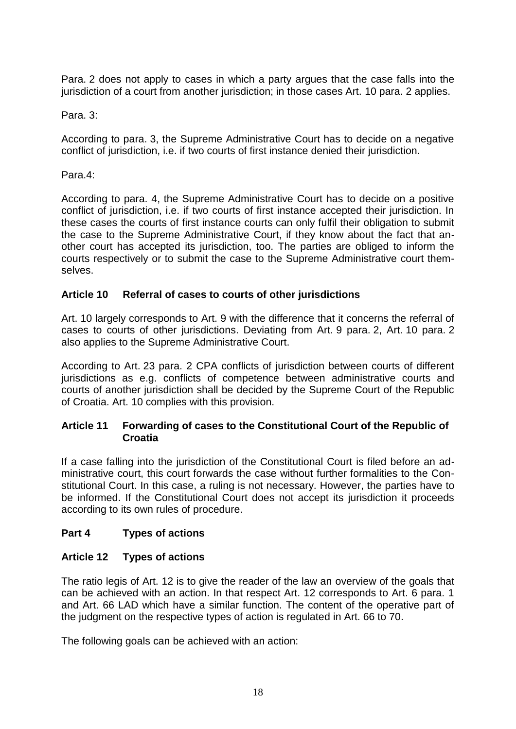Para. 2 does not apply to cases in which a party argues that the case falls into the jurisdiction of a court from another jurisdiction; in those cases Art. 10 para. 2 applies.

Para. 3:

According to para. 3, the Supreme Administrative Court has to decide on a negative conflict of jurisdiction, i.e. if two courts of first instance denied their jurisdiction.

Para.4:

According to para. 4, the Supreme Administrative Court has to decide on a positive conflict of jurisdiction, i.e. if two courts of first instance accepted their jurisdiction. In these cases the courts of first instance courts can only fulfil their obligation to submit the case to the Supreme Administrative Court, if they know about the fact that another court has accepted its jurisdiction, too. The parties are obliged to inform the courts respectively or to submit the case to the Supreme Administrative court themselves.

## Article 10 Referral of cases to courts of other jurisdictions

Art. 10 largely corresponds to Art. 9 with the difference that it concerns the referral of cases to courts of other jurisdictions. Deviating from Art. 9 para. 2, Art. 10 para. 2 also applies to the Supreme Administrative Court.

According to Art. 23 para. 2 CPA conflicts of jurisdiction between courts of different jurisdictions as e.g. conflicts of competence between administrative courts and courts of another jurisdiction shall be decided by the Supreme Court of the Republic of Croatia. Art. 10 complies with this provision.

## Article 11 Forwarding of cases to the Constitutional Court of the Republic of Croatia

If a case falling into the jurisdiction of the Constitutional Court is filed before an administrative court, this court forwards the case without further formalities to the Constitutional Court. In this case, a ruling is not necessary. However, the parties have to be informed. If the Constitutional Court does not accept its jurisdiction it proceeds according to its own rules of procedure.

# Part 4 Types of actions

## Article 12 Types of actions

The ratio legis of Art. 12 is to give the reader of the law an overview of the goals that can be achieved with an action. In that respect Art. 12 corresponds to Art. 6 para. 1 and Art. 66 LAD which have a similar function. The content of the operative part of the judgment on the respective types of action is regulated in Art. 66 to 70.

The following goals can be achieved with an action: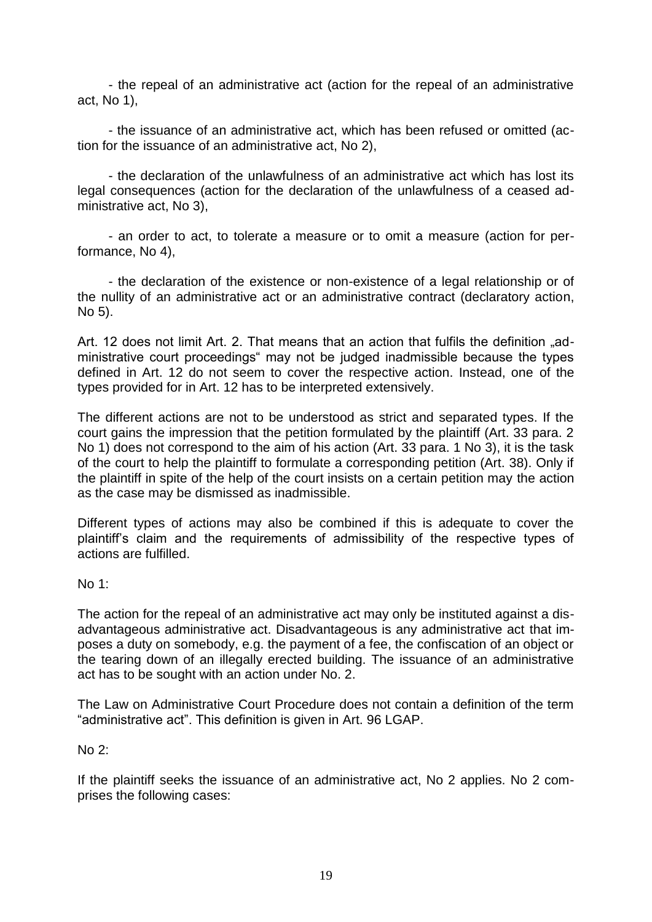- the repeal of an administrative act (action for the repeal of an administrative act, No 1),

- the issuance of an administrative act, which has been refused or omitted (action for the issuance of an administrative act, No 2),

- the declaration of the unlawfulness of an administrative act which has lost its legal consequences (action for the declaration of the unlawfulness of a ceased administrative act, No 3),

- an order to act, to tolerate a measure or to omit a measure (action for performance, No 4),

- the declaration of the existence or non-existence of a legal relationship or of the nullity of an administrative act or an administrative contract (declaratory action, No 5).

Art. 12 does not limit Art. 2. That means that an action that fulfils the definition „administrative court proceedings" may not be judged inadmissible because the types defined in Art. 12 do not seem to cover the respective action. Instead, one of the types provided for in Art. 12 has to be interpreted extensively.

The different actions are not to be understood as strict and separated types. If the court gains the impression that the petition formulated by the plaintiff (Art. 33 para. 2 No 1) does not correspond to the aim of his action (Art. 33 para. 1 No 3), it is the task of the court to help the plaintiff to formulate a corresponding petition (Art. 38). Only if the plaintiff in spite of the help of the court insists on a certain petition may the action as the case may be dismissed as inadmissible.

Different types of actions may also be combined if this is adequate to cover the plaintiff's claim and the requirements of admissibility of the respective types of actions are fulfilled.

No 1:

The action for the repeal of an administrative act may only be instituted against a disadvantageous administrative act. Disadvantageous is any administrative act that imposes a duty on somebody, e.g. the payment of a fee, the confiscation of an object or the tearing down of an illegally erected building. The issuance of an administrative act has to be sought with an action under No. 2.

The Law on Administrative Court Procedure does not contain a definition of the term "administrative act". This definition is given in Art. 96 LGAP.

No 2:

If the plaintiff seeks the issuance of an administrative act, No 2 applies. No 2 comprises the following cases: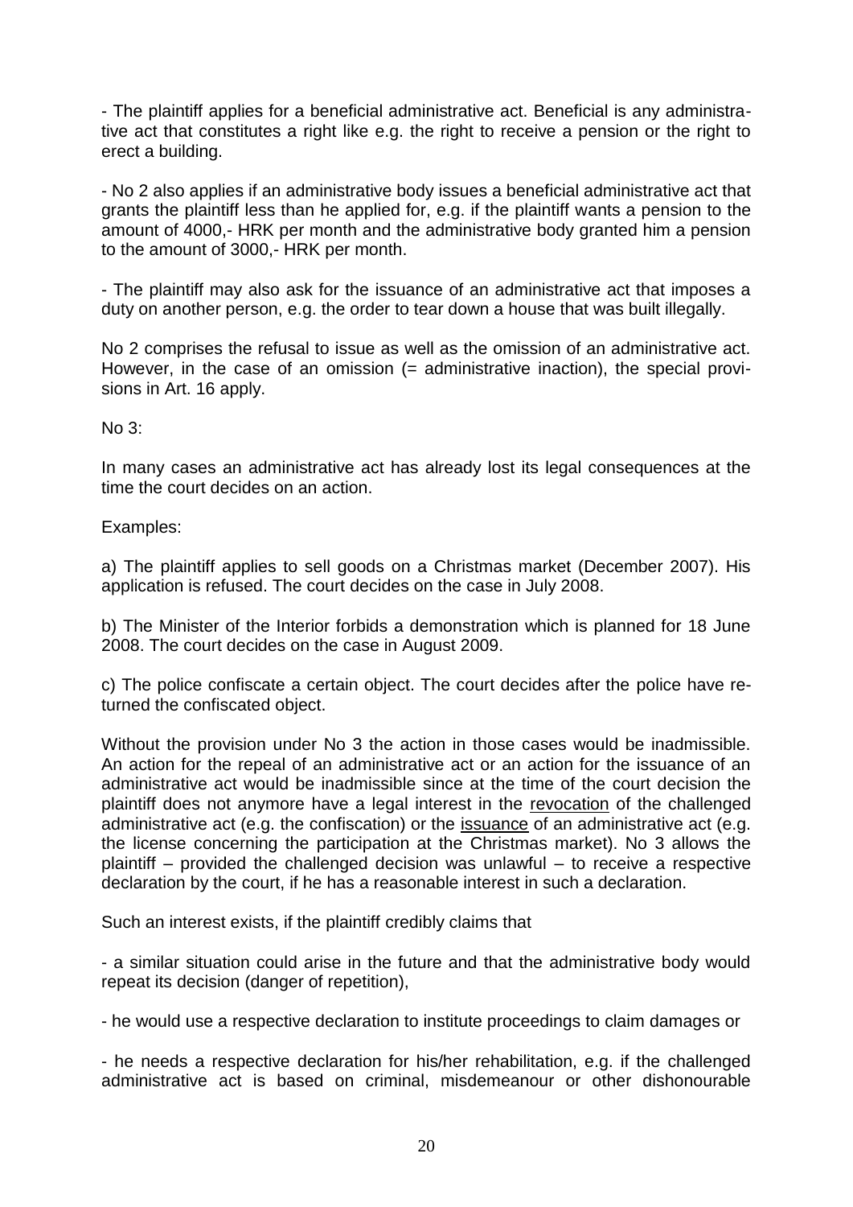- The plaintiff applies for a beneficial administrative act. Beneficial is any administrative act that constitutes a right like e.g. the right to receive a pension or the right to erect a building.

- No 2 also applies if an administrative body issues a beneficial administrative act that grants the plaintiff less than he applied for, e.g. if the plaintiff wants a pension to the amount of 4000,- HRK per month and the administrative body granted him a pension to the amount of 3000,- HRK per month.

- The plaintiff may also ask for the issuance of an administrative act that imposes a duty on another person, e.g. the order to tear down a house that was built illegally.

No 2 comprises the refusal to issue as well as the omission of an administrative act. However, in the case of an omission (= administrative inaction), the special provisions in Art. 16 apply.

No 3:

In many cases an administrative act has already lost its legal consequences at the time the court decides on an action.

Examples:

a) The plaintiff applies to sell goods on a Christmas market (December 2007). His application is refused. The court decides on the case in July 2008.

b) The Minister of the Interior forbids a demonstration which is planned for 18 June 2008. The court decides on the case in August 2009.

c) The police confiscate a certain object. The court decides after the police have returned the confiscated object.

Without the provision under No 3 the action in those cases would be inadmissible. An action for the repeal of an administrative act or an action for the issuance of an administrative act would be inadmissible since at the time of the court decision the plaintiff does not anymore have a legal interest in the revocation of the challenged administrative act (e.g. the confiscation) or the issuance of an administrative act (e.g. the license concerning the participation at the Christmas market). No 3 allows the plaintiff – provided the challenged decision was unlawful – to receive a respective declaration by the court, if he has a reasonable interest in such a declaration.

Such an interest exists, if the plaintiff credibly claims that

- a similar situation could arise in the future and that the administrative body would repeat its decision (danger of repetition),

- he would use a respective declaration to institute proceedings to claim damages or

- he needs a respective declaration for his/her rehabilitation, e.g. if the challenged administrative act is based on criminal, misdemeanour or other dishonourable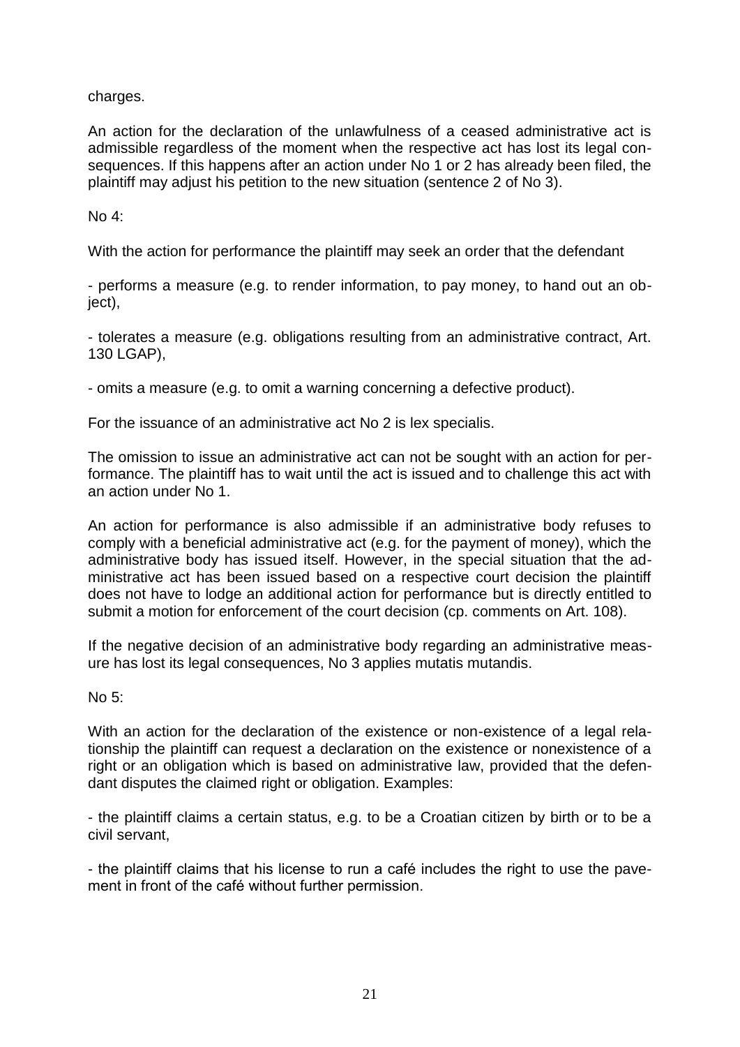charges.

An action for the declaration of the unlawfulness of a ceased administrative act is admissible regardless of the moment when the respective act has lost its legal consequences. If this happens after an action under No 1 or 2 has already been filed, the plaintiff may adjust his petition to the new situation (sentence 2 of No 3).

No 4:

With the action for performance the plaintiff may seek an order that the defendant

- performs a measure (e.g. to render information, to pay money, to hand out an object),

- tolerates a measure (e.g. obligations resulting from an administrative contract, Art. 130 LGAP),

- omits a measure (e.g. to omit a warning concerning a defective product).

For the issuance of an administrative act No 2 is lex specialis.

The omission to issue an administrative act can not be sought with an action for performance. The plaintiff has to wait until the act is issued and to challenge this act with an action under No 1.

An action for performance is also admissible if an administrative body refuses to comply with a beneficial administrative act (e.g. for the payment of money), which the administrative body has issued itself. However, in the special situation that the administrative act has been issued based on a respective court decision the plaintiff does not have to lodge an additional action for performance but is directly entitled to submit a motion for enforcement of the court decision (cp. comments on Art. 108).

If the negative decision of an administrative body regarding an administrative measure has lost its legal consequences, No 3 applies mutatis mutandis.

No 5:

With an action for the declaration of the existence or non-existence of a legal relationship the plaintiff can request a declaration on the existence or nonexistence of a right or an obligation which is based on administrative law, provided that the defendant disputes the claimed right or obligation. Examples:

- the plaintiff claims a certain status, e.g. to be a Croatian citizen by birth or to be a civil servant,

- the plaintiff claims that his license to run a café includes the right to use the pavement in front of the café without further permission.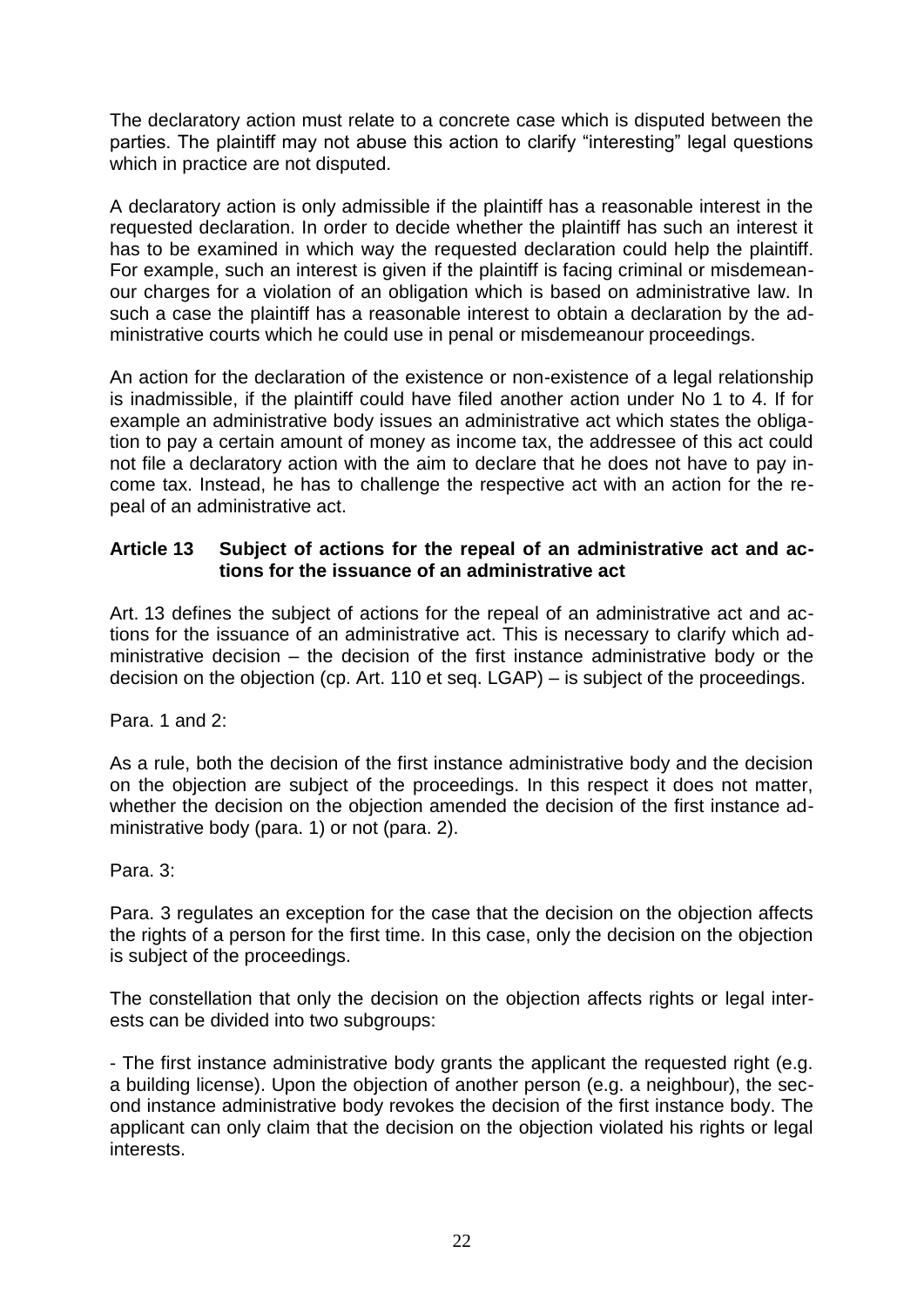The declaratory action must relate to a concrete case which is disputed between the parties. The plaintiff may not abuse this action to clarify "interesting" legal questions which in practice are not disputed.

A declaratory action is only admissible if the plaintiff has a reasonable interest in the requested declaration. In order to decide whether the plaintiff has such an interest it has to be examined in which way the requested declaration could help the plaintiff. For example, such an interest is given if the plaintiff is facing criminal or misdemeanour charges for a violation of an obligation which is based on administrative law. In such a case the plaintiff has a reasonable interest to obtain a declaration by the administrative courts which he could use in penal or misdemeanour proceedings.

An action for the declaration of the existence or non-existence of a legal relationship is inadmissible, if the plaintiff could have filed another action under No 1 to 4. If for example an administrative body issues an administrative act which states the obligation to pay a certain amount of money as income tax, the addressee of this act could not file a declaratory action with the aim to declare that he does not have to pay income tax. Instead, he has to challenge the respective act with an action for the repeal of an administrative act.

### Article 13 Subject of actions for the repeal of an administrative act and actions for the issuance of an administrative act

Art. 13 defines the subject of actions for the repeal of an administrative act and actions for the issuance of an administrative act. This is necessary to clarify which administrative decision – the decision of the first instance administrative body or the decision on the objection (cp. Art. 110 et seq. LGAP) – is subject of the proceedings.

Para. 1 and 2:

As a rule, both the decision of the first instance administrative body and the decision on the objection are subject of the proceedings. In this respect it does not matter, whether the decision on the objection amended the decision of the first instance administrative body (para. 1) or not (para. 2).

Para. 3:

Para. 3 regulates an exception for the case that the decision on the objection affects the rights of a person for the first time. In this case, only the decision on the objection is subject of the proceedings.

The constellation that only the decision on the objection affects rights or legal interests can be divided into two subgroups:

- The first instance administrative body grants the applicant the requested right (e.g. a building license). Upon the objection of another person (e.g. a neighbour), the second instance administrative body revokes the decision of the first instance body. The applicant can only claim that the decision on the objection violated his rights or legal interests.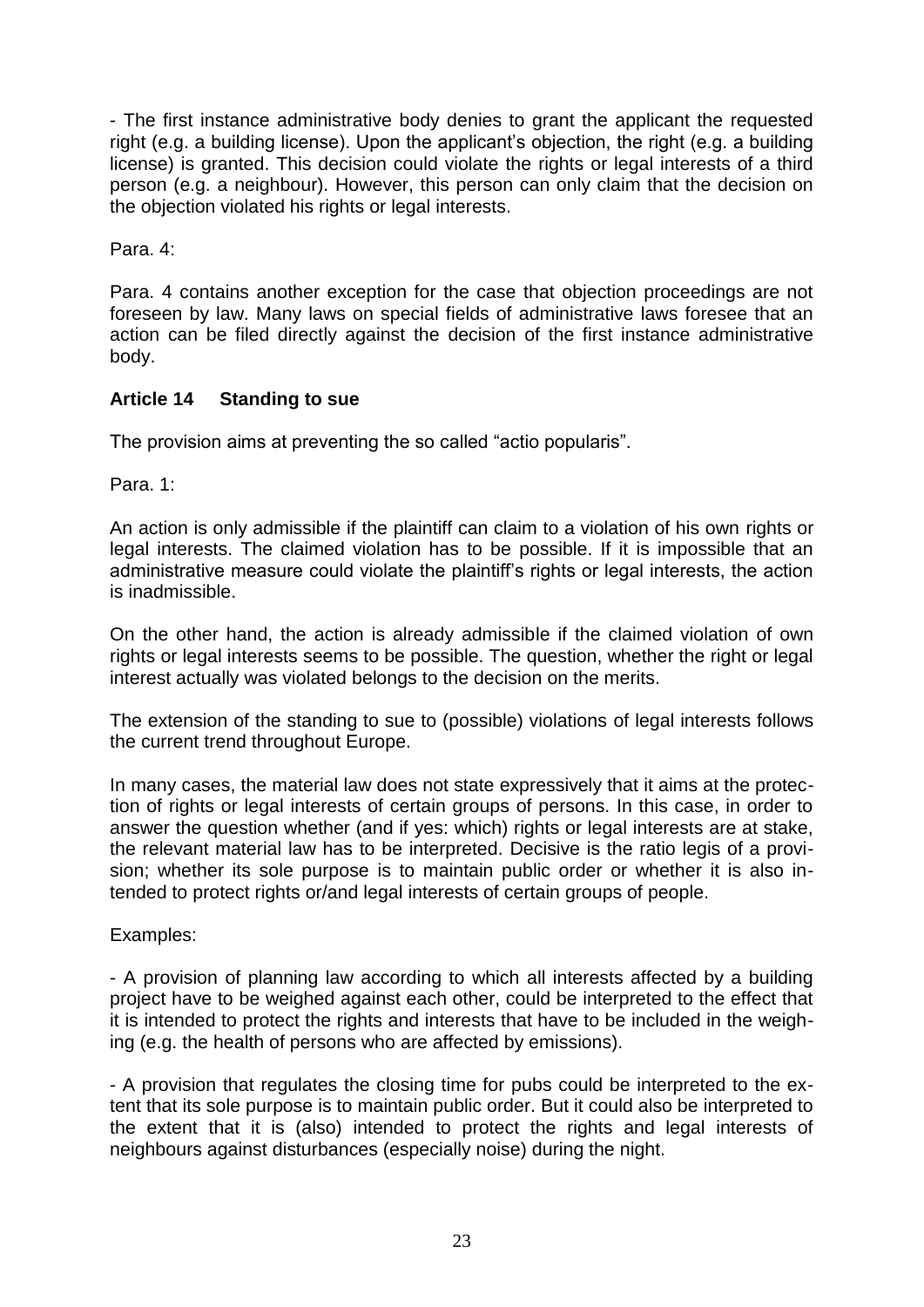- The first instance administrative body denies to grant the applicant the requested right (e.g. a building license). Upon the applicant's objection, the right (e.g. a building license) is granted. This decision could violate the rights or legal interests of a third person (e.g. a neighbour). However, this person can only claim that the decision on the objection violated his rights or legal interests.

Para. 4:

Para. 4 contains another exception for the case that objection proceedings are not foreseen by law. Many laws on special fields of administrative laws foresee that an action can be filed directly against the decision of the first instance administrative body.

### Article 14 Standing to sue

The provision aims at preventing the so called "actio popularis".

Para. 1:

An action is only admissible if the plaintiff can claim to a violation of his own rights or legal interests. The claimed violation has to be possible. If it is impossible that an administrative measure could violate the plaintiff's rights or legal interests, the action is inadmissible.

On the other hand, the action is already admissible if the claimed violation of own rights or legal interests seems to be possible. The question, whether the right or legal interest actually was violated belongs to the decision on the merits.

The extension of the standing to sue to (possible) violations of legal interests follows the current trend throughout Europe.

In many cases, the material law does not state expressively that it aims at the protection of rights or legal interests of certain groups of persons. In this case, in order to answer the question whether (and if yes: which) rights or legal interests are at stake, the relevant material law has to be interpreted. Decisive is the ratio legis of a provision; whether its sole purpose is to maintain public order or whether it is also intended to protect rights or/and legal interests of certain groups of people.

Examples:

- A provision of planning law according to which all interests affected by a building project have to be weighed against each other, could be interpreted to the effect that it is intended to protect the rights and interests that have to be included in the weighing (e.g. the health of persons who are affected by emissions).

- A provision that regulates the closing time for pubs could be interpreted to the extent that its sole purpose is to maintain public order. But it could also be interpreted to the extent that it is (also) intended to protect the rights and legal interests of neighbours against disturbances (especially noise) during the night.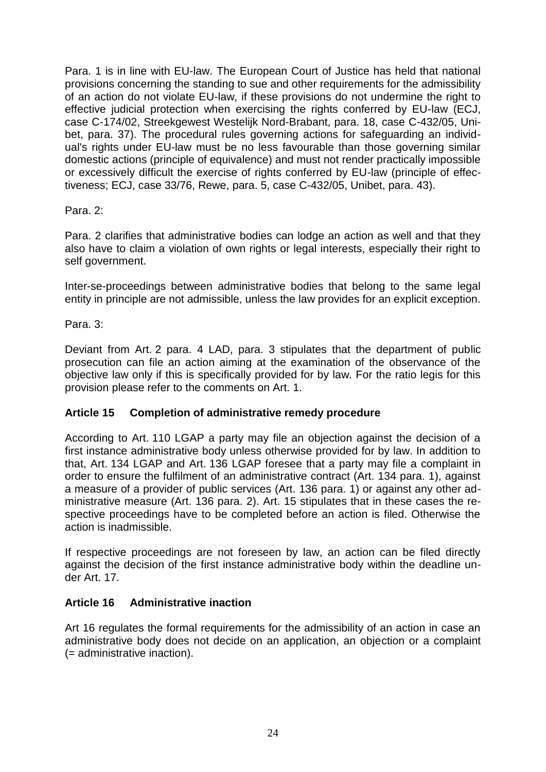Para. 1 is in line with EU-law. The European Court of Justice has held that national provisions concerning the standing to sue and other requirements for the admissibility of an action do not violate EU-law, if these provisions do not undermine the right to effective judicial protection when exercising the rights conferred by EU-law (ECJ, case C-174/02, Streekgewest Westelijk Nord-Brabant, para. 18, case C-432/05, Unibet, para. 37). The procedural rules governing actions for safeguarding an individual's rights under EU-law must be no less favourable than those governing similar domestic actions (principle of equivalence) and must not render practically impossible or excessively difficult the exercise of rights conferred by EU-law (principle of effectiveness; ECJ, case 33/76, Rewe, para. 5, case C-432/05, Unibet, para. 43).

Para. 2:

Para. 2 clarifies that administrative bodies can lodge an action as well and that they also have to claim a violation of own rights or legal interests, especially their right to self government.

Inter-se-proceedings between administrative bodies that belong to the same legal entity in principle are not admissible, unless the law provides for an explicit exception.

Para. 3:

Deviant from Art. 2 para. 4 LAD, para. 3 stipulates that the department of public prosecution can file an action aiming at the examination of the observance of the objective law only if this is specifically provided for by law. For the ratio legis for this provision please refer to the comments on Art. 1.

### Article 15 Completion of administrative remedy procedure

According to Art. 110 LGAP a party may file an objection against the decision of a first instance administrative body unless otherwise provided for by law. In addition to that, Art. 134 LGAP and Art. 136 LGAP foresee that a party may file a complaint in order to ensure the fulfilment of an administrative contract (Art. 134 para. 1), against a measure of a provider of public services (Art. 136 para. 1) or against any other administrative measure (Art. 136 para. 2). Art. 15 stipulates that in these cases the respective proceedings have to be completed before an action is filed. Otherwise the action is inadmissible.

If respective proceedings are not foreseen by law, an action can be filed directly against the decision of the first instance administrative body within the deadline under Art. 17.

### Article 16 Administrative inaction

Art 16 regulates the formal requirements for the admissibility of an action in case an administrative body does not decide on an application, an objection or a complaint (= administrative inaction).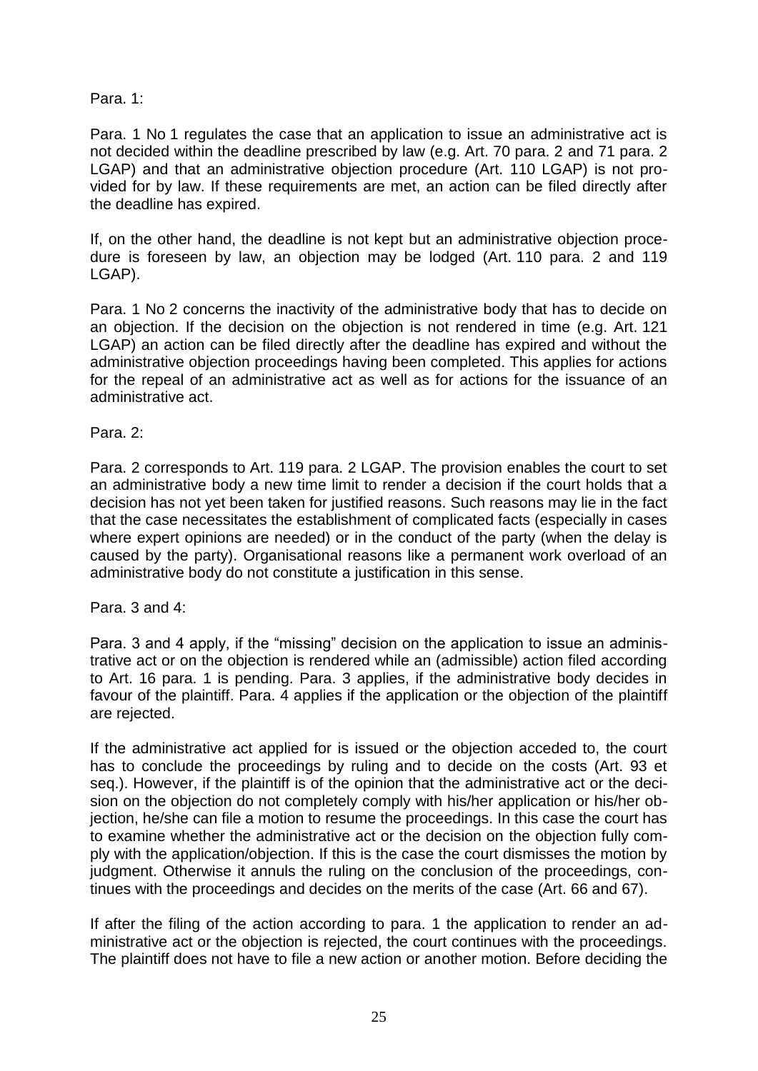Para. 1:

Para. 1 No 1 regulates the case that an application to issue an administrative act is not decided within the deadline prescribed by law (e.g. Art. 70 para. 2 and 71 para. 2 LGAP) and that an administrative objection procedure (Art. 110 LGAP) is not provided for by law. If these requirements are met, an action can be filed directly after the deadline has expired.

If, on the other hand, the deadline is not kept but an administrative objection procedure is foreseen by law, an objection may be lodged (Art. 110 para. 2 and 119 LGAP).

Para. 1 No 2 concerns the inactivity of the administrative body that has to decide on an objection. If the decision on the objection is not rendered in time (e.g. Art. 121 LGAP) an action can be filed directly after the deadline has expired and without the administrative objection proceedings having been completed. This applies for actions for the repeal of an administrative act as well as for actions for the issuance of an administrative act.

Para. 2:

Para. 2 corresponds to Art. 119 para. 2 LGAP. The provision enables the court to set an administrative body a new time limit to render a decision if the court holds that a decision has not yet been taken for justified reasons. Such reasons may lie in the fact that the case necessitates the establishment of complicated facts (especially in cases where expert opinions are needed) or in the conduct of the party (when the delay is caused by the party). Organisational reasons like a permanent work overload of an administrative body do not constitute a justification in this sense.

Para. 3 and 4:

Para. 3 and 4 apply, if the "missing" decision on the application to issue an administrative act or on the objection is rendered while an (admissible) action filed according to Art. 16 para. 1 is pending. Para. 3 applies, if the administrative body decides in favour of the plaintiff. Para. 4 applies if the application or the objection of the plaintiff are rejected.

If the administrative act applied for is issued or the objection acceded to, the court has to conclude the proceedings by ruling and to decide on the costs (Art. 93 et seq.). However, if the plaintiff is of the opinion that the administrative act or the decision on the objection do not completely comply with his/her application or his/her objection, he/she can file a motion to resume the proceedings. In this case the court has to examine whether the administrative act or the decision on the objection fully comply with the application/objection. If this is the case the court dismisses the motion by judgment. Otherwise it annuls the ruling on the conclusion of the proceedings, continues with the proceedings and decides on the merits of the case (Art. 66 and 67).

If after the filing of the action according to para. 1 the application to render an administrative act or the objection is rejected, the court continues with the proceedings. The plaintiff does not have to file a new action or another motion. Before deciding the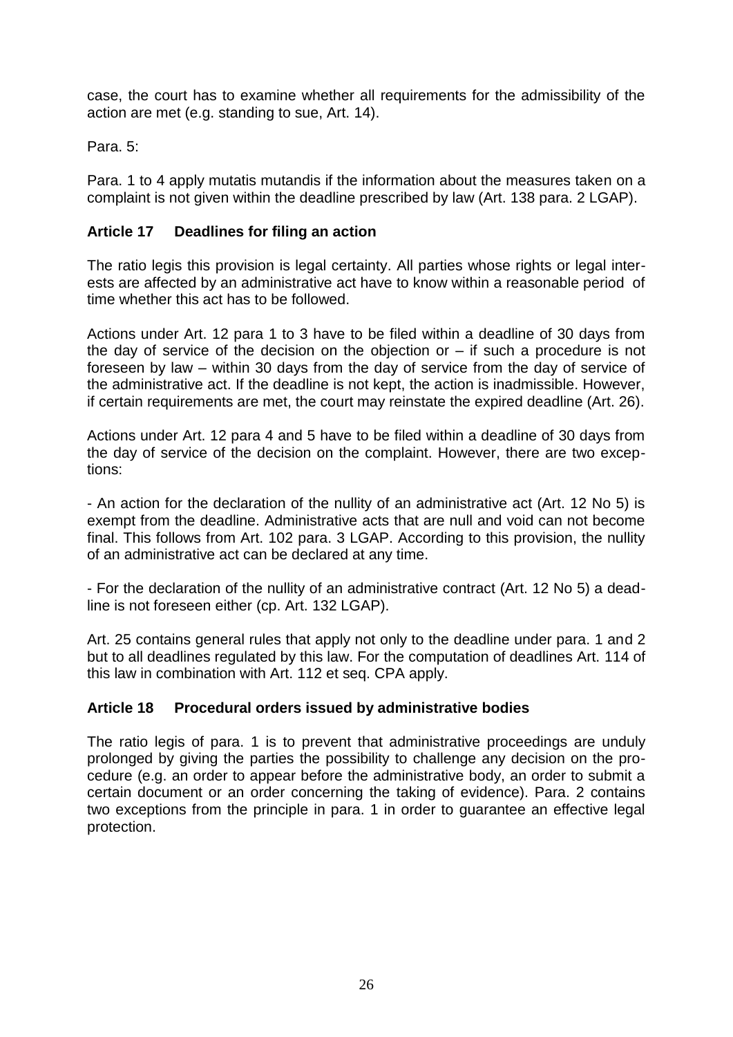case, the court has to examine whether all requirements for the admissibility of the action are met (e.g. standing to sue, Art. 14).

Para. 5:

Para. 1 to 4 apply mutatis mutandis if the information about the measures taken on a complaint is not given within the deadline prescribed by law (Art. 138 para. 2 LGAP).

### Article 17 Deadlines for filing an action

The ratio legis this provision is legal certainty. All parties whose rights or legal interests are affected by an administrative act have to know within a reasonable period of time whether this act has to be followed.

Actions under Art. 12 para 1 to 3 have to be filed within a deadline of 30 days from the day of service of the decision on the objection or – if such a procedure is not foreseen by law – within 30 days from the day of service from the day of service of the administrative act. If the deadline is not kept, the action is inadmissible. However, if certain requirements are met, the court may reinstate the expired deadline (Art. 26).

Actions under Art. 12 para 4 and 5 have to be filed within a deadline of 30 days from the day of service of the decision on the complaint. However, there are two exceptions:

- An action for the declaration of the nullity of an administrative act (Art. 12 No 5) is exempt from the deadline. Administrative acts that are null and void can not become final. This follows from Art. 102 para. 3 LGAP. According to this provision, the nullity of an administrative act can be declared at any time.

- For the declaration of the nullity of an administrative contract (Art. 12 No 5) a deadline is not foreseen either (cp. Art. 132 LGAP).

Art. 25 contains general rules that apply not only to the deadline under para. 1 and 2 but to all deadlines regulated by this law. For the computation of deadlines Art. 114 of this law in combination with Art. 112 et seq. CPA apply.

### Article 18 Procedural orders issued by administrative bodies

The ratio legis of para. 1 is to prevent that administrative proceedings are unduly prolonged by giving the parties the possibility to challenge any decision on the procedure (e.g. an order to appear before the administrative body, an order to submit a certain document or an order concerning the taking of evidence). Para. 2 contains two exceptions from the principle in para. 1 in order to guarantee an effective legal protection.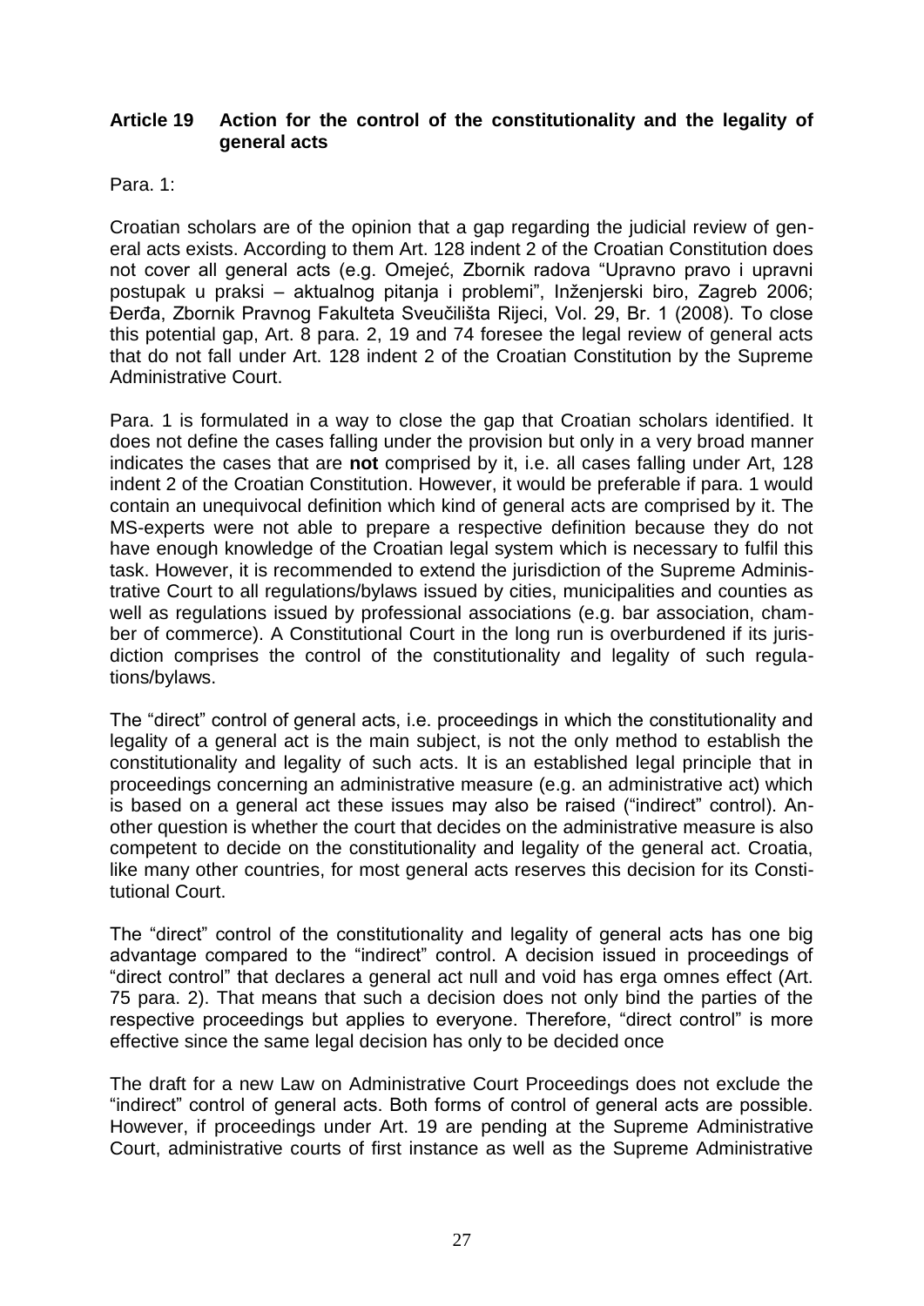## Article 19 Action for the control of the constitutionality and the legality of general acts

Para. 1:

Croatian scholars are of the opinion that a gap regarding the judicial review of general acts exists. According to them Art. 128 indent 2 of the Croatian Constitution does not cover all general acts (e.g. Omejeć, Zbornik radova "Upravno pravo i upravni postupak u praksi – aktualnog pitanja i problemi", Inženjerski biro, Zagreb 2006; Đerđa, Zbornik Pravnog Fakulteta Sveučilišta Rijeci, Vol. 29, Br. 1 (2008). To close this potential gap, Art. 8 para. 2, 19 and 74 foresee the legal review of general acts that do not fall under Art. 128 indent 2 of the Croatian Constitution by the Supreme Administrative Court.

Para. 1 is formulated in a way to close the gap that Croatian scholars identified. It does not define the cases falling under the provision but only in a very broad manner indicates the cases that are **not** comprised by it, i.e. all cases falling under Art, 128 indent 2 of the Croatian Constitution. However, it would be preferable if para. 1 would contain an unequivocal definition which kind of general acts are comprised by it. The MS-experts were not able to prepare a respective definition because they do not have enough knowledge of the Croatian legal system which is necessary to fulfil this task. However, it is recommended to extend the jurisdiction of the Supreme Administrative Court to all regulations/bylaws issued by cities, municipalities and counties as well as regulations issued by professional associations (e.g. bar association, chamber of commerce). A Constitutional Court in the long run is overburdened if its jurisdiction comprises the control of the constitutionality and legality of such regulations/bylaws.

The "direct" control of general acts, i.e. proceedings in which the constitutionality and legality of a general act is the main subject, is not the only method to establish the constitutionality and legality of such acts. It is an established legal principle that in proceedings concerning an administrative measure (e.g. an administrative act) which is based on a general act these issues may also be raised ("indirect" control). Another question is whether the court that decides on the administrative measure is also competent to decide on the constitutionality and legality of the general act. Croatia, like many other countries, for most general acts reserves this decision for its Constitutional Court.

The "direct" control of the constitutionality and legality of general acts has one big advantage compared to the "indirect" control. A decision issued in proceedings of "direct control" that declares a general act null and void has erga omnes effect (Art. 75 para. 2). That means that such a decision does not only bind the parties of the respective proceedings but applies to everyone. Therefore, "direct control" is more effective since the same legal decision has only to be decided once

The draft for a new Law on Administrative Court Proceedings does not exclude the "indirect" control of general acts. Both forms of control of general acts are possible. However, if proceedings under Art. 19 are pending at the Supreme Administrative Court, administrative courts of first instance as well as the Supreme Administrative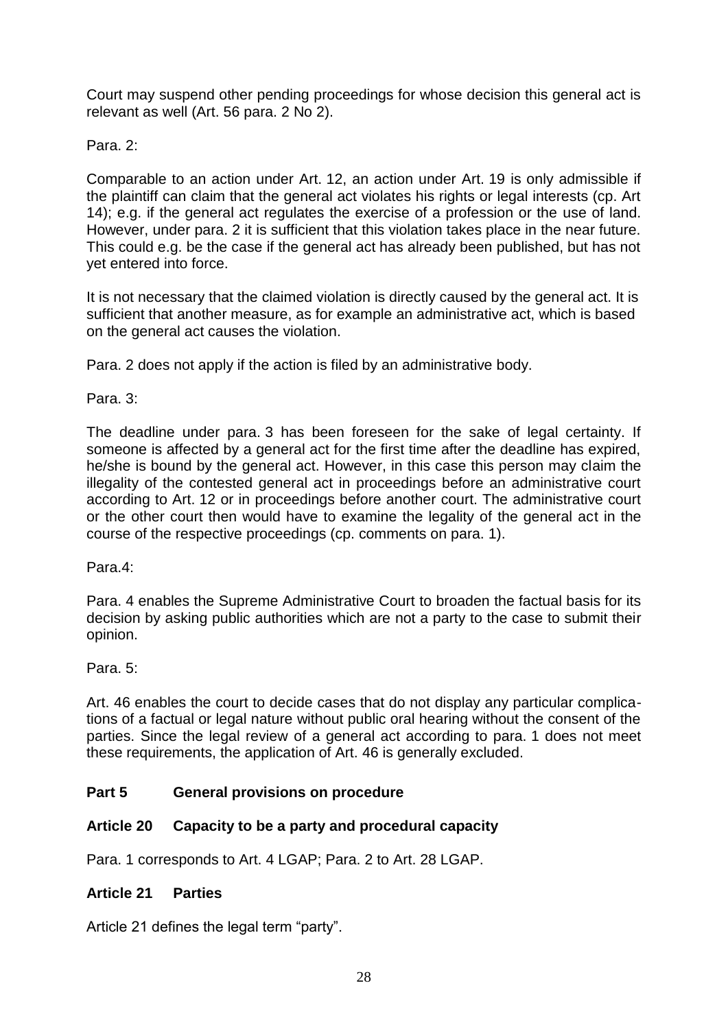Court may suspend other pending proceedings for whose decision this general act is relevant as well (Art. 56 para. 2 No 2).

Para. 2:

Comparable to an action under Art. 12, an action under Art. 19 is only admissible if the plaintiff can claim that the general act violates his rights or legal interests (cp. Art 14); e.g. if the general act regulates the exercise of a profession or the use of land. However, under para. 2 it is sufficient that this violation takes place in the near future. This could e.g. be the case if the general act has already been published, but has not yet entered into force.

It is not necessary that the claimed violation is directly caused by the general act. It is sufficient that another measure, as for example an administrative act, which is based on the general act causes the violation.

Para. 2 does not apply if the action is filed by an administrative body.

Para. 3:

The deadline under para. 3 has been foreseen for the sake of legal certainty. If someone is affected by a general act for the first time after the deadline has expired, he/she is bound by the general act. However, in this case this person may claim the illegality of the contested general act in proceedings before an administrative court according to Art. 12 or in proceedings before another court. The administrative court or the other court then would have to examine the legality of the general act in the course of the respective proceedings (cp. comments on para. 1).

Para.4:

Para. 4 enables the Supreme Administrative Court to broaden the factual basis for its decision by asking public authorities which are not a party to the case to submit their opinion.

Para. 5:

Art. 46 enables the court to decide cases that do not display any particular complications of a factual or legal nature without public oral hearing without the consent of the parties. Since the legal review of a general act according to para. 1 does not meet these requirements, the application of Art. 46 is generally excluded.

## Part 5 General provisions on procedure

### Article 20 Capacity to be a party and procedural capacity

Para. 1 corresponds to Art. 4 LGAP; Para. 2 to Art. 28 LGAP.

### Article 21 Parties

Article 21 defines the legal term "party".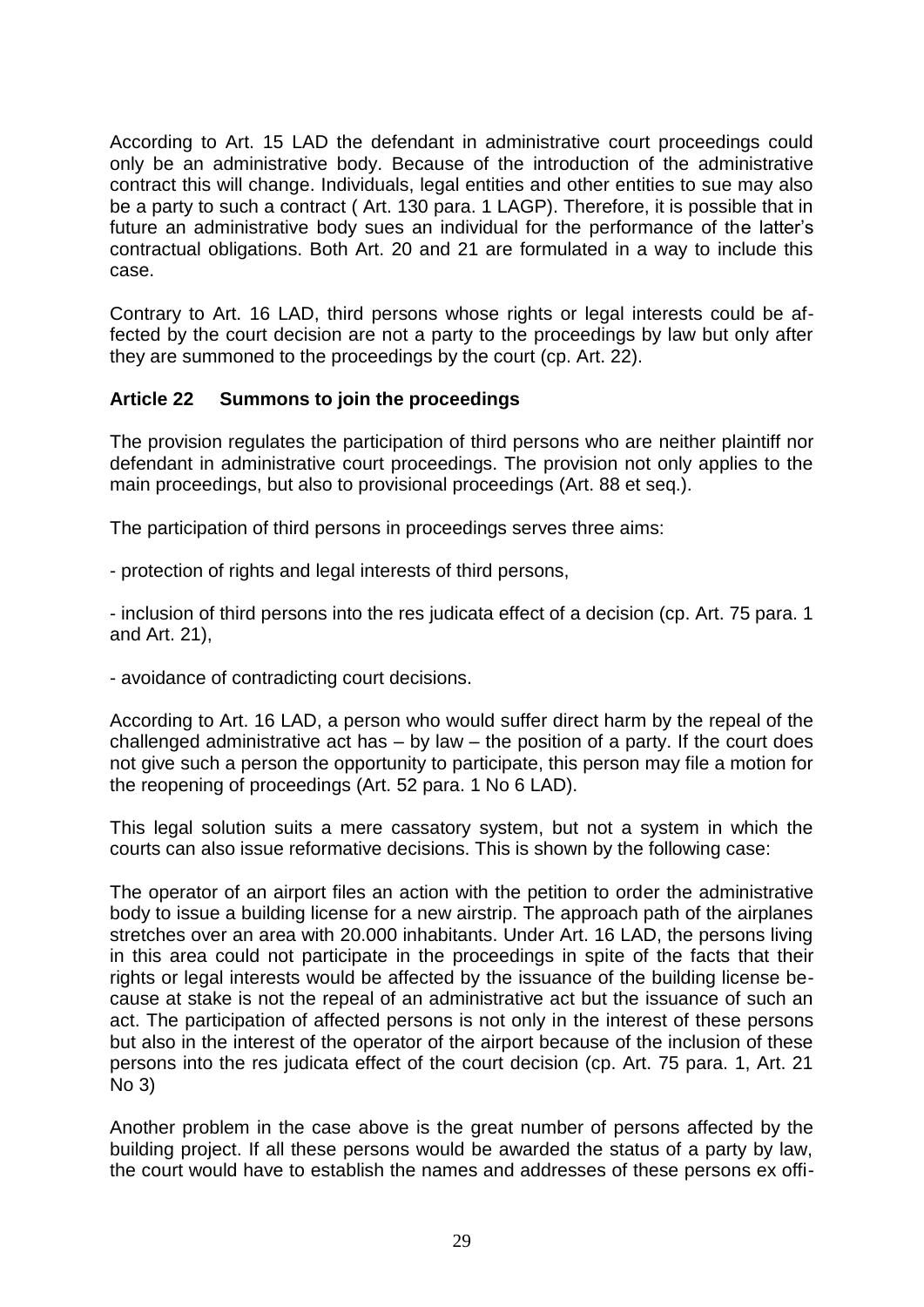According to Art. 15 LAD the defendant in administrative court proceedings could only be an administrative body. Because of the introduction of the administrative contract this will change. Individuals, legal entities and other entities to sue may also be a party to such a contract ( Art. 130 para. 1 LAGP). Therefore, it is possible that in future an administrative body sues an individual for the performance of the latter's contractual obligations. Both Art. 20 and 21 are formulated in a way to include this case.

Contrary to Art. 16 LAD, third persons whose rights or legal interests could be affected by the court decision are not a party to the proceedings by law but only after they are summoned to the proceedings by the court (cp. Art. 22).

### Article 22 Summons to join the proceedings

The provision regulates the participation of third persons who are neither plaintiff nor defendant in administrative court proceedings. The provision not only applies to the main proceedings, but also to provisional proceedings (Art. 88 et seq.).

The participation of third persons in proceedings serves three aims:

- protection of rights and legal interests of third persons,

- inclusion of third persons into the res judicata effect of a decision (cp. Art. 75 para. 1 and Art. 21),

- avoidance of contradicting court decisions.

According to Art. 16 LAD, a person who would suffer direct harm by the repeal of the challenged administrative act has – by law – the position of a party. If the court does not give such a person the opportunity to participate, this person may file a motion for the reopening of proceedings (Art. 52 para. 1 No 6 LAD).

This legal solution suits a mere cassatory system, but not a system in which the courts can also issue reformative decisions. This is shown by the following case:

The operator of an airport files an action with the petition to order the administrative body to issue a building license for a new airstrip. The approach path of the airplanes stretches over an area with 20.000 inhabitants. Under Art. 16 LAD, the persons living in this area could not participate in the proceedings in spite of the facts that their rights or legal interests would be affected by the issuance of the building license because at stake is not the repeal of an administrative act but the issuance of such an act. The participation of affected persons is not only in the interest of these persons but also in the interest of the operator of the airport because of the inclusion of these persons into the res judicata effect of the court decision (cp. Art. 75 para. 1, Art. 21 No 3)

Another problem in the case above is the great number of persons affected by the building project. If all these persons would be awarded the status of a party by law, the court would have to establish the names and addresses of these persons ex offi-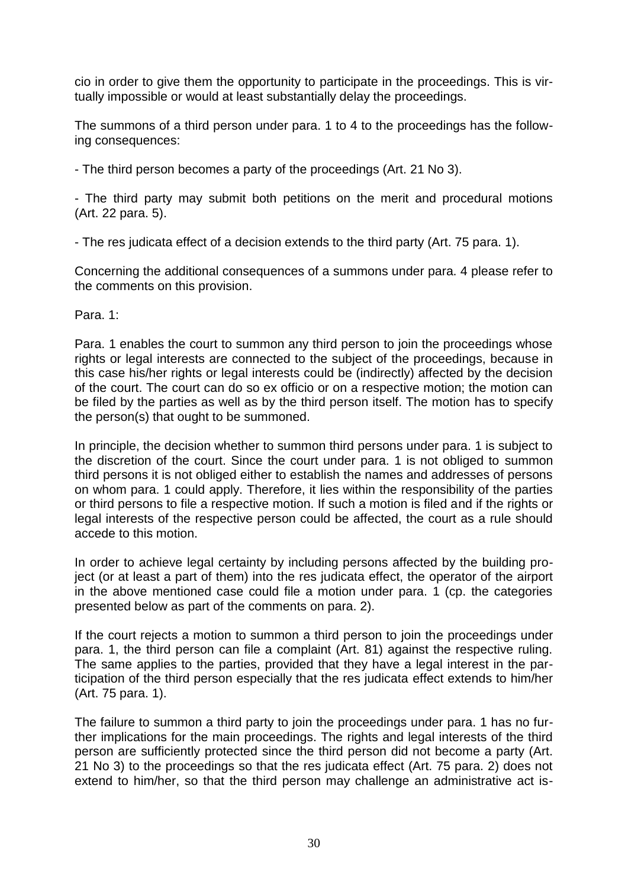cio in order to give them the opportunity to participate in the proceedings. This is virtually impossible or would at least substantially delay the proceedings.

The summons of a third person under para. 1 to 4 to the proceedings has the following consequences:

- The third person becomes a party of the proceedings (Art. 21 No 3).

- The third party may submit both petitions on the merit and procedural motions (Art. 22 para. 5).

- The res judicata effect of a decision extends to the third party (Art. 75 para. 1).

Concerning the additional consequences of a summons under para. 4 please refer to the comments on this provision.

Para. 1:

Para. 1 enables the court to summon any third person to join the proceedings whose rights or legal interests are connected to the subject of the proceedings, because in this case his/her rights or legal interests could be (indirectly) affected by the decision of the court. The court can do so ex officio or on a respective motion; the motion can be filed by the parties as well as by the third person itself. The motion has to specify the person(s) that ought to be summoned.

In principle, the decision whether to summon third persons under para. 1 is subject to the discretion of the court. Since the court under para. 1 is not obliged to summon third persons it is not obliged either to establish the names and addresses of persons on whom para. 1 could apply. Therefore, it lies within the responsibility of the parties or third persons to file a respective motion. If such a motion is filed and if the rights or legal interests of the respective person could be affected, the court as a rule should accede to this motion.

In order to achieve legal certainty by including persons affected by the building project (or at least a part of them) into the res judicata effect, the operator of the airport in the above mentioned case could file a motion under para. 1 (cp. the categories presented below as part of the comments on para. 2).

If the court rejects a motion to summon a third person to join the proceedings under para. 1, the third person can file a complaint (Art. 81) against the respective ruling. The same applies to the parties, provided that they have a legal interest in the participation of the third person especially that the res judicata effect extends to him/her (Art. 75 para. 1).

The failure to summon a third party to join the proceedings under para. 1 has no further implications for the main proceedings. The rights and legal interests of the third person are sufficiently protected since the third person did not become a party (Art. 21 No 3) to the proceedings so that the res judicata effect (Art. 75 para. 2) does not extend to him/her, so that the third person may challenge an administrative act is-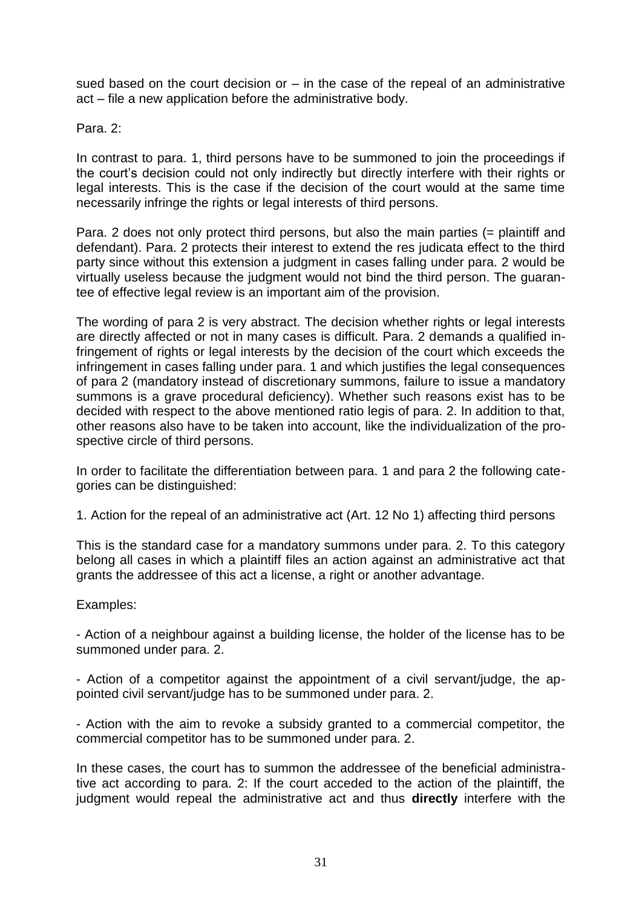sued based on the court decision or – in the case of the repeal of an administrative act – file a new application before the administrative body.

Para. 2:

In contrast to para. 1, third persons have to be summoned to join the proceedings if the court's decision could not only indirectly but directly interfere with their rights or legal interests. This is the case if the decision of the court would at the same time necessarily infringe the rights or legal interests of third persons.

Para. 2 does not only protect third persons, but also the main parties (= plaintiff and defendant). Para. 2 protects their interest to extend the res judicata effect to the third party since without this extension a judgment in cases falling under para. 2 would be virtually useless because the judgment would not bind the third person. The guarantee of effective legal review is an important aim of the provision.

The wording of para 2 is very abstract. The decision whether rights or legal interests are directly affected or not in many cases is difficult. Para. 2 demands a qualified infringement of rights or legal interests by the decision of the court which exceeds the infringement in cases falling under para. 1 and which justifies the legal consequences of para 2 (mandatory instead of discretionary summons, failure to issue a mandatory summons is a grave procedural deficiency). Whether such reasons exist has to be decided with respect to the above mentioned ratio legis of para. 2. In addition to that, other reasons also have to be taken into account, like the individualization of the prospective circle of third persons.

In order to facilitate the differentiation between para. 1 and para 2 the following categories can be distinguished:

1. Action for the repeal of an administrative act (Art. 12 No 1) affecting third persons

This is the standard case for a mandatory summons under para. 2. To this category belong all cases in which a plaintiff files an action against an administrative act that grants the addressee of this act a license, a right or another advantage.

Examples:

- Action of a neighbour against a building license, the holder of the license has to be summoned under para. 2.

- Action of a competitor against the appointment of a civil servant/judge, the appointed civil servant/judge has to be summoned under para. 2.

- Action with the aim to revoke a subsidy granted to a commercial competitor, the commercial competitor has to be summoned under para. 2.

In these cases, the court has to summon the addressee of the beneficial administrative act according to para. 2: If the court acceded to the action of the plaintiff, the judgment would repeal the administrative act and thus **directly** interfere with the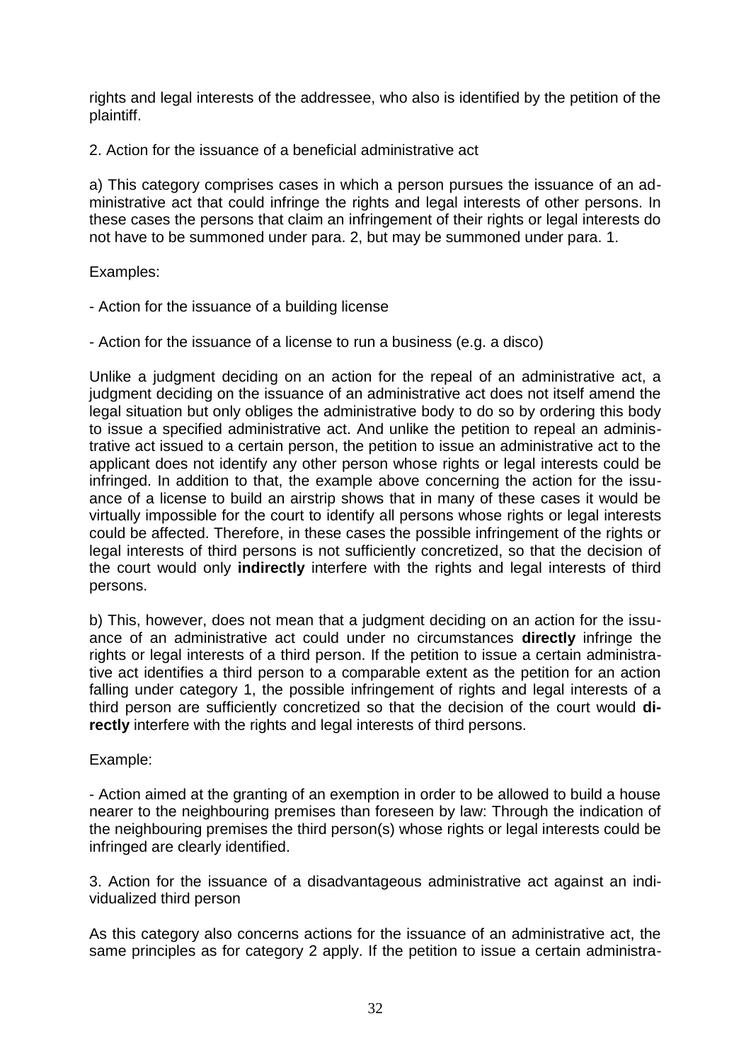rights and legal interests of the addressee, who also is identified by the petition of the plaintiff.

2. Action for the issuance of a beneficial administrative act

a) This category comprises cases in which a person pursues the issuance of an administrative act that could infringe the rights and legal interests of other persons. In these cases the persons that claim an infringement of their rights or legal interests do not have to be summoned under para. 2, but may be summoned under para. 1.

Examples:

- Action for the issuance of a building license

- Action for the issuance of a license to run a business (e.g. a disco)

Unlike a judgment deciding on an action for the repeal of an administrative act, a judgment deciding on the issuance of an administrative act does not itself amend the legal situation but only obliges the administrative body to do so by ordering this body to issue a specified administrative act. And unlike the petition to repeal an administrative act issued to a certain person, the petition to issue an administrative act to the applicant does not identify any other person whose rights or legal interests could be infringed. In addition to that, the example above concerning the action for the issuance of a license to build an airstrip shows that in many of these cases it would be virtually impossible for the court to identify all persons whose rights or legal interests could be affected. Therefore, in these cases the possible infringement of the rights or legal interests of third persons is not sufficiently concretized, so that the decision of the court would only **indirectly** interfere with the rights and legal interests of third persons.

b) This, however, does not mean that a judgment deciding on an action for the issuance of an administrative act could under no circumstances **directly** infringe the rights or legal interests of a third person. If the petition to issue a certain administrative act identifies a third person to a comparable extent as the petition for an action falling under category 1, the possible infringement of rights and legal interests of a third person are sufficiently concretized so that the decision of the court would **directly** interfere with the rights and legal interests of third persons.

Example:

- Action aimed at the granting of an exemption in order to be allowed to build a house nearer to the neighbouring premises than foreseen by law: Through the indication of the neighbouring premises the third person(s) whose rights or legal interests could be infringed are clearly identified.

3. Action for the issuance of a disadvantageous administrative act against an individualized third person

As this category also concerns actions for the issuance of an administrative act, the same principles as for category 2 apply. If the petition to issue a certain administra-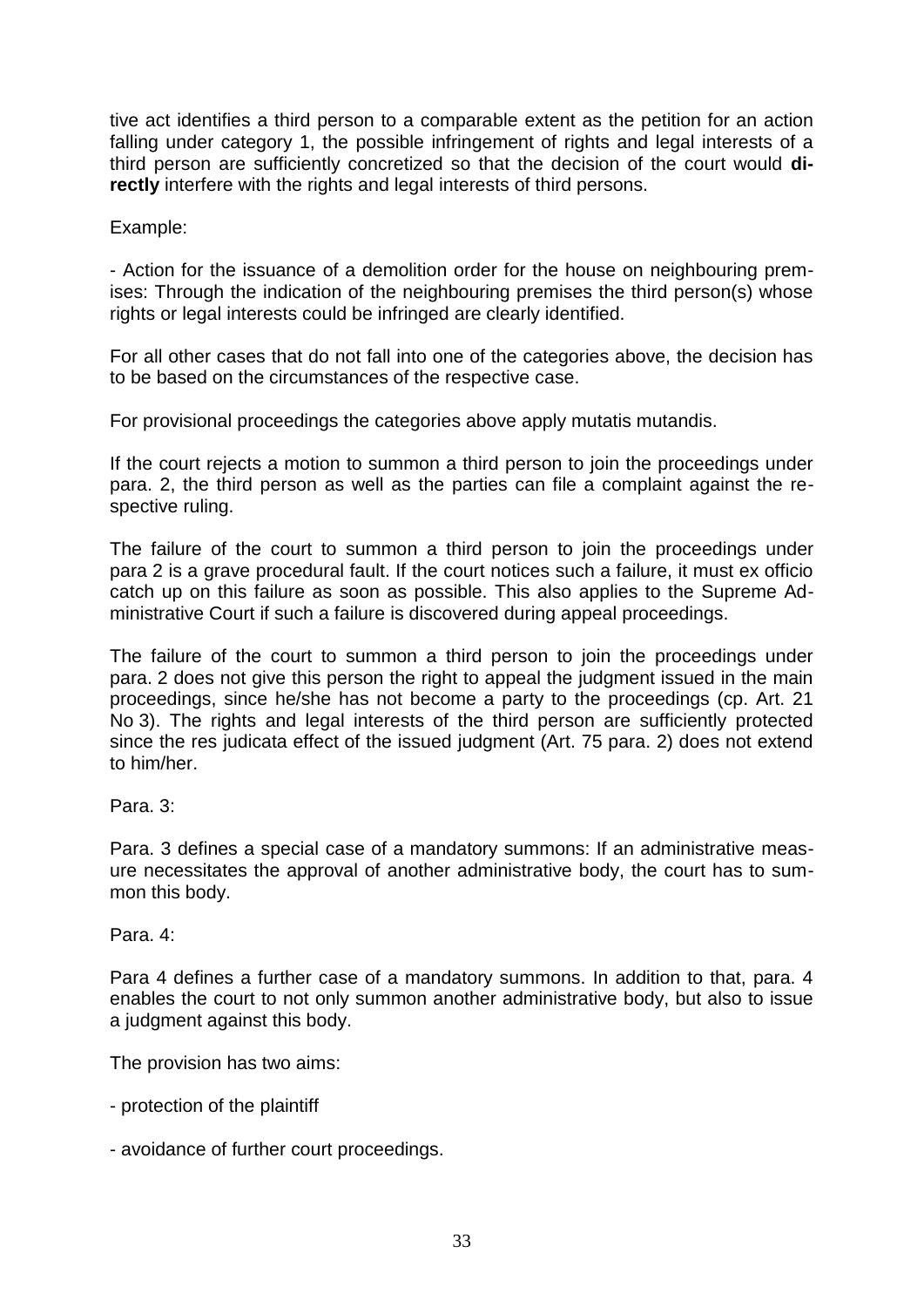tive act identifies a third person to a comparable extent as the petition for an action falling under category 1, the possible infringement of rights and legal interests of a third person are sufficiently concretized so that the decision of the court would **directly** interfere with the rights and legal interests of third persons.

Example:

- Action for the issuance of a demolition order for the house on neighbouring premises: Through the indication of the neighbouring premises the third person(s) whose rights or legal interests could be infringed are clearly identified.

For all other cases that do not fall into one of the categories above, the decision has to be based on the circumstances of the respective case.

For provisional proceedings the categories above apply mutatis mutandis.

If the court rejects a motion to summon a third person to join the proceedings under para. 2, the third person as well as the parties can file a complaint against the respective ruling.

The failure of the court to summon a third person to join the proceedings under para 2 is a grave procedural fault. If the court notices such a failure, it must ex officio catch up on this failure as soon as possible. This also applies to the Supreme Administrative Court if such a failure is discovered during appeal proceedings.

The failure of the court to summon a third person to join the proceedings under para. 2 does not give this person the right to appeal the judgment issued in the main proceedings, since he/she has not become a party to the proceedings (cp. Art. 21 No 3). The rights and legal interests of the third person are sufficiently protected since the res judicata effect of the issued judgment (Art. 75 para. 2) does not extend to him/her.

Para. 3:

Para. 3 defines a special case of a mandatory summons: If an administrative measure necessitates the approval of another administrative body, the court has to summon this body.

Para. 4:

Para 4 defines a further case of a mandatory summons. In addition to that, para. 4 enables the court to not only summon another administrative body, but also to issue a judgment against this body.

The provision has two aims:

- protection of the plaintiff

- avoidance of further court proceedings.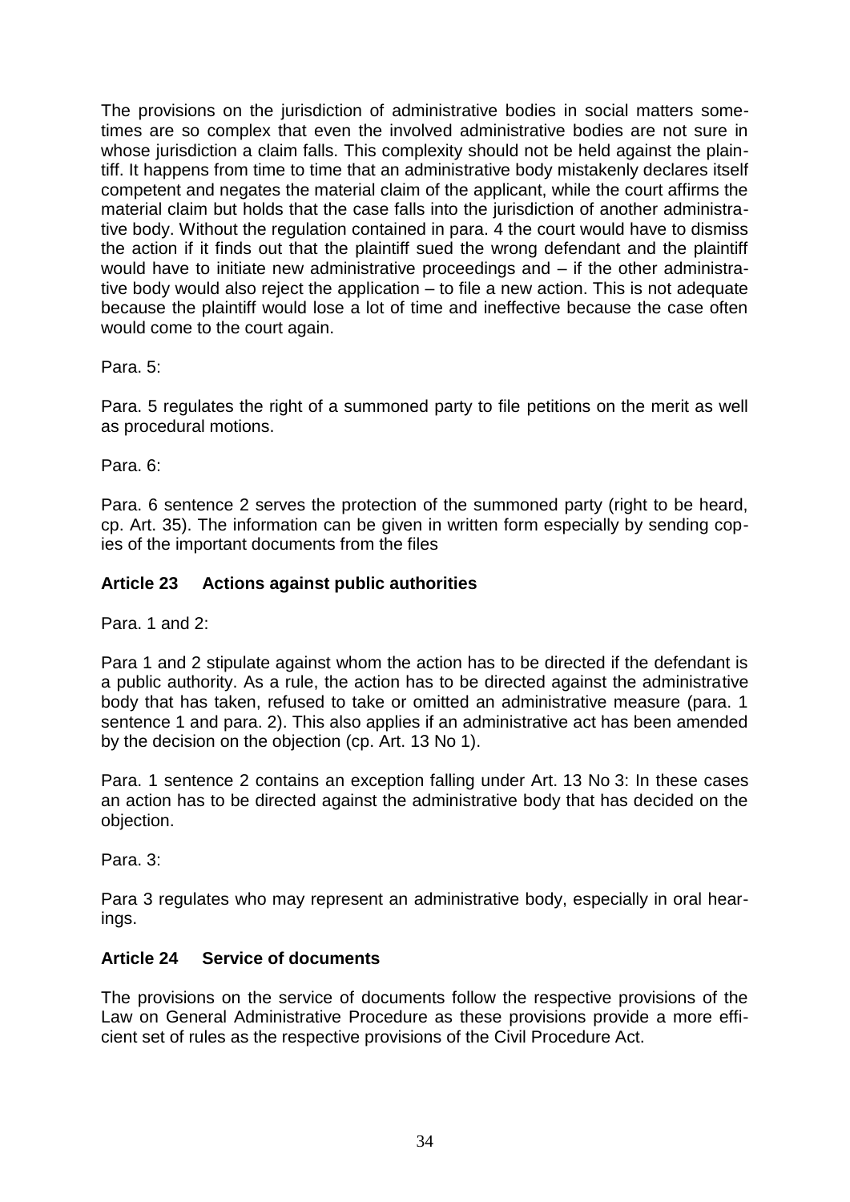The provisions on the jurisdiction of administrative bodies in social matters sometimes are so complex that even the involved administrative bodies are not sure in whose jurisdiction a claim falls. This complexity should not be held against the plaintiff. It happens from time to time that an administrative body mistakenly declares itself competent and negates the material claim of the applicant, while the court affirms the material claim but holds that the case falls into the jurisdiction of another administrative body. Without the regulation contained in para. 4 the court would have to dismiss the action if it finds out that the plaintiff sued the wrong defendant and the plaintiff would have to initiate new administrative proceedings and – if the other administrative body would also reject the application – to file a new action. This is not adequate because the plaintiff would lose a lot of time and ineffective because the case often would come to the court again.

Para. 5:

Para. 5 regulates the right of a summoned party to file petitions on the merit as well as procedural motions.

Para. 6:

Para. 6 sentence 2 serves the protection of the summoned party (right to be heard, cp. Art. 35). The information can be given in written form especially by sending copies of the important documents from the files

### Article 23 Actions against public authorities

Para. 1 and 2:

Para 1 and 2 stipulate against whom the action has to be directed if the defendant is a public authority. As a rule, the action has to be directed against the administrative body that has taken, refused to take or omitted an administrative measure (para. 1 sentence 1 and para. 2). This also applies if an administrative act has been amended by the decision on the objection (cp. Art. 13 No 1).

Para. 1 sentence 2 contains an exception falling under Art. 13 No 3: In these cases an action has to be directed against the administrative body that has decided on the objection.

Para. 3:

Para 3 regulates who may represent an administrative body, especially in oral hearings.

### Article 24 Service of documents

The provisions on the service of documents follow the respective provisions of the Law on General Administrative Procedure as these provisions provide a more efficient set of rules as the respective provisions of the Civil Procedure Act.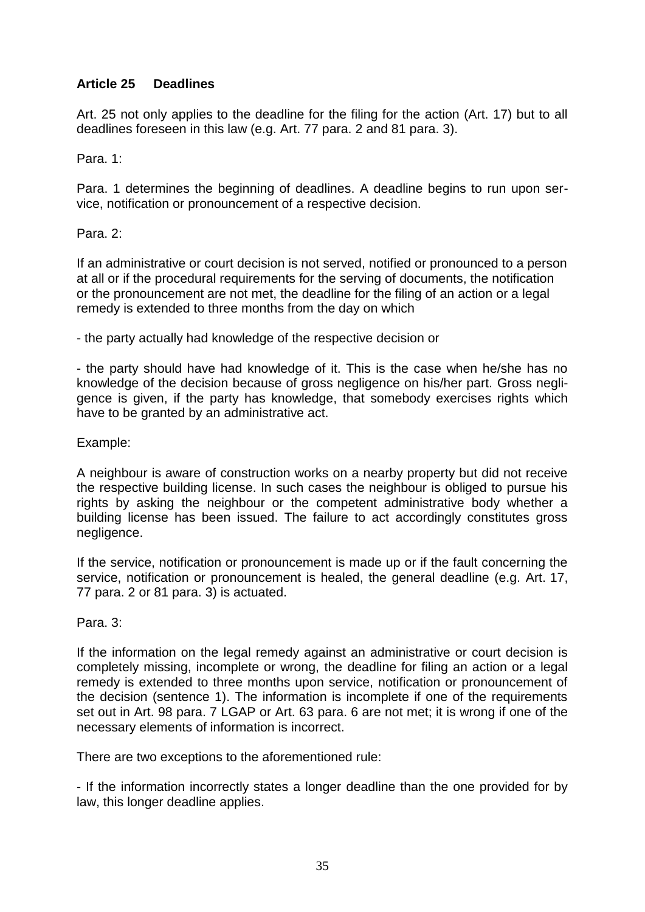## Article 25 Deadlines

Art. 25 not only applies to the deadline for the filing for the action (Art. 17) but to all deadlines foreseen in this law (e.g. Art. 77 para. 2 and 81 para. 3).

Para. 1:

Para. 1 determines the beginning of deadlines. A deadline begins to run upon service, notification or pronouncement of a respective decision.

Para. 2:

If an administrative or court decision is not served, notified or pronounced to a person at all or if the procedural requirements for the serving of documents, the notification or the pronouncement are not met, the deadline for the filing of an action or a legal remedy is extended to three months from the day on which

- the party actually had knowledge of the respective decision or

- the party should have had knowledge of it. This is the case when he/she has no knowledge of the decision because of gross negligence on his/her part. Gross negligence is given, if the party has knowledge, that somebody exercises rights which have to be granted by an administrative act.

Example:

A neighbour is aware of construction works on a nearby property but did not receive the respective building license. In such cases the neighbour is obliged to pursue his rights by asking the neighbour or the competent administrative body whether a building license has been issued. The failure to act accordingly constitutes gross negligence.

If the service, notification or pronouncement is made up or if the fault concerning the service, notification or pronouncement is healed, the general deadline (e.g. Art. 17, 77 para. 2 or 81 para. 3) is actuated.

Para. 3:

If the information on the legal remedy against an administrative or court decision is completely missing, incomplete or wrong, the deadline for filing an action or a legal remedy is extended to three months upon service, notification or pronouncement of the decision (sentence 1). The information is incomplete if one of the requirements set out in Art. 98 para. 7 LGAP or Art. 63 para. 6 are not met; it is wrong if one of the necessary elements of information is incorrect.

There are two exceptions to the aforementioned rule:

- If the information incorrectly states a longer deadline than the one provided for by law, this longer deadline applies.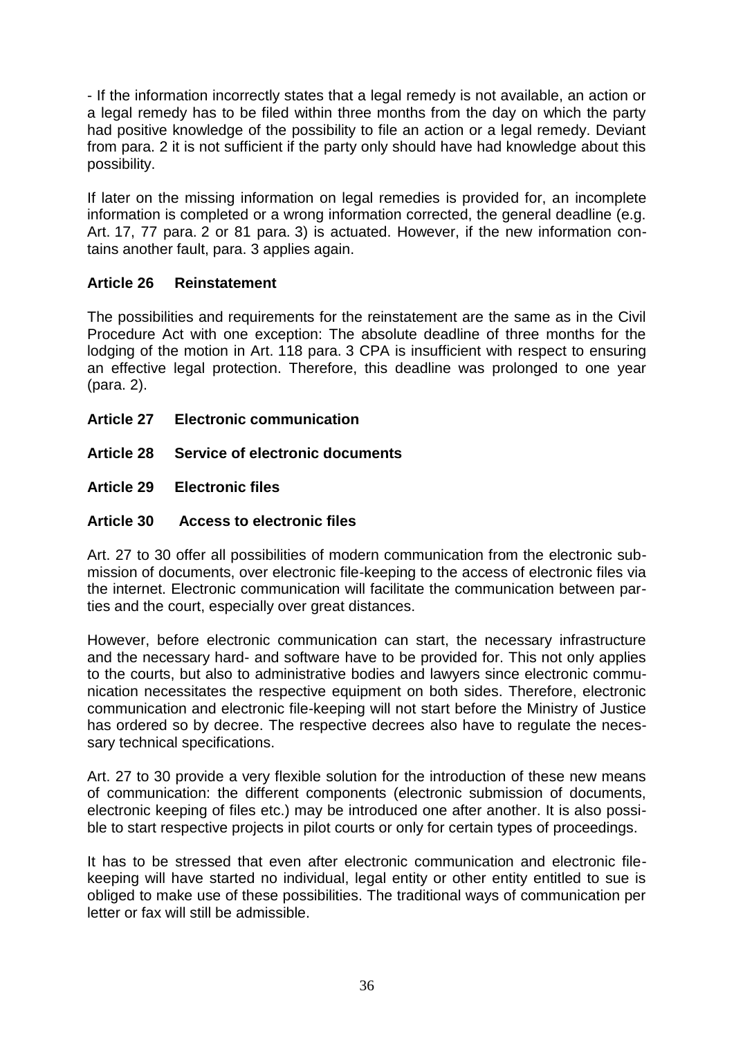- If the information incorrectly states that a legal remedy is not available, an action or a legal remedy has to be filed within three months from the day on which the party had positive knowledge of the possibility to file an action or a legal remedy. Deviant from para. 2 it is not sufficient if the party only should have had knowledge about this possibility.

If later on the missing information on legal remedies is provided for, an incomplete information is completed or a wrong information corrected, the general deadline (e.g. Art. 17, 77 para. 2 or 81 para. 3) is actuated. However, if the new information contains another fault, para. 3 applies again.

**Article 26 Reinstatement**

The possibilities and requirements for the reinstatement are the same as in the Civil Procedure Act with one exception: The absolute deadline of three months for the lodging of the motion in Art. 118 para. 3 CPA is insufficient with respect to ensuring an effective legal protection. Therefore, this deadline was prolonged to one year (para. 2).

**Article 27 Electronic communication**

**Article 28 Service of electronic documents**

**Article 29 Electronic files**

**Article 30 Access to electronic files**

Art. 27 to 30 offer all possibilities of modern communication from the electronic submission of documents, over electronic file-keeping to the access of electronic files via the internet. Electronic communication will facilitate the communication between parties and the court, especially over great distances.

However, before electronic communication can start, the necessary infrastructure and the necessary hard- and software have to be provided for. This not only applies to the courts, but also to administrative bodies and lawyers since electronic communication necessitates the respective equipment on both sides. Therefore, electronic communication and electronic file-keeping will not start before the Ministry of Justice has ordered so by decree. The respective decrees also have to regulate the necessary technical specifications.

Art. 27 to 30 provide a very flexible solution for the introduction of these new means of communication: the different components (electronic submission of documents, electronic keeping of files etc.) may be introduced one after another. It is also possible to start respective projects in pilot courts or only for certain types of proceedings.

It has to be stressed that even after electronic communication and electronic file-keeping will have started no individual, legal entity or other entity entitled to sue is obliged to make use of these possibilities. The traditional ways of communication per letter or fax will still be admissible.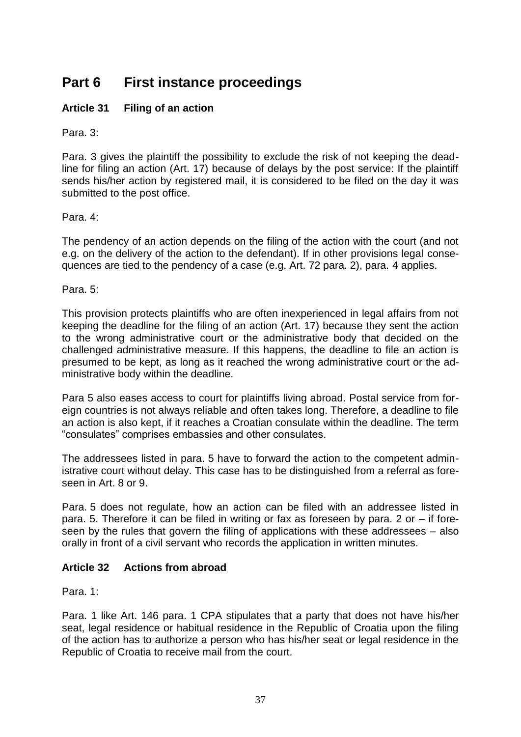# Part 6 First instance proceedings

### Article 31 Filing of an action

Para. 3:

Para. 3 gives the plaintiff the possibility to exclude the risk of not keeping the deadline for filing an action (Art. 17) because of delays by the post service: If the plaintiff sends his/her action by registered mail, it is considered to be filed on the day it was submitted to the post office.

Para. 4:

The pendency of an action depends on the filing of the action with the court (and not e.g. on the delivery of the action to the defendant). If in other provisions legal consequences are tied to the pendency of a case (e.g. Art. 72 para. 2), para. 4 applies.

Para. 5:

This provision protects plaintiffs who are often inexperienced in legal affairs from not keeping the deadline for the filing of an action (Art. 17) because they sent the action to the wrong administrative court or the administrative body that decided on the challenged administrative measure. If this happens, the deadline to file an action is presumed to be kept, as long as it reached the wrong administrative court or the administrative body within the deadline.

Para 5 also eases access to court for plaintiffs living abroad. Postal service from foreign countries is not always reliable and often takes long. Therefore, a deadline to file an action is also kept, if it reaches a Croatian consulate within the deadline. The term "consulates" comprises embassies and other consulates.

The addressees listed in para. 5 have to forward the action to the competent administrative court without delay. This case has to be distinguished from a referral as foreseen in Art. 8 or 9.

Para. 5 does not regulate, how an action can be filed with an addressee listed in para. 5. Therefore it can be filed in writing or fax as foreseen by para. 2 or – if foreseen by the rules that govern the filing of applications with these addressees – also orally in front of a civil servant who records the application in written minutes.

### Article 32 Actions from abroad

Para. 1:

Para. 1 like Art. 146 para. 1 CPA stipulates that a party that does not have his/her seat, legal residence or habitual residence in the Republic of Croatia upon the filing of the action has to authorize a person who has his/her seat or legal residence in the Republic of Croatia to receive mail from the court.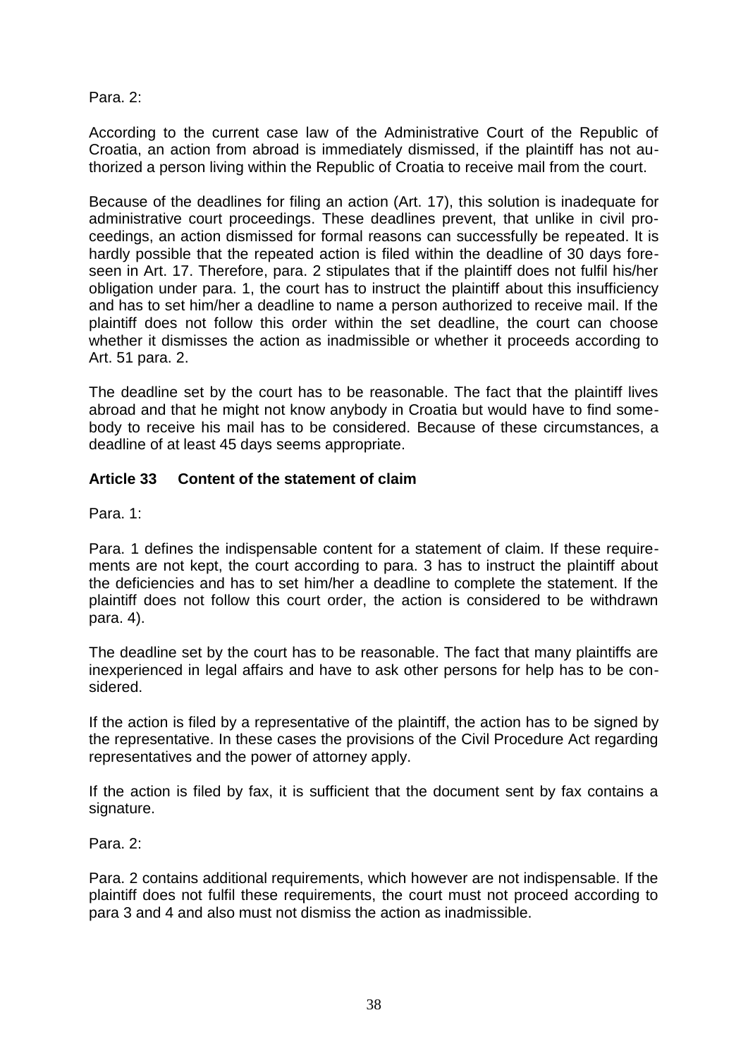Para. 2:

According to the current case law of the Administrative Court of the Republic of Croatia, an action from abroad is immediately dismissed, if the plaintiff has not authorized a person living within the Republic of Croatia to receive mail from the court.

Because of the deadlines for filing an action (Art. 17), this solution is inadequate for administrative court proceedings. These deadlines prevent, that unlike in civil proceedings, an action dismissed for formal reasons can successfully be repeated. It is hardly possible that the repeated action is filed within the deadline of 30 days foreseen in Art. 17. Therefore, para. 2 stipulates that if the plaintiff does not fulfil his/her obligation under para. 1, the court has to instruct the plaintiff about this insufficiency and has to set him/her a deadline to name a person authorized to receive mail. If the plaintiff does not follow this order within the set deadline, the court can choose whether it dismisses the action as inadmissible or whether it proceeds according to Art. 51 para. 2.

The deadline set by the court has to be reasonable. The fact that the plaintiff lives abroad and that he might not know anybody in Croatia but would have to find somebody to receive his mail has to be considered. Because of these circumstances, a deadline of at least 45 days seems appropriate.

### Article 33 Content of the statement of claim

Para. 1:

Para. 1 defines the indispensable content for a statement of claim. If these requirements are not kept, the court according to para. 3 has to instruct the plaintiff about the deficiencies and has to set him/her a deadline to complete the statement. If the plaintiff does not follow this court order, the action is considered to be withdrawn para. 4).

The deadline set by the court has to be reasonable. The fact that many plaintiffs are inexperienced in legal affairs and have to ask other persons for help has to be considered.

If the action is filed by a representative of the plaintiff, the action has to be signed by the representative. In these cases the provisions of the Civil Procedure Act regarding representatives and the power of attorney apply.

If the action is filed by fax, it is sufficient that the document sent by fax contains a signature.

Para. 2:

Para. 2 contains additional requirements, which however are not indispensable. If the plaintiff does not fulfil these requirements, the court must not proceed according to para 3 and 4 and also must not dismiss the action as inadmissible.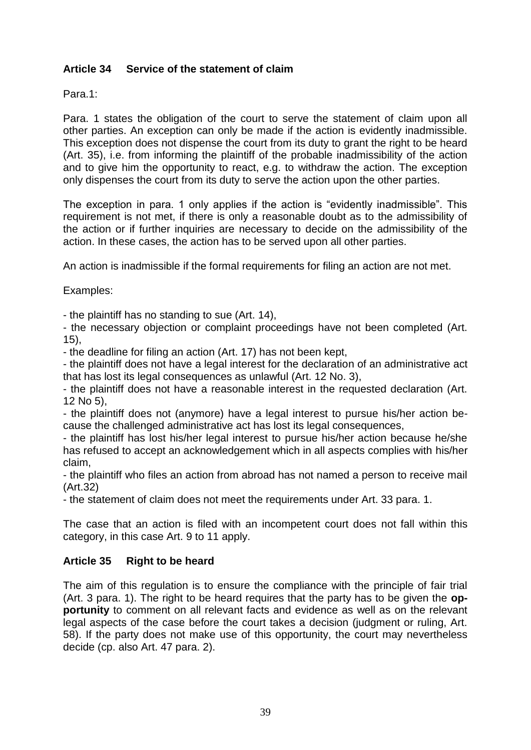### Article 34 Service of the statement of claim

Para.1:

Para. 1 states the obligation of the court to serve the statement of claim upon all other parties. An exception can only be made if the action is evidently inadmissible. This exception does not dispense the court from its duty to grant the right to be heard (Art. 35), i.e. from informing the plaintiff of the probable inadmissibility of the action and to give him the opportunity to react, e.g. to withdraw the action. The exception only dispenses the court from its duty to serve the action upon the other parties.

The exception in para. 1 only applies if the action is "evidently inadmissible". This requirement is not met, if there is only a reasonable doubt as to the admissibility of the action or if further inquiries are necessary to decide on the admissibility of the action. In these cases, the action has to be served upon all other parties.

An action is inadmissible if the formal requirements for filing an action are not met.

Examples:

- the plaintiff has no standing to sue (Art. 14),
- the necessary objection or complaint proceedings have not been completed (Art. 15),
- the deadline for filing an action (Art. 17) has not been kept,
- the plaintiff does not have a legal interest for the declaration of an administrative act that has lost its legal consequences as unlawful (Art. 12 No. 3),
- the plaintiff does not have a reasonable interest in the requested declaration (Art. 12 No 5),
- the plaintiff does not (anymore) have a legal interest to pursue his/her action because the challenged administrative act has lost its legal consequences,
- the plaintiff has lost his/her legal interest to pursue his/her action because he/she has refused to accept an acknowledgement which in all aspects complies with his/her claim,
- the plaintiff who files an action from abroad has not named a person to receive mail (Art.32)
- the statement of claim does not meet the requirements under Art. 33 para. 1.

The case that an action is filed with an incompetent court does not fall within this category, in this case Art. 9 to 11 apply.

### Article 35 Right to be heard

The aim of this regulation is to ensure the compliance with the principle of fair trial (Art. 3 para. 1). The right to be heard requires that the party has to be given the **opportunity** to comment on all relevant facts and evidence as well as on the relevant legal aspects of the case before the court takes a decision (judgment or ruling, Art. 58). If the party does not make use of this opportunity, the court may nevertheless decide (cp. also Art. 47 para. 2).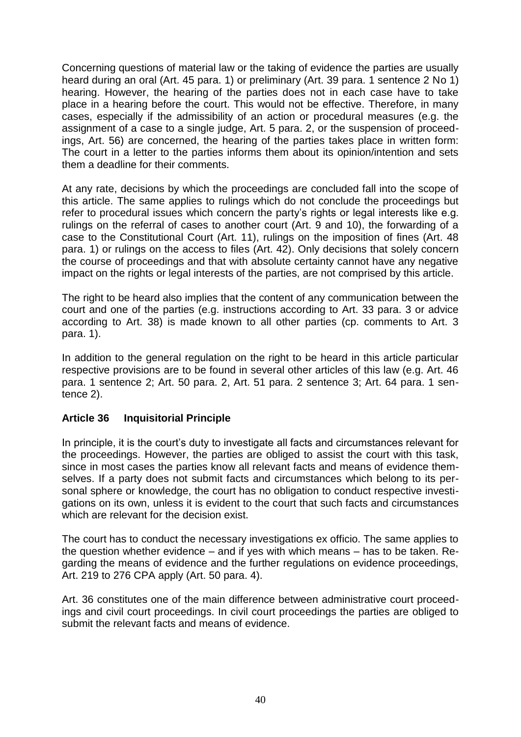Concerning questions of material law or the taking of evidence the parties are usually heard during an oral (Art. 45 para. 1) or preliminary (Art. 39 para. 1 sentence 2 No 1) hearing. However, the hearing of the parties does not in each case have to take place in a hearing before the court. This would not be effective. Therefore, in many cases, especially if the admissibility of an action or procedural measures (e.g. the assignment of a case to a single judge, Art. 5 para. 2, or the suspension of proceedings, Art. 56) are concerned, the hearing of the parties takes place in written form: The court in a letter to the parties informs them about its opinion/intention and sets them a deadline for their comments.

At any rate, decisions by which the proceedings are concluded fall into the scope of this article. The same applies to rulings which do not conclude the proceedings but refer to procedural issues which concern the party's rights or legal interests like e.g. rulings on the referral of cases to another court (Art. 9 and 10), the forwarding of a case to the Constitutional Court (Art. 11), rulings on the imposition of fines (Art. 48 para. 1) or rulings on the access to files (Art. 42). Only decisions that solely concern the course of proceedings and that with absolute certainty cannot have any negative impact on the rights or legal interests of the parties, are not comprised by this article.

The right to be heard also implies that the content of any communication between the court and one of the parties (e.g. instructions according to Art. 33 para. 3 or advice according to Art. 38) is made known to all other parties (cp. comments to Art. 3 para. 1).

In addition to the general regulation on the right to be heard in this article particular respective provisions are to be found in several other articles of this law (e.g. Art. 46 para. 1 sentence 2; Art. 50 para. 2, Art. 51 para. 2 sentence 3; Art. 64 para. 1 sentence 2).

### Article 36 Inquisitorial Principle

In principle, it is the court's duty to investigate all facts and circumstances relevant for the proceedings. However, the parties are obliged to assist the court with this task, since in most cases the parties know all relevant facts and means of evidence themselves. If a party does not submit facts and circumstances which belong to its personal sphere or knowledge, the court has no obligation to conduct respective investigations on its own, unless it is evident to the court that such facts and circumstances which are relevant for the decision exist.

The court has to conduct the necessary investigations ex officio. The same applies to the question whether evidence – and if yes with which means – has to be taken. Regarding the means of evidence and the further regulations on evidence proceedings, Art. 219 to 276 CPA apply (Art. 50 para. 4).

Art. 36 constitutes one of the main difference between administrative court proceedings and civil court proceedings. In civil court proceedings the parties are obliged to submit the relevant facts and means of evidence.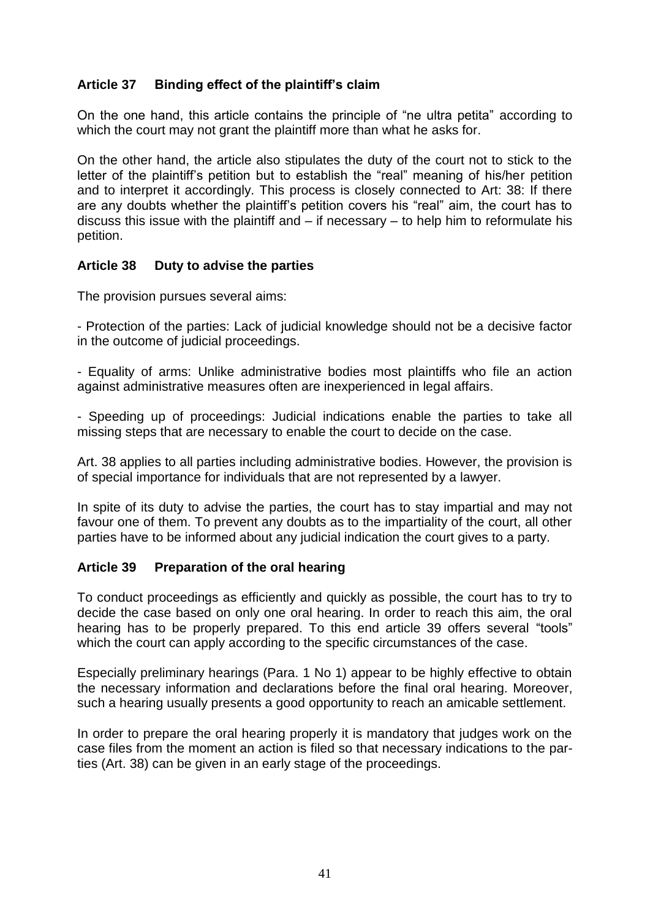### Article 37 Binding effect of the plaintiff's claim

On the one hand, this article contains the principle of "ne ultra petita" according to which the court may not grant the plaintiff more than what he asks for.

On the other hand, the article also stipulates the duty of the court not to stick to the letter of the plaintiff's petition but to establish the "real" meaning of his/her petition and to interpret it accordingly. This process is closely connected to Art: 38: If there are any doubts whether the plaintiff's petition covers his "real" aim, the court has to discuss this issue with the plaintiff and – if necessary – to help him to reformulate his petition.

### Article 38 Duty to advise the parties

The provision pursues several aims:

- Protection of the parties: Lack of judicial knowledge should not be a decisive factor in the outcome of judicial proceedings.

- Equality of arms: Unlike administrative bodies most plaintiffs who file an action against administrative measures often are inexperienced in legal affairs.

- Speeding up of proceedings: Judicial indications enable the parties to take all missing steps that are necessary to enable the court to decide on the case.

Art. 38 applies to all parties including administrative bodies. However, the provision is of special importance for individuals that are not represented by a lawyer.

In spite of its duty to advise the parties, the court has to stay impartial and may not favour one of them. To prevent any doubts as to the impartiality of the court, all other parties have to be informed about any judicial indication the court gives to a party.

### Article 39 Preparation of the oral hearing

To conduct proceedings as efficiently and quickly as possible, the court has to try to decide the case based on only one oral hearing. In order to reach this aim, the oral hearing has to be properly prepared. To this end article 39 offers several "tools" which the court can apply according to the specific circumstances of the case.

Especially preliminary hearings (Para. 1 No 1) appear to be highly effective to obtain the necessary information and declarations before the final oral hearing. Moreover, such a hearing usually presents a good opportunity to reach an amicable settlement.

In order to prepare the oral hearing properly it is mandatory that judges work on the case files from the moment an action is filed so that necessary indications to the parties (Art. 38) can be given in an early stage of the proceedings.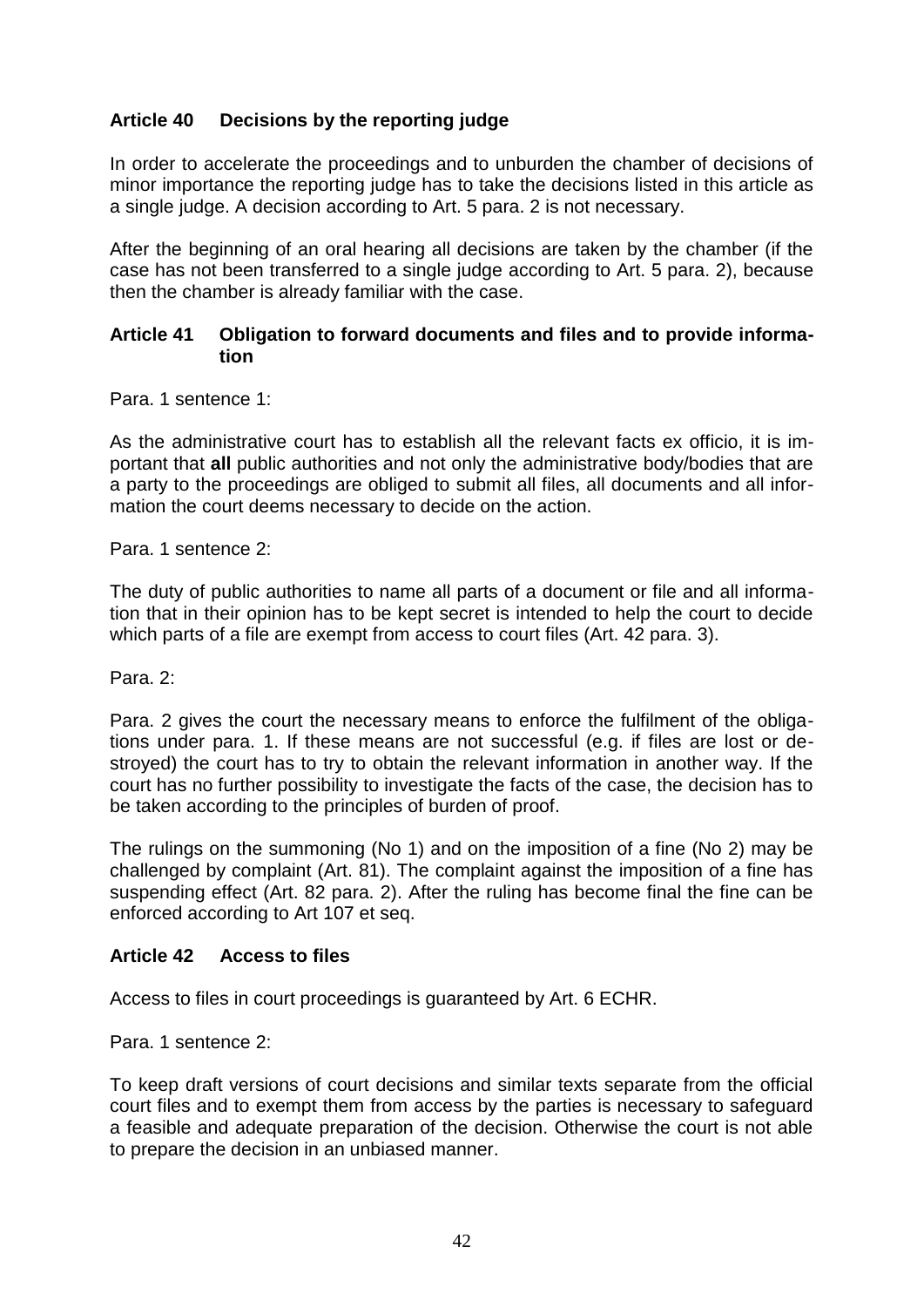### Article 40 Decisions by the reporting judge

In order to accelerate the proceedings and to unburden the chamber of decisions of minor importance the reporting judge has to take the decisions listed in this article as a single judge. A decision according to Art. 5 para. 2 is not necessary.

After the beginning of an oral hearing all decisions are taken by the chamber (if the case has not been transferred to a single judge according to Art. 5 para. 2), because then the chamber is already familiar with the case.

### Article 41 Obligation to forward documents and files and to provide information

Para. 1 sentence 1:

As the administrative court has to establish all the relevant facts ex officio, it is important that **all** public authorities and not only the administrative body/bodies that are a party to the proceedings are obliged to submit all files, all documents and all information the court deems necessary to decide on the action.

Para. 1 sentence 2:

The duty of public authorities to name all parts of a document or file and all information that in their opinion has to be kept secret is intended to help the court to decide which parts of a file are exempt from access to court files (Art. 42 para. 3).

Para. 2:

Para. 2 gives the court the necessary means to enforce the fulfilment of the obligations under para. 1. If these means are not successful (e.g. if files are lost or destroyed) the court has to try to obtain the relevant information in another way. If the court has no further possibility to investigate the facts of the case, the decision has to be taken according to the principles of burden of proof.

The rulings on the summoning (No 1) and on the imposition of a fine (No 2) may be challenged by complaint (Art. 81). The complaint against the imposition of a fine has suspending effect (Art. 82 para. 2). After the ruling has become final the fine can be enforced according to Art 107 et seq.

### Article 42 Access to files

Access to files in court proceedings is guaranteed by Art. 6 ECHR.

Para. 1 sentence 2:

To keep draft versions of court decisions and similar texts separate from the official court files and to exempt them from access by the parties is necessary to safeguard a feasible and adequate preparation of the decision. Otherwise the court is not able to prepare the decision in an unbiased manner.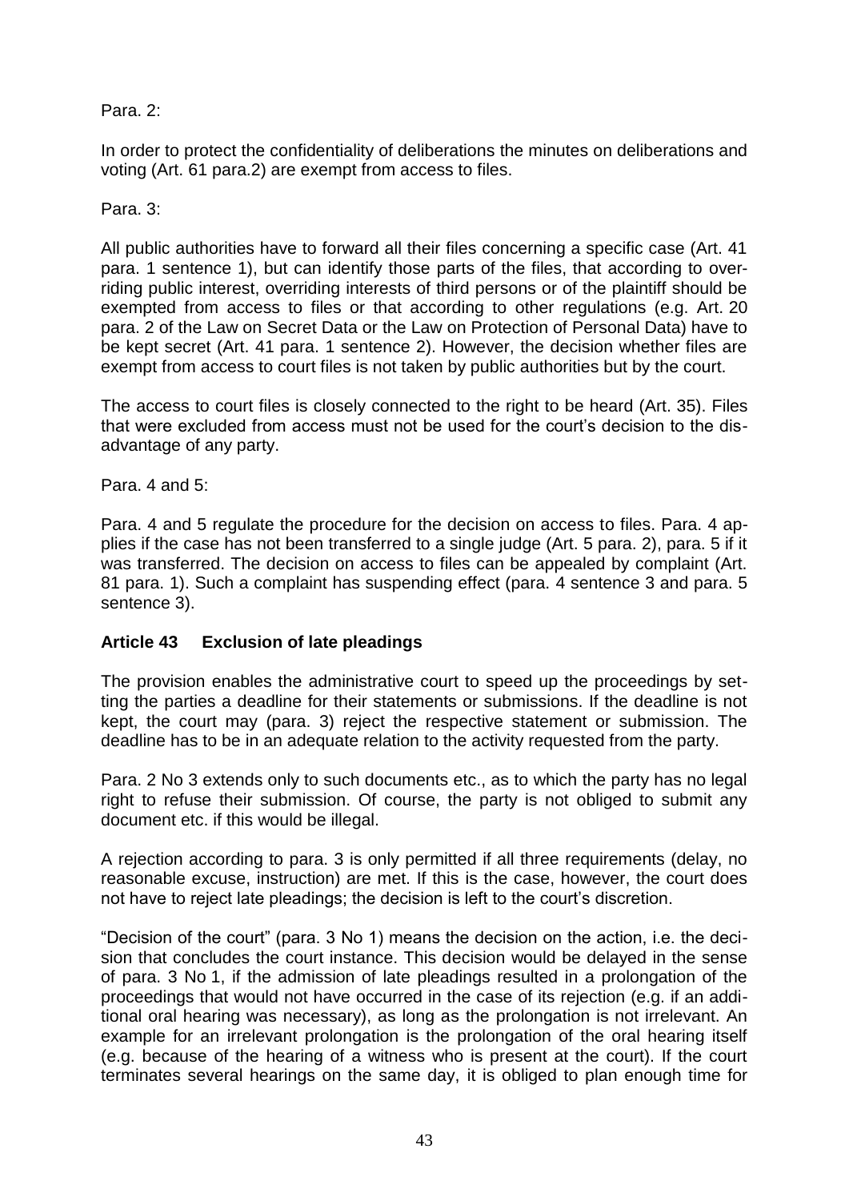Para. 2:

In order to protect the confidentiality of deliberations the minutes on deliberations and voting (Art. 61 para.2) are exempt from access to files.

Para. 3:

All public authorities have to forward all their files concerning a specific case (Art. 41 para. 1 sentence 1), but can identify those parts of the files, that according to overriding public interest, overriding interests of third persons or of the plaintiff should be exempted from access to files or that according to other regulations (e.g. Art. 20 para. 2 of the Law on Secret Data or the Law on Protection of Personal Data) have to be kept secret (Art. 41 para. 1 sentence 2). However, the decision whether files are exempt from access to court files is not taken by public authorities but by the court.

The access to court files is closely connected to the right to be heard (Art. 35). Files that were excluded from access must not be used for the court's decision to the disadvantage of any party.

Para. 4 and 5:

Para. 4 and 5 regulate the procedure for the decision on access to files. Para. 4 applies if the case has not been transferred to a single judge (Art. 5 para. 2), para. 5 if it was transferred. The decision on access to files can be appealed by complaint (Art. 81 para. 1). Such a complaint has suspending effect (para. 4 sentence 3 and para. 5 sentence 3).

## Article 43 Exclusion of late pleadings

The provision enables the administrative court to speed up the proceedings by setting the parties a deadline for their statements or submissions. If the deadline is not kept, the court may (para. 3) reject the respective statement or submission. The deadline has to be in an adequate relation to the activity requested from the party.

Para. 2 No 3 extends only to such documents etc., as to which the party has no legal right to refuse their submission. Of course, the party is not obliged to submit any document etc. if this would be illegal.

A rejection according to para. 3 is only permitted if all three requirements (delay, no reasonable excuse, instruction) are met. If this is the case, however, the court does not have to reject late pleadings; the decision is left to the court's discretion.

"Decision of the court" (para. 3 No 1) means the decision on the action, i.e. the decision that concludes the court instance. This decision would be delayed in the sense of para. 3 No 1, if the admission of late pleadings resulted in a prolongation of the proceedings that would not have occurred in the case of its rejection (e.g. if an additional oral hearing was necessary), as long as the prolongation is not irrelevant. An example for an irrelevant prolongation is the prolongation of the oral hearing itself (e.g. because of the hearing of a witness who is present at the court). If the court terminates several hearings on the same day, it is obliged to plan enough time for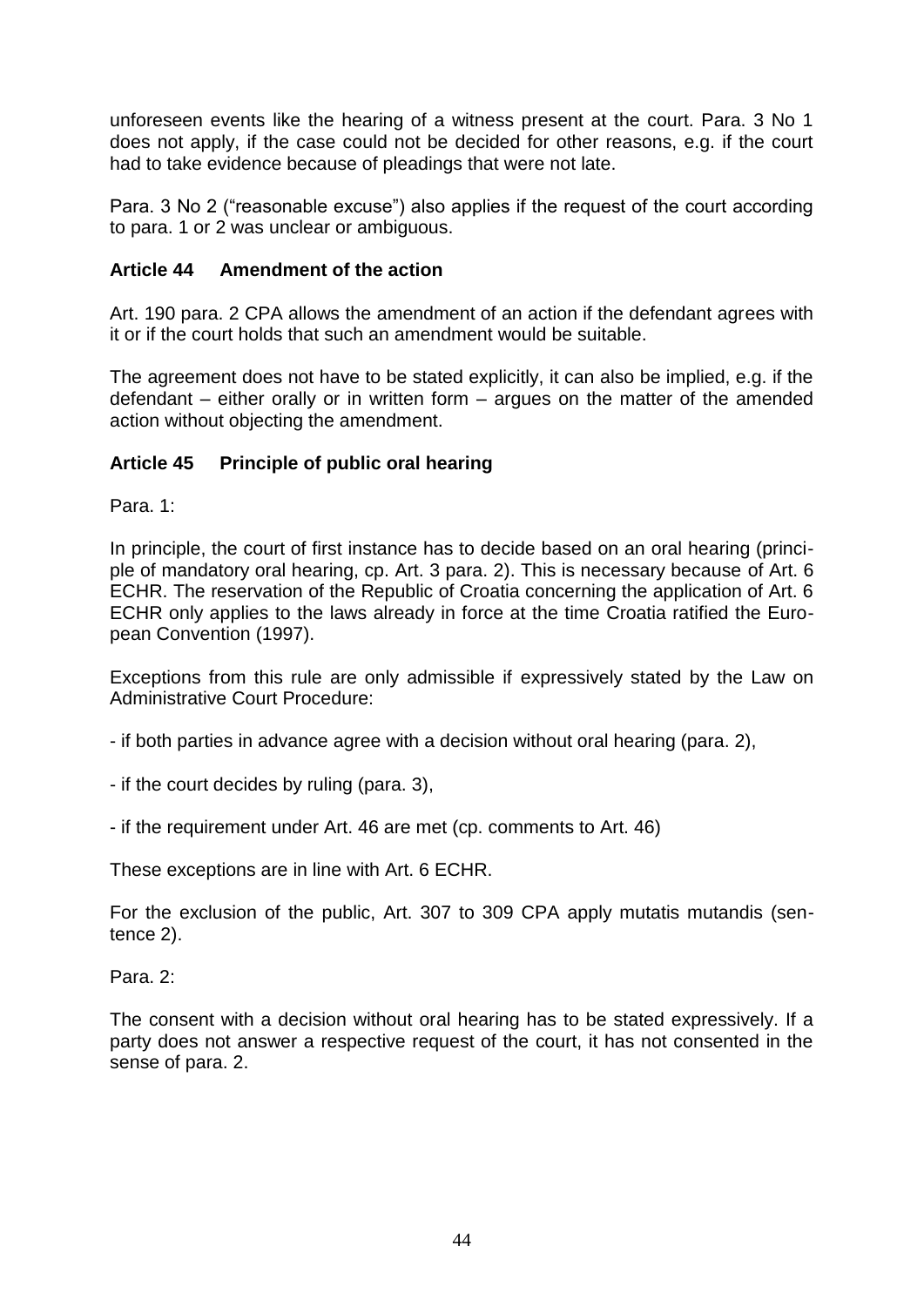unforeseen events like the hearing of a witness present at the court. Para. 3 No 1 does not apply, if the case could not be decided for other reasons, e.g. if the court had to take evidence because of pleadings that were not late.

Para. 3 No 2 ("reasonable excuse") also applies if the request of the court according to para. 1 or 2 was unclear or ambiguous.

### Article 44 Amendment of the action

Art. 190 para. 2 CPA allows the amendment of an action if the defendant agrees with it or if the court holds that such an amendment would be suitable.

The agreement does not have to be stated explicitly, it can also be implied, e.g. if the defendant – either orally or in written form – argues on the matter of the amended action without objecting the amendment.

### Article 45 Principle of public oral hearing

Para. 1:

In principle, the court of first instance has to decide based on an oral hearing (principle of mandatory oral hearing, cp. Art. 3 para. 2). This is necessary because of Art. 6 ECHR. The reservation of the Republic of Croatia concerning the application of Art. 6 ECHR only applies to the laws already in force at the time Croatia ratified the European Convention (1997).

Exceptions from this rule are only admissible if expressively stated by the Law on Administrative Court Procedure:

- if both parties in advance agree with a decision without oral hearing (para. 2),

- if the court decides by ruling (para. 3),

- if the requirement under Art. 46 are met (cp. comments to Art. 46)

These exceptions are in line with Art. 6 ECHR.

For the exclusion of the public, Art. 307 to 309 CPA apply mutatis mutandis (sentence 2).

Para. 2:

The consent with a decision without oral hearing has to be stated expressively. If a party does not answer a respective request of the court, it has not consented in the sense of para. 2.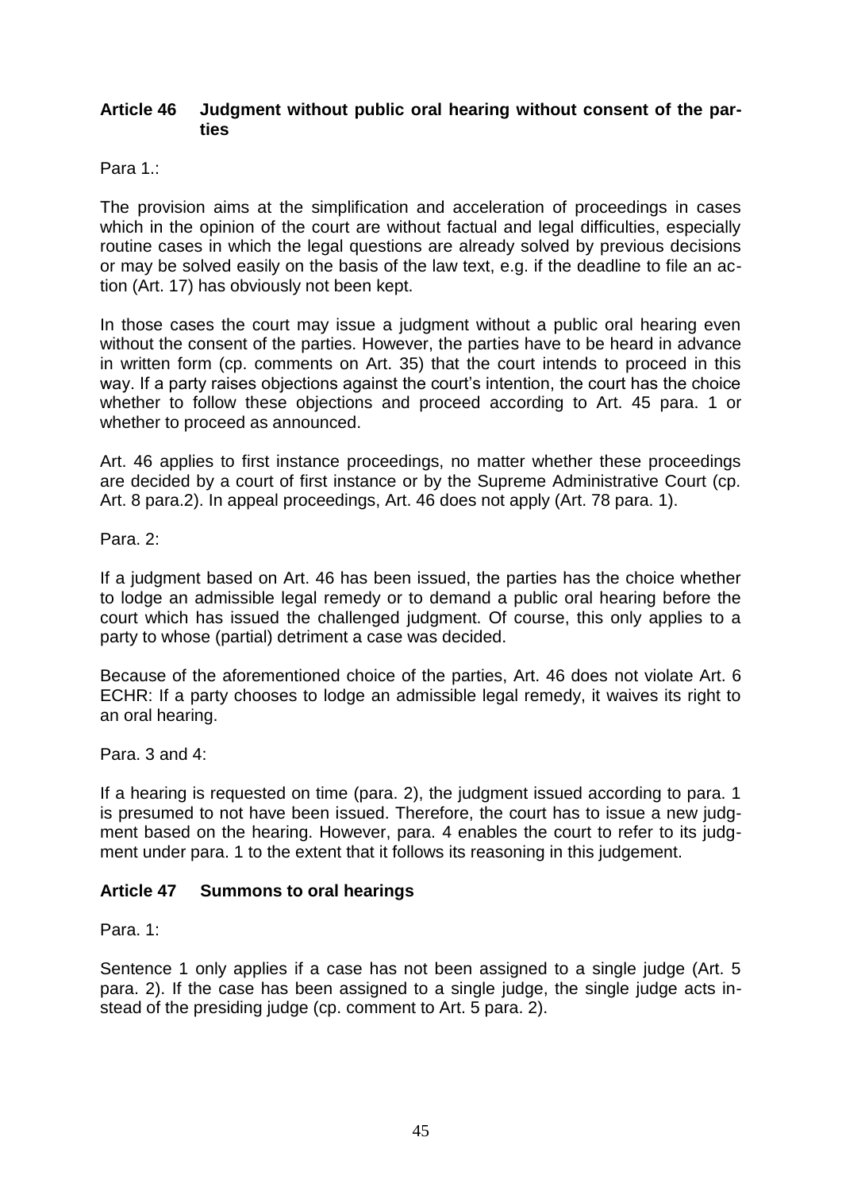### Article 46 Judgment without public oral hearing without consent of the parties

Para 1.:

The provision aims at the simplification and acceleration of proceedings in cases which in the opinion of the court are without factual and legal difficulties, especially routine cases in which the legal questions are already solved by previous decisions or may be solved easily on the basis of the law text, e.g. if the deadline to file an action (Art. 17) has obviously not been kept.

In those cases the court may issue a judgment without a public oral hearing even without the consent of the parties. However, the parties have to be heard in advance in written form (cp. comments on Art. 35) that the court intends to proceed in this way. If a party raises objections against the court's intention, the court has the choice whether to follow these objections and proceed according to Art. 45 para. 1 or whether to proceed as announced.

Art. 46 applies to first instance proceedings, no matter whether these proceedings are decided by a court of first instance or by the Supreme Administrative Court (cp. Art. 8 para.2). In appeal proceedings, Art. 46 does not apply (Art. 78 para. 1).

Para. 2:

If a judgment based on Art. 46 has been issued, the parties has the choice whether to lodge an admissible legal remedy or to demand a public oral hearing before the court which has issued the challenged judgment. Of course, this only applies to a party to whose (partial) detriment a case was decided.

Because of the aforementioned choice of the parties, Art. 46 does not violate Art. 6 ECHR: If a party chooses to lodge an admissible legal remedy, it waives its right to an oral hearing.

Para. 3 and 4:

If a hearing is requested on time (para. 2), the judgment issued according to para. 1 is presumed to not have been issued. Therefore, the court has to issue a new judgment based on the hearing. However, para. 4 enables the court to refer to its judgment under para. 1 to the extent that it follows its reasoning in this judgement.

### Article 47 Summons to oral hearings

Para. 1:

Sentence 1 only applies if a case has not been assigned to a single judge (Art. 5 para. 2). If the case has been assigned to a single judge, the single judge acts instead of the presiding judge (cp. comment to Art. 5 para. 2).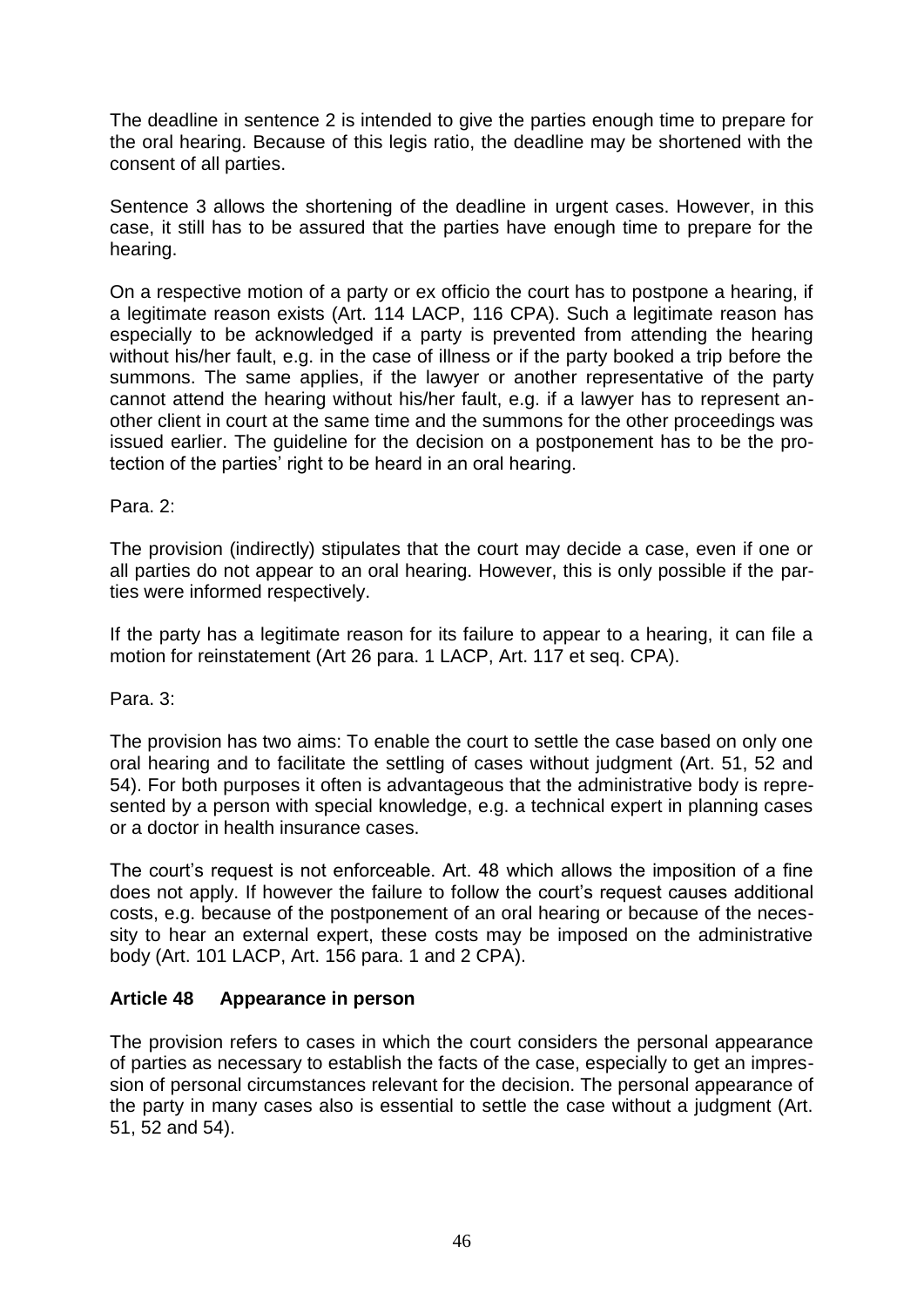The deadline in sentence 2 is intended to give the parties enough time to prepare for the oral hearing. Because of this legis ratio, the deadline may be shortened with the consent of all parties.

Sentence 3 allows the shortening of the deadline in urgent cases. However, in this case, it still has to be assured that the parties have enough time to prepare for the hearing.

On a respective motion of a party or ex officio the court has to postpone a hearing, if a legitimate reason exists (Art. 114 LACP, 116 CPA). Such a legitimate reason has especially to be acknowledged if a party is prevented from attending the hearing without his/her fault, e.g. in the case of illness or if the party booked a trip before the summons. The same applies, if the lawyer or another representative of the party cannot attend the hearing without his/her fault, e.g. if a lawyer has to represent another client in court at the same time and the summons for the other proceedings was issued earlier. The guideline for the decision on a postponement has to be the protection of the parties' right to be heard in an oral hearing.

Para. 2:

The provision (indirectly) stipulates that the court may decide a case, even if one or all parties do not appear to an oral hearing. However, this is only possible if the parties were informed respectively.

If the party has a legitimate reason for its failure to appear to a hearing, it can file a motion for reinstatement (Art 26 para. 1 LACP, Art. 117 et seq. CPA).

Para. 3:

The provision has two aims: To enable the court to settle the case based on only one oral hearing and to facilitate the settling of cases without judgment (Art. 51, 52 and 54). For both purposes it often is advantageous that the administrative body is represented by a person with special knowledge, e.g. a technical expert in planning cases or a doctor in health insurance cases.

The court's request is not enforceable. Art. 48 which allows the imposition of a fine does not apply. If however the failure to follow the court's request causes additional costs, e.g. because of the postponement of an oral hearing or because of the necessity to hear an external expert, these costs may be imposed on the administrative body (Art. 101 LACP, Art. 156 para. 1 and 2 CPA).

## Article 48 Appearance in person

The provision refers to cases in which the court considers the personal appearance of parties as necessary to establish the facts of the case, especially to get an impression of personal circumstances relevant for the decision. The personal appearance of the party in many cases also is essential to settle the case without a judgment (Art. 51, 52 and 54).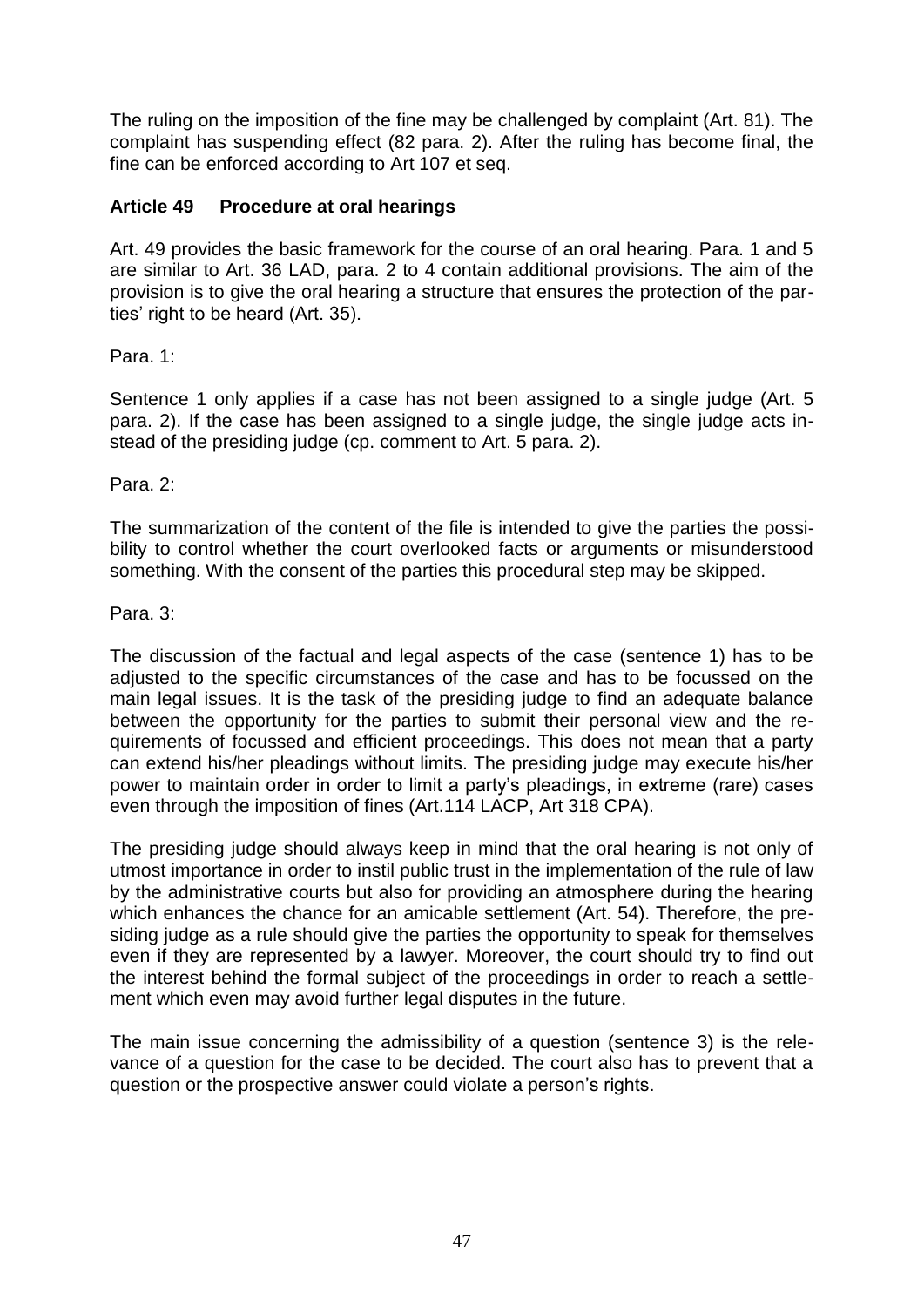The ruling on the imposition of the fine may be challenged by complaint (Art. 81). The complaint has suspending effect (82 para. 2). After the ruling has become final, the fine can be enforced according to Art 107 et seq.

## Article 49 Procedure at oral hearings

Art. 49 provides the basic framework for the course of an oral hearing. Para. 1 and 5 are similar to Art. 36 LAD, para. 2 to 4 contain additional provisions. The aim of the provision is to give the oral hearing a structure that ensures the protection of the parties' right to be heard (Art. 35).

Para. 1:

Sentence 1 only applies if a case has not been assigned to a single judge (Art. 5 para. 2). If the case has been assigned to a single judge, the single judge acts instead of the presiding judge (cp. comment to Art. 5 para. 2).

Para. 2:

The summarization of the content of the file is intended to give the parties the possibility to control whether the court overlooked facts or arguments or misunderstood something. With the consent of the parties this procedural step may be skipped.

Para. 3:

The discussion of the factual and legal aspects of the case (sentence 1) has to be adjusted to the specific circumstances of the case and has to be focussed on the main legal issues. It is the task of the presiding judge to find an adequate balance between the opportunity for the parties to submit their personal view and the requirements of focussed and efficient proceedings. This does not mean that a party can extend his/her pleadings without limits. The presiding judge may execute his/her power to maintain order in order to limit a party's pleadings, in extreme (rare) cases even through the imposition of fines (Art.114 LACP, Art 318 CPA).

The presiding judge should always keep in mind that the oral hearing is not only of utmost importance in order to instil public trust in the implementation of the rule of law by the administrative courts but also for providing an atmosphere during the hearing which enhances the chance for an amicable settlement (Art. 54). Therefore, the presiding judge as a rule should give the parties the opportunity to speak for themselves even if they are represented by a lawyer. Moreover, the court should try to find out the interest behind the formal subject of the proceedings in order to reach a settlement which even may avoid further legal disputes in the future.

The main issue concerning the admissibility of a question (sentence 3) is the relevance of a question for the case to be decided. The court also has to prevent that a question or the prospective answer could violate a person's rights.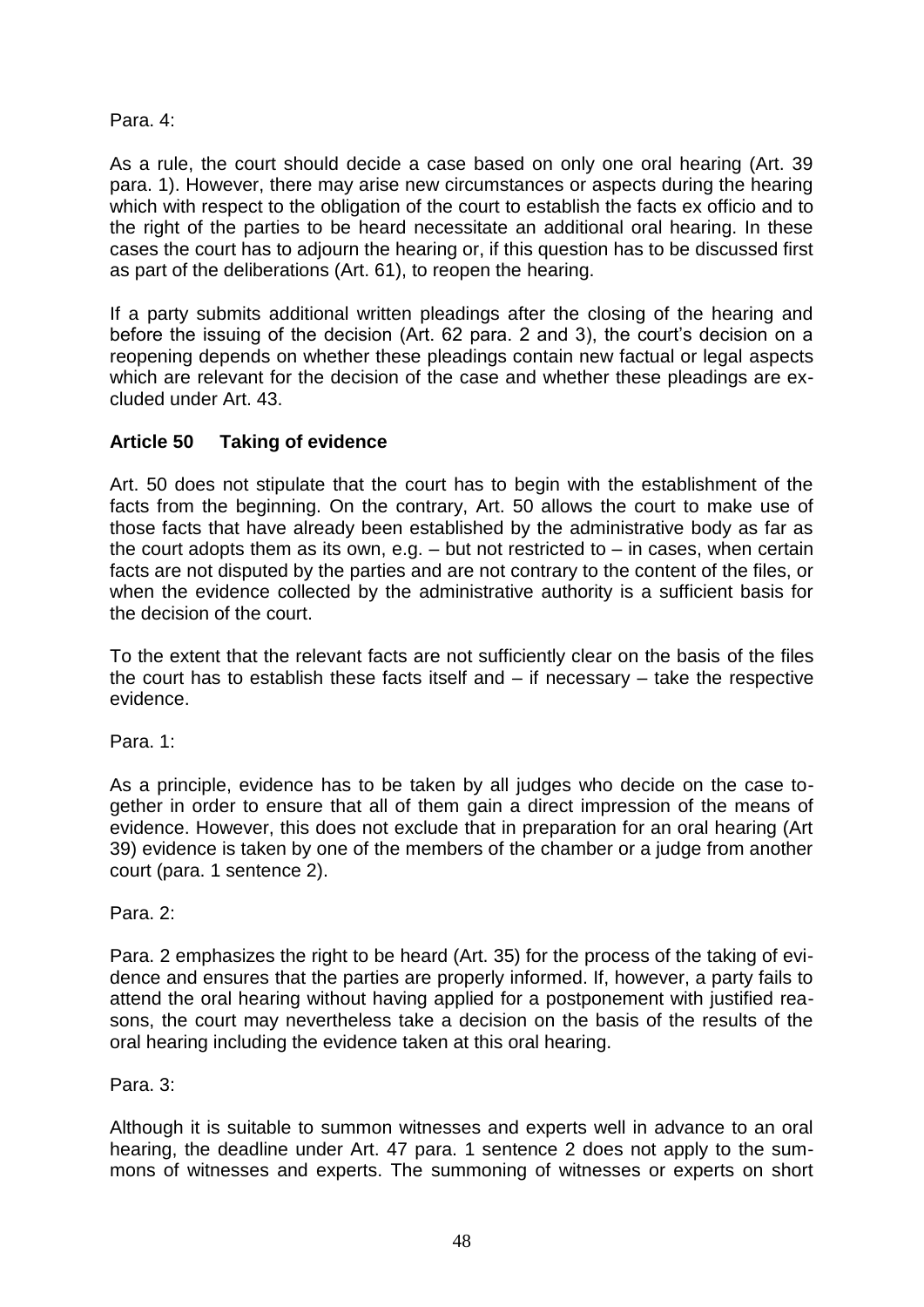Para. 4:

As a rule, the court should decide a case based on only one oral hearing (Art. 39 para. 1). However, there may arise new circumstances or aspects during the hearing which with respect to the obligation of the court to establish the facts ex officio and to the right of the parties to be heard necessitate an additional oral hearing. In these cases the court has to adjourn the hearing or, if this question has to be discussed first as part of the deliberations (Art. 61), to reopen the hearing.

If a party submits additional written pleadings after the closing of the hearing and before the issuing of the decision (Art. 62 para. 2 and 3), the court's decision on a reopening depends on whether these pleadings contain new factual or legal aspects which are relevant for the decision of the case and whether these pleadings are excluded under Art. 43.

### Article 50 Taking of evidence

Art. 50 does not stipulate that the court has to begin with the establishment of the facts from the beginning. On the contrary, Art. 50 allows the court to make use of those facts that have already been established by the administrative body as far as the court adopts them as its own, e.g. – but not restricted to – in cases, when certain facts are not disputed by the parties and are not contrary to the content of the files, or when the evidence collected by the administrative authority is a sufficient basis for the decision of the court.

To the extent that the relevant facts are not sufficiently clear on the basis of the files the court has to establish these facts itself and – if necessary – take the respective evidence.

Para. 1:

As a principle, evidence has to be taken by all judges who decide on the case together in order to ensure that all of them gain a direct impression of the means of evidence. However, this does not exclude that in preparation for an oral hearing (Art 39) evidence is taken by one of the members of the chamber or a judge from another court (para. 1 sentence 2).

Para. 2:

Para. 2 emphasizes the right to be heard (Art. 35) for the process of the taking of evidence and ensures that the parties are properly informed. If, however, a party fails to attend the oral hearing without having applied for a postponement with justified reasons, the court may nevertheless take a decision on the basis of the results of the oral hearing including the evidence taken at this oral hearing.

Para. 3:

Although it is suitable to summon witnesses and experts well in advance to an oral hearing, the deadline under Art. 47 para. 1 sentence 2 does not apply to the summons of witnesses and experts. The summoning of witnesses or experts on short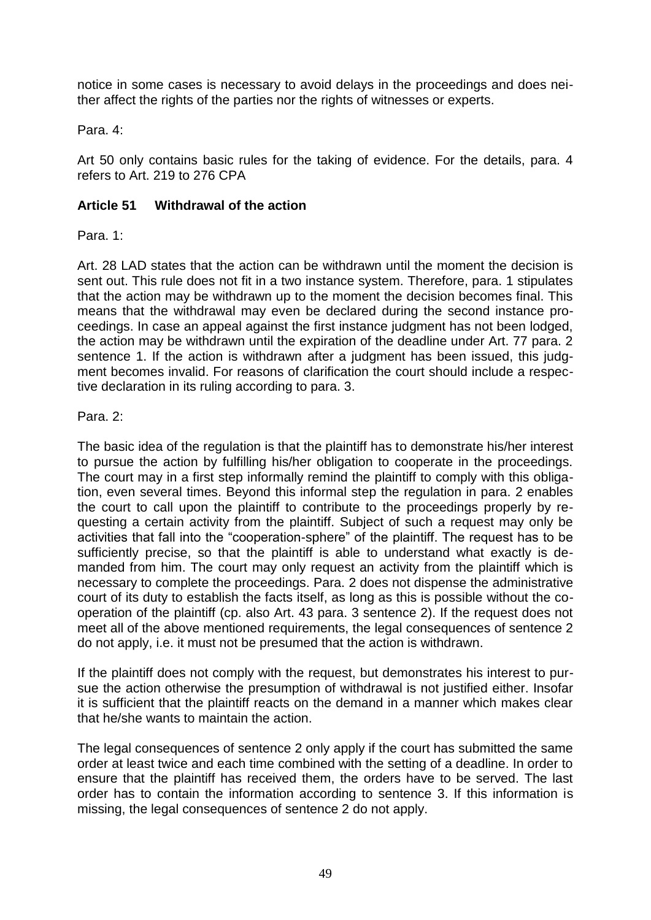notice in some cases is necessary to avoid delays in the proceedings and does neither affect the rights of the parties nor the rights of witnesses or experts.

Para. 4:

Art 50 only contains basic rules for the taking of evidence. For the details, para. 4 refers to Art. 219 to 276 CPA

### Article 51 Withdrawal of the action

Para. 1:

Art. 28 LAD states that the action can be withdrawn until the moment the decision is sent out. This rule does not fit in a two instance system. Therefore, para. 1 stipulates that the action may be withdrawn up to the moment the decision becomes final. This means that the withdrawal may even be declared during the second instance proceedings. In case an appeal against the first instance judgment has not been lodged, the action may be withdrawn until the expiration of the deadline under Art. 77 para. 2 sentence 1. If the action is withdrawn after a judgment has been issued, this judgment becomes invalid. For reasons of clarification the court should include a respective declaration in its ruling according to para. 3.

Para. 2:

The basic idea of the regulation is that the plaintiff has to demonstrate his/her interest to pursue the action by fulfilling his/her obligation to cooperate in the proceedings. The court may in a first step informally remind the plaintiff to comply with this obligation, even several times. Beyond this informal step the regulation in para. 2 enables the court to call upon the plaintiff to contribute to the proceedings properly by requesting a certain activity from the plaintiff. Subject of such a request may only be activities that fall into the "cooperation-sphere" of the plaintiff. The request has to be sufficiently precise, so that the plaintiff is able to understand what exactly is demanded from him. The court may only request an activity from the plaintiff which is necessary to complete the proceedings. Para. 2 does not dispense the administrative court of its duty to establish the facts itself, as long as this is possible without the cooperation of the plaintiff (cp. also Art. 43 para. 3 sentence 2). If the request does not meet all of the above mentioned requirements, the legal consequences of sentence 2 do not apply, i.e. it must not be presumed that the action is withdrawn.

If the plaintiff does not comply with the request, but demonstrates his interest to pursue the action otherwise the presumption of withdrawal is not justified either. Insofar it is sufficient that the plaintiff reacts on the demand in a manner which makes clear that he/she wants to maintain the action.

The legal consequences of sentence 2 only apply if the court has submitted the same order at least twice and each time combined with the setting of a deadline. In order to ensure that the plaintiff has received them, the orders have to be served. The last order has to contain the information according to sentence 3. If this information is missing, the legal consequences of sentence 2 do not apply.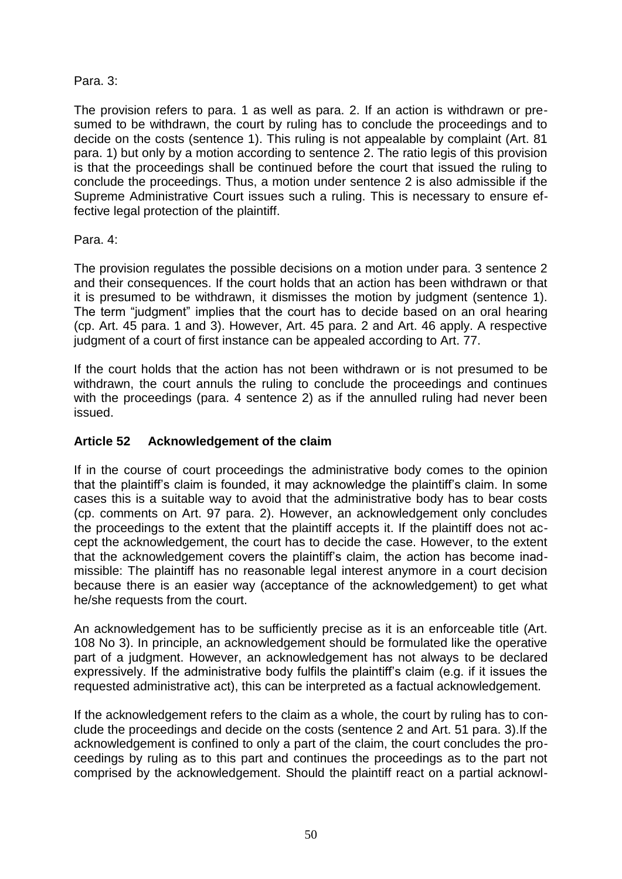Para. 3:

The provision refers to para. 1 as well as para. 2. If an action is withdrawn or presumed to be withdrawn, the court by ruling has to conclude the proceedings and to decide on the costs (sentence 1). This ruling is not appealable by complaint (Art. 81 para. 1) but only by a motion according to sentence 2. The ratio legis of this provision is that the proceedings shall be continued before the court that issued the ruling to conclude the proceedings. Thus, a motion under sentence 2 is also admissible if the Supreme Administrative Court issues such a ruling. This is necessary to ensure effective legal protection of the plaintiff.

Para. 4:

The provision regulates the possible decisions on a motion under para. 3 sentence 2 and their consequences. If the court holds that an action has been withdrawn or that it is presumed to be withdrawn, it dismisses the motion by judgment (sentence 1). The term "judgment" implies that the court has to decide based on an oral hearing (cp. Art. 45 para. 1 and 3). However, Art. 45 para. 2 and Art. 46 apply. A respective judgment of a court of first instance can be appealed according to Art. 77.

If the court holds that the action has not been withdrawn or is not presumed to be withdrawn, the court annuls the ruling to conclude the proceedings and continues with the proceedings (para. 4 sentence 2) as if the annulled ruling had never been issued.

### Article 52 Acknowledgement of the claim

If in the course of court proceedings the administrative body comes to the opinion that the plaintiff's claim is founded, it may acknowledge the plaintiff's claim. In some cases this is a suitable way to avoid that the administrative body has to bear costs (cp. comments on Art. 97 para. 2). However, an acknowledgement only concludes the proceedings to the extent that the plaintiff accepts it. If the plaintiff does not accept the acknowledgement, the court has to decide the case. However, to the extent that the acknowledgement covers the plaintiff's claim, the action has become inadmissible: The plaintiff has no reasonable legal interest anymore in a court decision because there is an easier way (acceptance of the acknowledgement) to get what he/she requests from the court.

An acknowledgement has to be sufficiently precise as it is an enforceable title (Art. 108 No 3). In principle, an acknowledgement should be formulated like the operative part of a judgment. However, an acknowledgement has not always to be declared expressively. If the administrative body fulfils the plaintiff's claim (e.g. if it issues the requested administrative act), this can be interpreted as a factual acknowledgement.

If the acknowledgement refers to the claim as a whole, the court by ruling has to conclude the proceedings and decide on the costs (sentence 2 and Art. 51 para. 3).If the acknowledgement is confined to only a part of the claim, the court concludes the proceedings by ruling as to this part and continues the proceedings as to the part not comprised by the acknowledgement. Should the plaintiff react on a partial acknowl-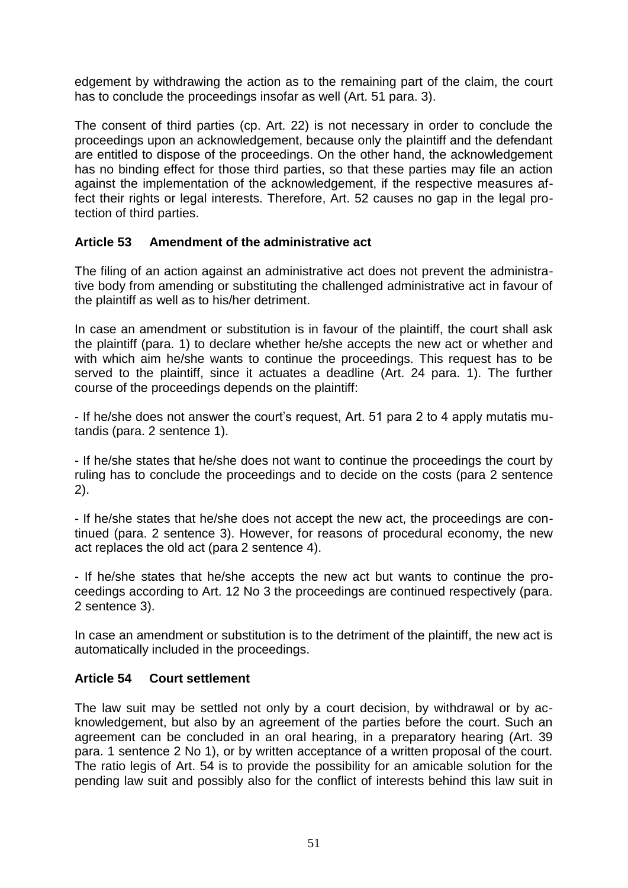edgement by withdrawing the action as to the remaining part of the claim, the court has to conclude the proceedings insofar as well (Art. 51 para. 3).

The consent of third parties (cp. Art. 22) is not necessary in order to conclude the proceedings upon an acknowledgement, because only the plaintiff and the defendant are entitled to dispose of the proceedings. On the other hand, the acknowledgement has no binding effect for those third parties, so that these parties may file an action against the implementation of the acknowledgement, if the respective measures affect their rights or legal interests. Therefore, Art. 52 causes no gap in the legal protection of third parties.

### Article 53 Amendment of the administrative act

The filing of an action against an administrative act does not prevent the administrative body from amending or substituting the challenged administrative act in favour of the plaintiff as well as to his/her detriment.

In case an amendment or substitution is in favour of the plaintiff, the court shall ask the plaintiff (para. 1) to declare whether he/she accepts the new act or whether and with which aim he/she wants to continue the proceedings. This request has to be served to the plaintiff, since it actuates a deadline (Art. 24 para. 1). The further course of the proceedings depends on the plaintiff:

- If he/she does not answer the court's request, Art. 51 para 2 to 4 apply mutatis mutandis (para. 2 sentence 1).

- If he/she states that he/she does not want to continue the proceedings the court by ruling has to conclude the proceedings and to decide on the costs (para 2 sentence 2).

- If he/she states that he/she does not accept the new act, the proceedings are continued (para. 2 sentence 3). However, for reasons of procedural economy, the new act replaces the old act (para 2 sentence 4).

- If he/she states that he/she accepts the new act but wants to continue the proceedings according to Art. 12 No 3 the proceedings are continued respectively (para. 2 sentence 3).

In case an amendment or substitution is to the detriment of the plaintiff, the new act is automatically included in the proceedings.

### Article 54 Court settlement

The law suit may be settled not only by a court decision, by withdrawal or by acknowledgement, but also by an agreement of the parties before the court. Such an agreement can be concluded in an oral hearing, in a preparatory hearing (Art. 39 para. 1 sentence 2 No 1), or by written acceptance of a written proposal of the court. The ratio legis of Art. 54 is to provide the possibility for an amicable solution for the pending law suit and possibly also for the conflict of interests behind this law suit in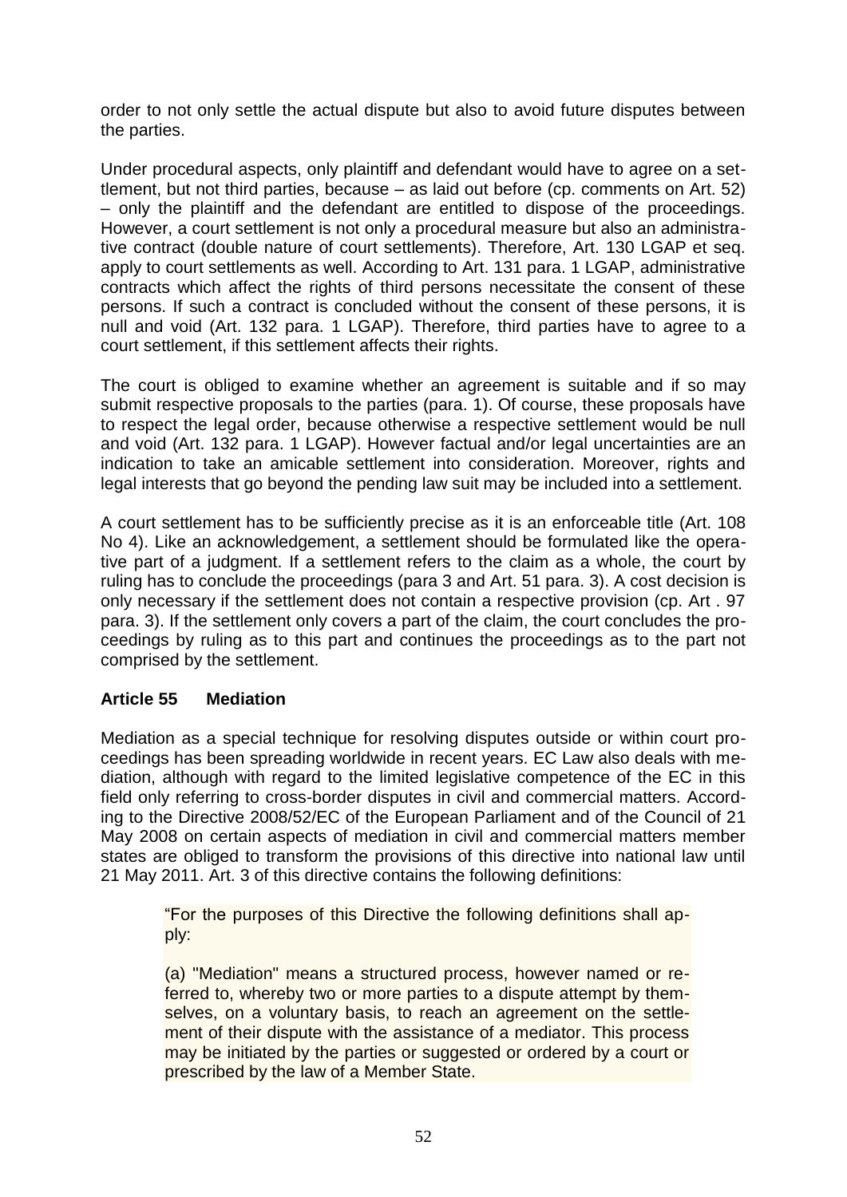order to not only settle the actual dispute but also to avoid future disputes between the parties.

Under procedural aspects, only plaintiff and defendant would have to agree on a settlement, but not third parties, because – as laid out before (cp. comments on Art. 52) – only the plaintiff and the defendant are entitled to dispose of the proceedings. However, a court settlement is not only a procedural measure but also an administrative contract (double nature of court settlements). Therefore, Art. 130 LGAP et seq. apply to court settlements as well. According to Art. 131 para. 1 LGAP, administrative contracts which affect the rights of third persons necessitate the consent of these persons. If such a contract is concluded without the consent of these persons, it is null and void (Art. 132 para. 1 LGAP). Therefore, third parties have to agree to a court settlement, if this settlement affects their rights.

The court is obliged to examine whether an agreement is suitable and if so may submit respective proposals to the parties (para. 1). Of course, these proposals have to respect the legal order, because otherwise a respective settlement would be null and void (Art. 132 para. 1 LGAP). However factual and/or legal uncertainties are an indication to take an amicable settlement into consideration. Moreover, rights and legal interests that go beyond the pending law suit may be included into a settlement.

A court settlement has to be sufficiently precise as it is an enforceable title (Art. 108 No 4). Like an acknowledgement, a settlement should be formulated like the operative part of a judgment. If a settlement refers to the claim as a whole, the court by ruling has to conclude the proceedings (para 3 and Art. 51 para. 3). A cost decision is only necessary if the settlement does not contain a respective provision (cp. Art . 97 para. 3). If the settlement only covers a part of the claim, the court concludes the proceedings by ruling as to this part and continues the proceedings as to the part not comprised by the settlement.

### Article 55 Mediation

Mediation as a special technique for resolving disputes outside or within court proceedings has been spreading worldwide in recent years. EC Law also deals with mediation, although with regard to the limited legislative competence of the EC in this field only referring to cross-border disputes in civil and commercial matters. According to the Directive 2008/52/EC of the European Parliament and of the Council of 21 May 2008 on certain aspects of mediation in civil and commercial matters member states are obliged to transform the provisions of this directive into national law until 21 May 2011. Art. 3 of this directive contains the following definitions:

> "For the purposes of this Directive the following definitions shall apply:
>
> (a) "Mediation" means a structured process, however named or referred to, whereby two or more parties to a dispute attempt by themselves, on a voluntary basis, to reach an agreement on the settlement of their dispute with the assistance of a mediator. This process may be initiated by the parties or suggested or ordered by a court or prescribed by the law of a Member State.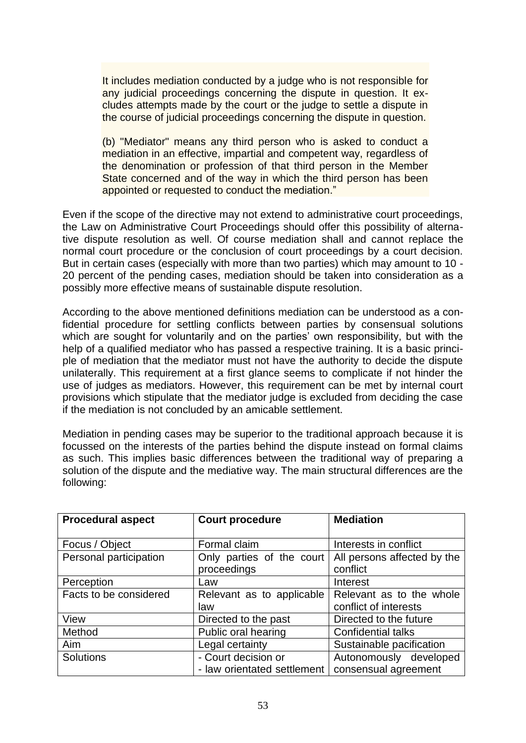> It includes mediation conducted by a judge who is not responsible for any judicial proceedings concerning the dispute in question. It excludes attempts made by the court or the judge to settle a dispute in the course of judicial proceedings concerning the dispute in question.
>
> (b) "Mediator" means any third person who is asked to conduct a mediation in an effective, impartial and competent way, regardless of the denomination or profession of that third person in the Member State concerned and of the way in which the third person has been appointed or requested to conduct the mediation."

Even if the scope of the directive may not extend to administrative court proceedings, the Law on Administrative Court Proceedings should offer this possibility of alternative dispute resolution as well. Of course mediation shall and cannot replace the normal court procedure or the conclusion of court proceedings by a court decision. But in certain cases (especially with more than two parties) which may amount to 10 - 20 percent of the pending cases, mediation should be taken into consideration as a possibly more effective means of sustainable dispute resolution.

According to the above mentioned definitions mediation can be understood as a confidential procedure for settling conflicts between parties by consensual solutions which are sought for voluntarily and on the parties' own responsibility, but with the help of a qualified mediator who has passed a respective training. It is a basic principle of mediation that the mediator must not have the authority to decide the dispute unilaterally. This requirement at a first glance seems to complicate if not hinder the use of judges as mediators. However, this requirement can be met by internal court provisions which stipulate that the mediator judge is excluded from deciding the case if the mediation is not concluded by an amicable settlement.

Mediation in pending cases may be superior to the traditional approach because it is focussed on the interests of the parties behind the dispute instead on formal claims as such. This implies basic differences between the traditional way of preparing a solution of the dispute and the mediative way. The main structural differences are the following:

| **Procedural aspect** | **Court procedure** | **Mediation** |
|---|---|---|
| Focus / Object | Formal claim | Interests in conflict |
| Personal participation | Only parties of the court proceedings | All persons affected by the conflict |
| Perception | Law | Interest |
| Facts to be considered | Relevant as to applicable law | Relevant as to the whole conflict of interests |
| View | Directed to the past | Directed to the future |
| Method | Public oral hearing | Confidential talks |
| Aim | Legal certainty | Sustainable pacification |
| Solutions | - Court decision or<br>- law orientated settlement | Autonomously developed consensual agreement |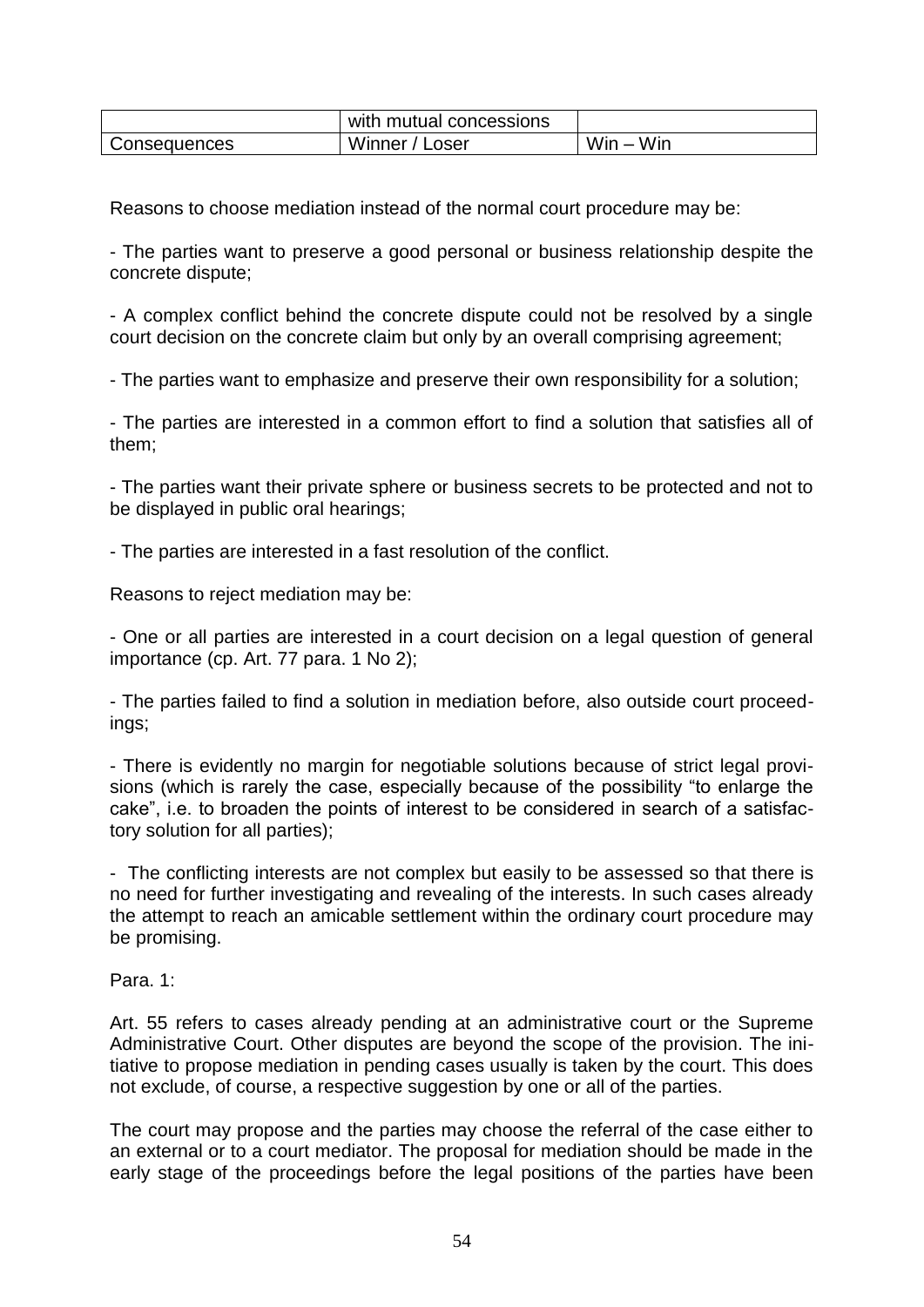| | with mutual concessions | |
|---|---|---|
| Consequences | Winner / Loser | Win – Win |

Reasons to choose mediation instead of the normal court procedure may be:

- The parties want to preserve a good personal or business relationship despite the concrete dispute;

- A complex conflict behind the concrete dispute could not be resolved by a single court decision on the concrete claim but only by an overall comprising agreement;

- The parties want to emphasize and preserve their own responsibility for a solution;

- The parties are interested in a common effort to find a solution that satisfies all of them;

- The parties want their private sphere or business secrets to be protected and not to be displayed in public oral hearings;

- The parties are interested in a fast resolution of the conflict.

Reasons to reject mediation may be:

- One or all parties are interested in a court decision on a legal question of general importance (cp. Art. 77 para. 1 No 2);

- The parties failed to find a solution in mediation before, also outside court proceedings;

- There is evidently no margin for negotiable solutions because of strict legal provisions (which is rarely the case, especially because of the possibility "to enlarge the cake", i.e. to broaden the points of interest to be considered in search of a satisfactory solution for all parties);

- The conflicting interests are not complex but easily to be assessed so that there is no need for further investigating and revealing of the interests. In such cases already the attempt to reach an amicable settlement within the ordinary court procedure may be promising.

Para. 1:

Art. 55 refers to cases already pending at an administrative court or the Supreme Administrative Court. Other disputes are beyond the scope of the provision. The initiative to propose mediation in pending cases usually is taken by the court. This does not exclude, of course, a respective suggestion by one or all of the parties.

The court may propose and the parties may choose the referral of the case either to an external or to a court mediator. The proposal for mediation should be made in the early stage of the proceedings before the legal positions of the parties have been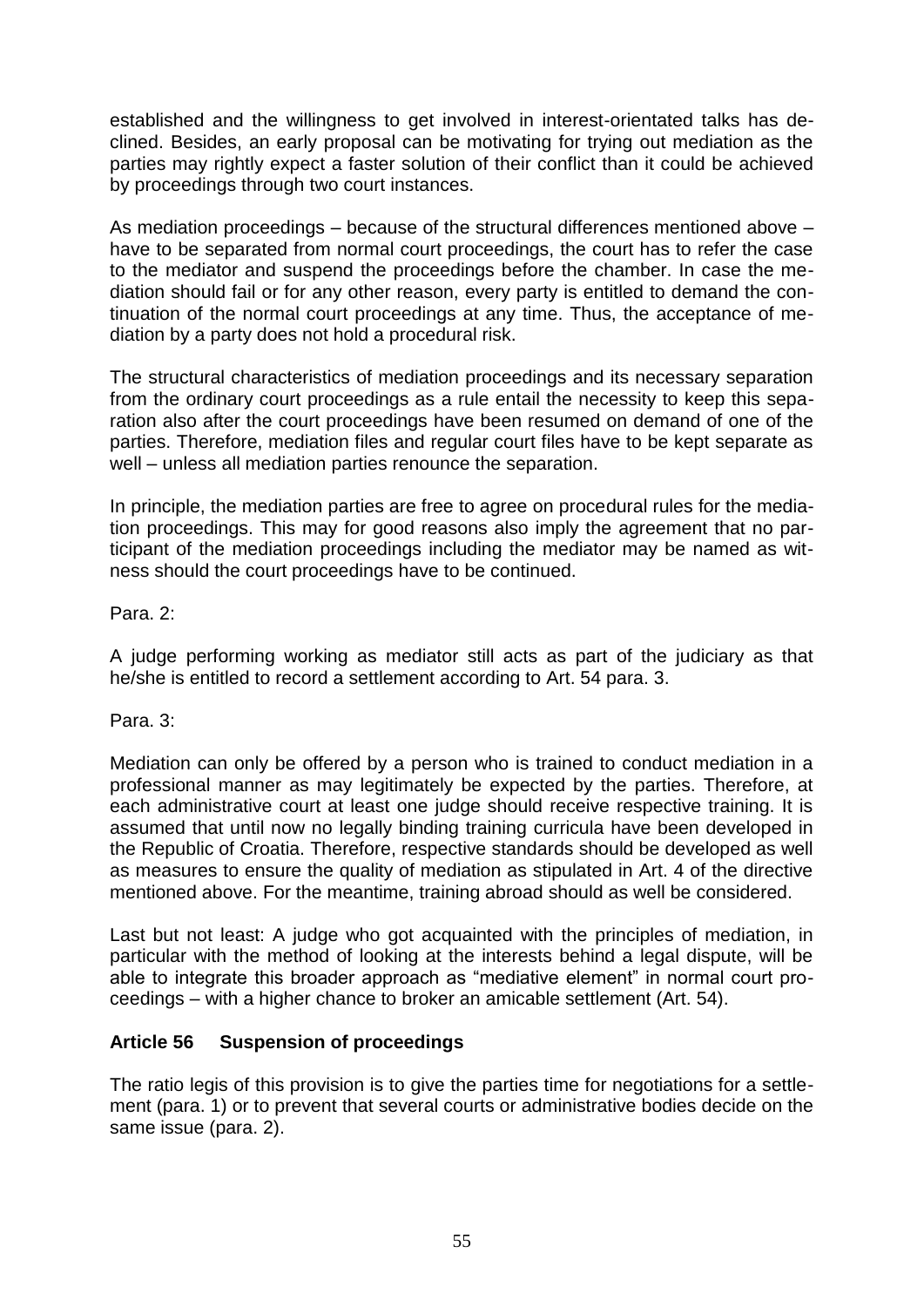established and the willingness to get involved in interest-orientated talks has declined. Besides, an early proposal can be motivating for trying out mediation as the parties may rightly expect a faster solution of their conflict than it could be achieved by proceedings through two court instances.

As mediation proceedings – because of the structural differences mentioned above – have to be separated from normal court proceedings, the court has to refer the case to the mediator and suspend the proceedings before the chamber. In case the mediation should fail or for any other reason, every party is entitled to demand the continuation of the normal court proceedings at any time. Thus, the acceptance of mediation by a party does not hold a procedural risk.

The structural characteristics of mediation proceedings and its necessary separation from the ordinary court proceedings as a rule entail the necessity to keep this separation also after the court proceedings have been resumed on demand of one of the parties. Therefore, mediation files and regular court files have to be kept separate as well – unless all mediation parties renounce the separation.

In principle, the mediation parties are free to agree on procedural rules for the mediation proceedings. This may for good reasons also imply the agreement that no participant of the mediation proceedings including the mediator may be named as witness should the court proceedings have to be continued.

Para. 2:

A judge performing working as mediator still acts as part of the judiciary as that he/she is entitled to record a settlement according to Art. 54 para. 3.

Para. 3:

Mediation can only be offered by a person who is trained to conduct mediation in a professional manner as may legitimately be expected by the parties. Therefore, at each administrative court at least one judge should receive respective training. It is assumed that until now no legally binding training curricula have been developed in the Republic of Croatia. Therefore, respective standards should be developed as well as measures to ensure the quality of mediation as stipulated in Art. 4 of the directive mentioned above. For the meantime, training abroad should as well be considered.

Last but not least: A judge who got acquainted with the principles of mediation, in particular with the method of looking at the interests behind a legal dispute, will be able to integrate this broader approach as "mediative element" in normal court proceedings – with a higher chance to broker an amicable settlement (Art. 54).

### Article 56 Suspension of proceedings

The ratio legis of this provision is to give the parties time for negotiations for a settlement (para. 1) or to prevent that several courts or administrative bodies decide on the same issue (para. 2).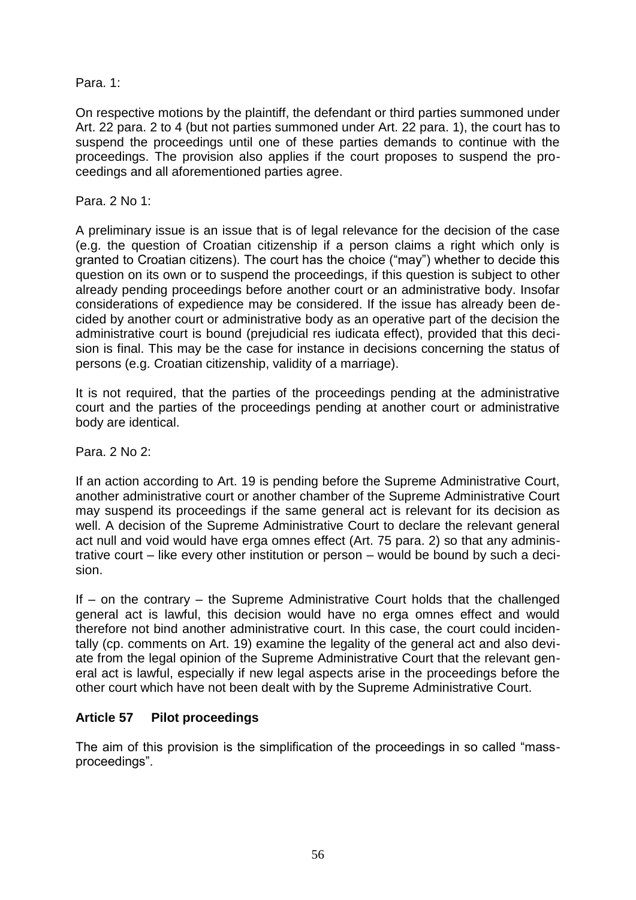Para. 1:

On respective motions by the plaintiff, the defendant or third parties summoned under Art. 22 para. 2 to 4 (but not parties summoned under Art. 22 para. 1), the court has to suspend the proceedings until one of these parties demands to continue with the proceedings. The provision also applies if the court proposes to suspend the proceedings and all aforementioned parties agree.

Para. 2 No 1:

A preliminary issue is an issue that is of legal relevance for the decision of the case (e.g. the question of Croatian citizenship if a person claims a right which only is granted to Croatian citizens). The court has the choice ("may") whether to decide this question on its own or to suspend the proceedings, if this question is subject to other already pending proceedings before another court or an administrative body. Insofar considerations of expedience may be considered. If the issue has already been decided by another court or administrative body as an operative part of the decision the administrative court is bound (prejudicial res iudicata effect), provided that this decision is final. This may be the case for instance in decisions concerning the status of persons (e.g. Croatian citizenship, validity of a marriage).

It is not required, that the parties of the proceedings pending at the administrative court and the parties of the proceedings pending at another court or administrative body are identical.

Para. 2 No 2:

If an action according to Art. 19 is pending before the Supreme Administrative Court, another administrative court or another chamber of the Supreme Administrative Court may suspend its proceedings if the same general act is relevant for its decision as well. A decision of the Supreme Administrative Court to declare the relevant general act null and void would have erga omnes effect (Art. 75 para. 2) so that any administrative court – like every other institution or person – would be bound by such a decision.

If – on the contrary – the Supreme Administrative Court holds that the challenged general act is lawful, this decision would have no erga omnes effect and would therefore not bind another administrative court. In this case, the court could incidentally (cp. comments on Art. 19) examine the legality of the general act and also deviate from the legal opinion of the Supreme Administrative Court that the relevant general act is lawful, especially if new legal aspects arise in the proceedings before the other court which have not been dealt with by the Supreme Administrative Court.

### Article 57 Pilot proceedings

The aim of this provision is the simplification of the proceedings in so called "mass-proceedings".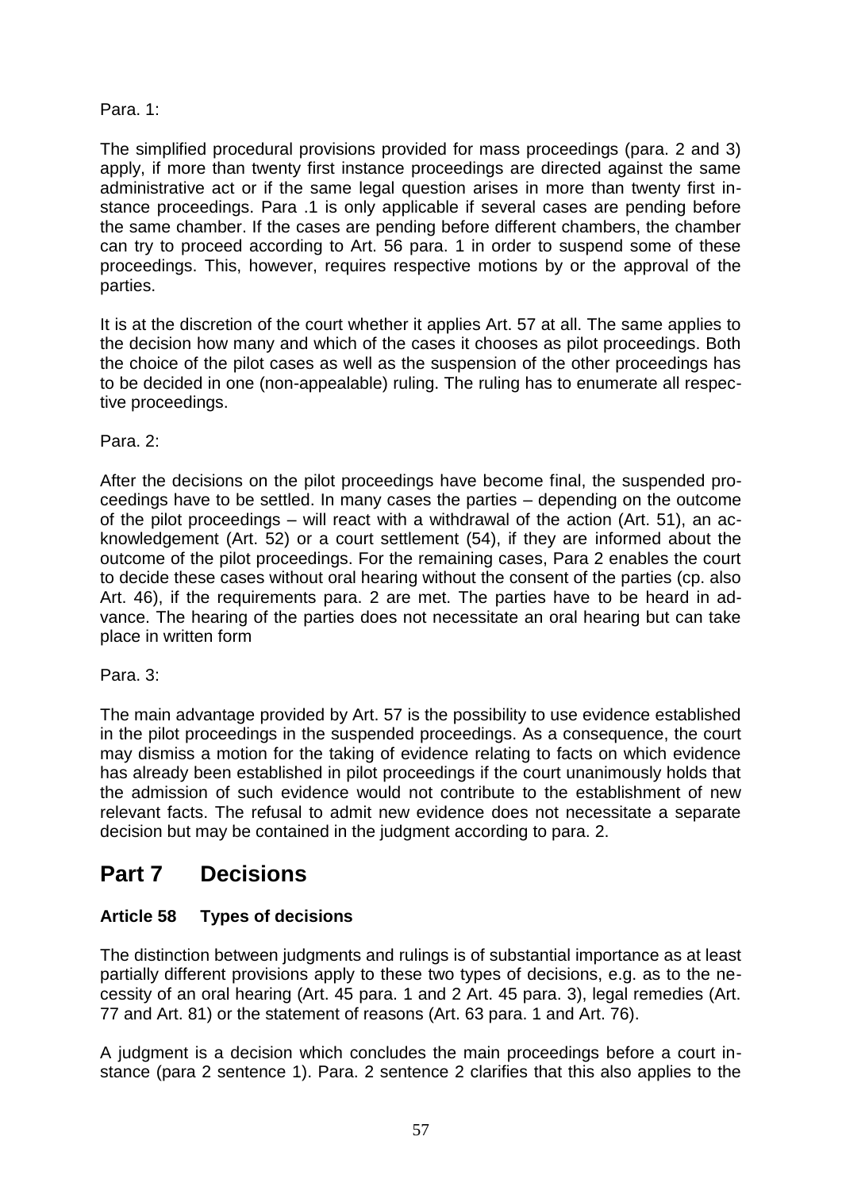Para. 1:

The simplified procedural provisions provided for mass proceedings (para. 2 and 3) apply, if more than twenty first instance proceedings are directed against the same administrative act or if the same legal question arises in more than twenty first instance proceedings. Para .1 is only applicable if several cases are pending before the same chamber. If the cases are pending before different chambers, the chamber can try to proceed according to Art. 56 para. 1 in order to suspend some of these proceedings. This, however, requires respective motions by or the approval of the parties.

It is at the discretion of the court whether it applies Art. 57 at all. The same applies to the decision how many and which of the cases it chooses as pilot proceedings. Both the choice of the pilot cases as well as the suspension of the other proceedings has to be decided in one (non-appealable) ruling. The ruling has to enumerate all respective proceedings.

Para. 2:

After the decisions on the pilot proceedings have become final, the suspended proceedings have to be settled. In many cases the parties – depending on the outcome of the pilot proceedings – will react with a withdrawal of the action (Art. 51), an acknowledgement (Art. 52) or a court settlement (54), if they are informed about the outcome of the pilot proceedings. For the remaining cases, Para 2 enables the court to decide these cases without oral hearing without the consent of the parties (cp. also Art. 46), if the requirements para. 2 are met. The parties have to be heard in advance. The hearing of the parties does not necessitate an oral hearing but can take place in written form

Para. 3:

The main advantage provided by Art. 57 is the possibility to use evidence established in the pilot proceedings in the suspended proceedings. As a consequence, the court may dismiss a motion for the taking of evidence relating to facts on which evidence has already been established in pilot proceedings if the court unanimously holds that the admission of such evidence would not contribute to the establishment of new relevant facts. The refusal to admit new evidence does not necessitate a separate decision but may be contained in the judgment according to para. 2.

# Part 7 Decisions

### Article 58 Types of decisions

The distinction between judgments and rulings is of substantial importance as at least partially different provisions apply to these two types of decisions, e.g. as to the necessity of an oral hearing (Art. 45 para. 1 and 2 Art. 45 para. 3), legal remedies (Art. 77 and Art. 81) or the statement of reasons (Art. 63 para. 1 and Art. 76).

A judgment is a decision which concludes the main proceedings before a court instance (para 2 sentence 1). Para. 2 sentence 2 clarifies that this also applies to the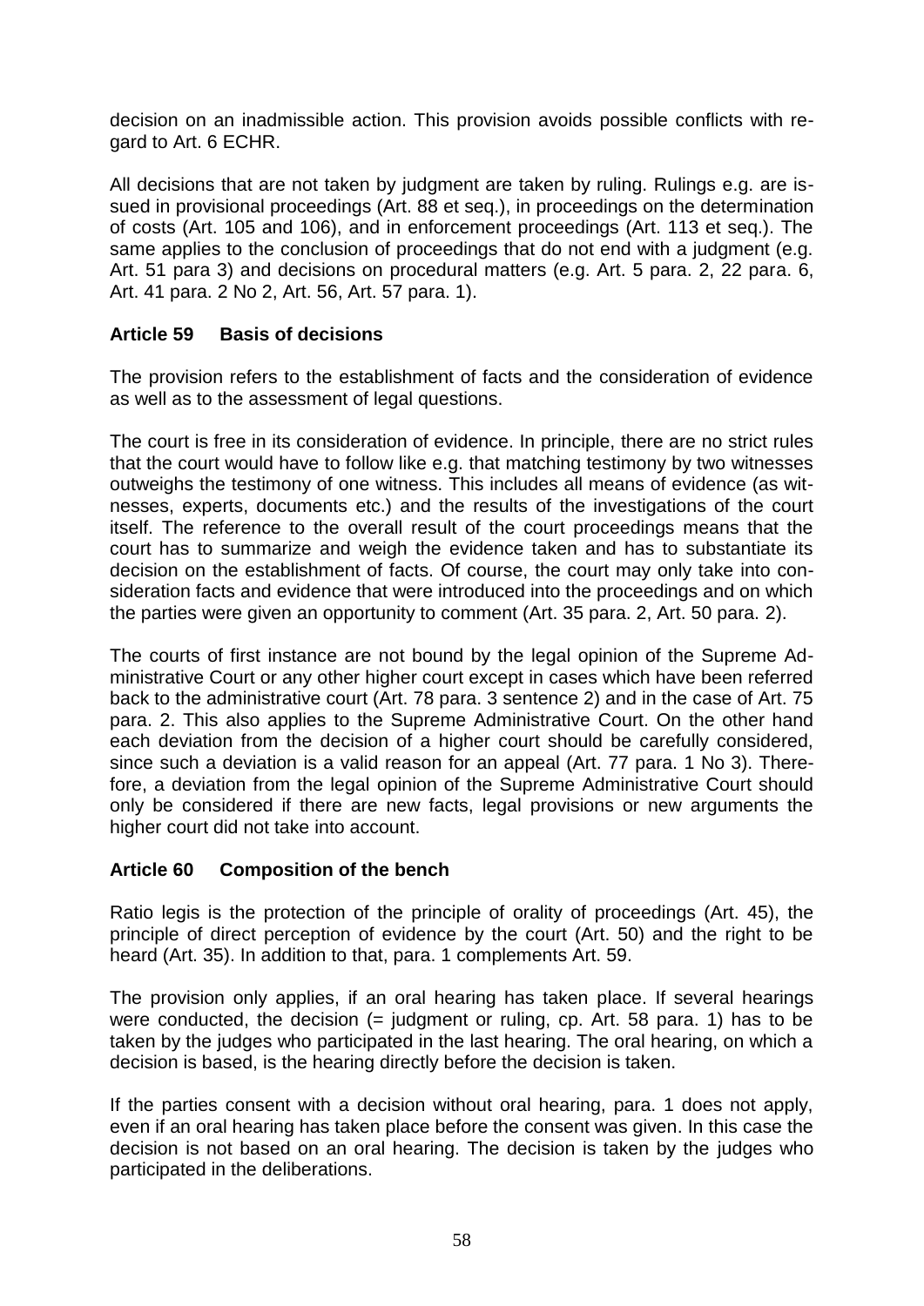decision on an inadmissible action. This provision avoids possible conflicts with regard to Art. 6 ECHR.

All decisions that are not taken by judgment are taken by ruling. Rulings e.g. are issued in provisional proceedings (Art. 88 et seq.), in proceedings on the determination of costs (Art. 105 and 106), and in enforcement proceedings (Art. 113 et seq.). The same applies to the conclusion of proceedings that do not end with a judgment (e.g. Art. 51 para 3) and decisions on procedural matters (e.g. Art. 5 para. 2, 22 para. 6, Art. 41 para. 2 No 2, Art. 56, Art. 57 para. 1).

### Article 59 Basis of decisions

The provision refers to the establishment of facts and the consideration of evidence as well as to the assessment of legal questions.

The court is free in its consideration of evidence. In principle, there are no strict rules that the court would have to follow like e.g. that matching testimony by two witnesses outweighs the testimony of one witness. This includes all means of evidence (as witnesses, experts, documents etc.) and the results of the investigations of the court itself. The reference to the overall result of the court proceedings means that the court has to summarize and weigh the evidence taken and has to substantiate its decision on the establishment of facts. Of course, the court may only take into consideration facts and evidence that were introduced into the proceedings and on which the parties were given an opportunity to comment (Art. 35 para. 2, Art. 50 para. 2).

The courts of first instance are not bound by the legal opinion of the Supreme Administrative Court or any other higher court except in cases which have been referred back to the administrative court (Art. 78 para. 3 sentence 2) and in the case of Art. 75 para. 2. This also applies to the Supreme Administrative Court. On the other hand each deviation from the decision of a higher court should be carefully considered, since such a deviation is a valid reason for an appeal (Art. 77 para. 1 No 3). Therefore, a deviation from the legal opinion of the Supreme Administrative Court should only be considered if there are new facts, legal provisions or new arguments the higher court did not take into account.

### Article 60 Composition of the bench

Ratio legis is the protection of the principle of orality of proceedings (Art. 45), the principle of direct perception of evidence by the court (Art. 50) and the right to be heard (Art. 35). In addition to that, para. 1 complements Art. 59.

The provision only applies, if an oral hearing has taken place. If several hearings were conducted, the decision (= judgment or ruling, cp. Art. 58 para. 1) has to be taken by the judges who participated in the last hearing. The oral hearing, on which a decision is based, is the hearing directly before the decision is taken.

If the parties consent with a decision without oral hearing, para. 1 does not apply, even if an oral hearing has taken place before the consent was given. In this case the decision is not based on an oral hearing. The decision is taken by the judges who participated in the deliberations.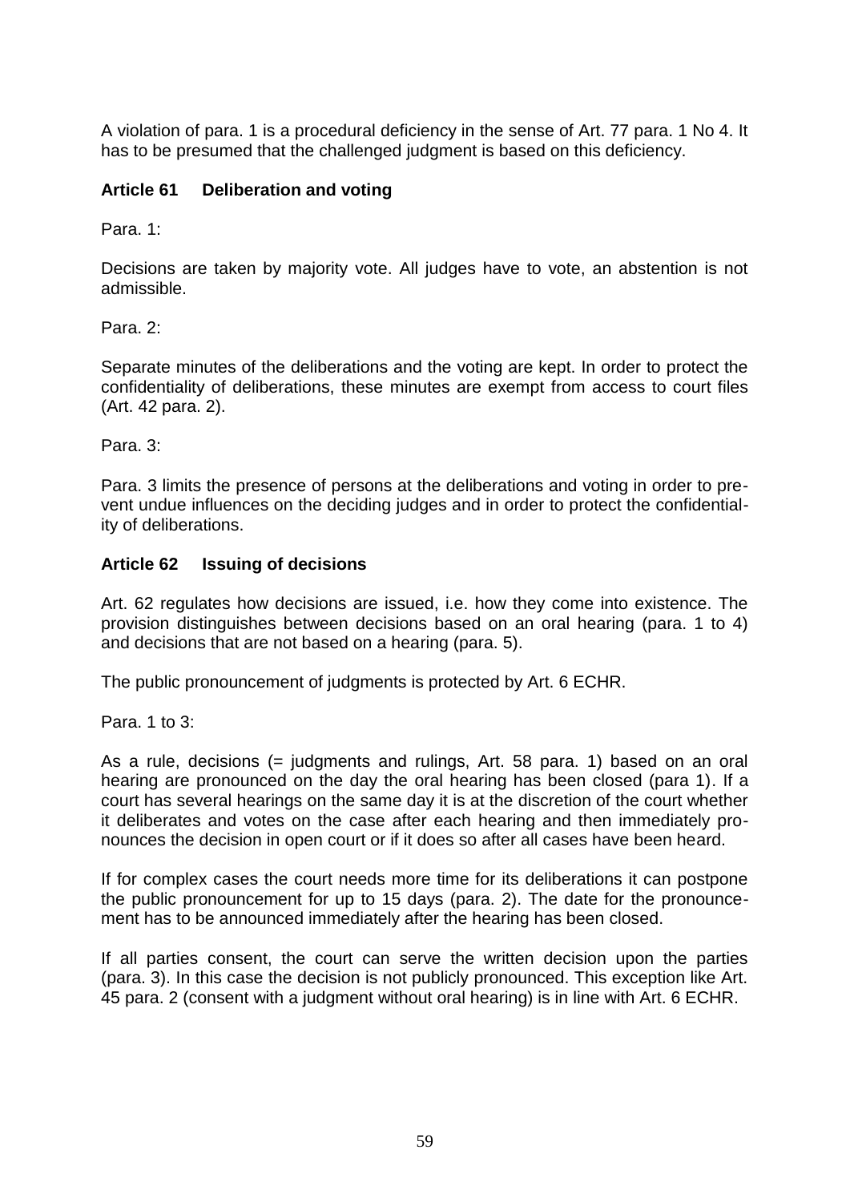A violation of para. 1 is a procedural deficiency in the sense of Art. 77 para. 1 No 4. It has to be presumed that the challenged judgment is based on this deficiency.

## Article 61 Deliberation and voting

Para. 1:

Decisions are taken by majority vote. All judges have to vote, an abstention is not admissible.

Para. 2:

Separate minutes of the deliberations and the voting are kept. In order to protect the confidentiality of deliberations, these minutes are exempt from access to court files (Art. 42 para. 2).

Para. 3:

Para. 3 limits the presence of persons at the deliberations and voting in order to prevent undue influences on the deciding judges and in order to protect the confidentiality of deliberations.

## Article 62 Issuing of decisions

Art. 62 regulates how decisions are issued, i.e. how they come into existence. The provision distinguishes between decisions based on an oral hearing (para. 1 to 4) and decisions that are not based on a hearing (para. 5).

The public pronouncement of judgments is protected by Art. 6 ECHR.

Para. 1 to 3:

As a rule, decisions (= judgments and rulings, Art. 58 para. 1) based on an oral hearing are pronounced on the day the oral hearing has been closed (para 1). If a court has several hearings on the same day it is at the discretion of the court whether it deliberates and votes on the case after each hearing and then immediately pronounces the decision in open court or if it does so after all cases have been heard.

If for complex cases the court needs more time for its deliberations it can postpone the public pronouncement for up to 15 days (para. 2). The date for the pronouncement has to be announced immediately after the hearing has been closed.

If all parties consent, the court can serve the written decision upon the parties (para. 3). In this case the decision is not publicly pronounced. This exception like Art. 45 para. 2 (consent with a judgment without oral hearing) is in line with Art. 6 ECHR.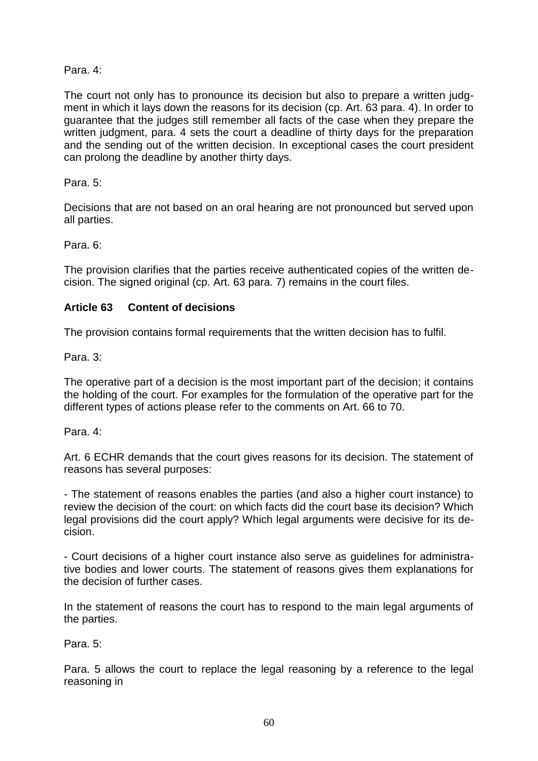Para. 4:

The court not only has to pronounce its decision but also to prepare a written judgment in which it lays down the reasons for its decision (cp. Art. 63 para. 4). In order to guarantee that the judges still remember all facts of the case when they prepare the written judgment, para. 4 sets the court a deadline of thirty days for the preparation and the sending out of the written decision. In exceptional cases the court president can prolong the deadline by another thirty days.

Para. 5:

Decisions that are not based on an oral hearing are not pronounced but served upon all parties.

Para. 6:

The provision clarifies that the parties receive authenticated copies of the written decision. The signed original (cp. Art. 63 para. 7) remains in the court files.

### Article 63 Content of decisions

The provision contains formal requirements that the written decision has to fulfil.

Para. 3:

The operative part of a decision is the most important part of the decision; it contains the holding of the court. For examples for the formulation of the operative part for the different types of actions please refer to the comments on Art. 66 to 70.

Para. 4:

Art. 6 ECHR demands that the court gives reasons for its decision. The statement of reasons has several purposes:

- The statement of reasons enables the parties (and also a higher court instance) to review the decision of the court: on which facts did the court base its decision? Which legal provisions did the court apply? Which legal arguments were decisive for its decision.

- Court decisions of a higher court instance also serve as guidelines for administrative bodies and lower courts. The statement of reasons gives them explanations for the decision of further cases.

In the statement of reasons the court has to respond to the main legal arguments of the parties.

Para. 5:

Para. 5 allows the court to replace the legal reasoning by a reference to the legal reasoning in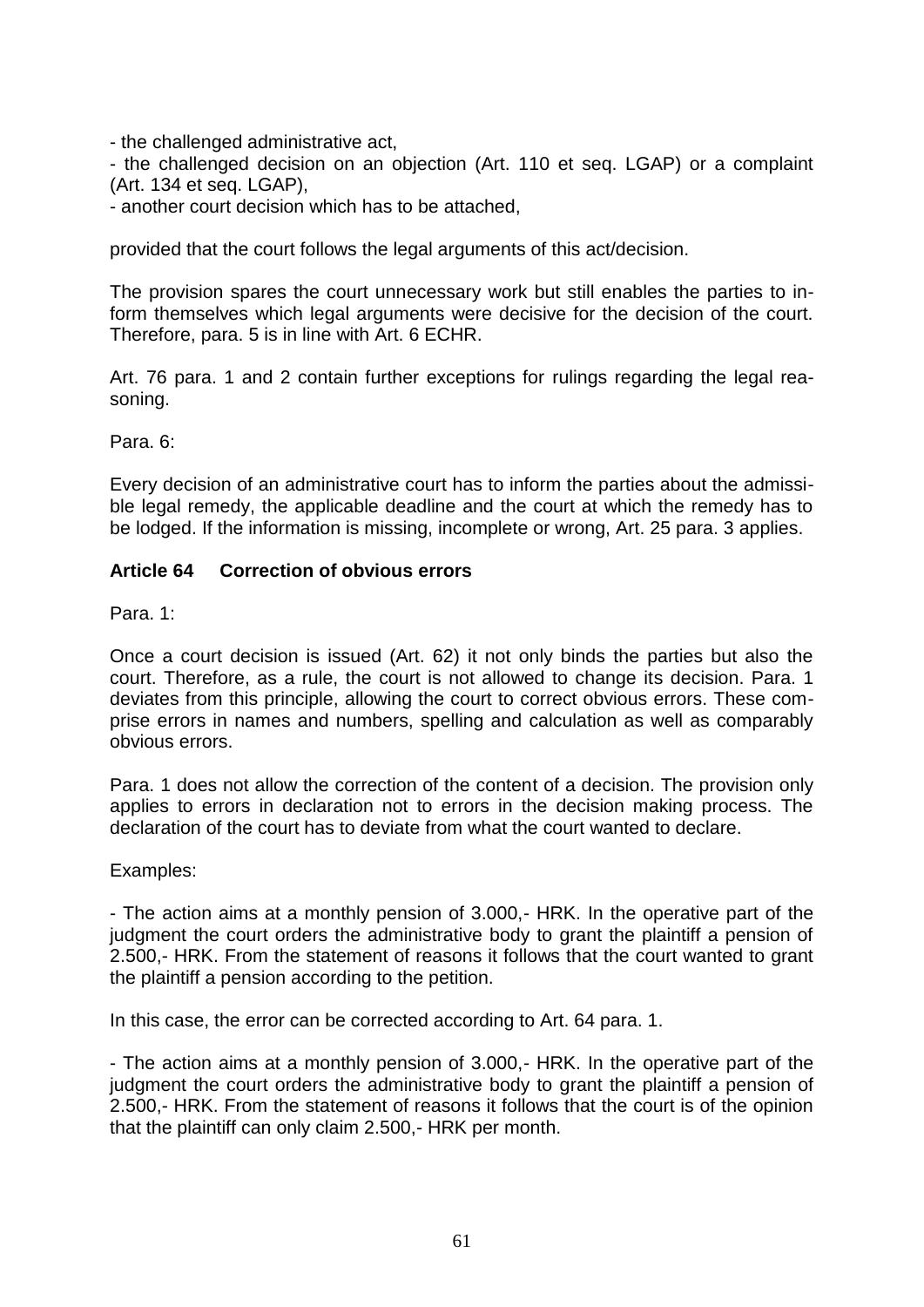- the challenged administrative act,
- the challenged decision on an objection (Art. 110 et seq. LGAP) or a complaint (Art. 134 et seq. LGAP),
- another court decision which has to be attached,

provided that the court follows the legal arguments of this act/decision.

The provision spares the court unnecessary work but still enables the parties to inform themselves which legal arguments were decisive for the decision of the court. Therefore, para. 5 is in line with Art. 6 ECHR.

Art. 76 para. 1 and 2 contain further exceptions for rulings regarding the legal reasoning.

Para. 6:

Every decision of an administrative court has to inform the parties about the admissible legal remedy, the applicable deadline and the court at which the remedy has to be lodged. If the information is missing, incomplete or wrong, Art. 25 para. 3 applies.

### Article 64 Correction of obvious errors

Para. 1:

Once a court decision is issued (Art. 62) it not only binds the parties but also the court. Therefore, as a rule, the court is not allowed to change its decision. Para. 1 deviates from this principle, allowing the court to correct obvious errors. These comprise errors in names and numbers, spelling and calculation as well as comparably obvious errors.

Para. 1 does not allow the correction of the content of a decision. The provision only applies to errors in declaration not to errors in the decision making process. The declaration of the court has to deviate from what the court wanted to declare.

Examples:

- The action aims at a monthly pension of 3.000,- HRK. In the operative part of the judgment the court orders the administrative body to grant the plaintiff a pension of 2.500,- HRK. From the statement of reasons it follows that the court wanted to grant the plaintiff a pension according to the petition.

In this case, the error can be corrected according to Art. 64 para. 1.

- The action aims at a monthly pension of 3.000,- HRK. In the operative part of the judgment the court orders the administrative body to grant the plaintiff a pension of 2.500,- HRK. From the statement of reasons it follows that the court is of the opinion that the plaintiff can only claim 2.500,- HRK per month.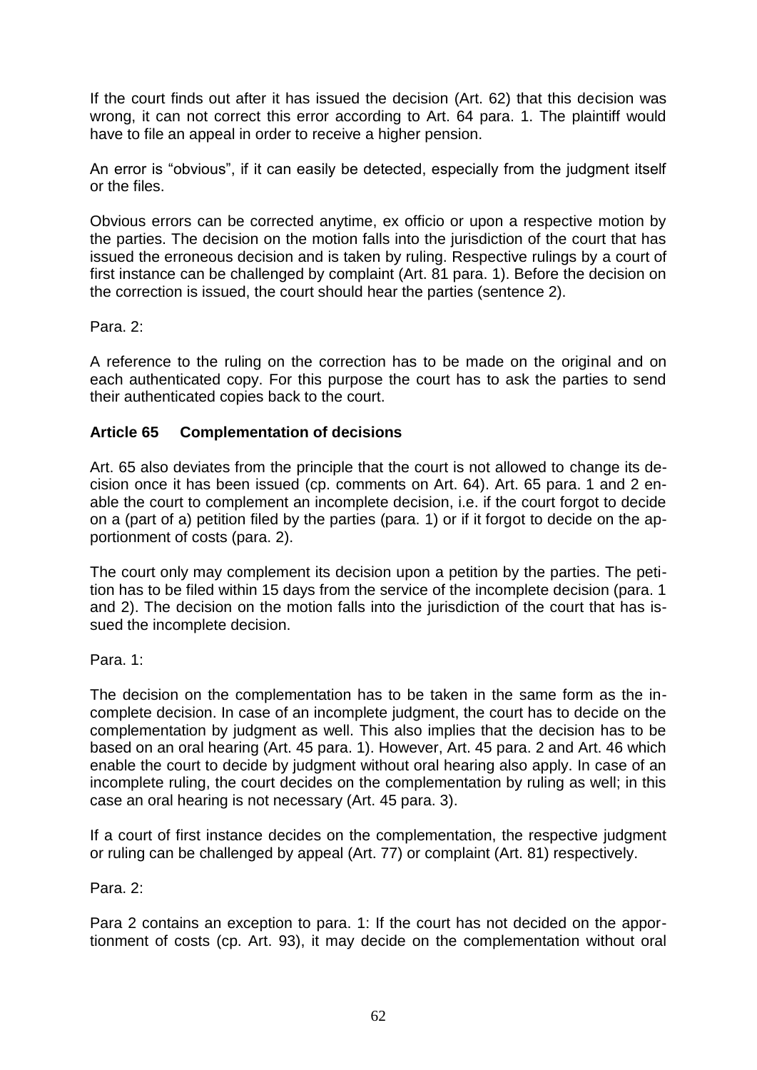If the court finds out after it has issued the decision (Art. 62) that this decision was wrong, it can not correct this error according to Art. 64 para. 1. The plaintiff would have to file an appeal in order to receive a higher pension.

An error is "obvious", if it can easily be detected, especially from the judgment itself or the files.

Obvious errors can be corrected anytime, ex officio or upon a respective motion by the parties. The decision on the motion falls into the jurisdiction of the court that has issued the erroneous decision and is taken by ruling. Respective rulings by a court of first instance can be challenged by complaint (Art. 81 para. 1). Before the decision on the correction is issued, the court should hear the parties (sentence 2).

Para. 2:

A reference to the ruling on the correction has to be made on the original and on each authenticated copy. For this purpose the court has to ask the parties to send their authenticated copies back to the court.

### Article 65 Complementation of decisions

Art. 65 also deviates from the principle that the court is not allowed to change its decision once it has been issued (cp. comments on Art. 64). Art. 65 para. 1 and 2 enable the court to complement an incomplete decision, i.e. if the court forgot to decide on a (part of a) petition filed by the parties (para. 1) or if it forgot to decide on the apportionment of costs (para. 2).

The court only may complement its decision upon a petition by the parties. The petition has to be filed within 15 days from the service of the incomplete decision (para. 1 and 2). The decision on the motion falls into the jurisdiction of the court that has issued the incomplete decision.

Para. 1:

The decision on the complementation has to be taken in the same form as the incomplete decision. In case of an incomplete judgment, the court has to decide on the complementation by judgment as well. This also implies that the decision has to be based on an oral hearing (Art. 45 para. 1). However, Art. 45 para. 2 and Art. 46 which enable the court to decide by judgment without oral hearing also apply. In case of an incomplete ruling, the court decides on the complementation by ruling as well; in this case an oral hearing is not necessary (Art. 45 para. 3).

If a court of first instance decides on the complementation, the respective judgment or ruling can be challenged by appeal (Art. 77) or complaint (Art. 81) respectively.

Para. 2:

Para 2 contains an exception to para. 1: If the court has not decided on the apportionment of costs (cp. Art. 93), it may decide on the complementation without oral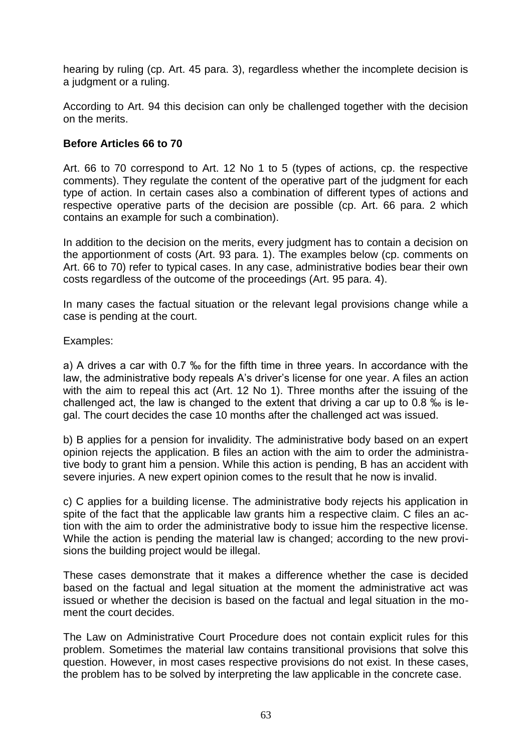hearing by ruling (cp. Art. 45 para. 3), regardless whether the incomplete decision is a judgment or a ruling.

According to Art. 94 this decision can only be challenged together with the decision on the merits.

**Before Articles 66 to 70**

Art. 66 to 70 correspond to Art. 12 No 1 to 5 (types of actions, cp. the respective comments). They regulate the content of the operative part of the judgment for each type of action. In certain cases also a combination of different types of actions and respective operative parts of the decision are possible (cp. Art. 66 para. 2 which contains an example for such a combination).

In addition to the decision on the merits, every judgment has to contain a decision on the apportionment of costs (Art. 93 para. 1). The examples below (cp. comments on Art. 66 to 70) refer to typical cases. In any case, administrative bodies bear their own costs regardless of the outcome of the proceedings (Art. 95 para. 4).

In many cases the factual situation or the relevant legal provisions change while a case is pending at the court.

Examples:

a) A drives a car with 0.7 ‰ for the fifth time in three years. In accordance with the law, the administrative body repeals A's driver's license for one year. A files an action with the aim to repeal this act (Art. 12 No 1). Three months after the issuing of the challenged act, the law is changed to the extent that driving a car up to 0.8 ‰ is legal. The court decides the case 10 months after the challenged act was issued.

b) B applies for a pension for invalidity. The administrative body based on an expert opinion rejects the application. B files an action with the aim to order the administrative body to grant him a pension. While this action is pending, B has an accident with severe injuries. A new expert opinion comes to the result that he now is invalid.

c) C applies for a building license. The administrative body rejects his application in spite of the fact that the applicable law grants him a respective claim. C files an action with the aim to order the administrative body to issue him the respective license. While the action is pending the material law is changed; according to the new provisions the building project would be illegal.

These cases demonstrate that it makes a difference whether the case is decided based on the factual and legal situation at the moment the administrative act was issued or whether the decision is based on the factual and legal situation in the moment the court decides.

The Law on Administrative Court Procedure does not contain explicit rules for this problem. Sometimes the material law contains transitional provisions that solve this question. However, in most cases respective provisions do not exist. In these cases, the problem has to be solved by interpreting the law applicable in the concrete case.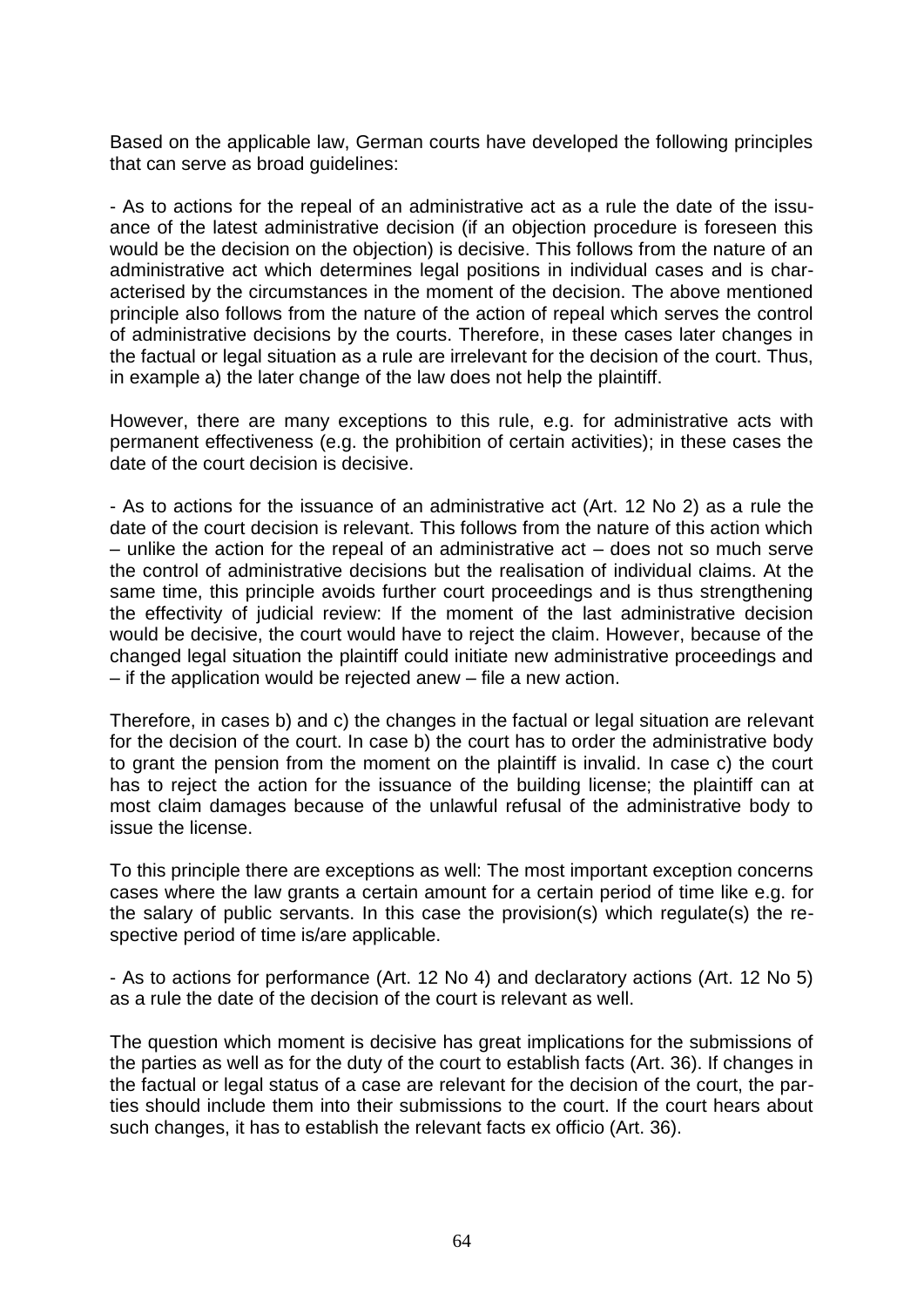Based on the applicable law, German courts have developed the following principles that can serve as broad guidelines:

- As to actions for the repeal of an administrative act as a rule the date of the issuance of the latest administrative decision (if an objection procedure is foreseen this would be the decision on the objection) is decisive. This follows from the nature of an administrative act which determines legal positions in individual cases and is characterised by the circumstances in the moment of the decision. The above mentioned principle also follows from the nature of the action of repeal which serves the control of administrative decisions by the courts. Therefore, in these cases later changes in the factual or legal situation as a rule are irrelevant for the decision of the court. Thus, in example a) the later change of the law does not help the plaintiff.

However, there are many exceptions to this rule, e.g. for administrative acts with permanent effectiveness (e.g. the prohibition of certain activities); in these cases the date of the court decision is decisive.

- As to actions for the issuance of an administrative act (Art. 12 No 2) as a rule the date of the court decision is relevant. This follows from the nature of this action which – unlike the action for the repeal of an administrative act – does not so much serve the control of administrative decisions but the realisation of individual claims. At the same time, this principle avoids further court proceedings and is thus strengthening the effectivity of judicial review: If the moment of the last administrative decision would be decisive, the court would have to reject the claim. However, because of the changed legal situation the plaintiff could initiate new administrative proceedings and – if the application would be rejected anew – file a new action.

Therefore, in cases b) and c) the changes in the factual or legal situation are relevant for the decision of the court. In case b) the court has to order the administrative body to grant the pension from the moment on the plaintiff is invalid. In case c) the court has to reject the action for the issuance of the building license; the plaintiff can at most claim damages because of the unlawful refusal of the administrative body to issue the license.

To this principle there are exceptions as well: The most important exception concerns cases where the law grants a certain amount for a certain period of time like e.g. for the salary of public servants. In this case the provision(s) which regulate(s) the respective period of time is/are applicable.

- As to actions for performance (Art. 12 No 4) and declaratory actions (Art. 12 No 5) as a rule the date of the decision of the court is relevant as well.

The question which moment is decisive has great implications for the submissions of the parties as well as for the duty of the court to establish facts (Art. 36). If changes in the factual or legal status of a case are relevant for the decision of the court, the parties should include them into their submissions to the court. If the court hears about such changes, it has to establish the relevant facts ex officio (Art. 36).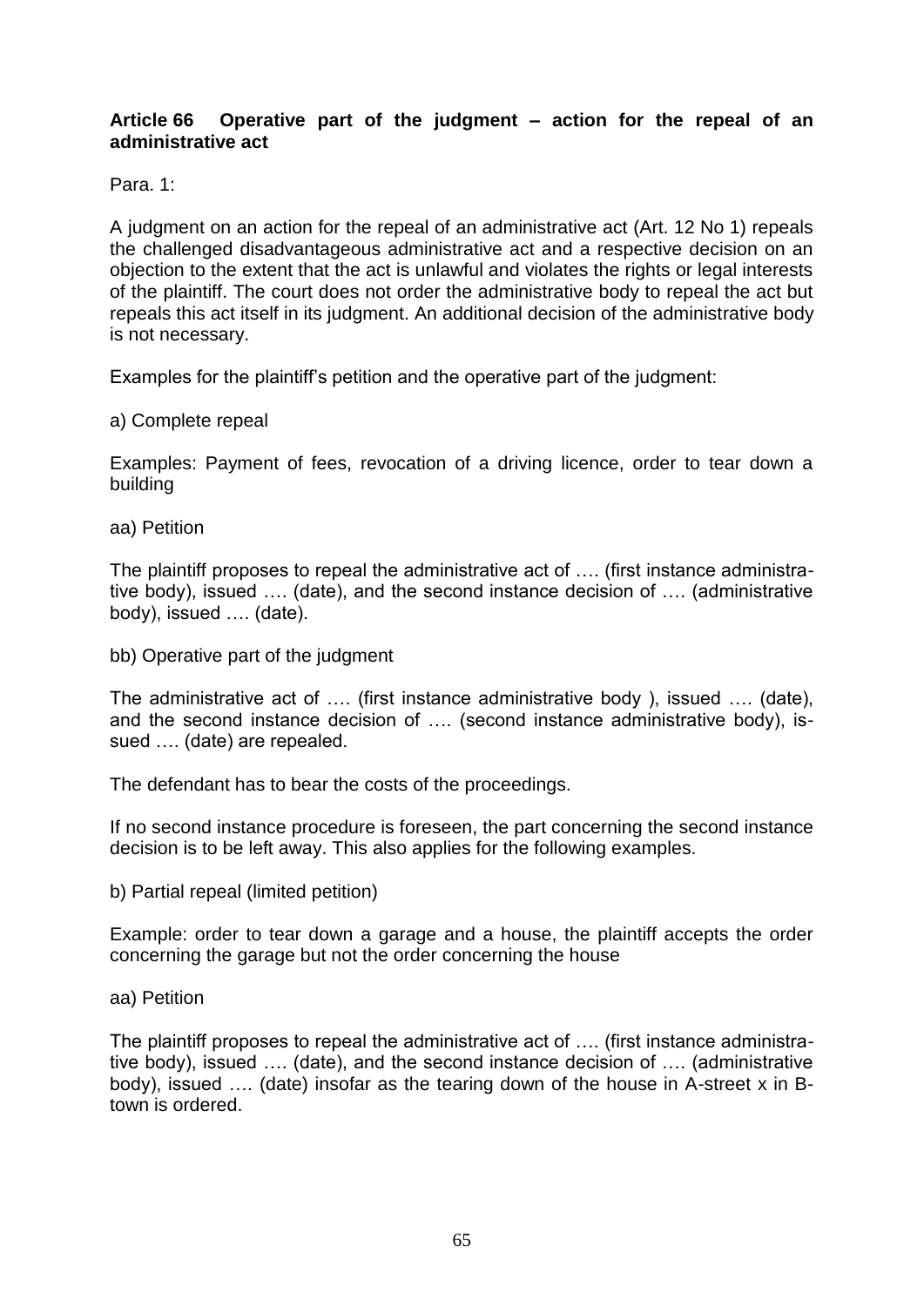**Article 66 Operative part of the judgment – action for the repeal of an administrative act**

Para. 1:

A judgment on an action for the repeal of an administrative act (Art. 12 No 1) repeals the challenged disadvantageous administrative act and a respective decision on an objection to the extent that the act is unlawful and violates the rights or legal interests of the plaintiff. The court does not order the administrative body to repeal the act but repeals this act itself in its judgment. An additional decision of the administrative body is not necessary.

Examples for the plaintiff's petition and the operative part of the judgment:

a) Complete repeal

Examples: Payment of fees, revocation of a driving licence, order to tear down a building

aa) Petition

The plaintiff proposes to repeal the administrative act of …. (first instance administrative body), issued …. (date), and the second instance decision of …. (administrative body), issued …. (date).

bb) Operative part of the judgment

The administrative act of …. (first instance administrative body ), issued …. (date), and the second instance decision of …. (second instance administrative body), issued …. (date) are repealed.

The defendant has to bear the costs of the proceedings.

If no second instance procedure is foreseen, the part concerning the second instance decision is to be left away. This also applies for the following examples.

b) Partial repeal (limited petition)

Example: order to tear down a garage and a house, the plaintiff accepts the order concerning the garage but not the order concerning the house

aa) Petition

The plaintiff proposes to repeal the administrative act of …. (first instance administrative body), issued …. (date), and the second instance decision of …. (administrative body), issued …. (date) insofar as the tearing down of the house in A-street x in B-town is ordered.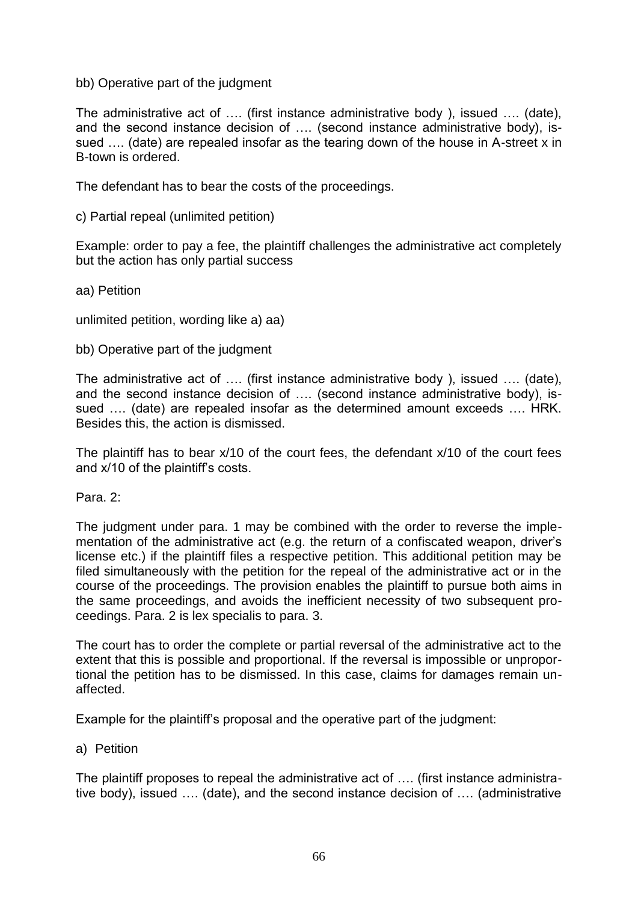bb) Operative part of the judgment

The administrative act of …. (first instance administrative body ), issued …. (date), and the second instance decision of …. (second instance administrative body), issued …. (date) are repealed insofar as the tearing down of the house in A-street x in B-town is ordered.

The defendant has to bear the costs of the proceedings.

c) Partial repeal (unlimited petition)

Example: order to pay a fee, the plaintiff challenges the administrative act completely but the action has only partial success

aa) Petition

unlimited petition, wording like a) aa)

bb) Operative part of the judgment

The administrative act of …. (first instance administrative body ), issued …. (date), and the second instance decision of …. (second instance administrative body), issued …. (date) are repealed insofar as the determined amount exceeds …. HRK. Besides this, the action is dismissed.

The plaintiff has to bear x/10 of the court fees, the defendant x/10 of the court fees and x/10 of the plaintiff's costs.

Para. 2:

The judgment under para. 1 may be combined with the order to reverse the implementation of the administrative act (e.g. the return of a confiscated weapon, driver's license etc.) if the plaintiff files a respective petition. This additional petition may be filed simultaneously with the petition for the repeal of the administrative act or in the course of the proceedings. The provision enables the plaintiff to pursue both aims in the same proceedings, and avoids the inefficient necessity of two subsequent proceedings. Para. 2 is lex specialis to para. 3.

The court has to order the complete or partial reversal of the administrative act to the extent that this is possible and proportional. If the reversal is impossible or unproportional the petition has to be dismissed. In this case, claims for damages remain unaffected.

Example for the plaintiff's proposal and the operative part of the judgment:

a) Petition

The plaintiff proposes to repeal the administrative act of …. (first instance administrative body), issued …. (date), and the second instance decision of …. (administrative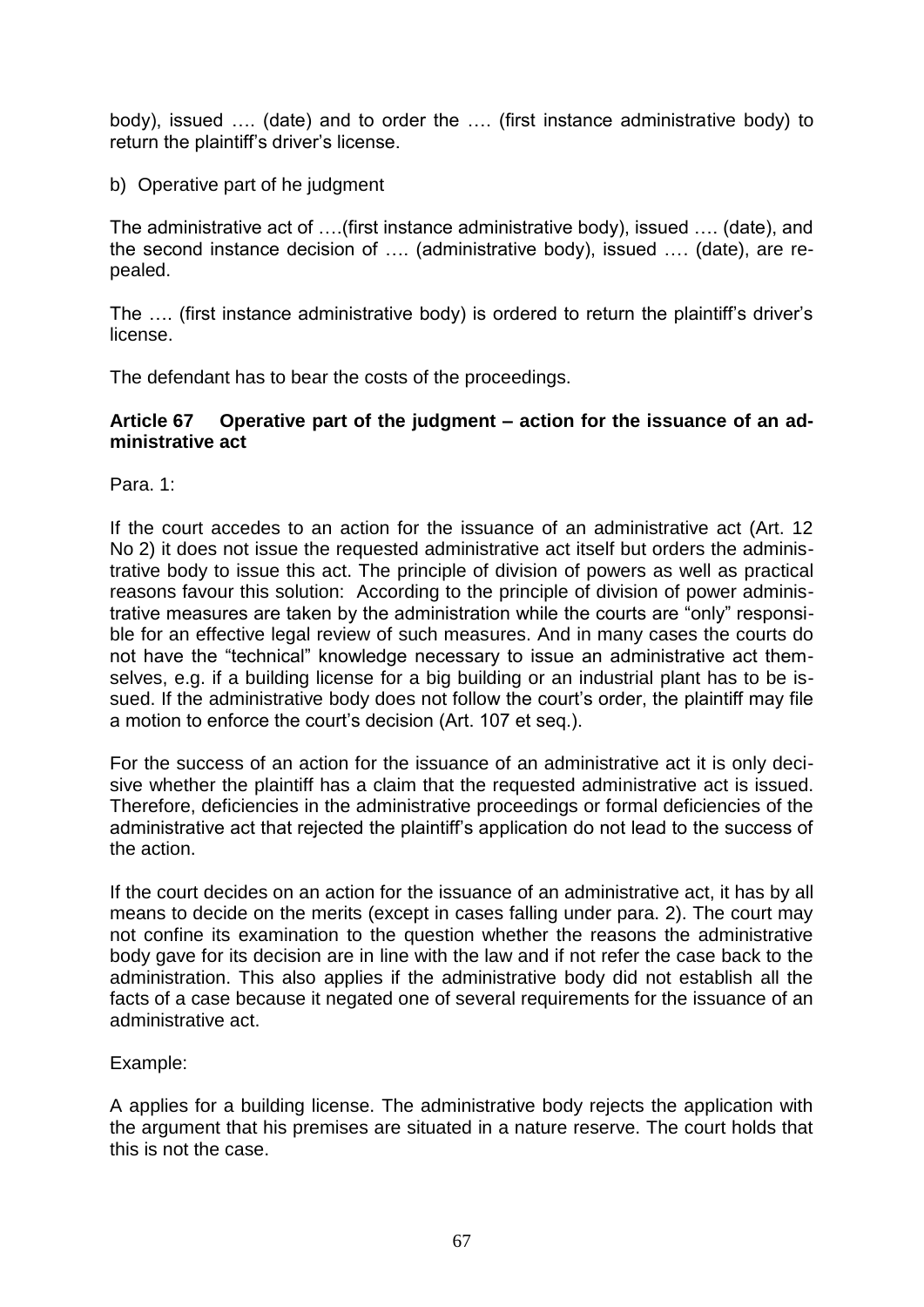body), issued …. (date) and to order the …. (first instance administrative body) to return the plaintiff's driver's license.

b) Operative part of he judgment

The administrative act of ….(first instance administrative body), issued …. (date), and the second instance decision of …. (administrative body), issued …. (date), are repealed.

The …. (first instance administrative body) is ordered to return the plaintiff's driver's license.

The defendant has to bear the costs of the proceedings.

**Article 67 Operative part of the judgment – action for the issuance of an administrative act**

Para. 1:

If the court accedes to an action for the issuance of an administrative act (Art. 12 No 2) it does not issue the requested administrative act itself but orders the administrative body to issue this act. The principle of division of powers as well as practical reasons favour this solution: According to the principle of division of power administrative measures are taken by the administration while the courts are "only" responsible for an effective legal review of such measures. And in many cases the courts do not have the "technical" knowledge necessary to issue an administrative act themselves, e.g. if a building license for a big building or an industrial plant has to be issued. If the administrative body does not follow the court's order, the plaintiff may file a motion to enforce the court's decision (Art. 107 et seq.).

For the success of an action for the issuance of an administrative act it is only decisive whether the plaintiff has a claim that the requested administrative act is issued. Therefore, deficiencies in the administrative proceedings or formal deficiencies of the administrative act that rejected the plaintiff's application do not lead to the success of the action.

If the court decides on an action for the issuance of an administrative act, it has by all means to decide on the merits (except in cases falling under para. 2). The court may not confine its examination to the question whether the reasons the administrative body gave for its decision are in line with the law and if not refer the case back to the administration. This also applies if the administrative body did not establish all the facts of a case because it negated one of several requirements for the issuance of an administrative act.

Example:

A applies for a building license. The administrative body rejects the application with the argument that his premises are situated in a nature reserve. The court holds that this is not the case.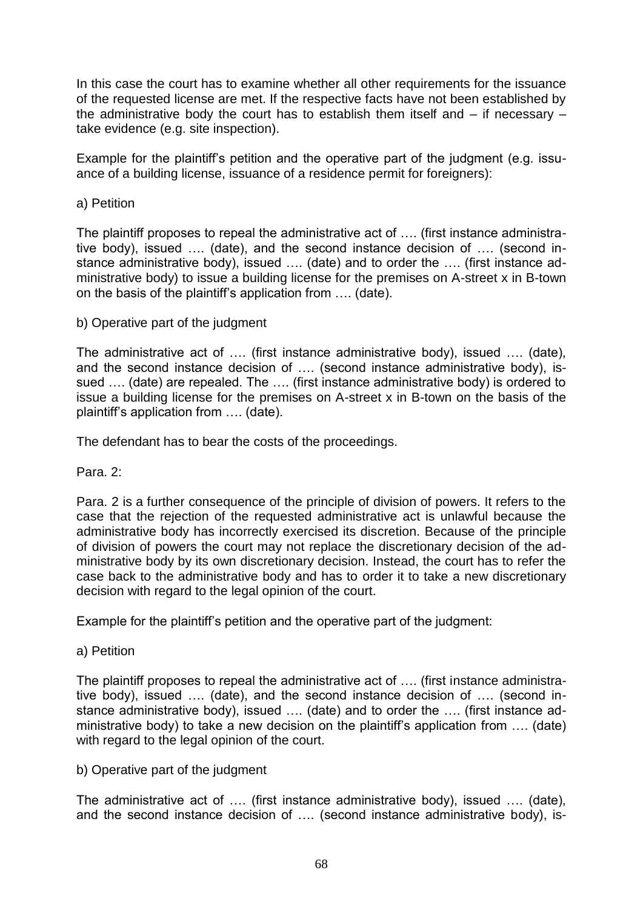In this case the court has to examine whether all other requirements for the issuance of the requested license are met. If the respective facts have not been established by the administrative body the court has to establish them itself and – if necessary – take evidence (e.g. site inspection).

Example for the plaintiff's petition and the operative part of the judgment (e.g. issuance of a building license, issuance of a residence permit for foreigners):

a) Petition

The plaintiff proposes to repeal the administrative act of …. (first instance administrative body), issued …. (date), and the second instance decision of …. (second instance administrative body), issued …. (date) and to order the …. (first instance administrative body) to issue a building license for the premises on A-street x in B-town on the basis of the plaintiff's application from …. (date).

b) Operative part of the judgment

The administrative act of …. (first instance administrative body), issued …. (date), and the second instance decision of …. (second instance administrative body), issued …. (date) are repealed. The …. (first instance administrative body) is ordered to issue a building license for the premises on A-street x in B-town on the basis of the plaintiff's application from …. (date).

The defendant has to bear the costs of the proceedings.

Para. 2:

Para. 2 is a further consequence of the principle of division of powers. It refers to the case that the rejection of the requested administrative act is unlawful because the administrative body has incorrectly exercised its discretion. Because of the principle of division of powers the court may not replace the discretionary decision of the administrative body by its own discretionary decision. Instead, the court has to refer the case back to the administrative body and has to order it to take a new discretionary decision with regard to the legal opinion of the court.

Example for the plaintiff's petition and the operative part of the judgment:

a) Petition

The plaintiff proposes to repeal the administrative act of …. (first instance administrative body), issued …. (date), and the second instance decision of …. (second instance administrative body), issued …. (date) and to order the …. (first instance administrative body) to take a new decision on the plaintiff's application from …. (date) with regard to the legal opinion of the court.

b) Operative part of the judgment

The administrative act of …. (first instance administrative body), issued …. (date), and the second instance decision of …. (second instance administrative body), is-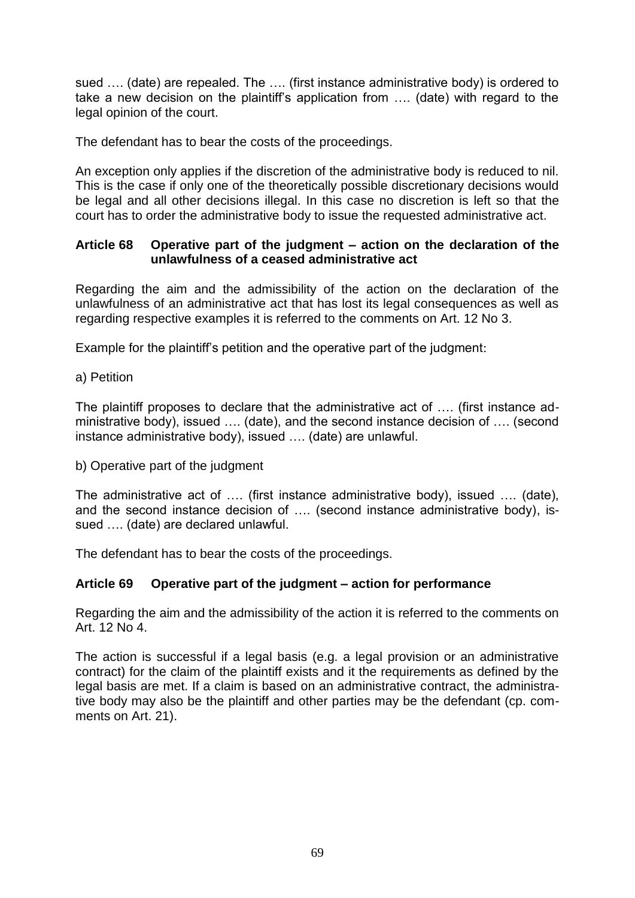sued …. (date) are repealed. The …. (first instance administrative body) is ordered to take a new decision on the plaintiff's application from …. (date) with regard to the legal opinion of the court.

The defendant has to bear the costs of the proceedings.

An exception only applies if the discretion of the administrative body is reduced to nil. This is the case if only one of the theoretically possible discretionary decisions would be legal and all other decisions illegal. In this case no discretion is left so that the court has to order the administrative body to issue the requested administrative act.

### Article 68 Operative part of the judgment – action on the declaration of the unlawfulness of a ceased administrative act

Regarding the aim and the admissibility of the action on the declaration of the unlawfulness of an administrative act that has lost its legal consequences as well as regarding respective examples it is referred to the comments on Art. 12 No 3.

Example for the plaintiff's petition and the operative part of the judgment:

a) Petition

The plaintiff proposes to declare that the administrative act of …. (first instance administrative body), issued …. (date), and the second instance decision of …. (second instance administrative body), issued …. (date) are unlawful.

b) Operative part of the judgment

The administrative act of …. (first instance administrative body), issued …. (date), and the second instance decision of …. (second instance administrative body), issued …. (date) are declared unlawful.

The defendant has to bear the costs of the proceedings.

### Article 69 Operative part of the judgment – action for performance

Regarding the aim and the admissibility of the action it is referred to the comments on Art. 12 No 4.

The action is successful if a legal basis (e.g. a legal provision or an administrative contract) for the claim of the plaintiff exists and it the requirements as defined by the legal basis are met. If a claim is based on an administrative contract, the administrative body may also be the plaintiff and other parties may be the defendant (cp. comments on Art. 21).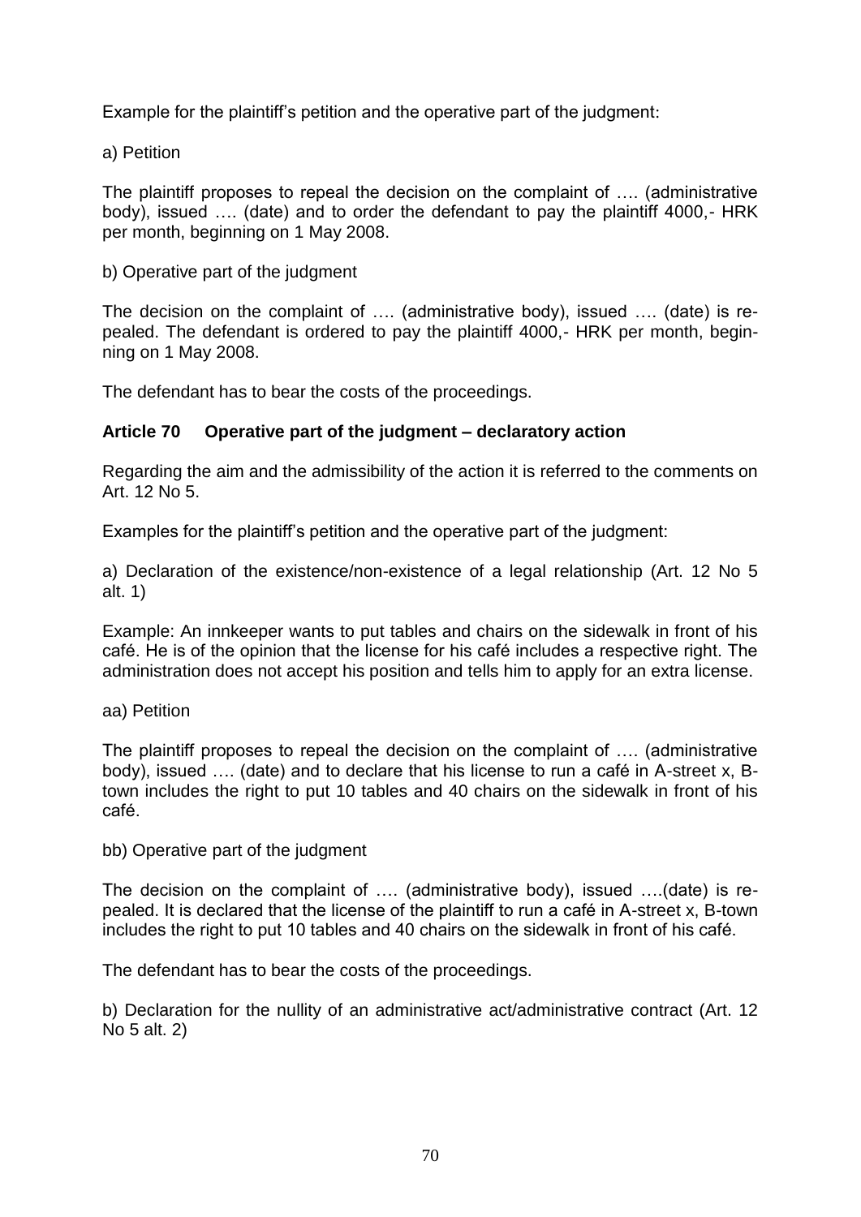Example for the plaintiff's petition and the operative part of the judgment:

a) Petition

The plaintiff proposes to repeal the decision on the complaint of …. (administrative body), issued …. (date) and to order the defendant to pay the plaintiff 4000,- HRK per month, beginning on 1 May 2008.

b) Operative part of the judgment

The decision on the complaint of …. (administrative body), issued …. (date) is repealed. The defendant is ordered to pay the plaintiff 4000,- HRK per month, beginning on 1 May 2008.

The defendant has to bear the costs of the proceedings.

**Article 70 Operative part of the judgment – declaratory action**

Regarding the aim and the admissibility of the action it is referred to the comments on Art. 12 No 5.

Examples for the plaintiff's petition and the operative part of the judgment:

a) Declaration of the existence/non-existence of a legal relationship (Art. 12 No 5 alt. 1)

Example: An innkeeper wants to put tables and chairs on the sidewalk in front of his café. He is of the opinion that the license for his café includes a respective right. The administration does not accept his position and tells him to apply for an extra license.

aa) Petition

The plaintiff proposes to repeal the decision on the complaint of …. (administrative body), issued …. (date) and to declare that his license to run a café in A-street x, B-town includes the right to put 10 tables and 40 chairs on the sidewalk in front of his café.

bb) Operative part of the judgment

The decision on the complaint of …. (administrative body), issued ….(date) is repealed. It is declared that the license of the plaintiff to run a café in A-street x, B-town includes the right to put 10 tables and 40 chairs on the sidewalk in front of his café.

The defendant has to bear the costs of the proceedings.

b) Declaration for the nullity of an administrative act/administrative contract (Art. 12 No 5 alt. 2)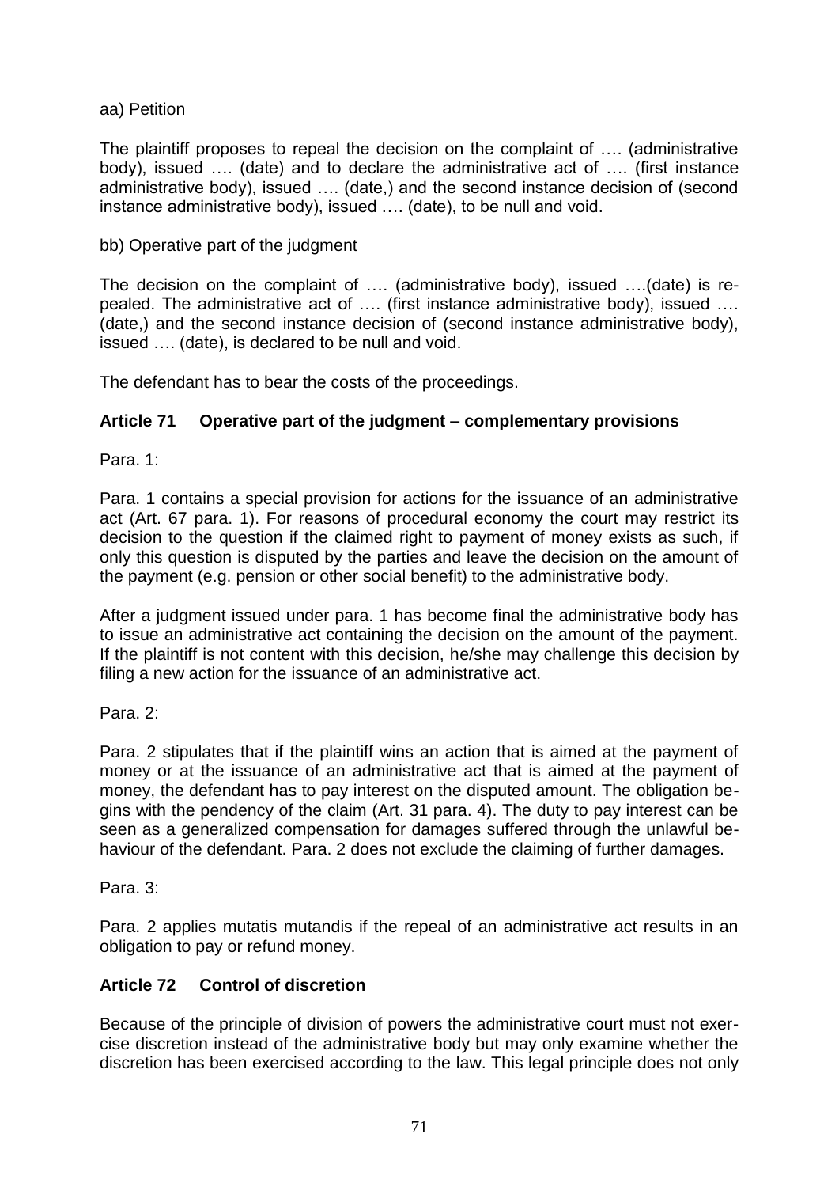aa) Petition

The plaintiff proposes to repeal the decision on the complaint of …. (administrative body), issued …. (date) and to declare the administrative act of …. (first instance administrative body), issued …. (date,) and the second instance decision of (second instance administrative body), issued …. (date), to be null and void.

bb) Operative part of the judgment

The decision on the complaint of …. (administrative body), issued ….(date) is repealed. The administrative act of …. (first instance administrative body), issued …. (date,) and the second instance decision of (second instance administrative body), issued …. (date), is declared to be null and void.

The defendant has to bear the costs of the proceedings.

## Article 71 Operative part of the judgment – complementary provisions

Para. 1:

Para. 1 contains a special provision for actions for the issuance of an administrative act (Art. 67 para. 1). For reasons of procedural economy the court may restrict its decision to the question if the claimed right to payment of money exists as such, if only this question is disputed by the parties and leave the decision on the amount of the payment (e.g. pension or other social benefit) to the administrative body.

After a judgment issued under para. 1 has become final the administrative body has to issue an administrative act containing the decision on the amount of the payment. If the plaintiff is not content with this decision, he/she may challenge this decision by filing a new action for the issuance of an administrative act.

Para. 2:

Para. 2 stipulates that if the plaintiff wins an action that is aimed at the payment of money or at the issuance of an administrative act that is aimed at the payment of money, the defendant has to pay interest on the disputed amount. The obligation begins with the pendency of the claim (Art. 31 para. 4). The duty to pay interest can be seen as a generalized compensation for damages suffered through the unlawful behaviour of the defendant. Para. 2 does not exclude the claiming of further damages.

Para. 3:

Para. 2 applies mutatis mutandis if the repeal of an administrative act results in an obligation to pay or refund money.

## Article 72 Control of discretion

Because of the principle of division of powers the administrative court must not exercise discretion instead of the administrative body but may only examine whether the discretion has been exercised according to the law. This legal principle does not only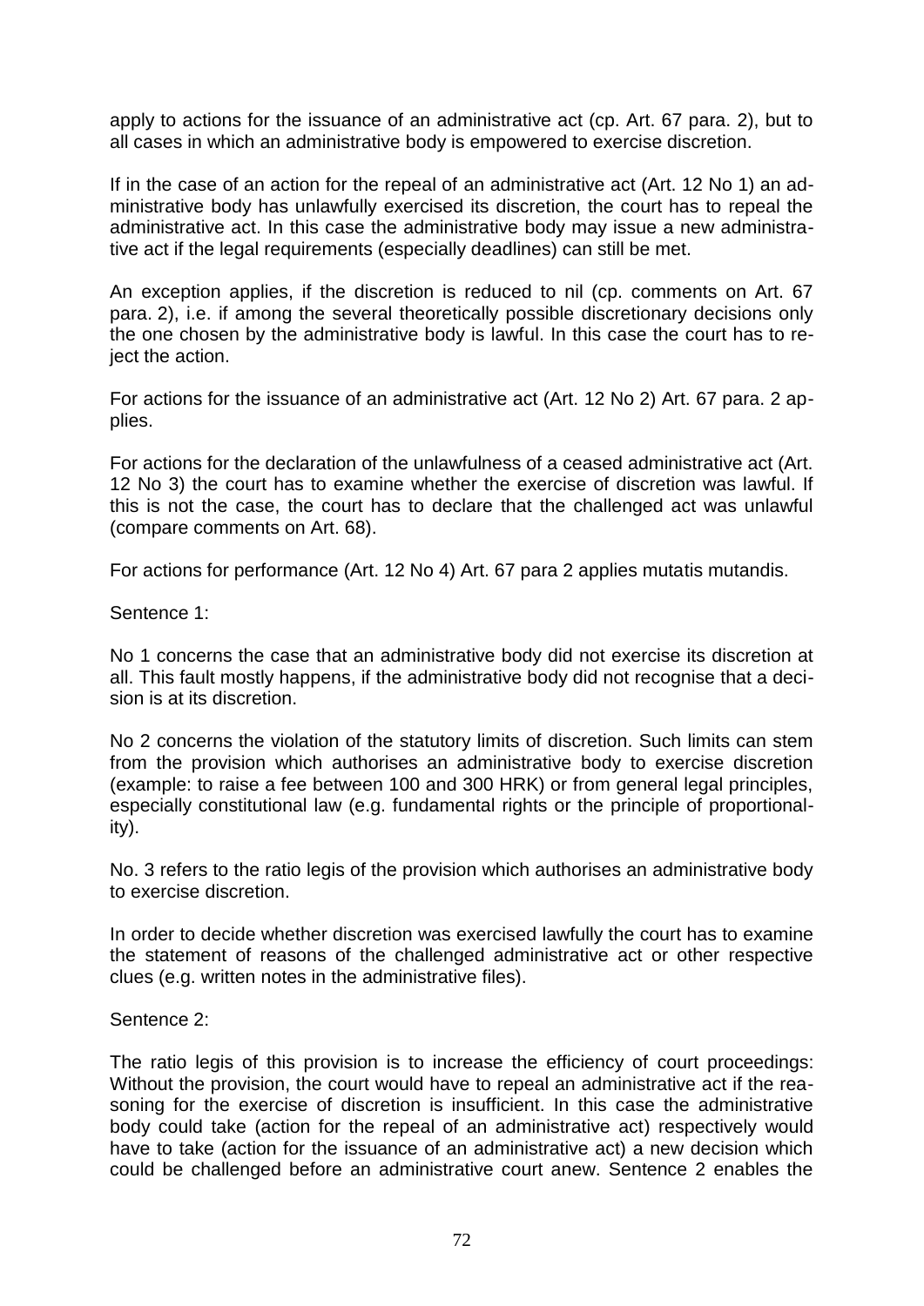apply to actions for the issuance of an administrative act (cp. Art. 67 para. 2), but to all cases in which an administrative body is empowered to exercise discretion.

If in the case of an action for the repeal of an administrative act (Art. 12 No 1) an administrative body has unlawfully exercised its discretion, the court has to repeal the administrative act. In this case the administrative body may issue a new administrative act if the legal requirements (especially deadlines) can still be met.

An exception applies, if the discretion is reduced to nil (cp. comments on Art. 67 para. 2), i.e. if among the several theoretically possible discretionary decisions only the one chosen by the administrative body is lawful. In this case the court has to reject the action.

For actions for the issuance of an administrative act (Art. 12 No 2) Art. 67 para. 2 applies.

For actions for the declaration of the unlawfulness of a ceased administrative act (Art. 12 No 3) the court has to examine whether the exercise of discretion was lawful. If this is not the case, the court has to declare that the challenged act was unlawful (compare comments on Art. 68).

For actions for performance (Art. 12 No 4) Art. 67 para 2 applies mutatis mutandis.

Sentence 1:

No 1 concerns the case that an administrative body did not exercise its discretion at all. This fault mostly happens, if the administrative body did not recognise that a decision is at its discretion.

No 2 concerns the violation of the statutory limits of discretion. Such limits can stem from the provision which authorises an administrative body to exercise discretion (example: to raise a fee between 100 and 300 HRK) or from general legal principles, especially constitutional law (e.g. fundamental rights or the principle of proportionality).

No. 3 refers to the ratio legis of the provision which authorises an administrative body to exercise discretion.

In order to decide whether discretion was exercised lawfully the court has to examine the statement of reasons of the challenged administrative act or other respective clues (e.g. written notes in the administrative files).

Sentence 2:

The ratio legis of this provision is to increase the efficiency of court proceedings: Without the provision, the court would have to repeal an administrative act if the reasoning for the exercise of discretion is insufficient. In this case the administrative body could take (action for the repeal of an administrative act) respectively would have to take (action for the issuance of an administrative act) a new decision which could be challenged before an administrative court anew. Sentence 2 enables the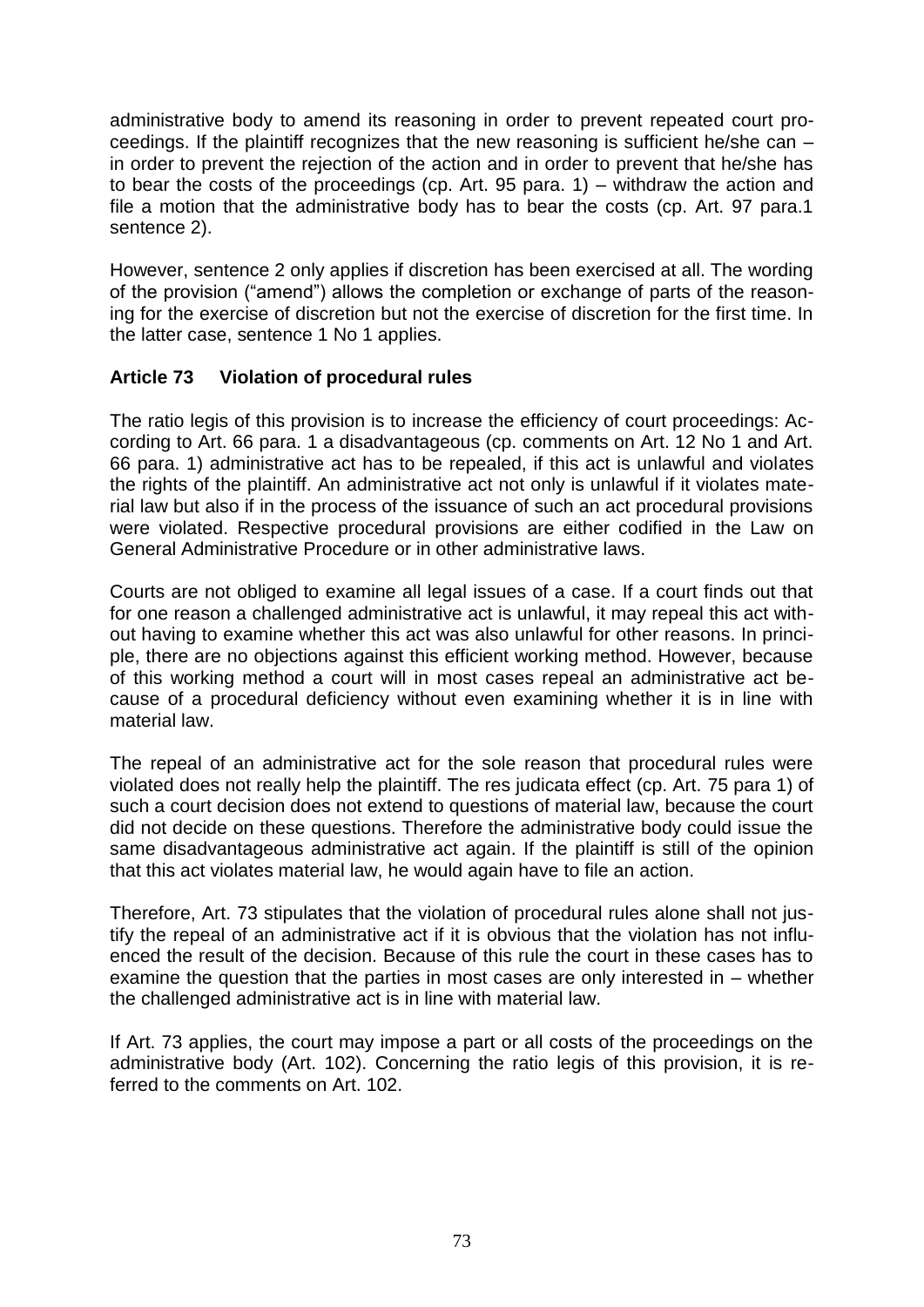administrative body to amend its reasoning in order to prevent repeated court proceedings. If the plaintiff recognizes that the new reasoning is sufficient he/she can – in order to prevent the rejection of the action and in order to prevent that he/she has to bear the costs of the proceedings (cp. Art. 95 para. 1) – withdraw the action and file a motion that the administrative body has to bear the costs (cp. Art. 97 para.1 sentence 2).

However, sentence 2 only applies if discretion has been exercised at all. The wording of the provision ("amend") allows the completion or exchange of parts of the reasoning for the exercise of discretion but not the exercise of discretion for the first time. In the latter case, sentence 1 No 1 applies.

### Article 73 Violation of procedural rules

The ratio legis of this provision is to increase the efficiency of court proceedings: According to Art. 66 para. 1 a disadvantageous (cp. comments on Art. 12 No 1 and Art. 66 para. 1) administrative act has to be repealed, if this act is unlawful and violates the rights of the plaintiff. An administrative act not only is unlawful if it violates material law but also if in the process of the issuance of such an act procedural provisions were violated. Respective procedural provisions are either codified in the Law on General Administrative Procedure or in other administrative laws.

Courts are not obliged to examine all legal issues of a case. If a court finds out that for one reason a challenged administrative act is unlawful, it may repeal this act without having to examine whether this act was also unlawful for other reasons. In principle, there are no objections against this efficient working method. However, because of this working method a court will in most cases repeal an administrative act because of a procedural deficiency without even examining whether it is in line with material law.

The repeal of an administrative act for the sole reason that procedural rules were violated does not really help the plaintiff. The res judicata effect (cp. Art. 75 para 1) of such a court decision does not extend to questions of material law, because the court did not decide on these questions. Therefore the administrative body could issue the same disadvantageous administrative act again. If the plaintiff is still of the opinion that this act violates material law, he would again have to file an action.

Therefore, Art. 73 stipulates that the violation of procedural rules alone shall not justify the repeal of an administrative act if it is obvious that the violation has not influenced the result of the decision. Because of this rule the court in these cases has to examine the question that the parties in most cases are only interested in – whether the challenged administrative act is in line with material law.

If Art. 73 applies, the court may impose a part or all costs of the proceedings on the administrative body (Art. 102). Concerning the ratio legis of this provision, it is referred to the comments on Art. 102.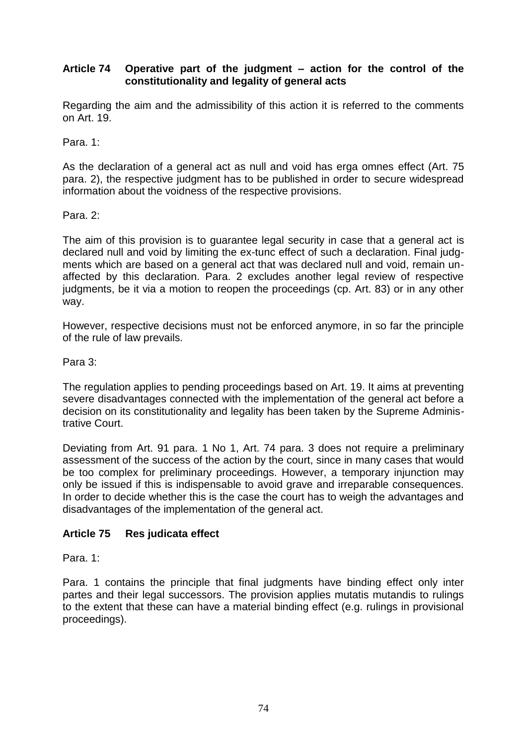### Article 74 Operative part of the judgment – action for the control of the constitutionality and legality of general acts

Regarding the aim and the admissibility of this action it is referred to the comments on Art. 19.

Para. 1:

As the declaration of a general act as null and void has erga omnes effect (Art. 75 para. 2), the respective judgment has to be published in order to secure widespread information about the voidness of the respective provisions.

Para. 2:

The aim of this provision is to guarantee legal security in case that a general act is declared null and void by limiting the ex-tunc effect of such a declaration. Final judgments which are based on a general act that was declared null and void, remain unaffected by this declaration. Para. 2 excludes another legal review of respective judgments, be it via a motion to reopen the proceedings (cp. Art. 83) or in any other way.

However, respective decisions must not be enforced anymore, in so far the principle of the rule of law prevails.

Para 3:

The regulation applies to pending proceedings based on Art. 19. It aims at preventing severe disadvantages connected with the implementation of the general act before a decision on its constitutionality and legality has been taken by the Supreme Administrative Court.

Deviating from Art. 91 para. 1 No 1, Art. 74 para. 3 does not require a preliminary assessment of the success of the action by the court, since in many cases that would be too complex for preliminary proceedings. However, a temporary injunction may only be issued if this is indispensable to avoid grave and irreparable consequences. In order to decide whether this is the case the court has to weigh the advantages and disadvantages of the implementation of the general act.

### Article 75 Res judicata effect

Para. 1:

Para. 1 contains the principle that final judgments have binding effect only inter partes and their legal successors. The provision applies mutatis mutandis to rulings to the extent that these can have a material binding effect (e.g. rulings in provisional proceedings).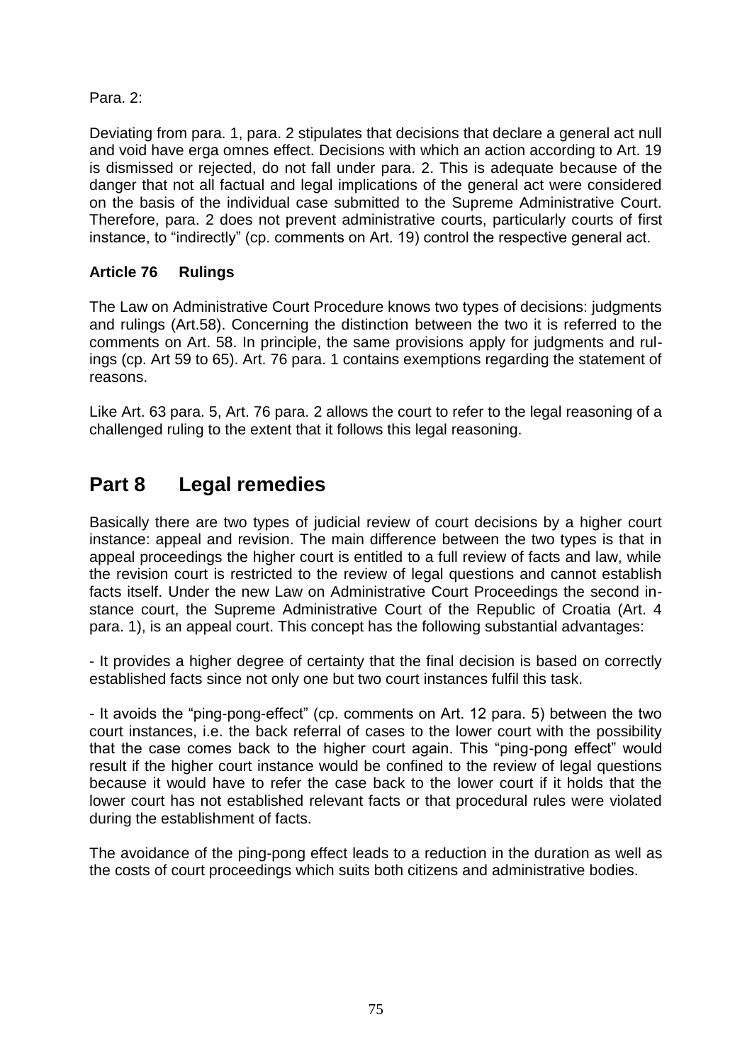Para. 2:

Deviating from para. 1, para. 2 stipulates that decisions that declare a general act null and void have erga omnes effect. Decisions with which an action according to Art. 19 is dismissed or rejected, do not fall under para. 2. This is adequate because of the danger that not all factual and legal implications of the general act were considered on the basis of the individual case submitted to the Supreme Administrative Court. Therefore, para. 2 does not prevent administrative courts, particularly courts of first instance, to "indirectly" (cp. comments on Art. 19) control the respective general act.

### Article 76 Rulings

The Law on Administrative Court Procedure knows two types of decisions: judgments and rulings (Art.58). Concerning the distinction between the two it is referred to the comments on Art. 58. In principle, the same provisions apply for judgments and rulings (cp. Art 59 to 65). Art. 76 para. 1 contains exemptions regarding the statement of reasons.

Like Art. 63 para. 5, Art. 76 para. 2 allows the court to refer to the legal reasoning of a challenged ruling to the extent that it follows this legal reasoning.

## Part 8 Legal remedies

Basically there are two types of judicial review of court decisions by a higher court instance: appeal and revision. The main difference between the two types is that in appeal proceedings the higher court is entitled to a full review of facts and law, while the revision court is restricted to the review of legal questions and cannot establish facts itself. Under the new Law on Administrative Court Proceedings the second instance court, the Supreme Administrative Court of the Republic of Croatia (Art. 4 para. 1), is an appeal court. This concept has the following substantial advantages:

- It provides a higher degree of certainty that the final decision is based on correctly established facts since not only one but two court instances fulfil this task.

- It avoids the "ping-pong-effect" (cp. comments on Art. 12 para. 5) between the two court instances, i.e. the back referral of cases to the lower court with the possibility that the case comes back to the higher court again. This "ping-pong effect" would result if the higher court instance would be confined to the review of legal questions because it would have to refer the case back to the lower court if it holds that the lower court has not established relevant facts or that procedural rules were violated during the establishment of facts.

The avoidance of the ping-pong effect leads to a reduction in the duration as well as the costs of court proceedings which suits both citizens and administrative bodies.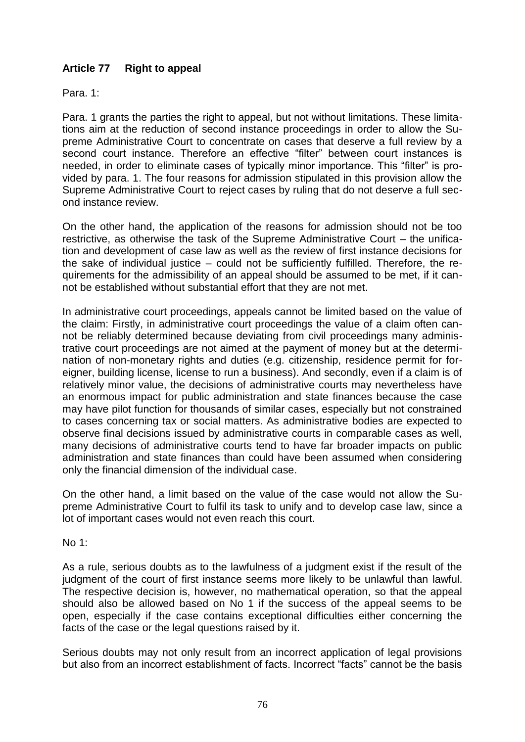**Article 77 Right to appeal**

Para. 1:

Para. 1 grants the parties the right to appeal, but not without limitations. These limitations aim at the reduction of second instance proceedings in order to allow the Supreme Administrative Court to concentrate on cases that deserve a full review by a second court instance. Therefore an effective "filter" between court instances is needed, in order to eliminate cases of typically minor importance. This "filter" is provided by para. 1. The four reasons for admission stipulated in this provision allow the Supreme Administrative Court to reject cases by ruling that do not deserve a full second instance review.

On the other hand, the application of the reasons for admission should not be too restrictive, as otherwise the task of the Supreme Administrative Court – the unification and development of case law as well as the review of first instance decisions for the sake of individual justice – could not be sufficiently fulfilled. Therefore, the requirements for the admissibility of an appeal should be assumed to be met, if it cannot be established without substantial effort that they are not met.

In administrative court proceedings, appeals cannot be limited based on the value of the claim: Firstly, in administrative court proceedings the value of a claim often cannot be reliably determined because deviating from civil proceedings many administrative court proceedings are not aimed at the payment of money but at the determination of non-monetary rights and duties (e.g. citizenship, residence permit for foreigner, building license, license to run a business). And secondly, even if a claim is of relatively minor value, the decisions of administrative courts may nevertheless have an enormous impact for public administration and state finances because the case may have pilot function for thousands of similar cases, especially but not constrained to cases concerning tax or social matters. As administrative bodies are expected to observe final decisions issued by administrative courts in comparable cases as well, many decisions of administrative courts tend to have far broader impacts on public administration and state finances than could have been assumed when considering only the financial dimension of the individual case.

On the other hand, a limit based on the value of the case would not allow the Supreme Administrative Court to fulfil its task to unify and to develop case law, since a lot of important cases would not even reach this court.

No 1:

As a rule, serious doubts as to the lawfulness of a judgment exist if the result of the judgment of the court of first instance seems more likely to be unlawful than lawful. The respective decision is, however, no mathematical operation, so that the appeal should also be allowed based on No 1 if the success of the appeal seems to be open, especially if the case contains exceptional difficulties either concerning the facts of the case or the legal questions raised by it.

Serious doubts may not only result from an incorrect application of legal provisions but also from an incorrect establishment of facts. Incorrect "facts" cannot be the basis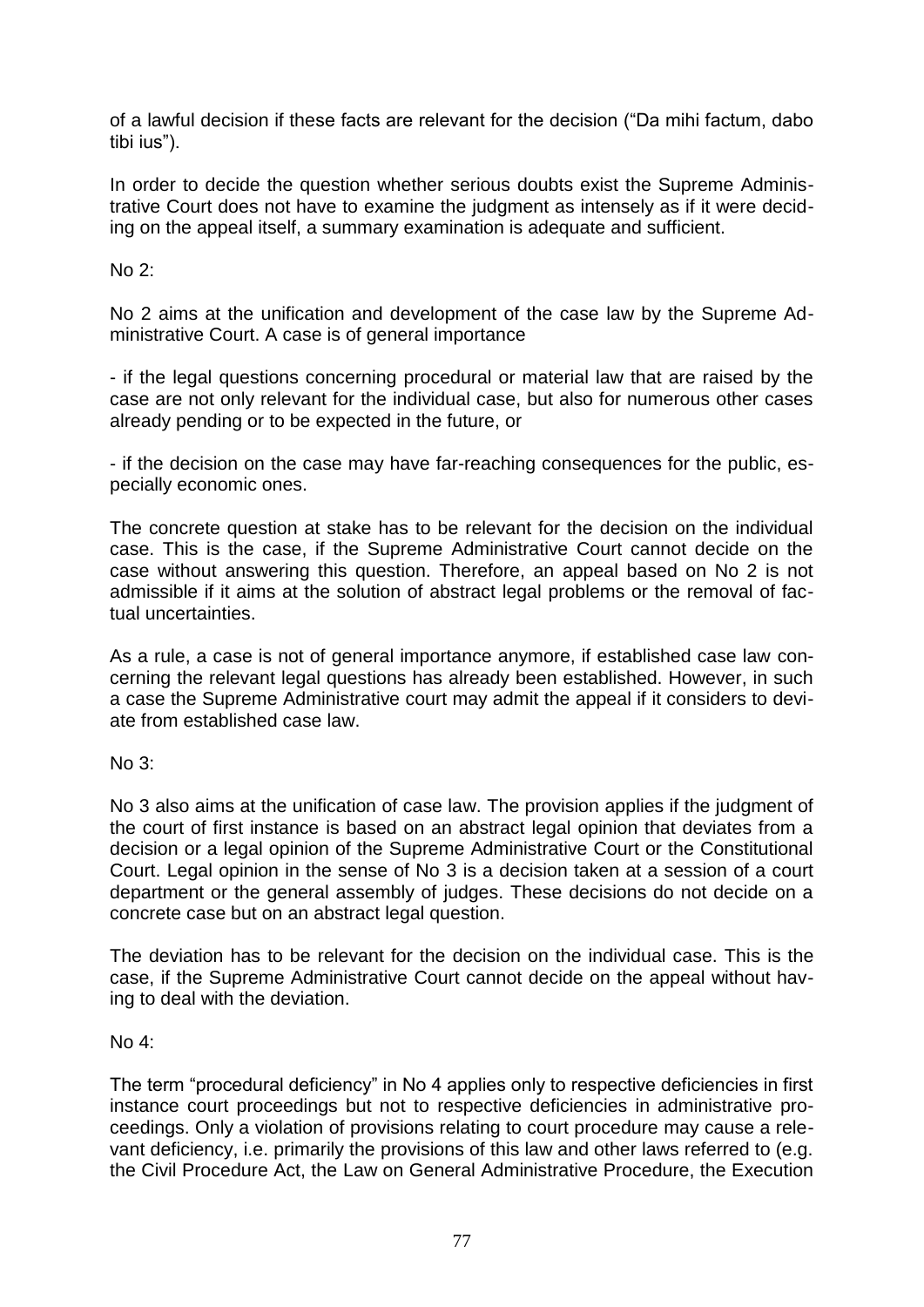of a lawful decision if these facts are relevant for the decision ("Da mihi factum, dabo tibi ius").

In order to decide the question whether serious doubts exist the Supreme Administrative Court does not have to examine the judgment as intensely as if it were deciding on the appeal itself, a summary examination is adequate and sufficient.

No 2:

No 2 aims at the unification and development of the case law by the Supreme Administrative Court. A case is of general importance

- if the legal questions concerning procedural or material law that are raised by the case are not only relevant for the individual case, but also for numerous other cases already pending or to be expected in the future, or

- if the decision on the case may have far-reaching consequences for the public, especially economic ones.

The concrete question at stake has to be relevant for the decision on the individual case. This is the case, if the Supreme Administrative Court cannot decide on the case without answering this question. Therefore, an appeal based on No 2 is not admissible if it aims at the solution of abstract legal problems or the removal of factual uncertainties.

As a rule, a case is not of general importance anymore, if established case law concerning the relevant legal questions has already been established. However, in such a case the Supreme Administrative court may admit the appeal if it considers to deviate from established case law.

No 3:

No 3 also aims at the unification of case law. The provision applies if the judgment of the court of first instance is based on an abstract legal opinion that deviates from a decision or a legal opinion of the Supreme Administrative Court or the Constitutional Court. Legal opinion in the sense of No 3 is a decision taken at a session of a court department or the general assembly of judges. These decisions do not decide on a concrete case but on an abstract legal question.

The deviation has to be relevant for the decision on the individual case. This is the case, if the Supreme Administrative Court cannot decide on the appeal without having to deal with the deviation.

No 4:

The term "procedural deficiency" in No 4 applies only to respective deficiencies in first instance court proceedings but not to respective deficiencies in administrative proceedings. Only a violation of provisions relating to court procedure may cause a relevant deficiency, i.e. primarily the provisions of this law and other laws referred to (e.g. the Civil Procedure Act, the Law on General Administrative Procedure, the Execution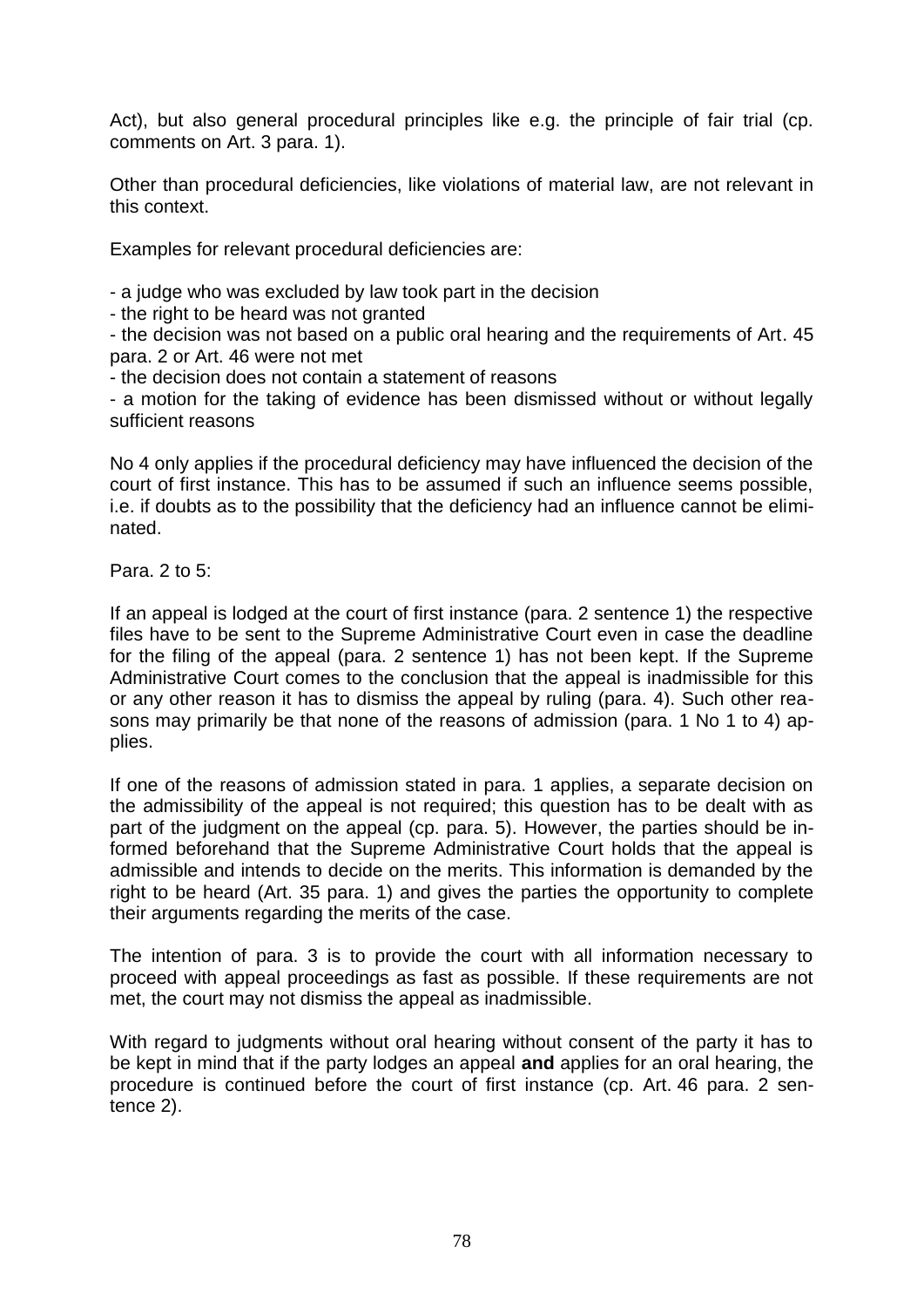Act), but also general procedural principles like e.g. the principle of fair trial (cp. comments on Art. 3 para. 1).

Other than procedural deficiencies, like violations of material law, are not relevant in this context.

Examples for relevant procedural deficiencies are:

- a judge who was excluded by law took part in the decision
- the right to be heard was not granted
- the decision was not based on a public oral hearing and the requirements of Art. 45 para. 2 or Art. 46 were not met
- the decision does not contain a statement of reasons
- a motion for the taking of evidence has been dismissed without or without legally sufficient reasons

No 4 only applies if the procedural deficiency may have influenced the decision of the court of first instance. This has to be assumed if such an influence seems possible, i.e. if doubts as to the possibility that the deficiency had an influence cannot be eliminated.

Para. 2 to 5:

If an appeal is lodged at the court of first instance (para. 2 sentence 1) the respective files have to be sent to the Supreme Administrative Court even in case the deadline for the filing of the appeal (para. 2 sentence 1) has not been kept. If the Supreme Administrative Court comes to the conclusion that the appeal is inadmissible for this or any other reason it has to dismiss the appeal by ruling (para. 4). Such other reasons may primarily be that none of the reasons of admission (para. 1 No 1 to 4) applies.

If one of the reasons of admission stated in para. 1 applies, a separate decision on the admissibility of the appeal is not required; this question has to be dealt with as part of the judgment on the appeal (cp. para. 5). However, the parties should be informed beforehand that the Supreme Administrative Court holds that the appeal is admissible and intends to decide on the merits. This information is demanded by the right to be heard (Art. 35 para. 1) and gives the parties the opportunity to complete their arguments regarding the merits of the case.

The intention of para. 3 is to provide the court with all information necessary to proceed with appeal proceedings as fast as possible. If these requirements are not met, the court may not dismiss the appeal as inadmissible.

With regard to judgments without oral hearing without consent of the party it has to be kept in mind that if the party lodges an appeal **and** applies for an oral hearing, the procedure is continued before the court of first instance (cp. Art. 46 para. 2 sentence 2).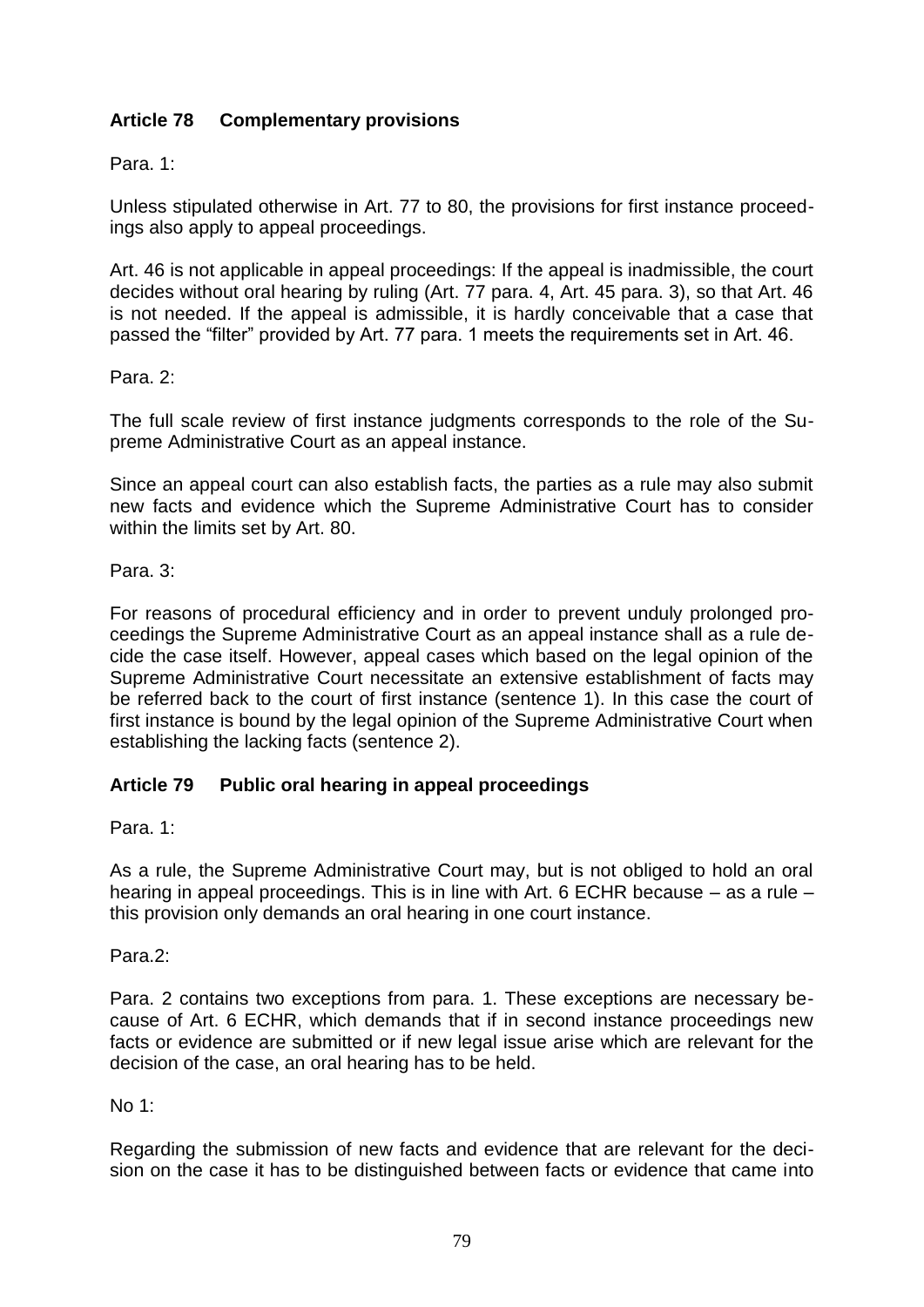### Article 78 Complementary provisions

Para. 1:

Unless stipulated otherwise in Art. 77 to 80, the provisions for first instance proceedings also apply to appeal proceedings.

Art. 46 is not applicable in appeal proceedings: If the appeal is inadmissible, the court decides without oral hearing by ruling (Art. 77 para. 4, Art. 45 para. 3), so that Art. 46 is not needed. If the appeal is admissible, it is hardly conceivable that a case that passed the "filter" provided by Art. 77 para. 1 meets the requirements set in Art. 46.

Para. 2:

The full scale review of first instance judgments corresponds to the role of the Supreme Administrative Court as an appeal instance.

Since an appeal court can also establish facts, the parties as a rule may also submit new facts and evidence which the Supreme Administrative Court has to consider within the limits set by Art. 80.

Para. 3:

For reasons of procedural efficiency and in order to prevent unduly prolonged proceedings the Supreme Administrative Court as an appeal instance shall as a rule decide the case itself. However, appeal cases which based on the legal opinion of the Supreme Administrative Court necessitate an extensive establishment of facts may be referred back to the court of first instance (sentence 1). In this case the court of first instance is bound by the legal opinion of the Supreme Administrative Court when establishing the lacking facts (sentence 2).

### Article 79 Public oral hearing in appeal proceedings

Para. 1:

As a rule, the Supreme Administrative Court may, but is not obliged to hold an oral hearing in appeal proceedings. This is in line with Art. 6 ECHR because – as a rule – this provision only demands an oral hearing in one court instance.

Para.2:

Para. 2 contains two exceptions from para. 1. These exceptions are necessary because of Art. 6 ECHR, which demands that if in second instance proceedings new facts or evidence are submitted or if new legal issue arise which are relevant for the decision of the case, an oral hearing has to be held.

No 1:

Regarding the submission of new facts and evidence that are relevant for the decision on the case it has to be distinguished between facts or evidence that came into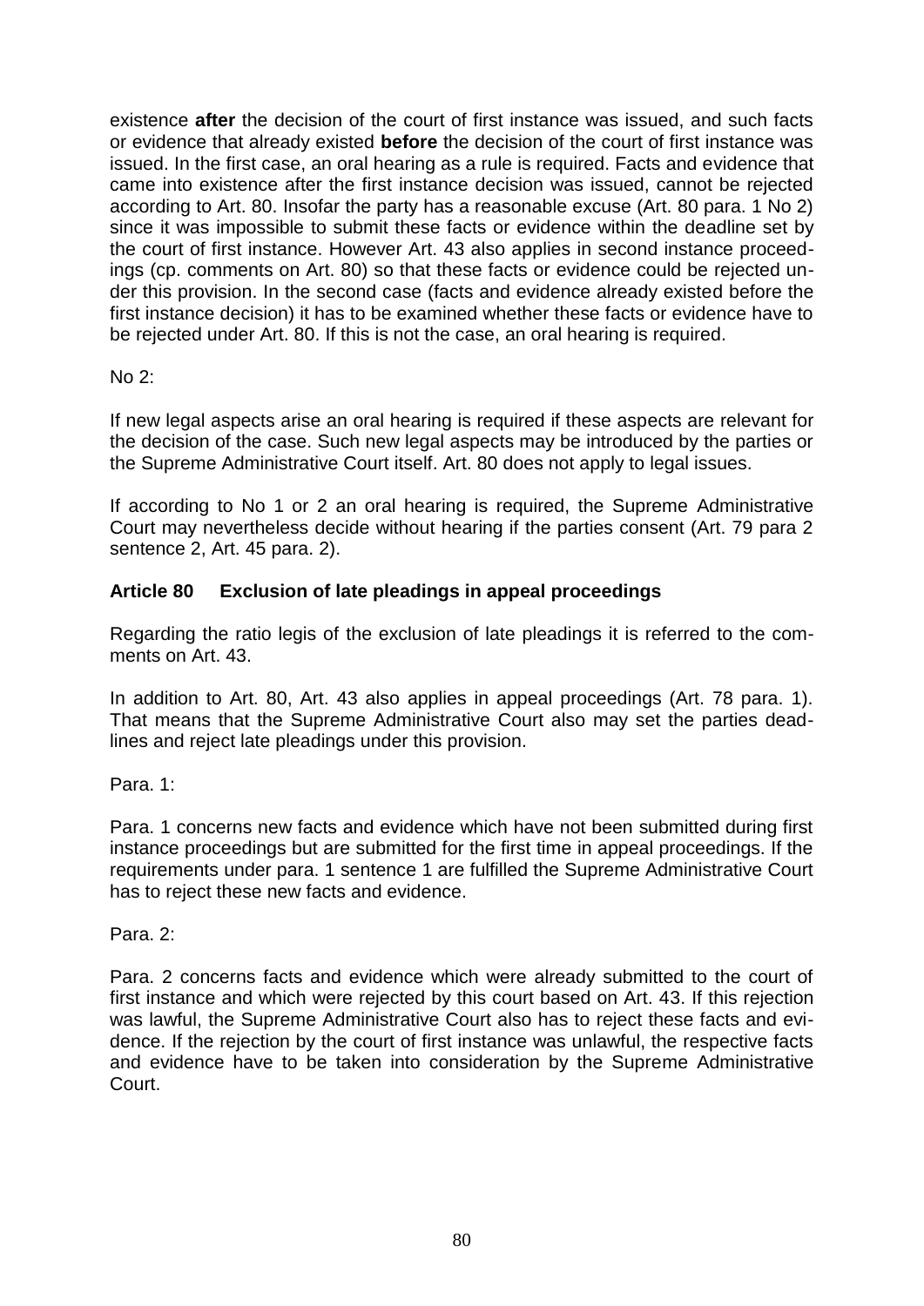existence **after** the decision of the court of first instance was issued, and such facts or evidence that already existed **before** the decision of the court of first instance was issued. In the first case, an oral hearing as a rule is required. Facts and evidence that came into existence after the first instance decision was issued, cannot be rejected according to Art. 80. Insofar the party has a reasonable excuse (Art. 80 para. 1 No 2) since it was impossible to submit these facts or evidence within the deadline set by the court of first instance. However Art. 43 also applies in second instance proceedings (cp. comments on Art. 80) so that these facts or evidence could be rejected under this provision. In the second case (facts and evidence already existed before the first instance decision) it has to be examined whether these facts or evidence have to be rejected under Art. 80. If this is not the case, an oral hearing is required.

No 2:

If new legal aspects arise an oral hearing is required if these aspects are relevant for the decision of the case. Such new legal aspects may be introduced by the parties or the Supreme Administrative Court itself. Art. 80 does not apply to legal issues.

If according to No 1 or 2 an oral hearing is required, the Supreme Administrative Court may nevertheless decide without hearing if the parties consent (Art. 79 para 2 sentence 2, Art. 45 para. 2).

### Article 80 Exclusion of late pleadings in appeal proceedings

Regarding the ratio legis of the exclusion of late pleadings it is referred to the comments on Art. 43.

In addition to Art. 80, Art. 43 also applies in appeal proceedings (Art. 78 para. 1). That means that the Supreme Administrative Court also may set the parties deadlines and reject late pleadings under this provision.

Para. 1:

Para. 1 concerns new facts and evidence which have not been submitted during first instance proceedings but are submitted for the first time in appeal proceedings. If the requirements under para. 1 sentence 1 are fulfilled the Supreme Administrative Court has to reject these new facts and evidence.

Para. 2:

Para. 2 concerns facts and evidence which were already submitted to the court of first instance and which were rejected by this court based on Art. 43. If this rejection was lawful, the Supreme Administrative Court also has to reject these facts and evidence. If the rejection by the court of first instance was unlawful, the respective facts and evidence have to be taken into consideration by the Supreme Administrative Court.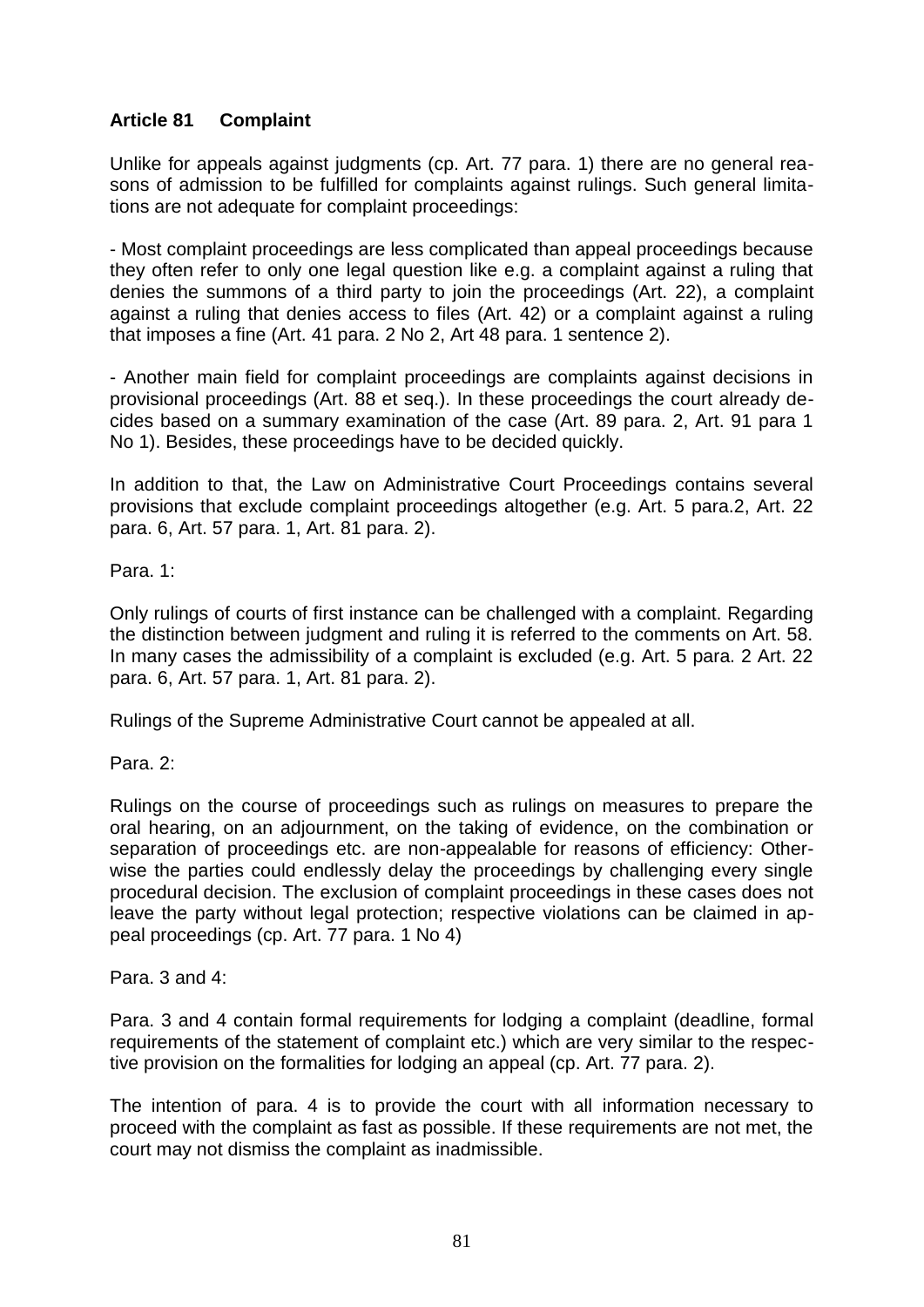## Article 81 Complaint

Unlike for appeals against judgments (cp. Art. 77 para. 1) there are no general reasons of admission to be fulfilled for complaints against rulings. Such general limitations are not adequate for complaint proceedings:

- Most complaint proceedings are less complicated than appeal proceedings because they often refer to only one legal question like e.g. a complaint against a ruling that denies the summons of a third party to join the proceedings (Art. 22), a complaint against a ruling that denies access to files (Art. 42) or a complaint against a ruling that imposes a fine (Art. 41 para. 2 No 2, Art 48 para. 1 sentence 2).

- Another main field for complaint proceedings are complaints against decisions in provisional proceedings (Art. 88 et seq.). In these proceedings the court already decides based on a summary examination of the case (Art. 89 para. 2, Art. 91 para 1 No 1). Besides, these proceedings have to be decided quickly.

In addition to that, the Law on Administrative Court Proceedings contains several provisions that exclude complaint proceedings altogether (e.g. Art. 5 para.2, Art. 22 para. 6, Art. 57 para. 1, Art. 81 para. 2).

Para. 1:

Only rulings of courts of first instance can be challenged with a complaint. Regarding the distinction between judgment and ruling it is referred to the comments on Art. 58. In many cases the admissibility of a complaint is excluded (e.g. Art. 5 para. 2 Art. 22 para. 6, Art. 57 para. 1, Art. 81 para. 2).

Rulings of the Supreme Administrative Court cannot be appealed at all.

Para. 2:

Rulings on the course of proceedings such as rulings on measures to prepare the oral hearing, on an adjournment, on the taking of evidence, on the combination or separation of proceedings etc. are non-appealable for reasons of efficiency: Otherwise the parties could endlessly delay the proceedings by challenging every single procedural decision. The exclusion of complaint proceedings in these cases does not leave the party without legal protection; respective violations can be claimed in appeal proceedings (cp. Art. 77 para. 1 No 4)

Para. 3 and 4:

Para. 3 and 4 contain formal requirements for lodging a complaint (deadline, formal requirements of the statement of complaint etc.) which are very similar to the respective provision on the formalities for lodging an appeal (cp. Art. 77 para. 2).

The intention of para. 4 is to provide the court with all information necessary to proceed with the complaint as fast as possible. If these requirements are not met, the court may not dismiss the complaint as inadmissible.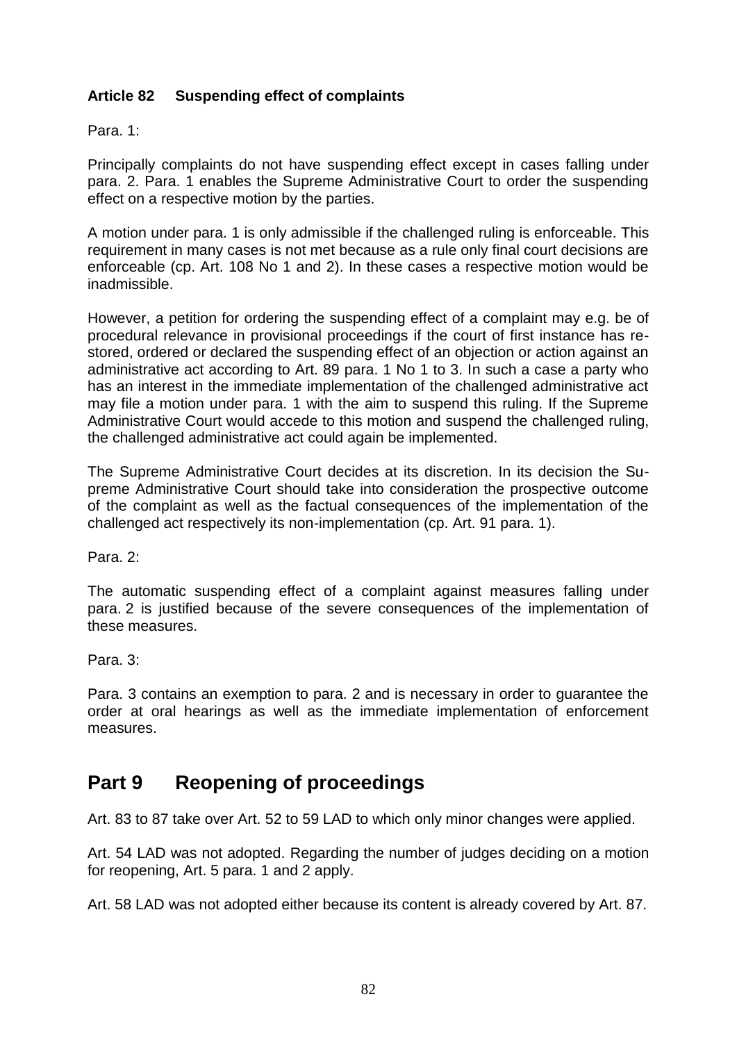### Article 82 Suspending effect of complaints

Para. 1:

Principally complaints do not have suspending effect except in cases falling under para. 2. Para. 1 enables the Supreme Administrative Court to order the suspending effect on a respective motion by the parties.

A motion under para. 1 is only admissible if the challenged ruling is enforceable. This requirement in many cases is not met because as a rule only final court decisions are enforceable (cp. Art. 108 No 1 and 2). In these cases a respective motion would be inadmissible.

However, a petition for ordering the suspending effect of a complaint may e.g. be of procedural relevance in provisional proceedings if the court of first instance has restored, ordered or declared the suspending effect of an objection or action against an administrative act according to Art. 89 para. 1 No 1 to 3. In such a case a party who has an interest in the immediate implementation of the challenged administrative act may file a motion under para. 1 with the aim to suspend this ruling. If the Supreme Administrative Court would accede to this motion and suspend the challenged ruling, the challenged administrative act could again be implemented.

The Supreme Administrative Court decides at its discretion. In its decision the Supreme Administrative Court should take into consideration the prospective outcome of the complaint as well as the factual consequences of the implementation of the challenged act respectively its non-implementation (cp. Art. 91 para. 1).

Para. 2:

The automatic suspending effect of a complaint against measures falling under para. 2 is justified because of the severe consequences of the implementation of these measures.

Para. 3:

Para. 3 contains an exemption to para. 2 and is necessary in order to guarantee the order at oral hearings as well as the immediate implementation of enforcement measures.

## Part 9 Reopening of proceedings

Art. 83 to 87 take over Art. 52 to 59 LAD to which only minor changes were applied.

Art. 54 LAD was not adopted. Regarding the number of judges deciding on a motion for reopening, Art. 5 para. 1 and 2 apply.

Art. 58 LAD was not adopted either because its content is already covered by Art. 87.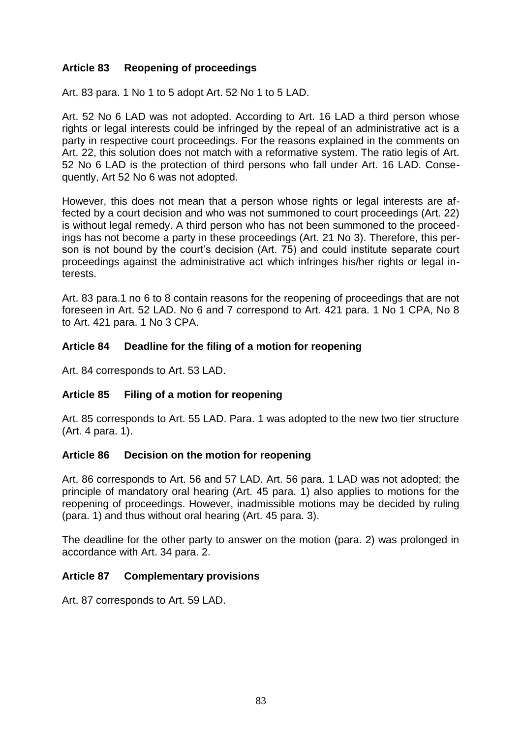### Article 83 Reopening of proceedings

Art. 83 para. 1 No 1 to 5 adopt Art. 52 No 1 to 5 LAD.

Art. 52 No 6 LAD was not adopted. According to Art. 16 LAD a third person whose rights or legal interests could be infringed by the repeal of an administrative act is a party in respective court proceedings. For the reasons explained in the comments on Art. 22, this solution does not match with a reformative system. The ratio legis of Art. 52 No 6 LAD is the protection of third persons who fall under Art. 16 LAD. Consequently, Art 52 No 6 was not adopted.

However, this does not mean that a person whose rights or legal interests are affected by a court decision and who was not summoned to court proceedings (Art. 22) is without legal remedy. A third person who has not been summoned to the proceedings has not become a party in these proceedings (Art. 21 No 3). Therefore, this person is not bound by the court's decision (Art. 75) and could institute separate court proceedings against the administrative act which infringes his/her rights or legal interests.

Art. 83 para.1 no 6 to 8 contain reasons for the reopening of proceedings that are not foreseen in Art. 52 LAD. No 6 and 7 correspond to Art. 421 para. 1 No 1 CPA, No 8 to Art. 421 para. 1 No 3 CPA.

### Article 84 Deadline for the filing of a motion for reopening

Art. 84 corresponds to Art. 53 LAD.

### Article 85 Filing of a motion for reopening

Art. 85 corresponds to Art. 55 LAD. Para. 1 was adopted to the new two tier structure (Art. 4 para. 1).

### Article 86 Decision on the motion for reopening

Art. 86 corresponds to Art. 56 and 57 LAD. Art. 56 para. 1 LAD was not adopted; the principle of mandatory oral hearing (Art. 45 para. 1) also applies to motions for the reopening of proceedings. However, inadmissible motions may be decided by ruling (para. 1) and thus without oral hearing (Art. 45 para. 3).

The deadline for the other party to answer on the motion (para. 2) was prolonged in accordance with Art. 34 para. 2.

### Article 87 Complementary provisions

Art. 87 corresponds to Art. 59 LAD.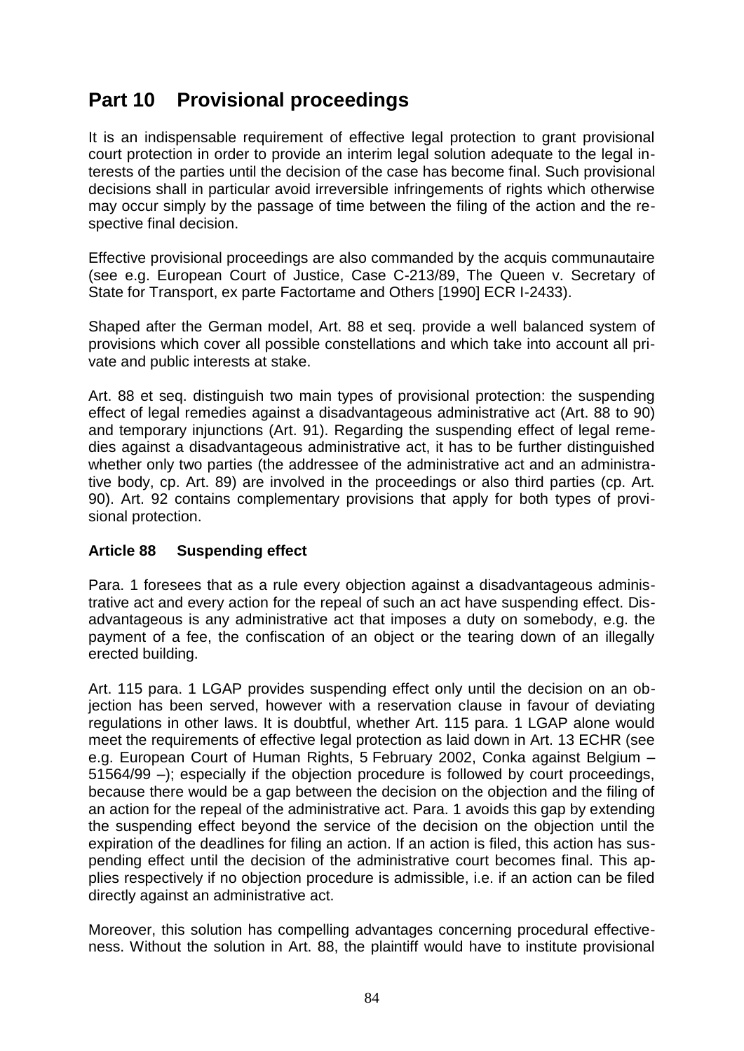# Part 10 Provisional proceedings

It is an indispensable requirement of effective legal protection to grant provisional court protection in order to provide an interim legal solution adequate to the legal interests of the parties until the decision of the case has become final. Such provisional decisions shall in particular avoid irreversible infringements of rights which otherwise may occur simply by the passage of time between the filing of the action and the respective final decision.

Effective provisional proceedings are also commanded by the acquis communautaire (see e.g. European Court of Justice, Case C-213/89, The Queen v. Secretary of State for Transport, ex parte Factortame and Others [1990] ECR I-2433).

Shaped after the German model, Art. 88 et seq. provide a well balanced system of provisions which cover all possible constellations and which take into account all private and public interests at stake.

Art. 88 et seq. distinguish two main types of provisional protection: the suspending effect of legal remedies against a disadvantageous administrative act (Art. 88 to 90) and temporary injunctions (Art. 91). Regarding the suspending effect of legal remedies against a disadvantageous administrative act, it has to be further distinguished whether only two parties (the addressee of the administrative act and an administrative body, cp. Art. 89) are involved in the proceedings or also third parties (cp. Art. 90). Art. 92 contains complementary provisions that apply for both types of provisional protection.

### Article 88 Suspending effect

Para. 1 foresees that as a rule every objection against a disadvantageous administrative act and every action for the repeal of such an act have suspending effect. Disadvantageous is any administrative act that imposes a duty on somebody, e.g. the payment of a fee, the confiscation of an object or the tearing down of an illegally erected building.

Art. 115 para. 1 LGAP provides suspending effect only until the decision on an objection has been served, however with a reservation clause in favour of deviating regulations in other laws. It is doubtful, whether Art. 115 para. 1 LGAP alone would meet the requirements of effective legal protection as laid down in Art. 13 ECHR (see e.g. European Court of Human Rights, 5 February 2002, Conka against Belgium – 51564/99 –); especially if the objection procedure is followed by court proceedings, because there would be a gap between the decision on the objection and the filing of an action for the repeal of the administrative act. Para. 1 avoids this gap by extending the suspending effect beyond the service of the decision on the objection until the expiration of the deadlines for filing an action. If an action is filed, this action has suspending effect until the decision of the administrative court becomes final. This applies respectively if no objection procedure is admissible, i.e. if an action can be filed directly against an administrative act.

Moreover, this solution has compelling advantages concerning procedural effectiveness. Without the solution in Art. 88, the plaintiff would have to institute provisional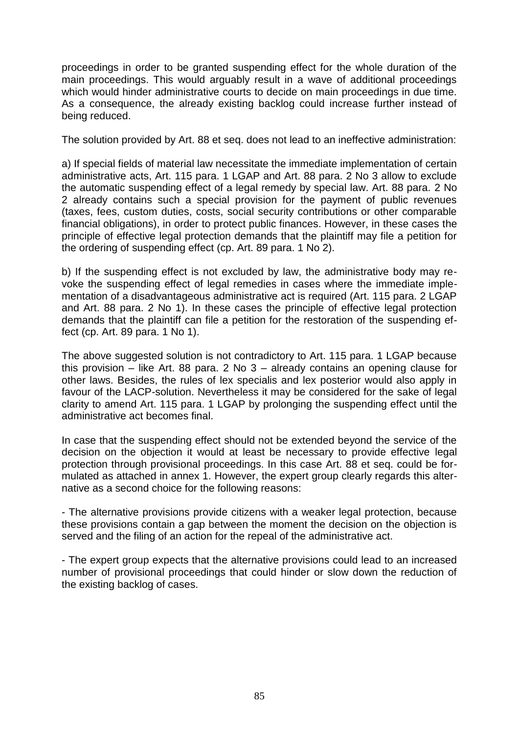proceedings in order to be granted suspending effect for the whole duration of the main proceedings. This would arguably result in a wave of additional proceedings which would hinder administrative courts to decide on main proceedings in due time. As a consequence, the already existing backlog could increase further instead of being reduced.

The solution provided by Art. 88 et seq. does not lead to an ineffective administration:

a) If special fields of material law necessitate the immediate implementation of certain administrative acts, Art. 115 para. 1 LGAP and Art. 88 para. 2 No 3 allow to exclude the automatic suspending effect of a legal remedy by special law. Art. 88 para. 2 No 2 already contains such a special provision for the payment of public revenues (taxes, fees, custom duties, costs, social security contributions or other comparable financial obligations), in order to protect public finances. However, in these cases the principle of effective legal protection demands that the plaintiff may file a petition for the ordering of suspending effect (cp. Art. 89 para. 1 No 2).

b) If the suspending effect is not excluded by law, the administrative body may revoke the suspending effect of legal remedies in cases where the immediate implementation of a disadvantageous administrative act is required (Art. 115 para. 2 LGAP and Art. 88 para. 2 No 1). In these cases the principle of effective legal protection demands that the plaintiff can file a petition for the restoration of the suspending effect (cp. Art. 89 para. 1 No 1).

The above suggested solution is not contradictory to Art. 115 para. 1 LGAP because this provision – like Art. 88 para. 2 No 3 – already contains an opening clause for other laws. Besides, the rules of lex specialis and lex posterior would also apply in favour of the LACP-solution. Nevertheless it may be considered for the sake of legal clarity to amend Art. 115 para. 1 LGAP by prolonging the suspending effect until the administrative act becomes final.

In case that the suspending effect should not be extended beyond the service of the decision on the objection it would at least be necessary to provide effective legal protection through provisional proceedings. In this case Art. 88 et seq. could be formulated as attached in annex 1. However, the expert group clearly regards this alternative as a second choice for the following reasons:

- The alternative provisions provide citizens with a weaker legal protection, because these provisions contain a gap between the moment the decision on the objection is served and the filing of an action for the repeal of the administrative act.

- The expert group expects that the alternative provisions could lead to an increased number of provisional proceedings that could hinder or slow down the reduction of the existing backlog of cases.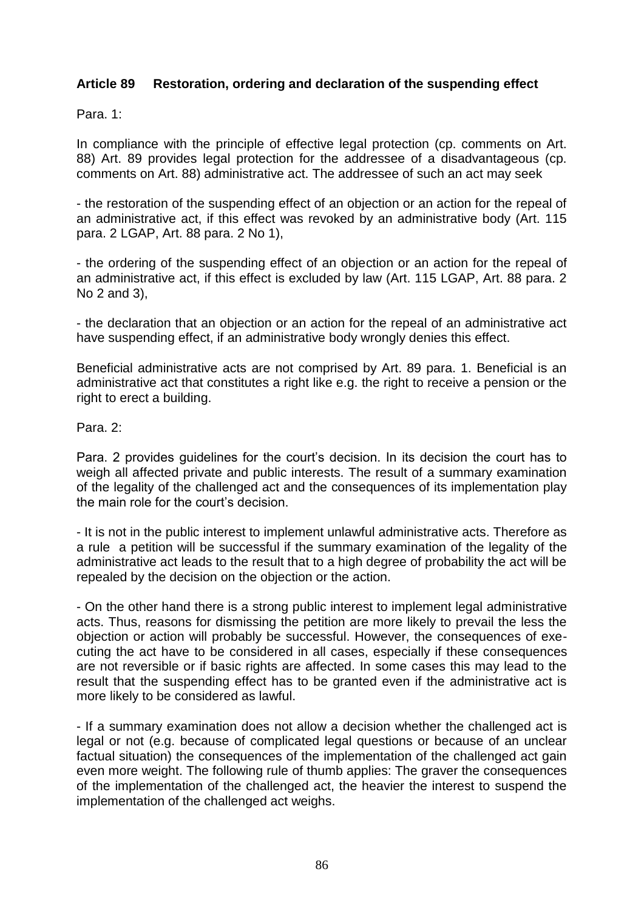**Article 89 Restoration, ordering and declaration of the suspending effect**

Para. 1:

In compliance with the principle of effective legal protection (cp. comments on Art. 88) Art. 89 provides legal protection for the addressee of a disadvantageous (cp. comments on Art. 88) administrative act. The addressee of such an act may seek

- the restoration of the suspending effect of an objection or an action for the repeal of an administrative act, if this effect was revoked by an administrative body (Art. 115 para. 2 LGAP, Art. 88 para. 2 No 1),

- the ordering of the suspending effect of an objection or an action for the repeal of an administrative act, if this effect is excluded by law (Art. 115 LGAP, Art. 88 para. 2 No 2 and 3),

- the declaration that an objection or an action for the repeal of an administrative act have suspending effect, if an administrative body wrongly denies this effect.

Beneficial administrative acts are not comprised by Art. 89 para. 1. Beneficial is an administrative act that constitutes a right like e.g. the right to receive a pension or the right to erect a building.

Para. 2:

Para. 2 provides guidelines for the court's decision. In its decision the court has to weigh all affected private and public interests. The result of a summary examination of the legality of the challenged act and the consequences of its implementation play the main role for the court's decision.

- It is not in the public interest to implement unlawful administrative acts. Therefore as a rule a petition will be successful if the summary examination of the legality of the administrative act leads to the result that to a high degree of probability the act will be repealed by the decision on the objection or the action.

- On the other hand there is a strong public interest to implement legal administrative acts. Thus, reasons for dismissing the petition are more likely to prevail the less the objection or action will probably be successful. However, the consequences of executing the act have to be considered in all cases, especially if these consequences are not reversible or if basic rights are affected. In some cases this may lead to the result that the suspending effect has to be granted even if the administrative act is more likely to be considered as lawful.

- If a summary examination does not allow a decision whether the challenged act is legal or not (e.g. because of complicated legal questions or because of an unclear factual situation) the consequences of the implementation of the challenged act gain even more weight. The following rule of thumb applies: The graver the consequences of the implementation of the challenged act, the heavier the interest to suspend the implementation of the challenged act weighs.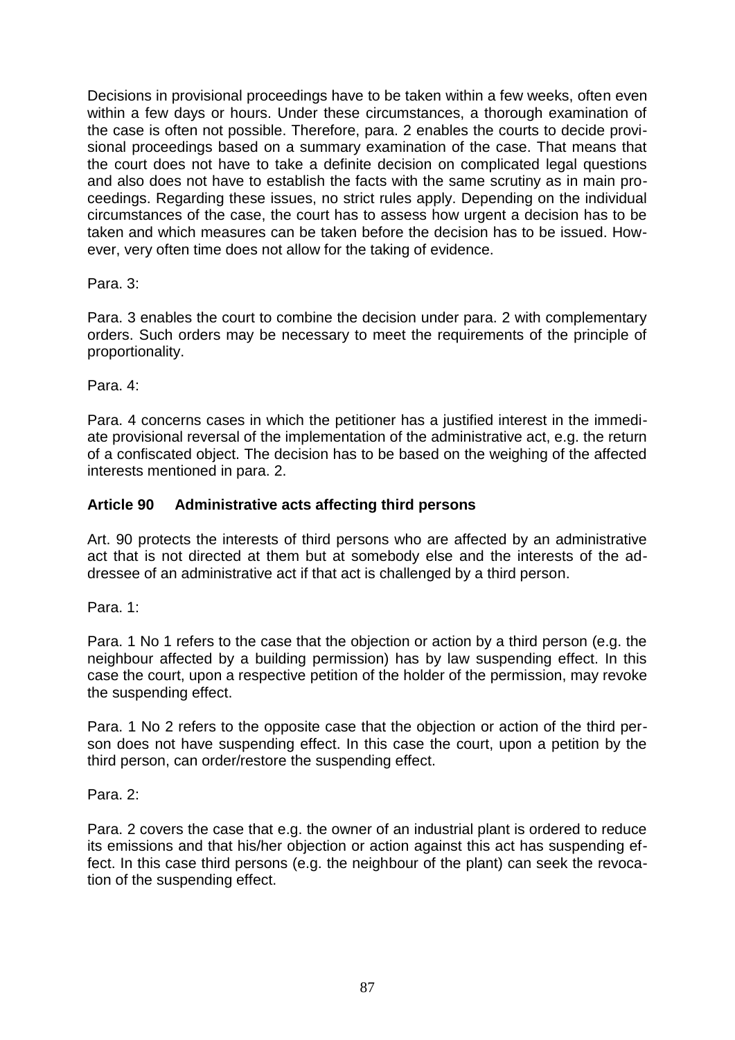Decisions in provisional proceedings have to be taken within a few weeks, often even within a few days or hours. Under these circumstances, a thorough examination of the case is often not possible. Therefore, para. 2 enables the courts to decide provisional proceedings based on a summary examination of the case. That means that the court does not have to take a definite decision on complicated legal questions and also does not have to establish the facts with the same scrutiny as in main proceedings. Regarding these issues, no strict rules apply. Depending on the individual circumstances of the case, the court has to assess how urgent a decision has to be taken and which measures can be taken before the decision has to be issued. However, very often time does not allow for the taking of evidence.

Para. 3:

Para. 3 enables the court to combine the decision under para. 2 with complementary orders. Such orders may be necessary to meet the requirements of the principle of proportionality.

Para. 4:

Para. 4 concerns cases in which the petitioner has a justified interest in the immediate provisional reversal of the implementation of the administrative act, e.g. the return of a confiscated object. The decision has to be based on the weighing of the affected interests mentioned in para. 2.

### Article 90 Administrative acts affecting third persons

Art. 90 protects the interests of third persons who are affected by an administrative act that is not directed at them but at somebody else and the interests of the addressee of an administrative act if that act is challenged by a third person.

Para. 1:

Para. 1 No 1 refers to the case that the objection or action by a third person (e.g. the neighbour affected by a building permission) has by law suspending effect. In this case the court, upon a respective petition of the holder of the permission, may revoke the suspending effect.

Para. 1 No 2 refers to the opposite case that the objection or action of the third person does not have suspending effect. In this case the court, upon a petition by the third person, can order/restore the suspending effect.

Para. 2:

Para. 2 covers the case that e.g. the owner of an industrial plant is ordered to reduce its emissions and that his/her objection or action against this act has suspending effect. In this case third persons (e.g. the neighbour of the plant) can seek the revocation of the suspending effect.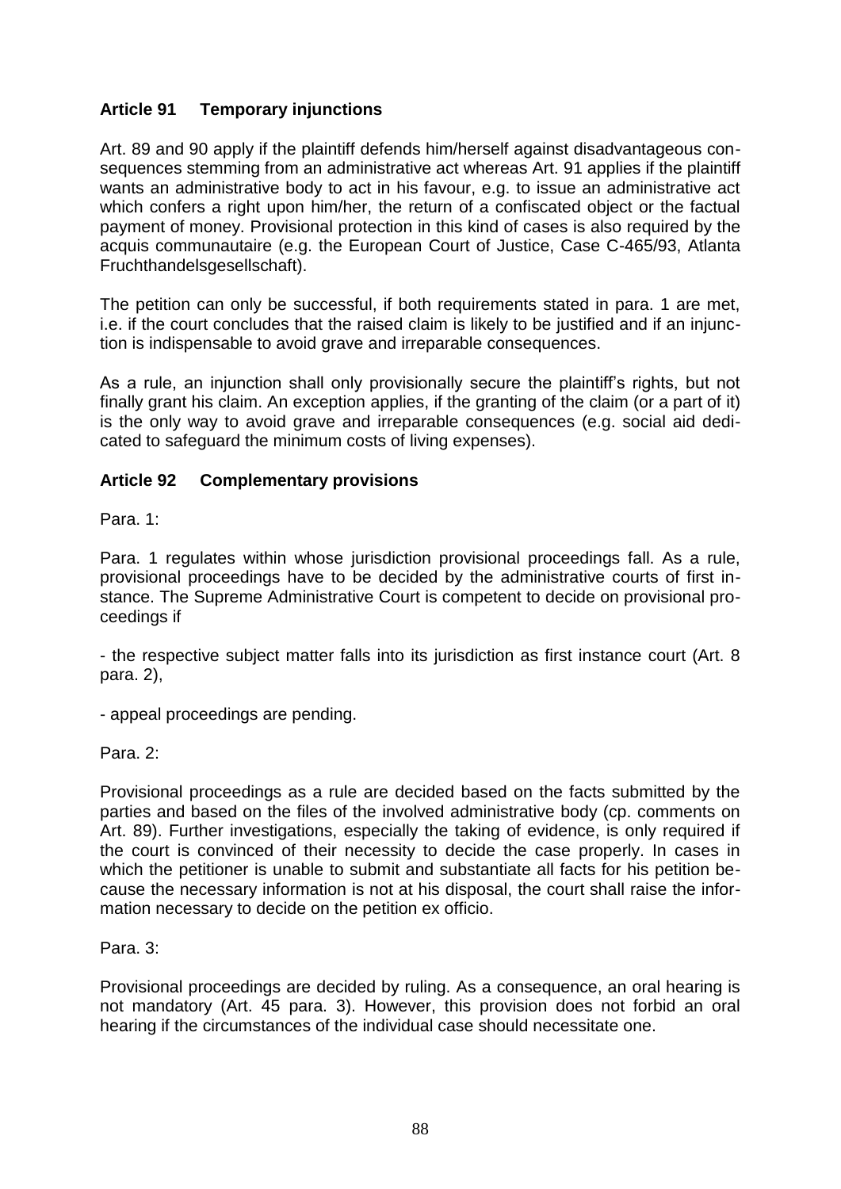### Article 91 Temporary injunctions

Art. 89 and 90 apply if the plaintiff defends him/herself against disadvantageous consequences stemming from an administrative act whereas Art. 91 applies if the plaintiff wants an administrative body to act in his favour, e.g. to issue an administrative act which confers a right upon him/her, the return of a confiscated object or the factual payment of money. Provisional protection in this kind of cases is also required by the acquis communautaire (e.g. the European Court of Justice, Case C-465/93, Atlanta Fruchthandelsgesellschaft).

The petition can only be successful, if both requirements stated in para. 1 are met, i.e. if the court concludes that the raised claim is likely to be justified and if an injunction is indispensable to avoid grave and irreparable consequences.

As a rule, an injunction shall only provisionally secure the plaintiff's rights, but not finally grant his claim. An exception applies, if the granting of the claim (or a part of it) is the only way to avoid grave and irreparable consequences (e.g. social aid dedicated to safeguard the minimum costs of living expenses).

### Article 92 Complementary provisions

Para. 1:

Para. 1 regulates within whose jurisdiction provisional proceedings fall. As a rule, provisional proceedings have to be decided by the administrative courts of first instance. The Supreme Administrative Court is competent to decide on provisional proceedings if

- the respective subject matter falls into its jurisdiction as first instance court (Art. 8 para. 2),

- appeal proceedings are pending.

Para. 2:

Provisional proceedings as a rule are decided based on the facts submitted by the parties and based on the files of the involved administrative body (cp. comments on Art. 89). Further investigations, especially the taking of evidence, is only required if the court is convinced of their necessity to decide the case properly. In cases in which the petitioner is unable to submit and substantiate all facts for his petition because the necessary information is not at his disposal, the court shall raise the information necessary to decide on the petition ex officio.

Para. 3:

Provisional proceedings are decided by ruling. As a consequence, an oral hearing is not mandatory (Art. 45 para. 3). However, this provision does not forbid an oral hearing if the circumstances of the individual case should necessitate one.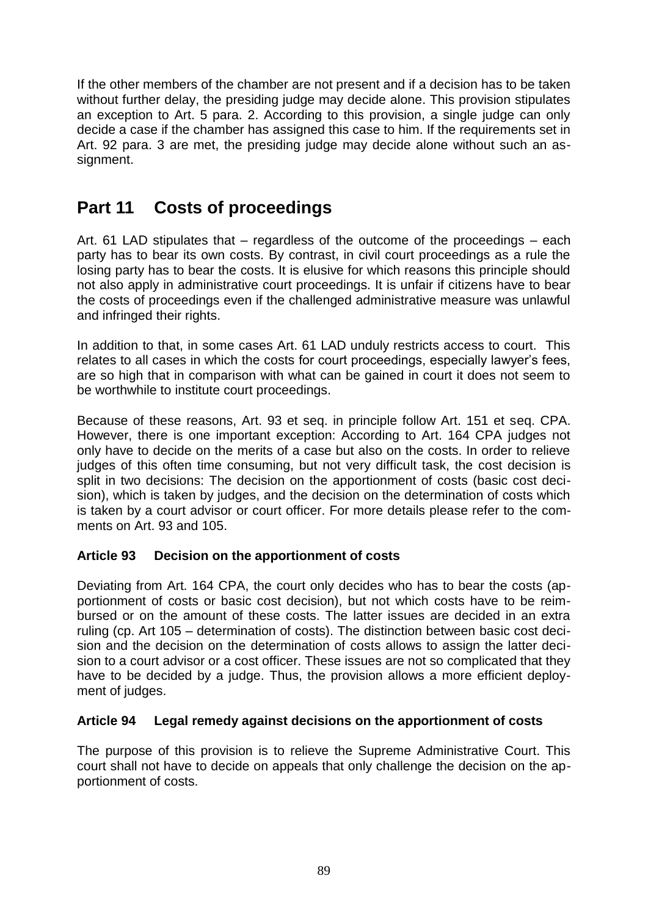If the other members of the chamber are not present and if a decision has to be taken without further delay, the presiding judge may decide alone. This provision stipulates an exception to Art. 5 para. 2. According to this provision, a single judge can only decide a case if the chamber has assigned this case to him. If the requirements set in Art. 92 para. 3 are met, the presiding judge may decide alone without such an assignment.

## Part 11 Costs of proceedings

Art. 61 LAD stipulates that – regardless of the outcome of the proceedings – each party has to bear its own costs. By contrast, in civil court proceedings as a rule the losing party has to bear the costs. It is elusive for which reasons this principle should not also apply in administrative court proceedings. It is unfair if citizens have to bear the costs of proceedings even if the challenged administrative measure was unlawful and infringed their rights.

In addition to that, in some cases Art. 61 LAD unduly restricts access to court. This relates to all cases in which the costs for court proceedings, especially lawyer's fees, are so high that in comparison with what can be gained in court it does not seem to be worthwhile to institute court proceedings.

Because of these reasons, Art. 93 et seq. in principle follow Art. 151 et seq. CPA. However, there is one important exception: According to Art. 164 CPA judges not only have to decide on the merits of a case but also on the costs. In order to relieve judges of this often time consuming, but not very difficult task, the cost decision is split in two decisions: The decision on the apportionment of costs (basic cost decision), which is taken by judges, and the decision on the determination of costs which is taken by a court advisor or court officer. For more details please refer to the comments on Art. 93 and 105.

### Article 93 Decision on the apportionment of costs

Deviating from Art. 164 CPA, the court only decides who has to bear the costs (apportionment of costs or basic cost decision), but not which costs have to be reimbursed or on the amount of these costs. The latter issues are decided in an extra ruling (cp. Art 105 – determination of costs). The distinction between basic cost decision and the decision on the determination of costs allows to assign the latter decision to a court advisor or a cost officer. These issues are not so complicated that they have to be decided by a judge. Thus, the provision allows a more efficient deployment of judges.

### Article 94 Legal remedy against decisions on the apportionment of costs

The purpose of this provision is to relieve the Supreme Administrative Court. This court shall not have to decide on appeals that only challenge the decision on the apportionment of costs.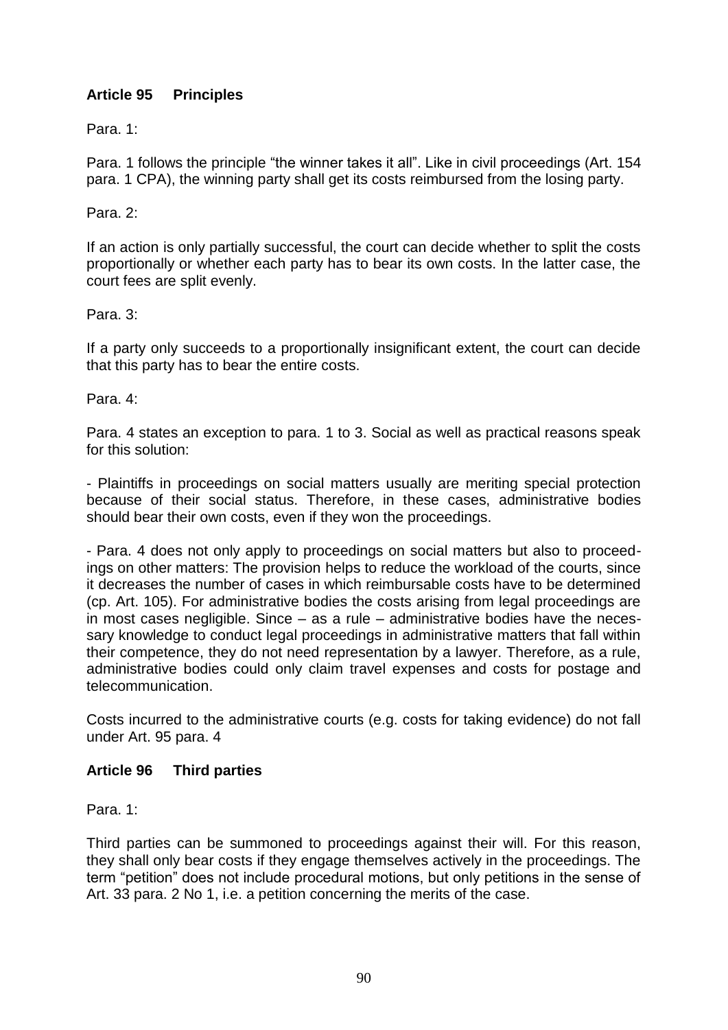## Article 95 Principles

Para. 1:

Para. 1 follows the principle "the winner takes it all". Like in civil proceedings (Art. 154 para. 1 CPA), the winning party shall get its costs reimbursed from the losing party.

Para. 2:

If an action is only partially successful, the court can decide whether to split the costs proportionally or whether each party has to bear its own costs. In the latter case, the court fees are split evenly.

Para. 3:

If a party only succeeds to a proportionally insignificant extent, the court can decide that this party has to bear the entire costs.

Para. 4:

Para. 4 states an exception to para. 1 to 3. Social as well as practical reasons speak for this solution:

- Plaintiffs in proceedings on social matters usually are meriting special protection because of their social status. Therefore, in these cases, administrative bodies should bear their own costs, even if they won the proceedings.

- Para. 4 does not only apply to proceedings on social matters but also to proceedings on other matters: The provision helps to reduce the workload of the courts, since it decreases the number of cases in which reimbursable costs have to be determined (cp. Art. 105). For administrative bodies the costs arising from legal proceedings are in most cases negligible. Since – as a rule – administrative bodies have the necessary knowledge to conduct legal proceedings in administrative matters that fall within their competence, they do not need representation by a lawyer. Therefore, as a rule, administrative bodies could only claim travel expenses and costs for postage and telecommunication.

Costs incurred to the administrative courts (e.g. costs for taking evidence) do not fall under Art. 95 para. 4

## Article 96 Third parties

Para. 1:

Third parties can be summoned to proceedings against their will. For this reason, they shall only bear costs if they engage themselves actively in the proceedings. The term "petition" does not include procedural motions, but only petitions in the sense of Art. 33 para. 2 No 1, i.e. a petition concerning the merits of the case.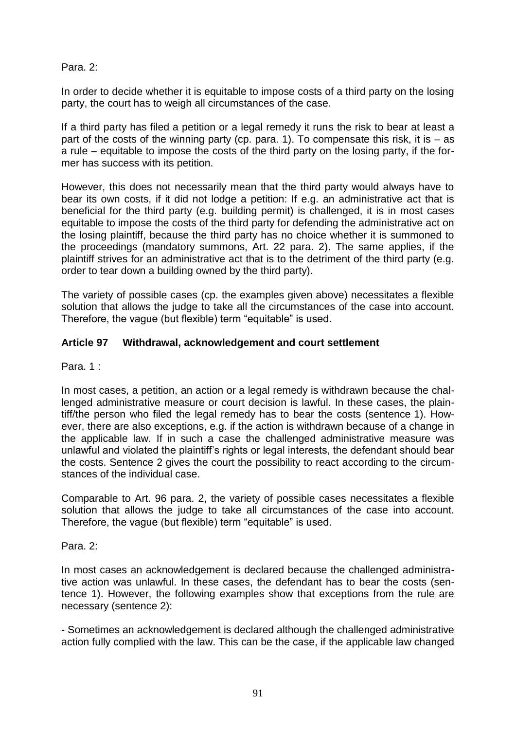Para. 2:

In order to decide whether it is equitable to impose costs of a third party on the losing party, the court has to weigh all circumstances of the case.

If a third party has filed a petition or a legal remedy it runs the risk to bear at least a part of the costs of the winning party (cp. para. 1). To compensate this risk, it is – as a rule – equitable to impose the costs of the third party on the losing party, if the former has success with its petition.

However, this does not necessarily mean that the third party would always have to bear its own costs, if it did not lodge a petition: If e.g. an administrative act that is beneficial for the third party (e.g. building permit) is challenged, it is in most cases equitable to impose the costs of the third party for defending the administrative act on the losing plaintiff, because the third party has no choice whether it is summoned to the proceedings (mandatory summons, Art. 22 para. 2). The same applies, if the plaintiff strives for an administrative act that is to the detriment of the third party (e.g. order to tear down a building owned by the third party).

The variety of possible cases (cp. the examples given above) necessitates a flexible solution that allows the judge to take all the circumstances of the case into account. Therefore, the vague (but flexible) term "equitable" is used.

### Article 97 Withdrawal, acknowledgement and court settlement

Para. 1 :

In most cases, a petition, an action or a legal remedy is withdrawn because the challenged administrative measure or court decision is lawful. In these cases, the plaintiff/the person who filed the legal remedy has to bear the costs (sentence 1). However, there are also exceptions, e.g. if the action is withdrawn because of a change in the applicable law. If in such a case the challenged administrative measure was unlawful and violated the plaintiff's rights or legal interests, the defendant should bear the costs. Sentence 2 gives the court the possibility to react according to the circumstances of the individual case.

Comparable to Art. 96 para. 2, the variety of possible cases necessitates a flexible solution that allows the judge to take all circumstances of the case into account. Therefore, the vague (but flexible) term "equitable" is used.

Para. 2:

In most cases an acknowledgement is declared because the challenged administrative action was unlawful. In these cases, the defendant has to bear the costs (sentence 1). However, the following examples show that exceptions from the rule are necessary (sentence 2):

- Sometimes an acknowledgement is declared although the challenged administrative action fully complied with the law. This can be the case, if the applicable law changed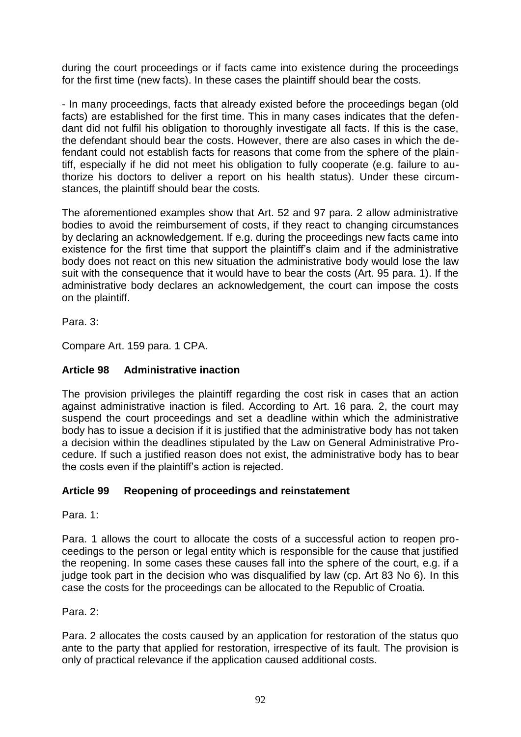during the court proceedings or if facts came into existence during the proceedings for the first time (new facts). In these cases the plaintiff should bear the costs.

- In many proceedings, facts that already existed before the proceedings began (old facts) are established for the first time. This in many cases indicates that the defendant did not fulfil his obligation to thoroughly investigate all facts. If this is the case, the defendant should bear the costs. However, there are also cases in which the defendant could not establish facts for reasons that come from the sphere of the plaintiff, especially if he did not meet his obligation to fully cooperate (e.g. failure to authorize his doctors to deliver a report on his health status). Under these circumstances, the plaintiff should bear the costs.

The aforementioned examples show that Art. 52 and 97 para. 2 allow administrative bodies to avoid the reimbursement of costs, if they react to changing circumstances by declaring an acknowledgement. If e.g. during the proceedings new facts came into existence for the first time that support the plaintiff's claim and if the administrative body does not react on this new situation the administrative body would lose the law suit with the consequence that it would have to bear the costs (Art. 95 para. 1). If the administrative body declares an acknowledgement, the court can impose the costs on the plaintiff.

Para. 3:

Compare Art. 159 para. 1 CPA.

### Article 98 Administrative inaction

The provision privileges the plaintiff regarding the cost risk in cases that an action against administrative inaction is filed. According to Art. 16 para. 2, the court may suspend the court proceedings and set a deadline within which the administrative body has to issue a decision if it is justified that the administrative body has not taken a decision within the deadlines stipulated by the Law on General Administrative Procedure. If such a justified reason does not exist, the administrative body has to bear the costs even if the plaintiff's action is rejected.

### Article 99 Reopening of proceedings and reinstatement

Para. 1:

Para. 1 allows the court to allocate the costs of a successful action to reopen proceedings to the person or legal entity which is responsible for the cause that justified the reopening. In some cases these causes fall into the sphere of the court, e.g. if a judge took part in the decision who was disqualified by law (cp. Art 83 No 6). In this case the costs for the proceedings can be allocated to the Republic of Croatia.

Para. 2:

Para. 2 allocates the costs caused by an application for restoration of the status quo ante to the party that applied for restoration, irrespective of its fault. The provision is only of practical relevance if the application caused additional costs.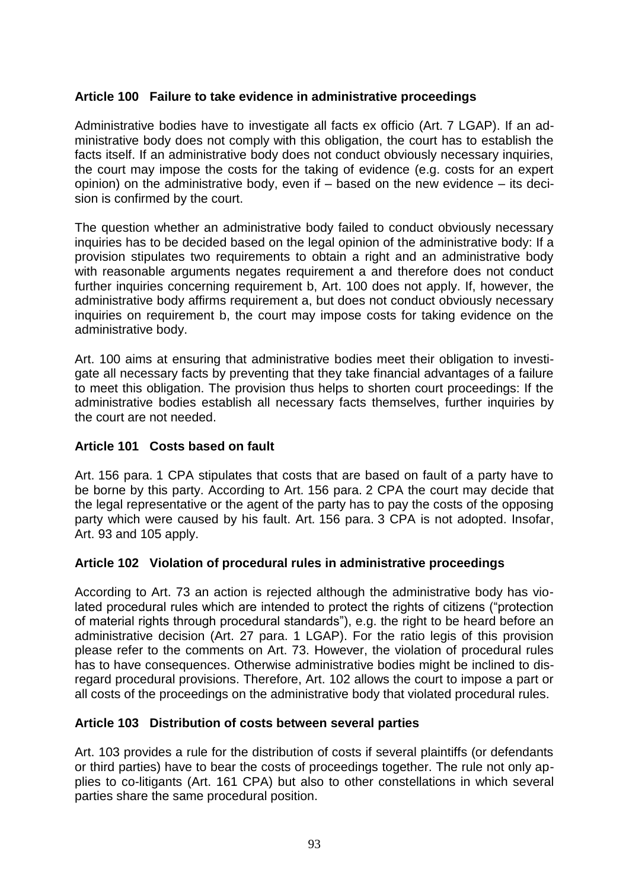### Article 100 Failure to take evidence in administrative proceedings

Administrative bodies have to investigate all facts ex officio (Art. 7 LGAP). If an administrative body does not comply with this obligation, the court has to establish the facts itself. If an administrative body does not conduct obviously necessary inquiries, the court may impose the costs for the taking of evidence (e.g. costs for an expert opinion) on the administrative body, even if – based on the new evidence – its decision is confirmed by the court.

The question whether an administrative body failed to conduct obviously necessary inquiries has to be decided based on the legal opinion of the administrative body: If a provision stipulates two requirements to obtain a right and an administrative body with reasonable arguments negates requirement a and therefore does not conduct further inquiries concerning requirement b, Art. 100 does not apply. If, however, the administrative body affirms requirement a, but does not conduct obviously necessary inquiries on requirement b, the court may impose costs for taking evidence on the administrative body.

Art. 100 aims at ensuring that administrative bodies meet their obligation to investigate all necessary facts by preventing that they take financial advantages of a failure to meet this obligation. The provision thus helps to shorten court proceedings: If the administrative bodies establish all necessary facts themselves, further inquiries by the court are not needed.

### Article 101 Costs based on fault

Art. 156 para. 1 CPA stipulates that costs that are based on fault of a party have to be borne by this party. According to Art. 156 para. 2 CPA the court may decide that the legal representative or the agent of the party has to pay the costs of the opposing party which were caused by his fault. Art. 156 para. 3 CPA is not adopted. Insofar, Art. 93 and 105 apply.

### Article 102 Violation of procedural rules in administrative proceedings

According to Art. 73 an action is rejected although the administrative body has violated procedural rules which are intended to protect the rights of citizens ("protection of material rights through procedural standards"), e.g. the right to be heard before an administrative decision (Art. 27 para. 1 LGAP). For the ratio legis of this provision please refer to the comments on Art. 73. However, the violation of procedural rules has to have consequences. Otherwise administrative bodies might be inclined to disregard procedural provisions. Therefore, Art. 102 allows the court to impose a part or all costs of the proceedings on the administrative body that violated procedural rules.

### Article 103 Distribution of costs between several parties

Art. 103 provides a rule for the distribution of costs if several plaintiffs (or defendants or third parties) have to bear the costs of proceedings together. The rule not only applies to co-litigants (Art. 161 CPA) but also to other constellations in which several parties share the same procedural position.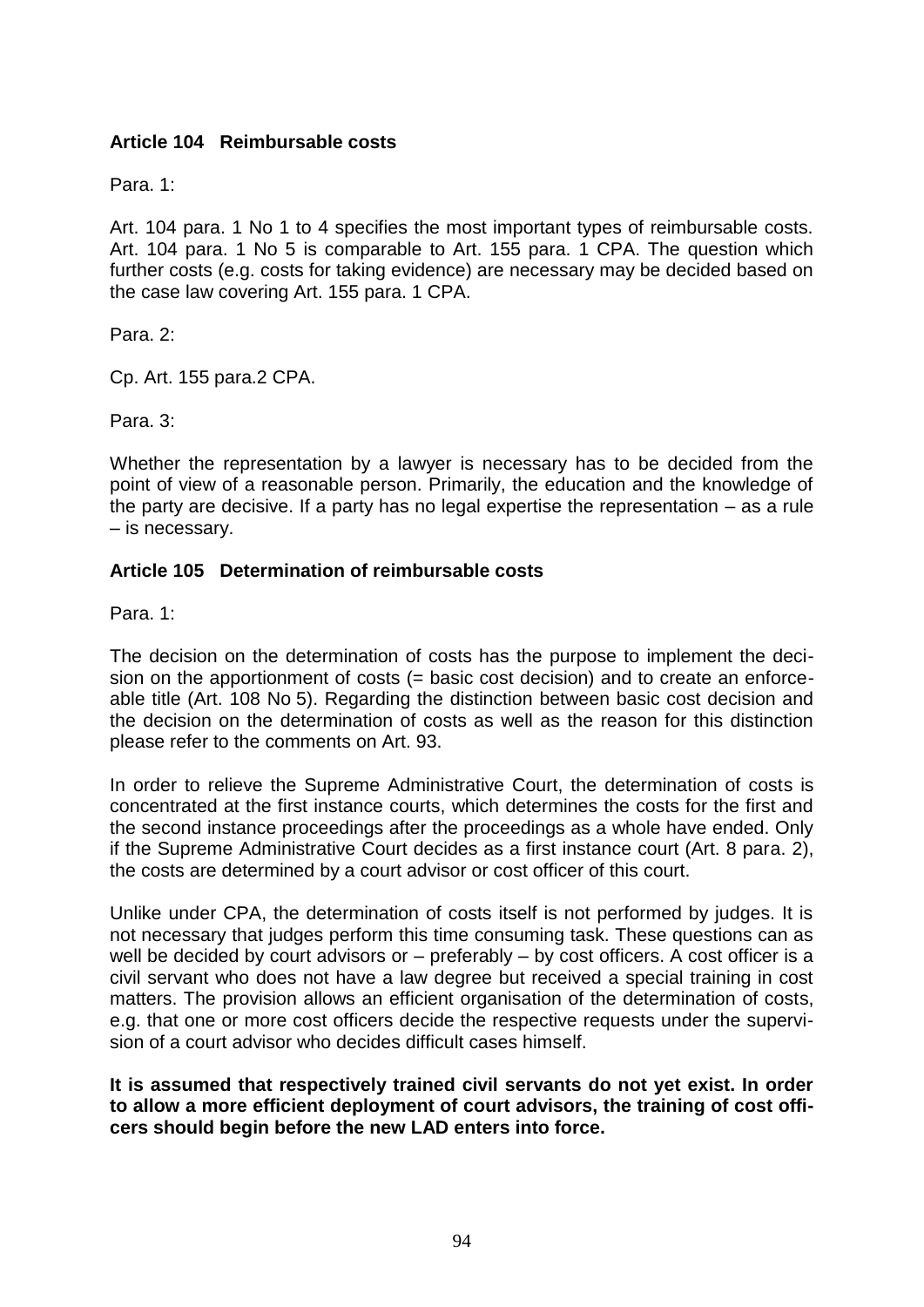### Article 104 Reimbursable costs

Para. 1:

Art. 104 para. 1 No 1 to 4 specifies the most important types of reimbursable costs. Art. 104 para. 1 No 5 is comparable to Art. 155 para. 1 CPA. The question which further costs (e.g. costs for taking evidence) are necessary may be decided based on the case law covering Art. 155 para. 1 CPA.

Para. 2:

Cp. Art. 155 para.2 CPA.

Para. 3:

Whether the representation by a lawyer is necessary has to be decided from the point of view of a reasonable person. Primarily, the education and the knowledge of the party are decisive. If a party has no legal expertise the representation – as a rule – is necessary.

### Article 105 Determination of reimbursable costs

Para. 1:

The decision on the determination of costs has the purpose to implement the decision on the apportionment of costs (= basic cost decision) and to create an enforceable title (Art. 108 No 5). Regarding the distinction between basic cost decision and the decision on the determination of costs as well as the reason for this distinction please refer to the comments on Art. 93.

In order to relieve the Supreme Administrative Court, the determination of costs is concentrated at the first instance courts, which determines the costs for the first and the second instance proceedings after the proceedings as a whole have ended. Only if the Supreme Administrative Court decides as a first instance court (Art. 8 para. 2), the costs are determined by a court advisor or cost officer of this court.

Unlike under CPA, the determination of costs itself is not performed by judges. It is not necessary that judges perform this time consuming task. These questions can as well be decided by court advisors or – preferably – by cost officers. A cost officer is a civil servant who does not have a law degree but received a special training in cost matters. The provision allows an efficient organisation of the determination of costs, e.g. that one or more cost officers decide the respective requests under the supervision of a court advisor who decides difficult cases himself.

**It is assumed that respectively trained civil servants do not yet exist. In order to allow a more efficient deployment of court advisors, the training of cost officers should begin before the new LAD enters into force.**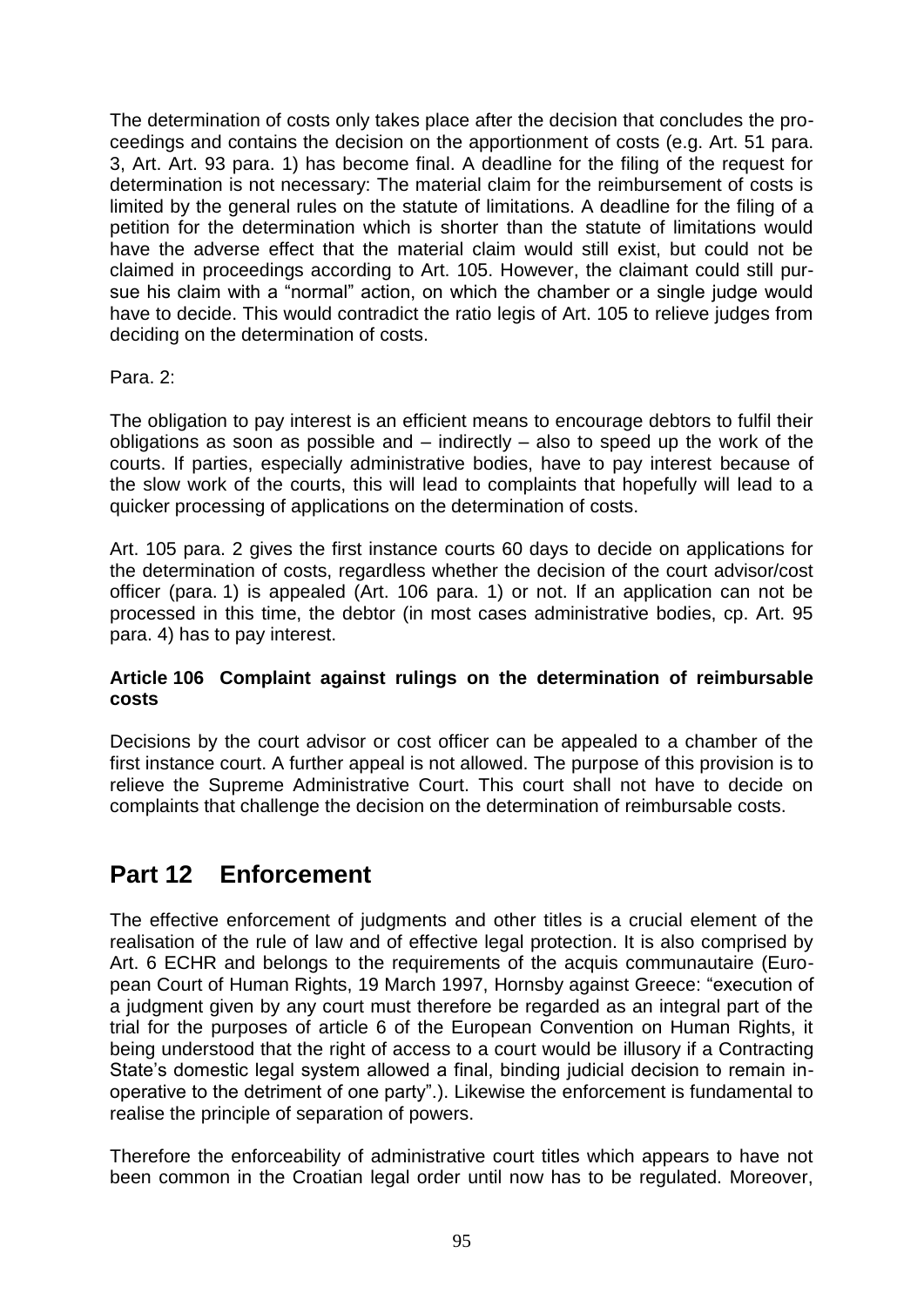The determination of costs only takes place after the decision that concludes the proceedings and contains the decision on the apportionment of costs (e.g. Art. 51 para. 3, Art. Art. 93 para. 1) has become final. A deadline for the filing of the request for determination is not necessary: The material claim for the reimbursement of costs is limited by the general rules on the statute of limitations. A deadline for the filing of a petition for the determination which is shorter than the statute of limitations would have the adverse effect that the material claim would still exist, but could not be claimed in proceedings according to Art. 105. However, the claimant could still pursue his claim with a "normal" action, on which the chamber or a single judge would have to decide. This would contradict the ratio legis of Art. 105 to relieve judges from deciding on the determination of costs.

Para. 2:

The obligation to pay interest is an efficient means to encourage debtors to fulfil their obligations as soon as possible and – indirectly – also to speed up the work of the courts. If parties, especially administrative bodies, have to pay interest because of the slow work of the courts, this will lead to complaints that hopefully will lead to a quicker processing of applications on the determination of costs.

Art. 105 para. 2 gives the first instance courts 60 days to decide on applications for the determination of costs, regardless whether the decision of the court advisor/cost officer (para. 1) is appealed (Art. 106 para. 1) or not. If an application can not be processed in this time, the debtor (in most cases administrative bodies, cp. Art. 95 para. 4) has to pay interest.

**Article 106 Complaint against rulings on the determination of reimbursable costs**

Decisions by the court advisor or cost officer can be appealed to a chamber of the first instance court. A further appeal is not allowed. The purpose of this provision is to relieve the Supreme Administrative Court. This court shall not have to decide on complaints that challenge the decision on the determination of reimbursable costs.

## Part 12 Enforcement

The effective enforcement of judgments and other titles is a crucial element of the realisation of the rule of law and of effective legal protection. It is also comprised by Art. 6 ECHR and belongs to the requirements of the acquis communautaire (European Court of Human Rights, 19 March 1997, Hornsby against Greece: "execution of a judgment given by any court must therefore be regarded as an integral part of the trial for the purposes of article 6 of the European Convention on Human Rights, it being understood that the right of access to a court would be illusory if a Contracting State's domestic legal system allowed a final, binding judicial decision to remain inoperative to the detriment of one party".). Likewise the enforcement is fundamental to realise the principle of separation of powers.

Therefore the enforceability of administrative court titles which appears to have not been common in the Croatian legal order until now has to be regulated. Moreover,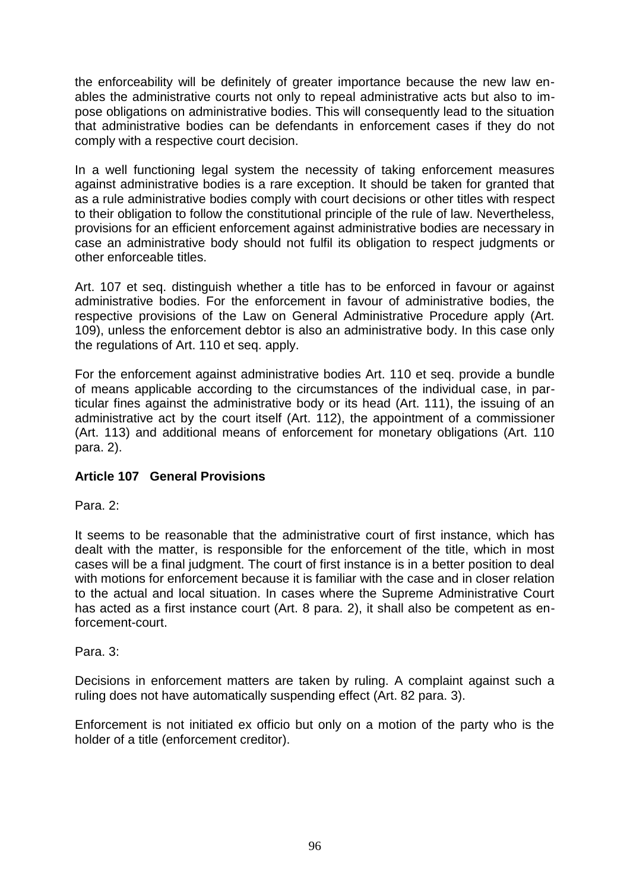the enforceability will be definitely of greater importance because the new law enables the administrative courts not only to repeal administrative acts but also to impose obligations on administrative bodies. This will consequently lead to the situation that administrative bodies can be defendants in enforcement cases if they do not comply with a respective court decision.

In a well functioning legal system the necessity of taking enforcement measures against administrative bodies is a rare exception. It should be taken for granted that as a rule administrative bodies comply with court decisions or other titles with respect to their obligation to follow the constitutional principle of the rule of law. Nevertheless, provisions for an efficient enforcement against administrative bodies are necessary in case an administrative body should not fulfil its obligation to respect judgments or other enforceable titles.

Art. 107 et seq. distinguish whether a title has to be enforced in favour or against administrative bodies. For the enforcement in favour of administrative bodies, the respective provisions of the Law on General Administrative Procedure apply (Art. 109), unless the enforcement debtor is also an administrative body. In this case only the regulations of Art. 110 et seq. apply.

For the enforcement against administrative bodies Art. 110 et seq. provide a bundle of means applicable according to the circumstances of the individual case, in particular fines against the administrative body or its head (Art. 111), the issuing of an administrative act by the court itself (Art. 112), the appointment of a commissioner (Art. 113) and additional means of enforcement for monetary obligations (Art. 110 para. 2).

### Article 107 General Provisions

Para. 2:

It seems to be reasonable that the administrative court of first instance, which has dealt with the matter, is responsible for the enforcement of the title, which in most cases will be a final judgment. The court of first instance is in a better position to deal with motions for enforcement because it is familiar with the case and in closer relation to the actual and local situation. In cases where the Supreme Administrative Court has acted as a first instance court (Art. 8 para. 2), it shall also be competent as enforcement-court.

Para. 3:

Decisions in enforcement matters are taken by ruling. A complaint against such a ruling does not have automatically suspending effect (Art. 82 para. 3).

Enforcement is not initiated ex officio but only on a motion of the party who is the holder of a title (enforcement creditor).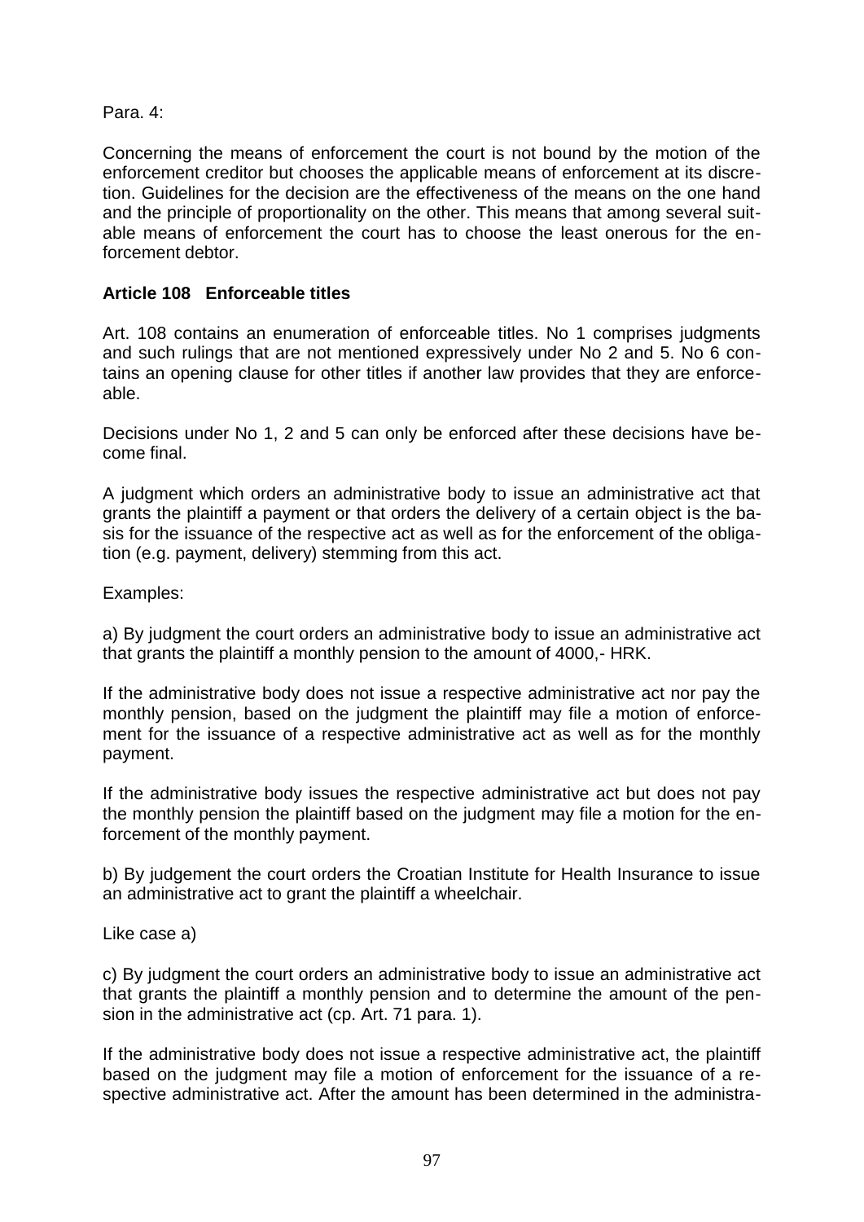Para. 4:

Concerning the means of enforcement the court is not bound by the motion of the enforcement creditor but chooses the applicable means of enforcement at its discretion. Guidelines for the decision are the effectiveness of the means on the one hand and the principle of proportionality on the other. This means that among several suitable means of enforcement the court has to choose the least onerous for the enforcement debtor.

**Article 108 Enforceable titles**

Art. 108 contains an enumeration of enforceable titles. No 1 comprises judgments and such rulings that are not mentioned expressively under No 2 and 5. No 6 contains an opening clause for other titles if another law provides that they are enforceable.

Decisions under No 1, 2 and 5 can only be enforced after these decisions have become final.

A judgment which orders an administrative body to issue an administrative act that grants the plaintiff a payment or that orders the delivery of a certain object is the basis for the issuance of the respective act as well as for the enforcement of the obligation (e.g. payment, delivery) stemming from this act.

Examples:

a) By judgment the court orders an administrative body to issue an administrative act that grants the plaintiff a monthly pension to the amount of 4000,- HRK.

If the administrative body does not issue a respective administrative act nor pay the monthly pension, based on the judgment the plaintiff may file a motion of enforcement for the issuance of a respective administrative act as well as for the monthly payment.

If the administrative body issues the respective administrative act but does not pay the monthly pension the plaintiff based on the judgment may file a motion for the enforcement of the monthly payment.

b) By judgement the court orders the Croatian Institute for Health Insurance to issue an administrative act to grant the plaintiff a wheelchair.

Like case a)

c) By judgment the court orders an administrative body to issue an administrative act that grants the plaintiff a monthly pension and to determine the amount of the pension in the administrative act (cp. Art. 71 para. 1).

If the administrative body does not issue a respective administrative act, the plaintiff based on the judgment may file a motion of enforcement for the issuance of a respective administrative act. After the amount has been determined in the administra-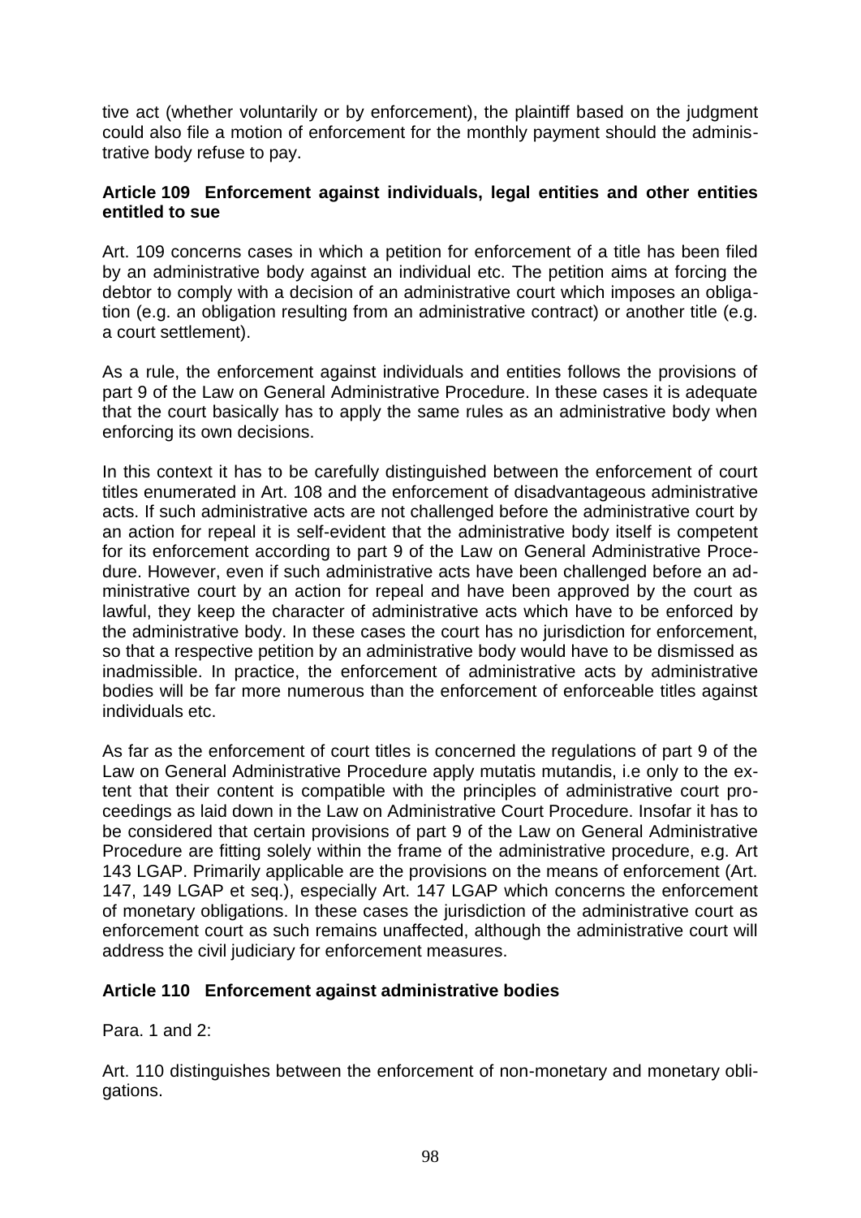tive act (whether voluntarily or by enforcement), the plaintiff based on the judgment could also file a motion of enforcement for the monthly payment should the administrative body refuse to pay.

### Article 109 Enforcement against individuals, legal entities and other entities entitled to sue

Art. 109 concerns cases in which a petition for enforcement of a title has been filed by an administrative body against an individual etc. The petition aims at forcing the debtor to comply with a decision of an administrative court which imposes an obligation (e.g. an obligation resulting from an administrative contract) or another title (e.g. a court settlement).

As a rule, the enforcement against individuals and entities follows the provisions of part 9 of the Law on General Administrative Procedure. In these cases it is adequate that the court basically has to apply the same rules as an administrative body when enforcing its own decisions.

In this context it has to be carefully distinguished between the enforcement of court titles enumerated in Art. 108 and the enforcement of disadvantageous administrative acts. If such administrative acts are not challenged before the administrative court by an action for repeal it is self-evident that the administrative body itself is competent for its enforcement according to part 9 of the Law on General Administrative Procedure. However, even if such administrative acts have been challenged before an administrative court by an action for repeal and have been approved by the court as lawful, they keep the character of administrative acts which have to be enforced by the administrative body. In these cases the court has no jurisdiction for enforcement, so that a respective petition by an administrative body would have to be dismissed as inadmissible. In practice, the enforcement of administrative acts by administrative bodies will be far more numerous than the enforcement of enforceable titles against individuals etc.

As far as the enforcement of court titles is concerned the regulations of part 9 of the Law on General Administrative Procedure apply mutatis mutandis, i.e only to the extent that their content is compatible with the principles of administrative court proceedings as laid down in the Law on Administrative Court Procedure. Insofar it has to be considered that certain provisions of part 9 of the Law on General Administrative Procedure are fitting solely within the frame of the administrative procedure, e.g. Art 143 LGAP. Primarily applicable are the provisions on the means of enforcement (Art. 147, 149 LGAP et seq.), especially Art. 147 LGAP which concerns the enforcement of monetary obligations. In these cases the jurisdiction of the administrative court as enforcement court as such remains unaffected, although the administrative court will address the civil judiciary for enforcement measures.

### Article 110 Enforcement against administrative bodies

Para. 1 and 2:

Art. 110 distinguishes between the enforcement of non-monetary and monetary obligations.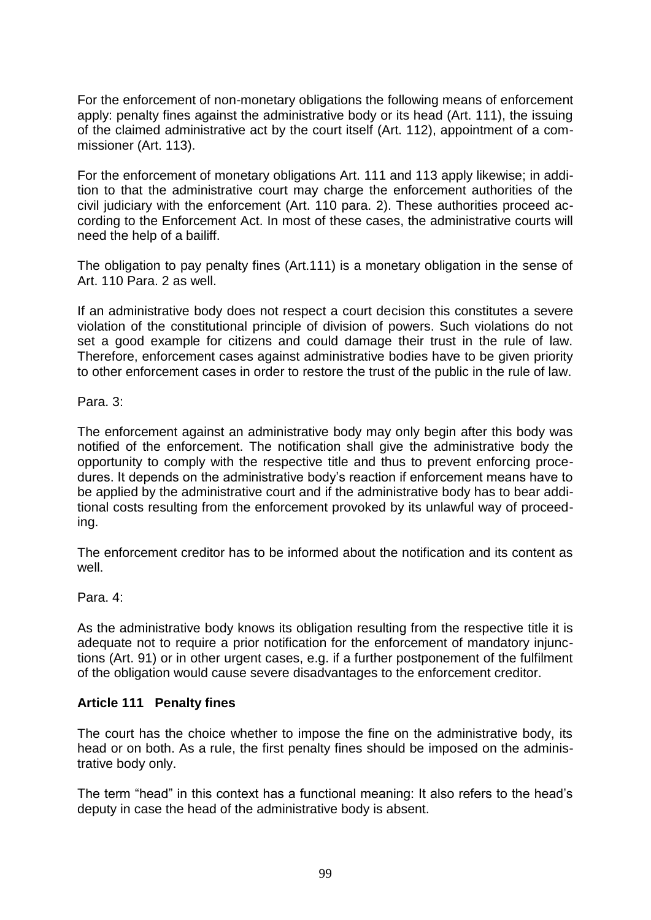For the enforcement of non-monetary obligations the following means of enforcement apply: penalty fines against the administrative body or its head (Art. 111), the issuing of the claimed administrative act by the court itself (Art. 112), appointment of a commissioner (Art. 113).

For the enforcement of monetary obligations Art. 111 and 113 apply likewise; in addition to that the administrative court may charge the enforcement authorities of the civil judiciary with the enforcement (Art. 110 para. 2). These authorities proceed according to the Enforcement Act. In most of these cases, the administrative courts will need the help of a bailiff.

The obligation to pay penalty fines (Art.111) is a monetary obligation in the sense of Art. 110 Para. 2 as well.

If an administrative body does not respect a court decision this constitutes a severe violation of the constitutional principle of division of powers. Such violations do not set a good example for citizens and could damage their trust in the rule of law. Therefore, enforcement cases against administrative bodies have to be given priority to other enforcement cases in order to restore the trust of the public in the rule of law.

Para. 3:

The enforcement against an administrative body may only begin after this body was notified of the enforcement. The notification shall give the administrative body the opportunity to comply with the respective title and thus to prevent enforcing procedures. It depends on the administrative body's reaction if enforcement means have to be applied by the administrative court and if the administrative body has to bear additional costs resulting from the enforcement provoked by its unlawful way of proceeding.

The enforcement creditor has to be informed about the notification and its content as well.

Para. 4:

As the administrative body knows its obligation resulting from the respective title it is adequate not to require a prior notification for the enforcement of mandatory injunctions (Art. 91) or in other urgent cases, e.g. if a further postponement of the fulfilment of the obligation would cause severe disadvantages to the enforcement creditor.

### Article 111 Penalty fines

The court has the choice whether to impose the fine on the administrative body, its head or on both. As a rule, the first penalty fines should be imposed on the administrative body only.

The term "head" in this context has a functional meaning: It also refers to the head's deputy in case the head of the administrative body is absent.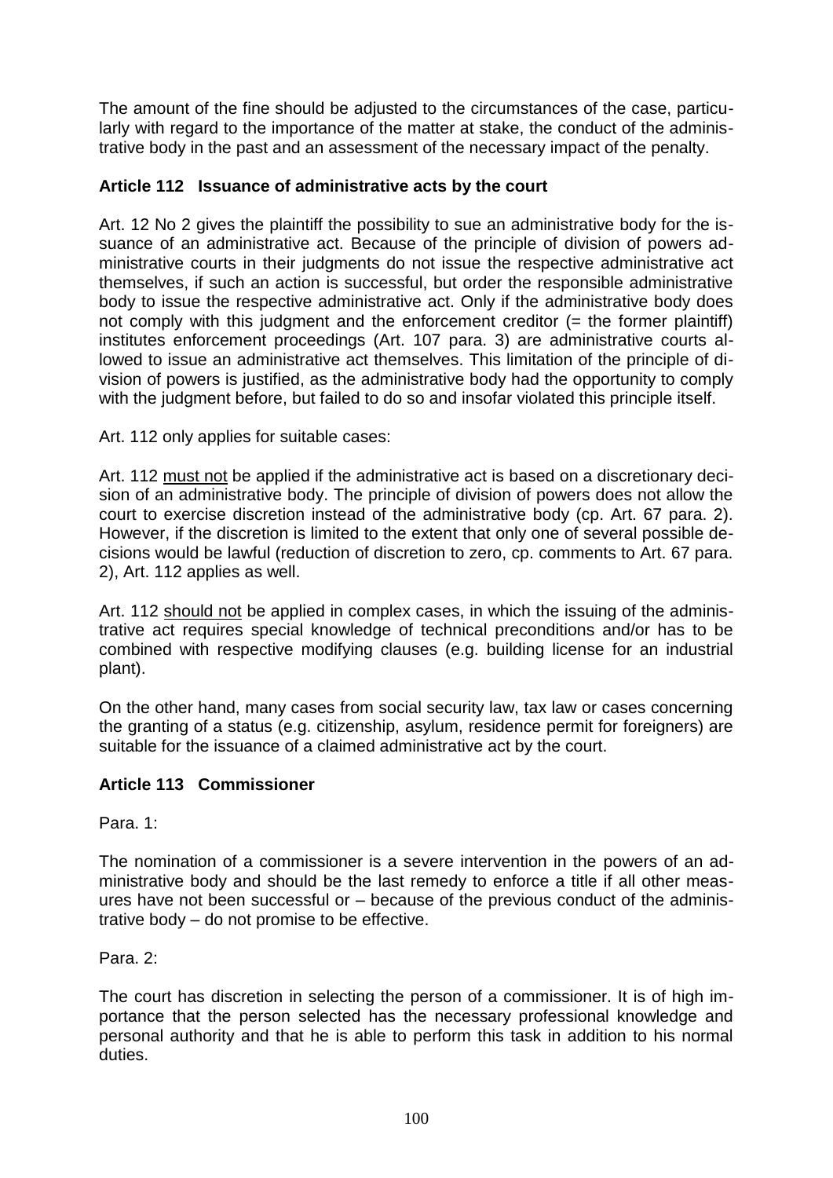The amount of the fine should be adjusted to the circumstances of the case, particularly with regard to the importance of the matter at stake, the conduct of the administrative body in the past and an assessment of the necessary impact of the penalty.

### Article 112 Issuance of administrative acts by the court

Art. 12 No 2 gives the plaintiff the possibility to sue an administrative body for the issuance of an administrative act. Because of the principle of division of powers administrative courts in their judgments do not issue the respective administrative act themselves, if such an action is successful, but order the responsible administrative body to issue the respective administrative act. Only if the administrative body does not comply with this judgment and the enforcement creditor (= the former plaintiff) institutes enforcement proceedings (Art. 107 para. 3) are administrative courts allowed to issue an administrative act themselves. This limitation of the principle of division of powers is justified, as the administrative body had the opportunity to comply with the judgment before, but failed to do so and insofar violated this principle itself.

Art. 112 only applies for suitable cases:

Art. 112 <u>must not</u> be applied if the administrative act is based on a discretionary decision of an administrative body. The principle of division of powers does not allow the court to exercise discretion instead of the administrative body (cp. Art. 67 para. 2). However, if the discretion is limited to the extent that only one of several possible decisions would be lawful (reduction of discretion to zero, cp. comments to Art. 67 para. 2), Art. 112 applies as well.

Art. 112 <u>should not</u> be applied in complex cases, in which the issuing of the administrative act requires special knowledge of technical preconditions and/or has to be combined with respective modifying clauses (e.g. building license for an industrial plant).

On the other hand, many cases from social security law, tax law or cases concerning the granting of a status (e.g. citizenship, asylum, residence permit for foreigners) are suitable for the issuance of a claimed administrative act by the court.

### Article 113 Commissioner

Para. 1:

The nomination of a commissioner is a severe intervention in the powers of an administrative body and should be the last remedy to enforce a title if all other measures have not been successful or – because of the previous conduct of the administrative body – do not promise to be effective.

Para. 2:

The court has discretion in selecting the person of a commissioner. It is of high importance that the person selected has the necessary professional knowledge and personal authority and that he is able to perform this task in addition to his normal duties.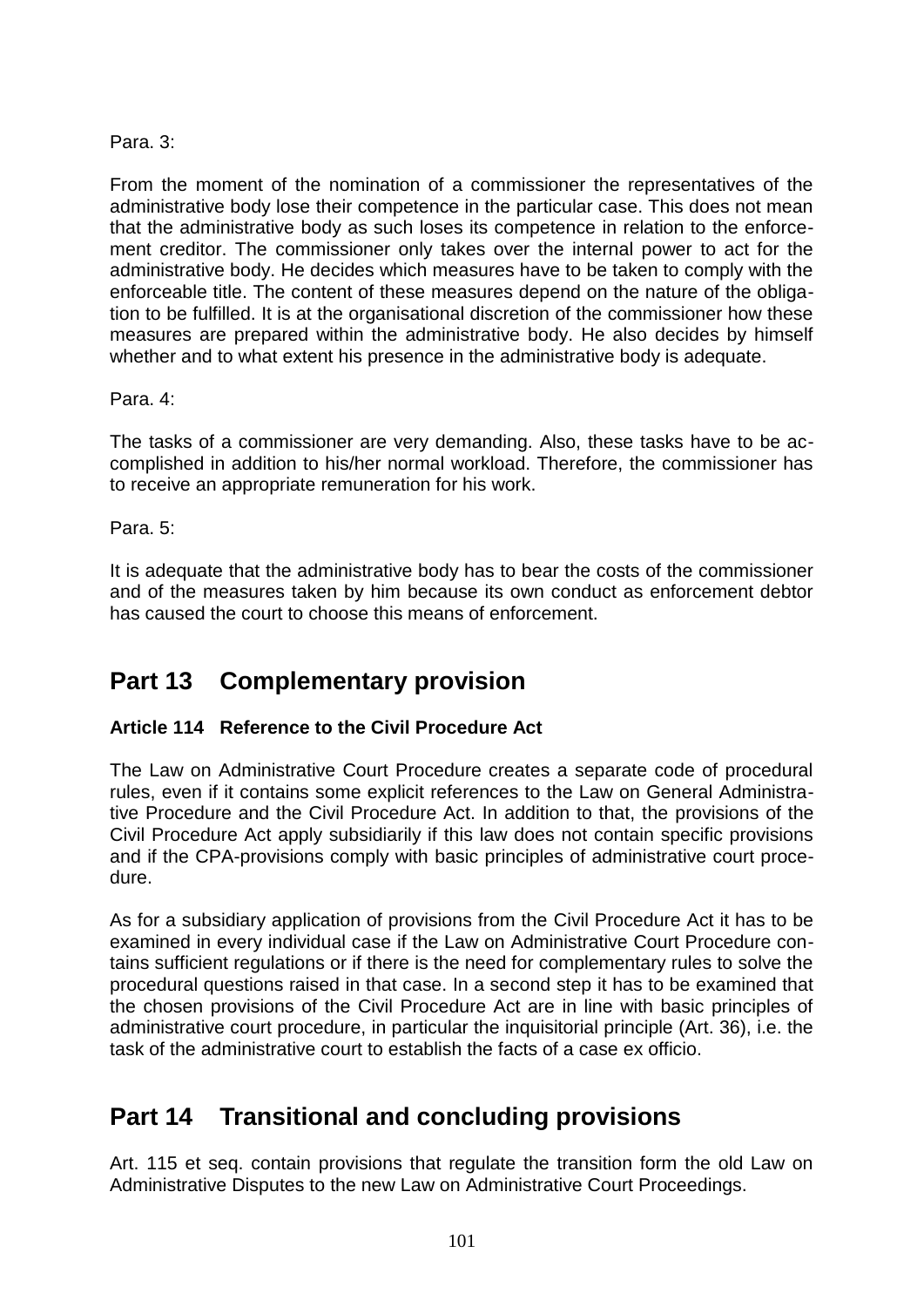Para. 3:

From the moment of the nomination of a commissioner the representatives of the administrative body lose their competence in the particular case. This does not mean that the administrative body as such loses its competence in relation to the enforcement creditor. The commissioner only takes over the internal power to act for the administrative body. He decides which measures have to be taken to comply with the enforceable title. The content of these measures depend on the nature of the obligation to be fulfilled. It is at the organisational discretion of the commissioner how these measures are prepared within the administrative body. He also decides by himself whether and to what extent his presence in the administrative body is adequate.

Para. 4:

The tasks of a commissioner are very demanding. Also, these tasks have to be accomplished in addition to his/her normal workload. Therefore, the commissioner has to receive an appropriate remuneration for his work.

Para. 5:

It is adequate that the administrative body has to bear the costs of the commissioner and of the measures taken by him because its own conduct as enforcement debtor has caused the court to choose this means of enforcement.

## Part 13 Complementary provision

### Article 114 Reference to the Civil Procedure Act

The Law on Administrative Court Procedure creates a separate code of procedural rules, even if it contains some explicit references to the Law on General Administrative Procedure and the Civil Procedure Act. In addition to that, the provisions of the Civil Procedure Act apply subsidiarily if this law does not contain specific provisions and if the CPA-provisions comply with basic principles of administrative court procedure.

As for a subsidiary application of provisions from the Civil Procedure Act it has to be examined in every individual case if the Law on Administrative Court Procedure contains sufficient regulations or if there is the need for complementary rules to solve the procedural questions raised in that case. In a second step it has to be examined that the chosen provisions of the Civil Procedure Act are in line with basic principles of administrative court procedure, in particular the inquisitorial principle (Art. 36), i.e. the task of the administrative court to establish the facts of a case ex officio.

## Part 14 Transitional and concluding provisions

Art. 115 et seq. contain provisions that regulate the transition form the old Law on Administrative Disputes to the new Law on Administrative Court Proceedings.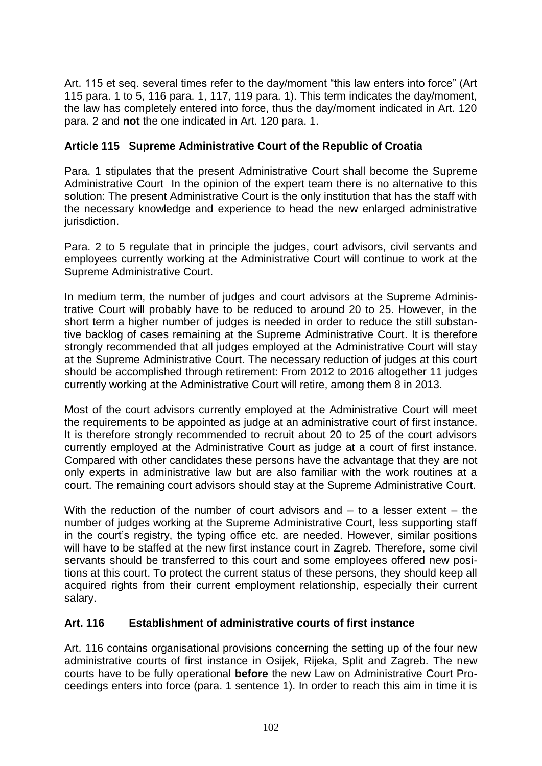Art. 115 et seq. several times refer to the day/moment "this law enters into force" (Art 115 para. 1 to 5, 116 para. 1, 117, 119 para. 1). This term indicates the day/moment, the law has completely entered into force, thus the day/moment indicated in Art. 120 para. 2 and **not** the one indicated in Art. 120 para. 1.

### Article 115 Supreme Administrative Court of the Republic of Croatia

Para. 1 stipulates that the present Administrative Court shall become the Supreme Administrative Court In the opinion of the expert team there is no alternative to this solution: The present Administrative Court is the only institution that has the staff with the necessary knowledge and experience to head the new enlarged administrative jurisdiction.

Para. 2 to 5 regulate that in principle the judges, court advisors, civil servants and employees currently working at the Administrative Court will continue to work at the Supreme Administrative Court.

In medium term, the number of judges and court advisors at the Supreme Administrative Court will probably have to be reduced to around 20 to 25. However, in the short term a higher number of judges is needed in order to reduce the still substantive backlog of cases remaining at the Supreme Administrative Court. It is therefore strongly recommended that all judges employed at the Administrative Court will stay at the Supreme Administrative Court. The necessary reduction of judges at this court should be accomplished through retirement: From 2012 to 2016 altogether 11 judges currently working at the Administrative Court will retire, among them 8 in 2013.

Most of the court advisors currently employed at the Administrative Court will meet the requirements to be appointed as judge at an administrative court of first instance. It is therefore strongly recommended to recruit about 20 to 25 of the court advisors currently employed at the Administrative Court as judge at a court of first instance. Compared with other candidates these persons have the advantage that they are not only experts in administrative law but are also familiar with the work routines at a court. The remaining court advisors should stay at the Supreme Administrative Court.

With the reduction of the number of court advisors and – to a lesser extent – the number of judges working at the Supreme Administrative Court, less supporting staff in the court's registry, the typing office etc. are needed. However, similar positions will have to be staffed at the new first instance court in Zagreb. Therefore, some civil servants should be transferred to this court and some employees offered new positions at this court. To protect the current status of these persons, they should keep all acquired rights from their current employment relationship, especially their current salary.

### Art. 116 Establishment of administrative courts of first instance

Art. 116 contains organisational provisions concerning the setting up of the four new administrative courts of first instance in Osijek, Rijeka, Split and Zagreb. The new courts have to be fully operational **before** the new Law on Administrative Court Proceedings enters into force (para. 1 sentence 1). In order to reach this aim in time it is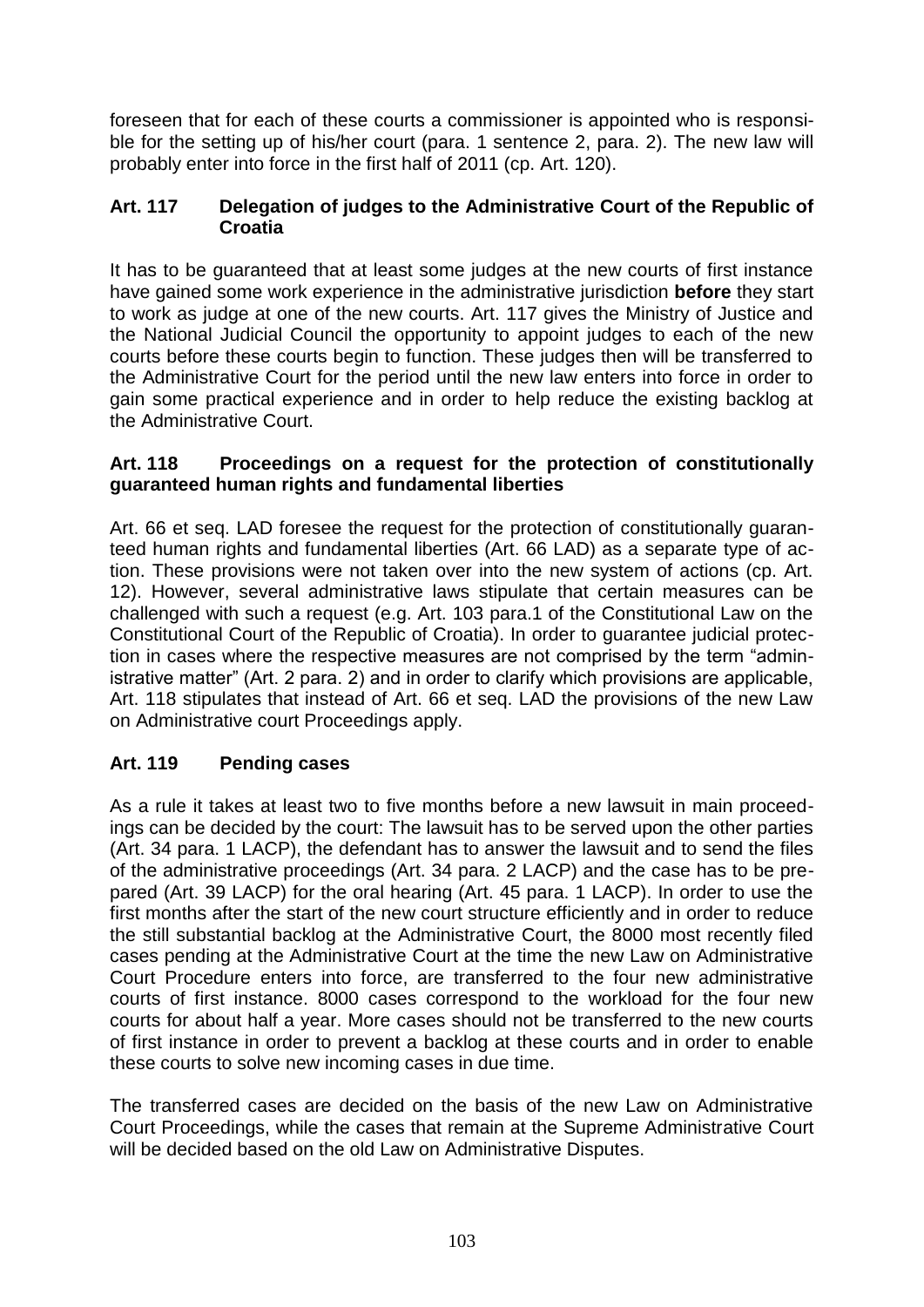foreseen that for each of these courts a commissioner is appointed who is responsible for the setting up of his/her court (para. 1 sentence 2, para. 2). The new law will probably enter into force in the first half of 2011 (cp. Art. 120).

### Art. 117 Delegation of judges to the Administrative Court of the Republic of Croatia

It has to be guaranteed that at least some judges at the new courts of first instance have gained some work experience in the administrative jurisdiction **before** they start to work as judge at one of the new courts. Art. 117 gives the Ministry of Justice and the National Judicial Council the opportunity to appoint judges to each of the new courts before these courts begin to function. These judges then will be transferred to the Administrative Court for the period until the new law enters into force in order to gain some practical experience and in order to help reduce the existing backlog at the Administrative Court.

### Art. 118 Proceedings on a request for the protection of constitutionally guaranteed human rights and fundamental liberties

Art. 66 et seq. LAD foresee the request for the protection of constitutionally guaranteed human rights and fundamental liberties (Art. 66 LAD) as a separate type of action. These provisions were not taken over into the new system of actions (cp. Art. 12). However, several administrative laws stipulate that certain measures can be challenged with such a request (e.g. Art. 103 para.1 of the Constitutional Law on the Constitutional Court of the Republic of Croatia). In order to guarantee judicial protection in cases where the respective measures are not comprised by the term "administrative matter" (Art. 2 para. 2) and in order to clarify which provisions are applicable, Art. 118 stipulates that instead of Art. 66 et seq. LAD the provisions of the new Law on Administrative court Proceedings apply.

### Art. 119 Pending cases

As a rule it takes at least two to five months before a new lawsuit in main proceedings can be decided by the court: The lawsuit has to be served upon the other parties (Art. 34 para. 1 LACP), the defendant has to answer the lawsuit and to send the files of the administrative proceedings (Art. 34 para. 2 LACP) and the case has to be prepared (Art. 39 LACP) for the oral hearing (Art. 45 para. 1 LACP). In order to use the first months after the start of the new court structure efficiently and in order to reduce the still substantial backlog at the Administrative Court, the 8000 most recently filed cases pending at the Administrative Court at the time the new Law on Administrative Court Procedure enters into force, are transferred to the four new administrative courts of first instance. 8000 cases correspond to the workload for the four new courts for about half a year. More cases should not be transferred to the new courts of first instance in order to prevent a backlog at these courts and in order to enable these courts to solve new incoming cases in due time.

The transferred cases are decided on the basis of the new Law on Administrative Court Proceedings, while the cases that remain at the Supreme Administrative Court will be decided based on the old Law on Administrative Disputes.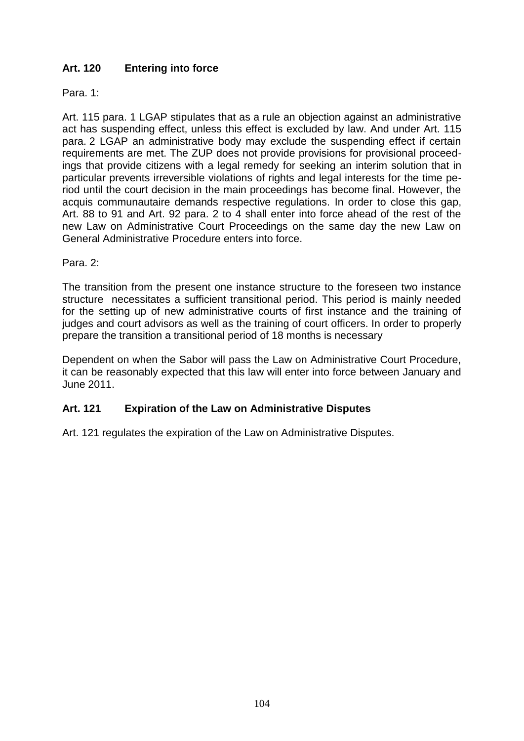### Art. 120 Entering into force

Para. 1:

Art. 115 para. 1 LGAP stipulates that as a rule an objection against an administrative act has suspending effect, unless this effect is excluded by law. And under Art. 115 para. 2 LGAP an administrative body may exclude the suspending effect if certain requirements are met. The ZUP does not provide provisions for provisional proceedings that provide citizens with a legal remedy for seeking an interim solution that in particular prevents irreversible violations of rights and legal interests for the time period until the court decision in the main proceedings has become final. However, the acquis communautaire demands respective regulations. In order to close this gap, Art. 88 to 91 and Art. 92 para. 2 to 4 shall enter into force ahead of the rest of the new Law on Administrative Court Proceedings on the same day the new Law on General Administrative Procedure enters into force.

Para. 2:

The transition from the present one instance structure to the foreseen two instance structure necessitates a sufficient transitional period. This period is mainly needed for the setting up of new administrative courts of first instance and the training of judges and court advisors as well as the training of court officers. In order to properly prepare the transition a transitional period of 18 months is necessary

Dependent on when the Sabor will pass the Law on Administrative Court Procedure, it can be reasonably expected that this law will enter into force between January and June 2011.

### Art. 121 Expiration of the Law on Administrative Disputes

Art. 121 regulates the expiration of the Law on Administrative Disputes.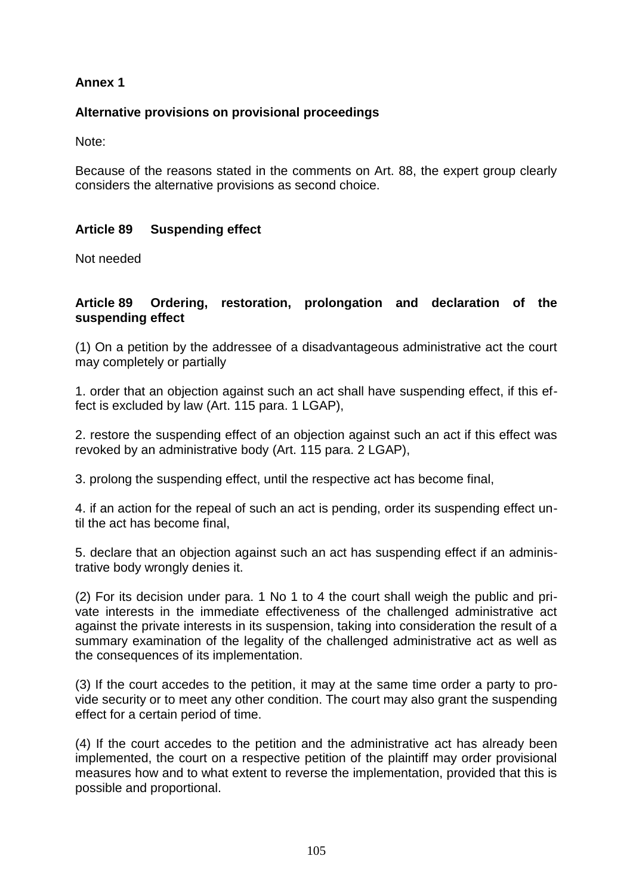**Annex 1**

**Alternative provisions on provisional proceedings**

Note:

Because of the reasons stated in the comments on Art. 88, the expert group clearly considers the alternative provisions as second choice.

**Article 89 Suspending effect**

Not needed

**Article 89 Ordering, restoration, prolongation and declaration of the suspending effect**

(1) On a petition by the addressee of a disadvantageous administrative act the court may completely or partially

1. order that an objection against such an act shall have suspending effect, if this effect is excluded by law (Art. 115 para. 1 LGAP),

2. restore the suspending effect of an objection against such an act if this effect was revoked by an administrative body (Art. 115 para. 2 LGAP),

3. prolong the suspending effect, until the respective act has become final,

4. if an action for the repeal of such an act is pending, order its suspending effect until the act has become final,

5. declare that an objection against such an act has suspending effect if an administrative body wrongly denies it.

(2) For its decision under para. 1 No 1 to 4 the court shall weigh the public and private interests in the immediate effectiveness of the challenged administrative act against the private interests in its suspension, taking into consideration the result of a summary examination of the legality of the challenged administrative act as well as the consequences of its implementation.

(3) If the court accedes to the petition, it may at the same time order a party to provide security or to meet any other condition. The court may also grant the suspending effect for a certain period of time.

(4) If the court accedes to the petition and the administrative act has already been implemented, the court on a respective petition of the plaintiff may order provisional measures how and to what extent to reverse the implementation, provided that this is possible and proportional.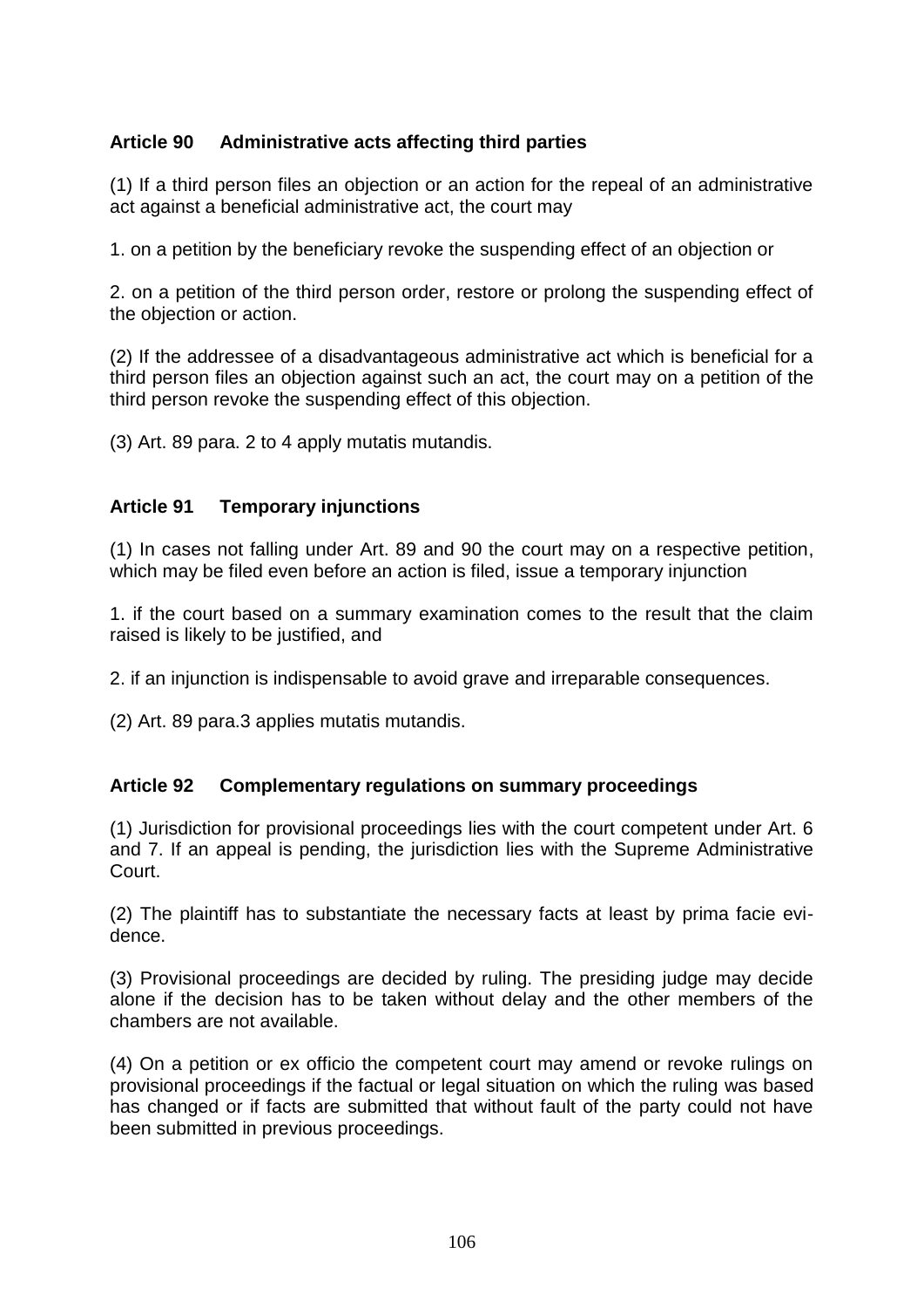### Article 90 Administrative acts affecting third parties

(1) If a third person files an objection or an action for the repeal of an administrative act against a beneficial administrative act, the court may

1. on a petition by the beneficiary revoke the suspending effect of an objection or

2. on a petition of the third person order, restore or prolong the suspending effect of the objection or action.

(2) If the addressee of a disadvantageous administrative act which is beneficial for a third person files an objection against such an act, the court may on a petition of the third person revoke the suspending effect of this objection.

(3) Art. 89 para. 2 to 4 apply mutatis mutandis.

### Article 91 Temporary injunctions

(1) In cases not falling under Art. 89 and 90 the court may on a respective petition, which may be filed even before an action is filed, issue a temporary injunction

1. if the court based on a summary examination comes to the result that the claim raised is likely to be justified, and

2. if an injunction is indispensable to avoid grave and irreparable consequences.

(2) Art. 89 para.3 applies mutatis mutandis.

### Article 92 Complementary regulations on summary proceedings

(1) Jurisdiction for provisional proceedings lies with the court competent under Art. 6 and 7. If an appeal is pending, the jurisdiction lies with the Supreme Administrative Court.

(2) The plaintiff has to substantiate the necessary facts at least by prima facie evidence.

(3) Provisional proceedings are decided by ruling. The presiding judge may decide alone if the decision has to be taken without delay and the other members of the chambers are not available.

(4) On a petition or ex officio the competent court may amend or revoke rulings on provisional proceedings if the factual or legal situation on which the ruling was based has changed or if facts are submitted that without fault of the party could not have been submitted in previous proceedings.